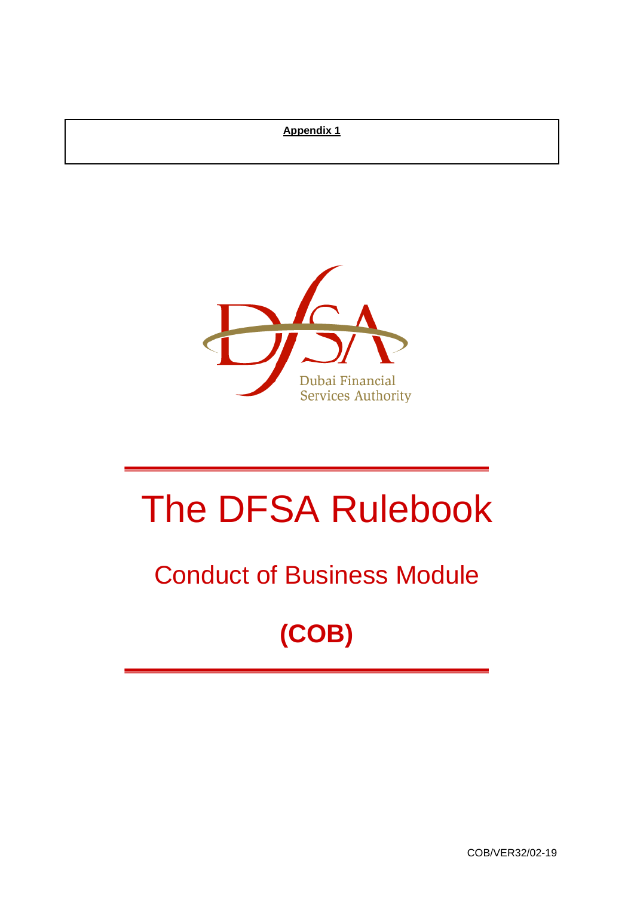**Appendix 1**

Dubai Financial Services Authority

# The DFSA Rulebook

## Conduct of Business Module

## (COB)

COB/VER32/02-19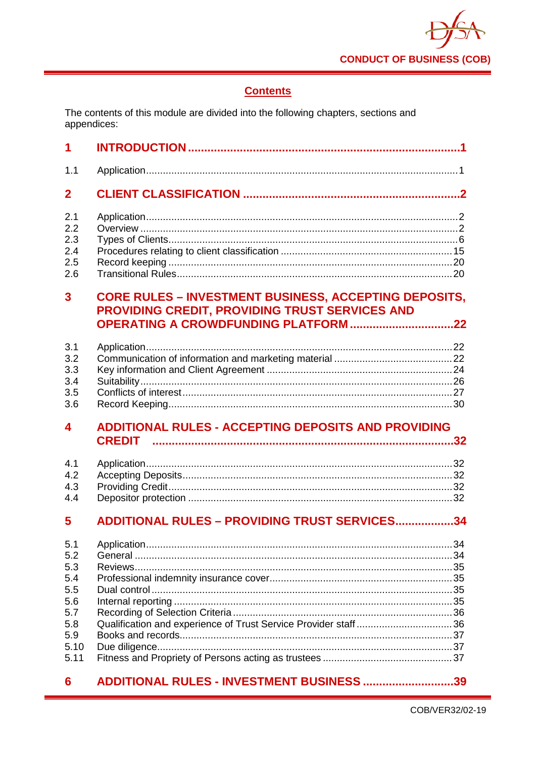## Contents

The contents of this module are divided into the following chapters, sections and appendices:

| | | |
|---|---|---|
| **1** | **INTRODUCTION** | **1** |
| 1.1 | Application | 1 |
| **2** | **CLIENT CLASSIFICATION** | **2** |
| 2.1 | Application | 2 |
| 2.2 | Overview | 2 |
| 2.3 | Types of Clients | 6 |
| 2.4 | Procedures relating to client classification | 15 |
| 2.5 | Record keeping | 20 |
| 2.6 | Transitional Rules | 20 |
| **3** | **CORE RULES – INVESTMENT BUSINESS, ACCEPTING DEPOSITS, PROVIDING CREDIT, PROVIDING TRUST SERVICES AND OPERATING A CROWDFUNDING PLATFORM** | **22** |
| 3.1 | Application | 22 |
| 3.2 | Communication of information and marketing material | 22 |
| 3.3 | Key information and Client Agreement | 24 |
| 3.4 | Suitability | 26 |
| 3.5 | Conflicts of interest | 27 |
| 3.6 | Record Keeping | 30 |
| **4** | **ADDITIONAL RULES - ACCEPTING DEPOSITS AND PROVIDING CREDIT** | **32** |
| 4.1 | Application | 32 |
| 4.2 | Accepting Deposits | 32 |
| 4.3 | Providing Credit | 32 |
| 4.4 | Depositor protection | 32 |
| **5** | **ADDITIONAL RULES – PROVIDING TRUST SERVICES** | **34** |
| 5.1 | Application | 34 |
| 5.2 | General | 34 |
| 5.3 | Reviews | 35 |
| 5.4 | Professional indemnity insurance cover | 35 |
| 5.5 | Dual control | 35 |
| 5.6 | Internal reporting | 35 |
| 5.7 | Recording of Selection Criteria | 36 |
| 5.8 | Qualification and experience of Trust Service Provider staff | 36 |
| 5.9 | Books and records | 37 |
| 5.10 | Due diligence | 37 |
| 5.11 | Fitness and Propriety of Persons acting as trustees | 37 |
| **6** | **ADDITIONAL RULES - INVESTMENT BUSINESS** | **39** |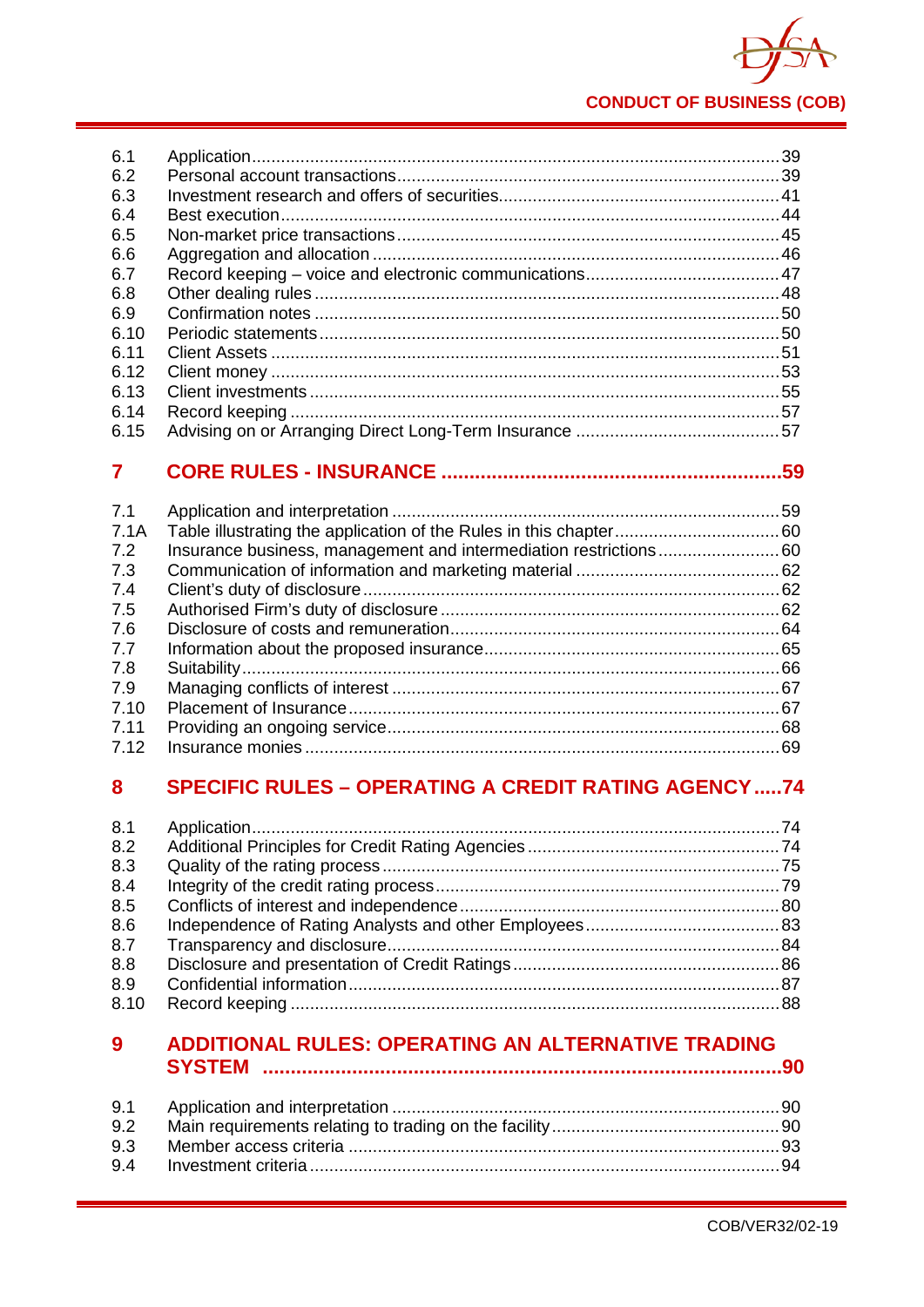| | | |
|---|---|---|
| 6.1 | Application | 39 |
| 6.2 | Personal account transactions | 39 |
| 6.3 | Investment research and offers of securities | 41 |
| 6.4 | Best execution | 44 |
| 6.5 | Non-market price transactions | 45 |
| 6.6 | Aggregation and allocation | 46 |
| 6.7 | Record keeping – voice and electronic communications | 47 |
| 6.8 | Other dealing rules | 48 |
| 6.9 | Confirmation notes | 50 |
| 6.10 | Periodic statements | 50 |
| 6.11 | Client Assets | 51 |
| 6.12 | Client money | 53 |
| 6.13 | Client investments | 55 |
| 6.14 | Record keeping | 57 |
| 6.15 | Advising on or Arranging Direct Long-Term Insurance | 57 |

## 7 CORE RULES - INSURANCE ....59

| | | |
|---|---|---|
| 7.1 | Application and interpretation | 59 |
| 7.1A | Table illustrating the application of the Rules in this chapter | 60 |
| 7.2 | Insurance business, management and intermediation restrictions | 60 |
| 7.3 | Communication of information and marketing material | 62 |
| 7.4 | Client's duty of disclosure | 62 |
| 7.5 | Authorised Firm's duty of disclosure | 62 |
| 7.6 | Disclosure of costs and remuneration | 64 |
| 7.7 | Information about the proposed insurance | 65 |
| 7.8 | Suitability | 66 |
| 7.9 | Managing conflicts of interest | 67 |
| 7.10 | Placement of Insurance | 67 |
| 7.11 | Providing an ongoing service | 68 |
| 7.12 | Insurance monies | 69 |

## 8 SPECIFIC RULES – OPERATING A CREDIT RATING AGENCY ....74

| | | |
|---|---|---|
| 8.1 | Application | 74 |
| 8.2 | Additional Principles for Credit Rating Agencies | 74 |
| 8.3 | Quality of the rating process | 75 |
| 8.4 | Integrity of the credit rating process | 79 |
| 8.5 | Conflicts of interest and independence | 80 |
| 8.6 | Independence of Rating Analysts and other Employees | 83 |
| 8.7 | Transparency and disclosure | 84 |
| 8.8 | Disclosure and presentation of Credit Ratings | 86 |
| 8.9 | Confidential information | 87 |
| 8.10 | Record keeping | 88 |

## 9 ADDITIONAL RULES: OPERATING AN ALTERNATIVE TRADING SYSTEM ....90

| | | |
|---|---|---|
| 9.1 | Application and interpretation | 90 |
| 9.2 | Main requirements relating to trading on the facility | 90 |
| 9.3 | Member access criteria | 93 |
| 9.4 | Investment criteria | 94 |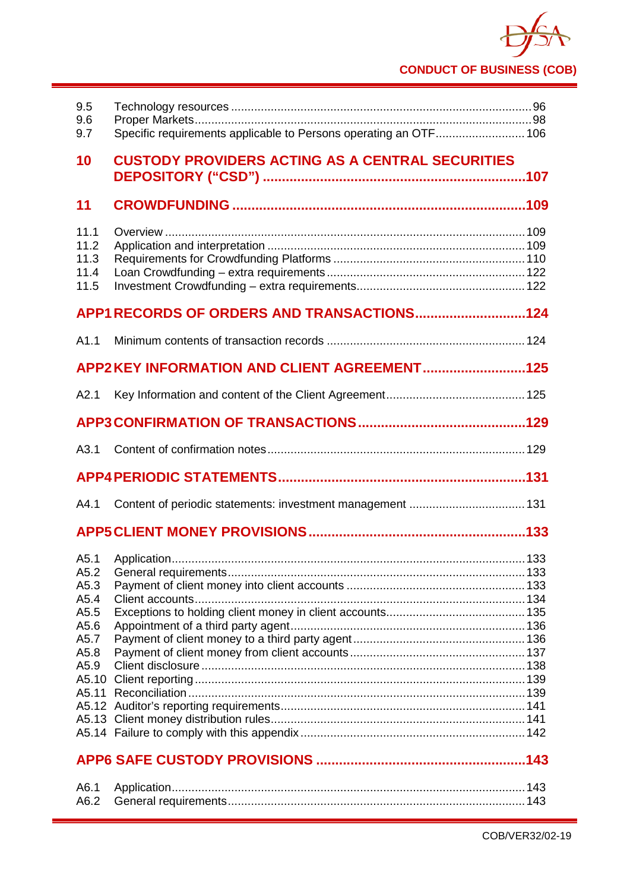9.5 Technology resources ........................................................................................ 96
9.6 Proper Markets ................................................................................................... 98
9.7 Specific requirements applicable to Persons operating an OTF .......................... 106

**10 CUSTODY PROVIDERS ACTING AS A CENTRAL SECURITIES DEPOSITORY ("CSD") ..................................................................... 107**

**11 CROWDFUNDING ............................................................................ 109**

11.1 Overview ............................................................................................................ 109
11.2 Application and interpretation ............................................................................. 109
11.3 Requirements for Crowdfunding Platforms .......................................................... 110
11.4 Loan Crowdfunding – extra requirements ........................................................... 122
11.5 Investment Crowdfunding – extra requirements .................................................. 122

**APP1 RECORDS OF ORDERS AND TRANSACTIONS ............................. 124**

A1.1 Minimum contents of transaction records ........................................................... 124

**APP2 KEY INFORMATION AND CLIENT AGREEMENT ........................... 125**

A2.1 Key Information and content of the Client Agreement .......................................... 125

**APP3 CONFIRMATION OF TRANSACTIONS ............................................ 129**

A3.1 Content of confirmation notes ............................................................................. 129

**APP4 PERIODIC STATEMENTS ................................................................ 131**

A4.1 Content of periodic statements: investment management ................................... 131

**APP5 CLIENT MONEY PROVISIONS ........................................................ 133**

A5.1 Application ......................................................................................................... 133
A5.2 General requirements ......................................................................................... 133
A5.3 Payment of client money into client accounts ...................................................... 133
A5.4 Client accounts ................................................................................................... 134
A5.5 Exceptions to holding client money in client accounts .......................................... 135
A5.6 Appointment of a third party agent ...................................................................... 136
A5.7 Payment of client money to a third party agent .................................................... 136
A5.8 Payment of client money from client accounts ..................................................... 137
A5.9 Client disclosure ................................................................................................. 138
A5.10 Client reporting .................................................................................................. 139
A5.11 Reconciliation ..................................................................................................... 139
A5.12 Auditor's reporting requirements ......................................................................... 141
A5.13 Client money distribution rules ............................................................................ 141
A5.14 Failure to comply with this appendix .................................................................... 142

**APP6 SAFE CUSTODY PROVISIONS ...................................................... 143**

A6.1 Application ......................................................................................................... 143
A6.2 General requirements ......................................................................................... 143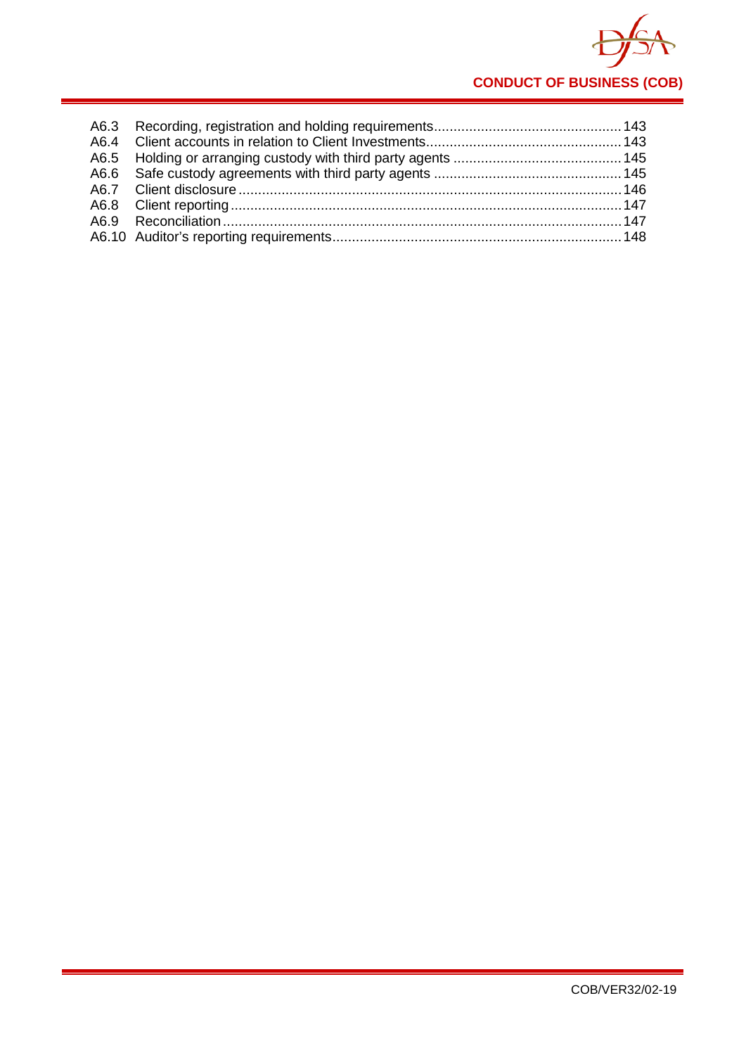A6.3 Recording, registration and holding requirements ..... 143
A6.4 Client accounts in relation to Client Investments ..... 143
A6.5 Holding or arranging custody with third party agents ..... 145
A6.6 Safe custody agreements with third party agents ..... 145
A6.7 Client disclosure ..... 146
A6.8 Client reporting ..... 147
A6.9 Reconciliation ..... 147
A6.10 Auditor's reporting requirements ..... 148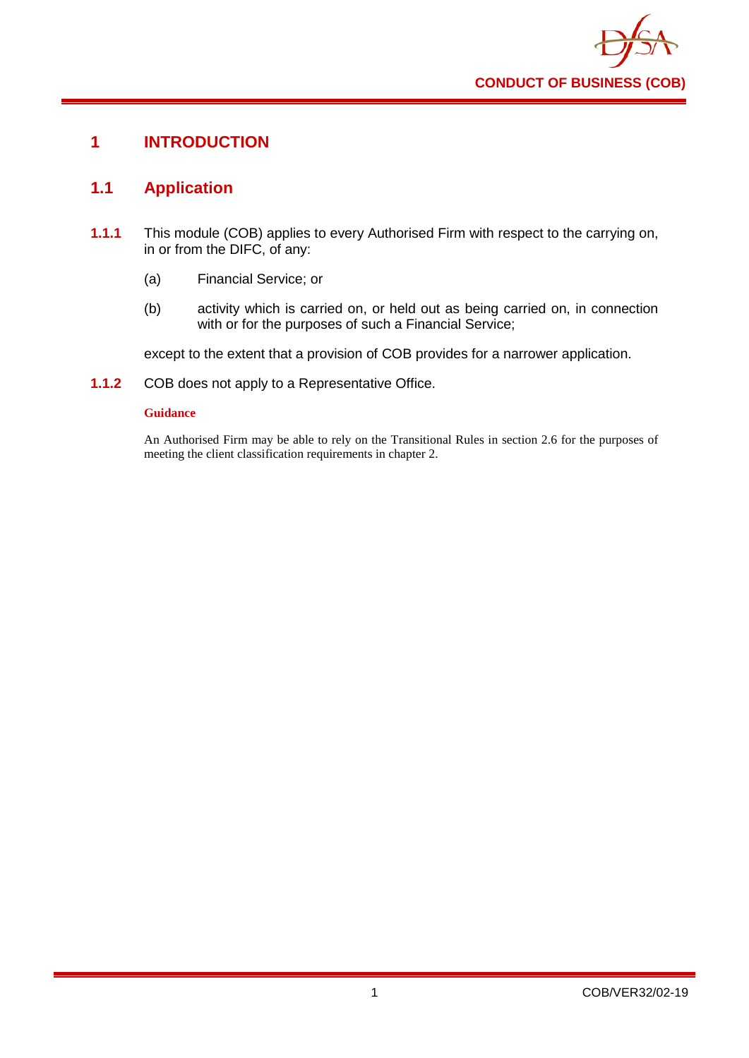# 1 INTRODUCTION

## 1.1 Application

**1.1.1** This module (COB) applies to every Authorised Firm with respect to the carrying on, in or from the DIFC, of any:

(a) Financial Service; or

(b) activity which is carried on, or held out as being carried on, in connection with or for the purposes of such a Financial Service;

except to the extent that a provision of COB provides for a narrower application.

**1.1.2** COB does not apply to a Representative Office.

**Guidance**

An Authorised Firm may be able to rely on the Transitional Rules in section 2.6 for the purposes of meeting the client classification requirements in chapter 2.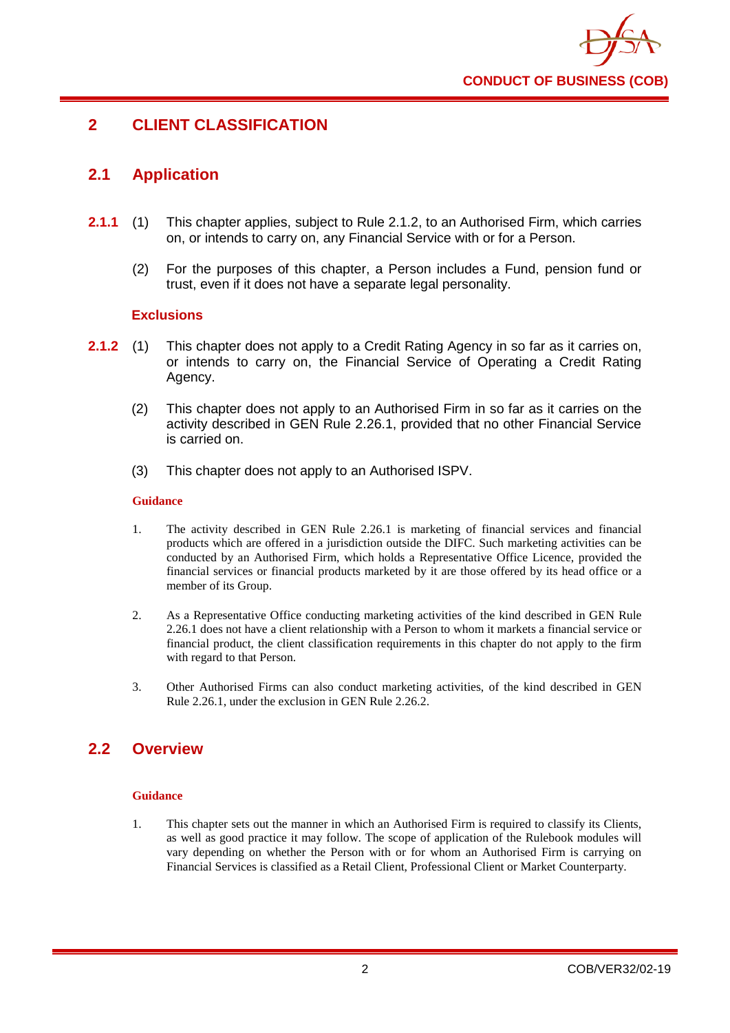# 2 CLIENT CLASSIFICATION

## 2.1 Application

**2.1.1** (1) This chapter applies, subject to Rule 2.1.2, to an Authorised Firm, which carries on, or intends to carry on, any Financial Service with or for a Person.

(2) For the purposes of this chapter, a Person includes a Fund, pension fund or trust, even if it does not have a separate legal personality.

### Exclusions

**2.1.2** (1) This chapter does not apply to a Credit Rating Agency in so far as it carries on, or intends to carry on, the Financial Service of Operating a Credit Rating Agency.

(2) This chapter does not apply to an Authorised Firm in so far as it carries on the activity described in GEN Rule 2.26.1, provided that no other Financial Service is carried on.

(3) This chapter does not apply to an Authorised ISPV.

**Guidance**

1. The activity described in GEN Rule 2.26.1 is marketing of financial services and financial products which are offered in a jurisdiction outside the DIFC. Such marketing activities can be conducted by an Authorised Firm, which holds a Representative Office Licence, provided the financial services or financial products marketed by it are those offered by its head office or a member of its Group.

2. As a Representative Office conducting marketing activities of the kind described in GEN Rule 2.26.1 does not have a client relationship with a Person to whom it markets a financial service or financial product, the client classification requirements in this chapter do not apply to the firm with regard to that Person.

3. Other Authorised Firms can also conduct marketing activities, of the kind described in GEN Rule 2.26.1, under the exclusion in GEN Rule 2.26.2.

## 2.2 Overview

**Guidance**

1. This chapter sets out the manner in which an Authorised Firm is required to classify its Clients, as well as good practice it may follow. The scope of application of the Rulebook modules will vary depending on whether the Person with or for whom an Authorised Firm is carrying on Financial Services is classified as a Retail Client, Professional Client or Market Counterparty.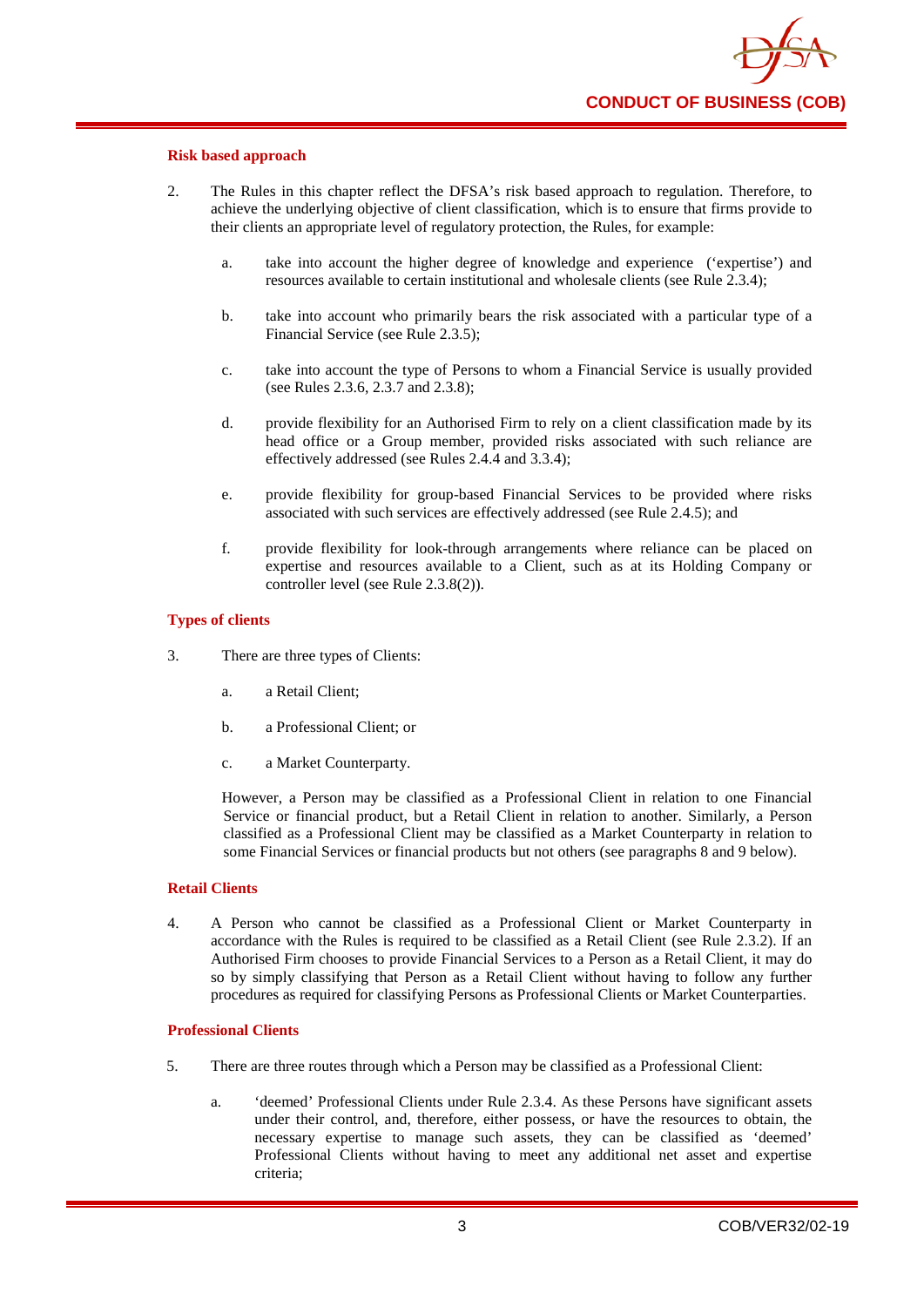#### Risk based approach

2. The Rules in this chapter reflect the DFSA's risk based approach to regulation. Therefore, to achieve the underlying objective of client classification, which is to ensure that firms provide to their clients an appropriate level of regulatory protection, the Rules, for example:

   a. take into account the higher degree of knowledge and experience ('expertise') and resources available to certain institutional and wholesale clients (see Rule 2.3.4);

   b. take into account who primarily bears the risk associated with a particular type of a Financial Service (see Rule 2.3.5);

   c. take into account the type of Persons to whom a Financial Service is usually provided (see Rules 2.3.6, 2.3.7 and 2.3.8);

   d. provide flexibility for an Authorised Firm to rely on a client classification made by its head office or a Group member, provided risks associated with such reliance are effectively addressed (see Rules 2.4.4 and 3.3.4);

   e. provide flexibility for group-based Financial Services to be provided where risks associated with such services are effectively addressed (see Rule 2.4.5); and

   f. provide flexibility for look-through arrangements where reliance can be placed on expertise and resources available to a Client, such as at its Holding Company or controller level (see Rule 2.3.8(2)).

#### Types of clients

3. There are three types of Clients:

   a. a Retail Client;

   b. a Professional Client; or

   c. a Market Counterparty.

   However, a Person may be classified as a Professional Client in relation to one Financial Service or financial product, but a Retail Client in relation to another. Similarly, a Person classified as a Professional Client may be classified as a Market Counterparty in relation to some Financial Services or financial products but not others (see paragraphs 8 and 9 below).

#### Retail Clients

4. A Person who cannot be classified as a Professional Client or Market Counterparty in accordance with the Rules is required to be classified as a Retail Client (see Rule 2.3.2). If an Authorised Firm chooses to provide Financial Services to a Person as a Retail Client, it may do so by simply classifying that Person as a Retail Client without having to follow any further procedures as required for classifying Persons as Professional Clients or Market Counterparties.

#### Professional Clients

5. There are three routes through which a Person may be classified as a Professional Client:

   a. 'deemed' Professional Clients under Rule 2.3.4. As these Persons have significant assets under their control, and, therefore, either possess, or have the resources to obtain, the necessary expertise to manage such assets, they can be classified as 'deemed' Professional Clients without having to meet any additional net asset and expertise criteria;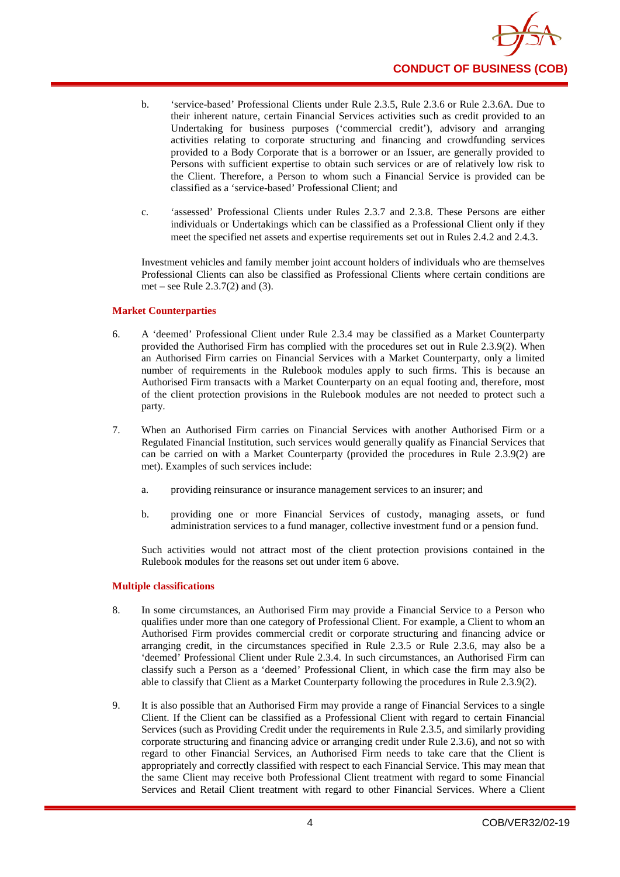b. 'service-based' Professional Clients under Rule 2.3.5, Rule 2.3.6 or Rule 2.3.6A. Due to their inherent nature, certain Financial Services activities such as credit provided to an Undertaking for business purposes ('commercial credit'), advisory and arranging activities relating to corporate structuring and financing and crowdfunding services provided to a Body Corporate that is a borrower or an Issuer, are generally provided to Persons with sufficient expertise to obtain such services or are of relatively low risk to the Client. Therefore, a Person to whom such a Financial Service is provided can be classified as a 'service-based' Professional Client; and

c. 'assessed' Professional Clients under Rules 2.3.7 and 2.3.8. These Persons are either individuals or Undertakings which can be classified as a Professional Client only if they meet the specified net assets and expertise requirements set out in Rules 2.4.2 and 2.4.3.

Investment vehicles and family member joint account holders of individuals who are themselves Professional Clients can also be classified as Professional Clients where certain conditions are met – see Rule 2.3.7(2) and (3).

**Market Counterparties**

6. A 'deemed' Professional Client under Rule 2.3.4 may be classified as a Market Counterparty provided the Authorised Firm has complied with the procedures set out in Rule 2.3.9(2). When an Authorised Firm carries on Financial Services with a Market Counterparty, only a limited number of requirements in the Rulebook modules apply to such firms. This is because an Authorised Firm transacts with a Market Counterparty on an equal footing and, therefore, most of the client protection provisions in the Rulebook modules are not needed to protect such a party.

7. When an Authorised Firm carries on Financial Services with another Authorised Firm or a Regulated Financial Institution, such services would generally qualify as Financial Services that can be carried on with a Market Counterparty (provided the procedures in Rule 2.3.9(2) are met). Examples of such services include:

   a. providing reinsurance or insurance management services to an insurer; and

   b. providing one or more Financial Services of custody, managing assets, or fund administration services to a fund manager, collective investment fund or a pension fund.

   Such activities would not attract most of the client protection provisions contained in the Rulebook modules for the reasons set out under item 6 above.

**Multiple classifications**

8. In some circumstances, an Authorised Firm may provide a Financial Service to a Person who qualifies under more than one category of Professional Client. For example, a Client to whom an Authorised Firm provides commercial credit or corporate structuring and financing advice or arranging credit, in the circumstances specified in Rule 2.3.5 or Rule 2.3.6, may also be a 'deemed' Professional Client under Rule 2.3.4. In such circumstances, an Authorised Firm can classify such a Person as a 'deemed' Professional Client, in which case the firm may also be able to classify that Client as a Market Counterparty following the procedures in Rule 2.3.9(2).

9. It is also possible that an Authorised Firm may provide a range of Financial Services to a single Client. If the Client can be classified as a Professional Client with regard to certain Financial Services (such as Providing Credit under the requirements in Rule 2.3.5, and similarly providing corporate structuring and financing advice or arranging credit under Rule 2.3.6), and not so with regard to other Financial Services, an Authorised Firm needs to take care that the Client is appropriately and correctly classified with respect to each Financial Service. This may mean that the same Client may receive both Professional Client treatment with regard to some Financial Services and Retail Client treatment with regard to other Financial Services. Where a Client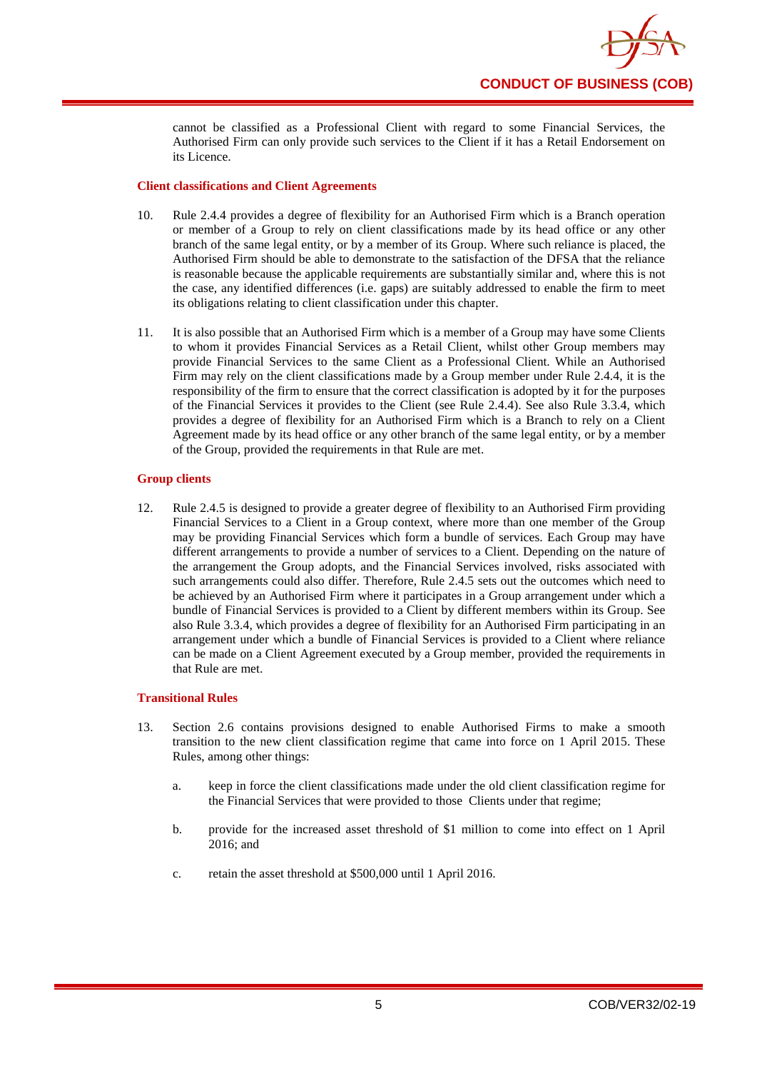cannot be classified as a Professional Client with regard to some Financial Services, the Authorised Firm can only provide such services to the Client if it has a Retail Endorsement on its Licence.

**Client classifications and Client Agreements**

10. Rule 2.4.4 provides a degree of flexibility for an Authorised Firm which is a Branch operation or member of a Group to rely on client classifications made by its head office or any other branch of the same legal entity, or by a member of its Group. Where such reliance is placed, the Authorised Firm should be able to demonstrate to the satisfaction of the DFSA that the reliance is reasonable because the applicable requirements are substantially similar and, where this is not the case, any identified differences (i.e. gaps) are suitably addressed to enable the firm to meet its obligations relating to client classification under this chapter.

11. It is also possible that an Authorised Firm which is a member of a Group may have some Clients to whom it provides Financial Services as a Retail Client, whilst other Group members may provide Financial Services to the same Client as a Professional Client. While an Authorised Firm may rely on the client classifications made by a Group member under Rule 2.4.4, it is the responsibility of the firm to ensure that the correct classification is adopted by it for the purposes of the Financial Services it provides to the Client (see Rule 2.4.4). See also Rule 3.3.4, which provides a degree of flexibility for an Authorised Firm which is a Branch to rely on a Client Agreement made by its head office or any other branch of the same legal entity, or by a member of the Group, provided the requirements in that Rule are met.

**Group clients**

12. Rule 2.4.5 is designed to provide a greater degree of flexibility to an Authorised Firm providing Financial Services to a Client in a Group context, where more than one member of the Group may be providing Financial Services which form a bundle of services. Each Group may have different arrangements to provide a number of services to a Client. Depending on the nature of the arrangement the Group adopts, and the Financial Services involved, risks associated with such arrangements could also differ. Therefore, Rule 2.4.5 sets out the outcomes which need to be achieved by an Authorised Firm where it participates in a Group arrangement under which a bundle of Financial Services is provided to a Client by different members within its Group. See also Rule 3.3.4, which provides a degree of flexibility for an Authorised Firm participating in an arrangement under which a bundle of Financial Services is provided to a Client where reliance can be made on a Client Agreement executed by a Group member, provided the requirements in that Rule are met.

**Transitional Rules**

13. Section 2.6 contains provisions designed to enable Authorised Firms to make a smooth transition to the new client classification regime that came into force on 1 April 2015. These Rules, among other things:

    a. keep in force the client classifications made under the old client classification regime for the Financial Services that were provided to those Clients under that regime;

    b. provide for the increased asset threshold of $1 million to come into effect on 1 April 2016; and

    c. retain the asset threshold at $500,000 until 1 April 2016.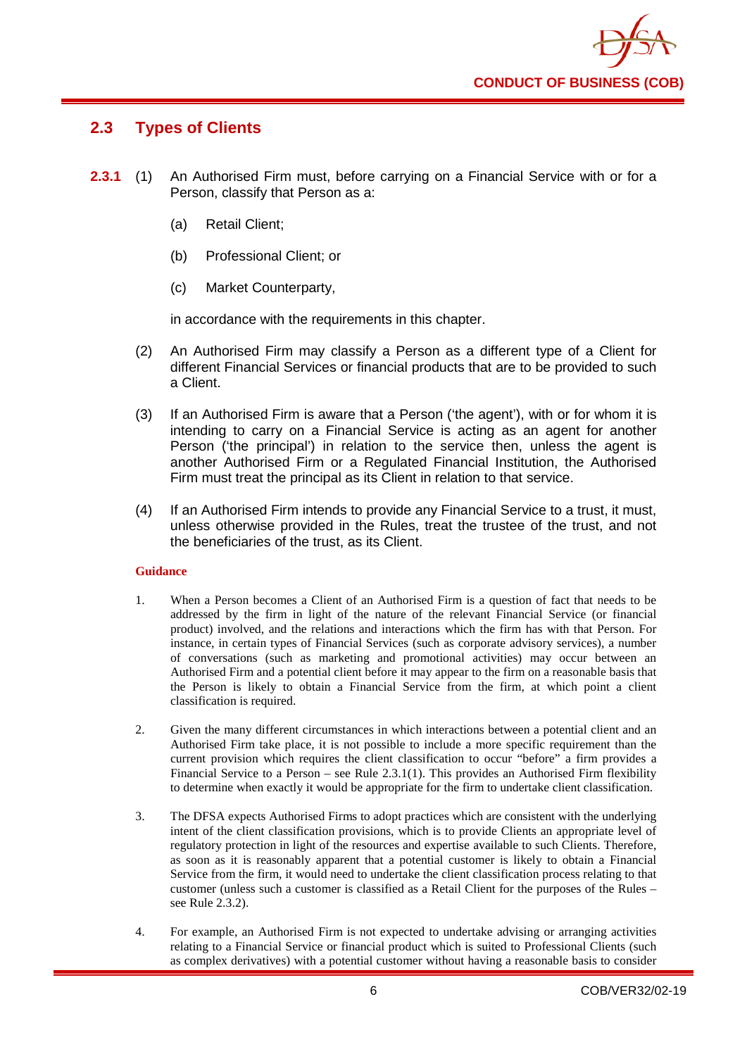## 2.3 Types of Clients

**2.3.1** (1) An Authorised Firm must, before carrying on a Financial Service with or for a Person, classify that Person as a:

(a) Retail Client;

(b) Professional Client; or

(c) Market Counterparty,

in accordance with the requirements in this chapter.

(2) An Authorised Firm may classify a Person as a different type of a Client for different Financial Services or financial products that are to be provided to such a Client.

(3) If an Authorised Firm is aware that a Person ('the agent'), with or for whom it is intending to carry on a Financial Service is acting as an agent for another Person ('the principal') in relation to the service then, unless the agent is another Authorised Firm or a Regulated Financial Institution, the Authorised Firm must treat the principal as its Client in relation to that service.

(4) If an Authorised Firm intends to provide any Financial Service to a trust, it must, unless otherwise provided in the Rules, treat the trustee of the trust, and not the beneficiaries of the trust, as its Client.

**Guidance**

1. When a Person becomes a Client of an Authorised Firm is a question of fact that needs to be addressed by the firm in light of the nature of the relevant Financial Service (or financial product) involved, and the relations and interactions which the firm has with that Person. For instance, in certain types of Financial Services (such as corporate advisory services), a number of conversations (such as marketing and promotional activities) may occur between an Authorised Firm and a potential client before it may appear to the firm on a reasonable basis that the Person is likely to obtain a Financial Service from the firm, at which point a client classification is required.

2. Given the many different circumstances in which interactions between a potential client and an Authorised Firm take place, it is not possible to include a more specific requirement than the current provision which requires the client classification to occur "before" a firm provides a Financial Service to a Person – see Rule 2.3.1(1). This provides an Authorised Firm flexibility to determine when exactly it would be appropriate for the firm to undertake client classification.

3. The DFSA expects Authorised Firms to adopt practices which are consistent with the underlying intent of the client classification provisions, which is to provide Clients an appropriate level of regulatory protection in light of the resources and expertise available to such Clients. Therefore, as soon as it is reasonably apparent that a potential customer is likely to obtain a Financial Service from the firm, it would need to undertake the client classification process relating to that customer (unless such a customer is classified as a Retail Client for the purposes of the Rules – see Rule 2.3.2).

4. For example, an Authorised Firm is not expected to undertake advising or arranging activities relating to a Financial Service or financial product which is suited to Professional Clients (such as complex derivatives) with a potential customer without having a reasonable basis to consider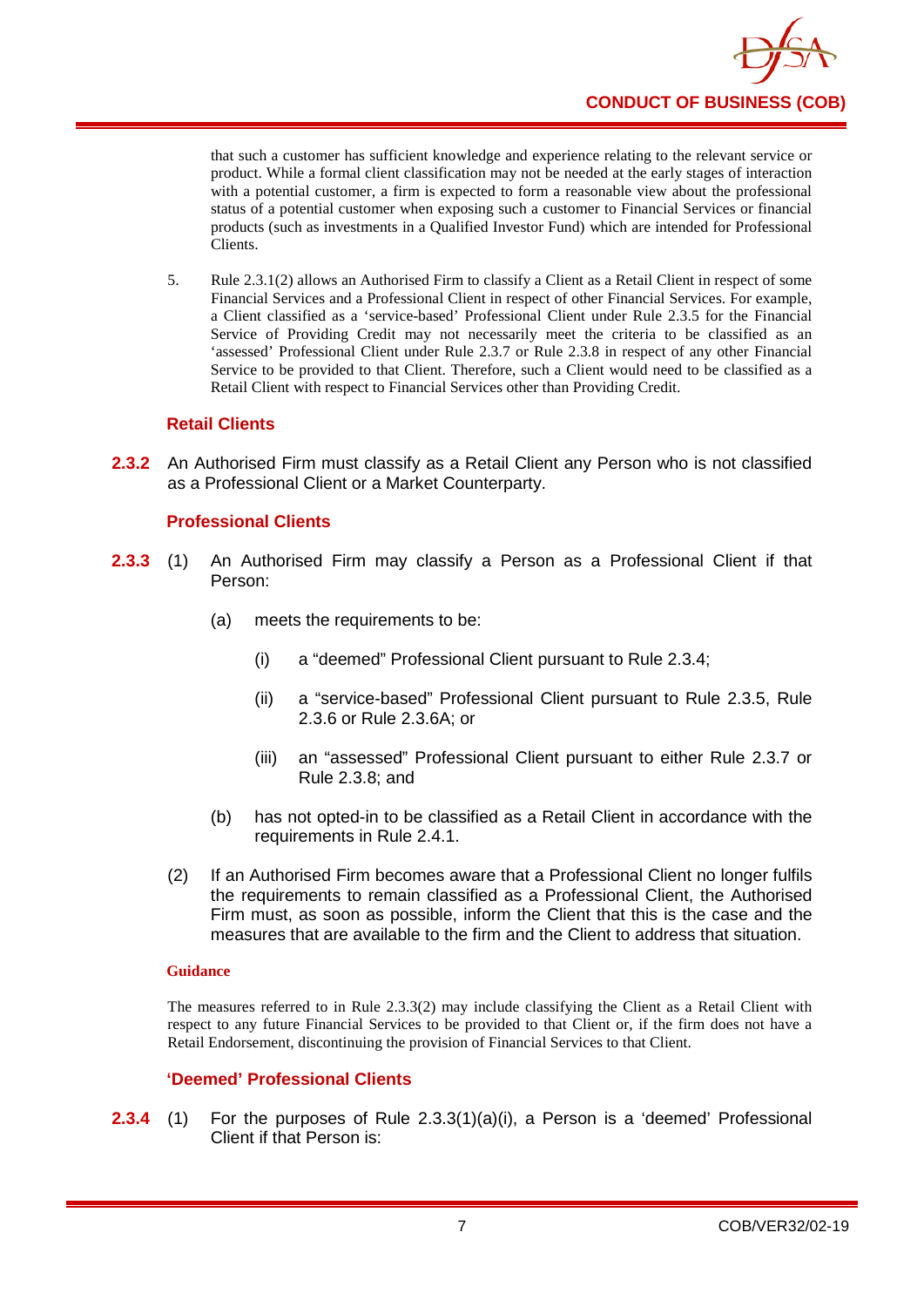that such a customer has sufficient knowledge and experience relating to the relevant service or product. While a formal client classification may not be needed at the early stages of interaction with a potential customer, a firm is expected to form a reasonable view about the professional status of a potential customer when exposing such a customer to Financial Services or financial products (such as investments in a Qualified Investor Fund) which are intended for Professional Clients.

5. Rule 2.3.1(2) allows an Authorised Firm to classify a Client as a Retail Client in respect of some Financial Services and a Professional Client in respect of other Financial Services. For example, a Client classified as a 'service-based' Professional Client under Rule 2.3.5 for the Financial Service of Providing Credit may not necessarily meet the criteria to be classified as an 'assessed' Professional Client under Rule 2.3.7 or Rule 2.3.8 in respect of any other Financial Service to be provided to that Client. Therefore, such a Client would need to be classified as a Retail Client with respect to Financial Services other than Providing Credit.

### Retail Clients

**2.3.2** An Authorised Firm must classify as a Retail Client any Person who is not classified as a Professional Client or a Market Counterparty.

### Professional Clients

**2.3.3** (1) An Authorised Firm may classify a Person as a Professional Client if that Person:

(a) meets the requirements to be:

(i) a "deemed" Professional Client pursuant to Rule 2.3.4;

(ii) a "service-based" Professional Client pursuant to Rule 2.3.5, Rule 2.3.6 or Rule 2.3.6A; or

(iii) an "assessed" Professional Client pursuant to either Rule 2.3.7 or Rule 2.3.8; and

(b) has not opted-in to be classified as a Retail Client in accordance with the requirements in Rule 2.4.1.

(2) If an Authorised Firm becomes aware that a Professional Client no longer fulfils the requirements to remain classified as a Professional Client, the Authorised Firm must, as soon as possible, inform the Client that this is the case and the measures that are available to the firm and the Client to address that situation.

#### Guidance

The measures referred to in Rule 2.3.3(2) may include classifying the Client as a Retail Client with respect to any future Financial Services to be provided to that Client or, if the firm does not have a Retail Endorsement, discontinuing the provision of Financial Services to that Client.

### 'Deemed' Professional Clients

**2.3.4** (1) For the purposes of Rule 2.3.3(1)(a)(i), a Person is a 'deemed' Professional Client if that Person is: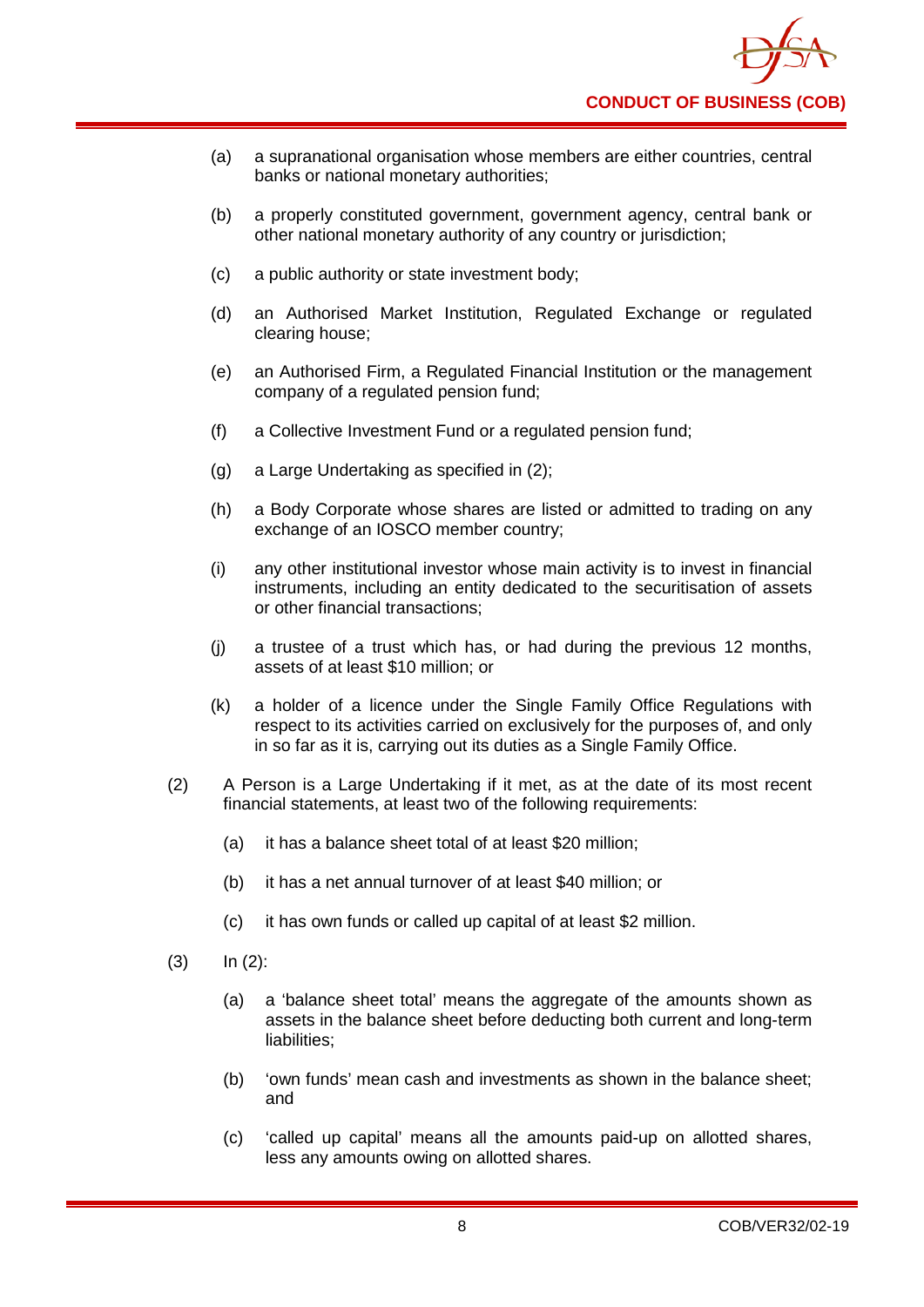(a) a supranational organisation whose members are either countries, central banks or national monetary authorities;

(b) a properly constituted government, government agency, central bank or other national monetary authority of any country or jurisdiction;

(c) a public authority or state investment body;

(d) an Authorised Market Institution, Regulated Exchange or regulated clearing house;

(e) an Authorised Firm, a Regulated Financial Institution or the management company of a regulated pension fund;

(f) a Collective Investment Fund or a regulated pension fund;

(g) a Large Undertaking as specified in (2);

(h) a Body Corporate whose shares are listed or admitted to trading on any exchange of an IOSCO member country;

(i) any other institutional investor whose main activity is to invest in financial instruments, including an entity dedicated to the securitisation of assets or other financial transactions;

(j) a trustee of a trust which has, or had during the previous 12 months, assets of at least $10 million; or

(k) a holder of a licence under the Single Family Office Regulations with respect to its activities carried on exclusively for the purposes of, and only in so far as it is, carrying out its duties as a Single Family Office.

(2) A Person is a Large Undertaking if it met, as at the date of its most recent financial statements, at least two of the following requirements:

(a) it has a balance sheet total of at least $20 million;

(b) it has a net annual turnover of at least $40 million; or

(c) it has own funds or called up capital of at least $2 million.

(3) In (2):

(a) a 'balance sheet total' means the aggregate of the amounts shown as assets in the balance sheet before deducting both current and long-term liabilities;

(b) 'own funds' mean cash and investments as shown in the balance sheet; and

(c) 'called up capital' means all the amounts paid-up on allotted shares, less any amounts owing on allotted shares.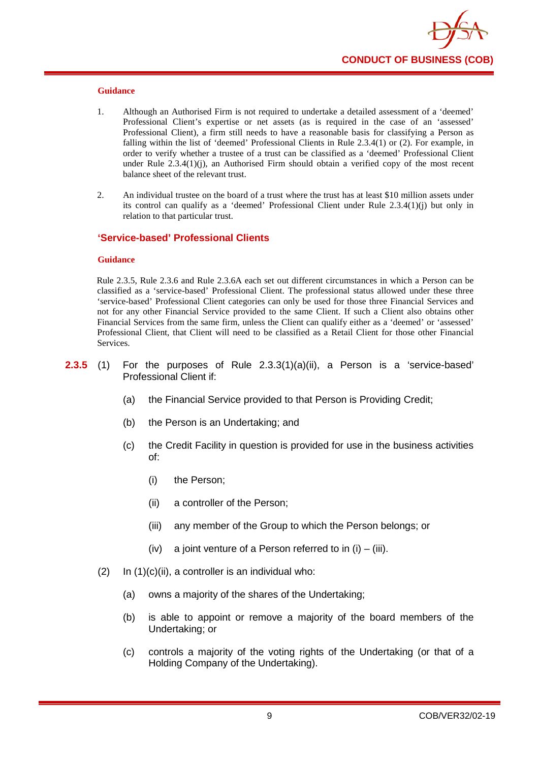**Guidance**

1. Although an Authorised Firm is not required to undertake a detailed assessment of a 'deemed' Professional Client's expertise or net assets (as is required in the case of an 'assessed' Professional Client), a firm still needs to have a reasonable basis for classifying a Person as falling within the list of 'deemed' Professional Clients in Rule 2.3.4(1) or (2). For example, in order to verify whether a trustee of a trust can be classified as a 'deemed' Professional Client under Rule 2.3.4(1)(j), an Authorised Firm should obtain a verified copy of the most recent balance sheet of the relevant trust.

2. An individual trustee on the board of a trust where the trust has at least $10 million assets under its control can qualify as a 'deemed' Professional Client under Rule 2.3.4(1)(j) but only in relation to that particular trust.

### 'Service-based' Professional Clients

**Guidance**

Rule 2.3.5, Rule 2.3.6 and Rule 2.3.6A each set out different circumstances in which a Person can be classified as a 'service-based' Professional Client. The professional status allowed under these three 'service-based' Professional Client categories can only be used for those three Financial Services and not for any other Financial Service provided to the same Client. If such a Client also obtains other Financial Services from the same firm, unless the Client can qualify either as a 'deemed' or 'assessed' Professional Client, that Client will need to be classified as a Retail Client for those other Financial Services.

**2.3.5** (1) For the purposes of Rule 2.3.3(1)(a)(ii), a Person is a 'service-based' Professional Client if:

   (a) the Financial Service provided to that Person is Providing Credit;

   (b) the Person is an Undertaking; and

   (c) the Credit Facility in question is provided for use in the business activities of:

      (i) the Person;

      (ii) a controller of the Person;

      (iii) any member of the Group to which the Person belongs; or

      (iv) a joint venture of a Person referred to in (i) – (iii).

(2) In (1)(c)(ii), a controller is an individual who:

   (a) owns a majority of the shares of the Undertaking;

   (b) is able to appoint or remove a majority of the board members of the Undertaking; or

   (c) controls a majority of the voting rights of the Undertaking (or that of a Holding Company of the Undertaking).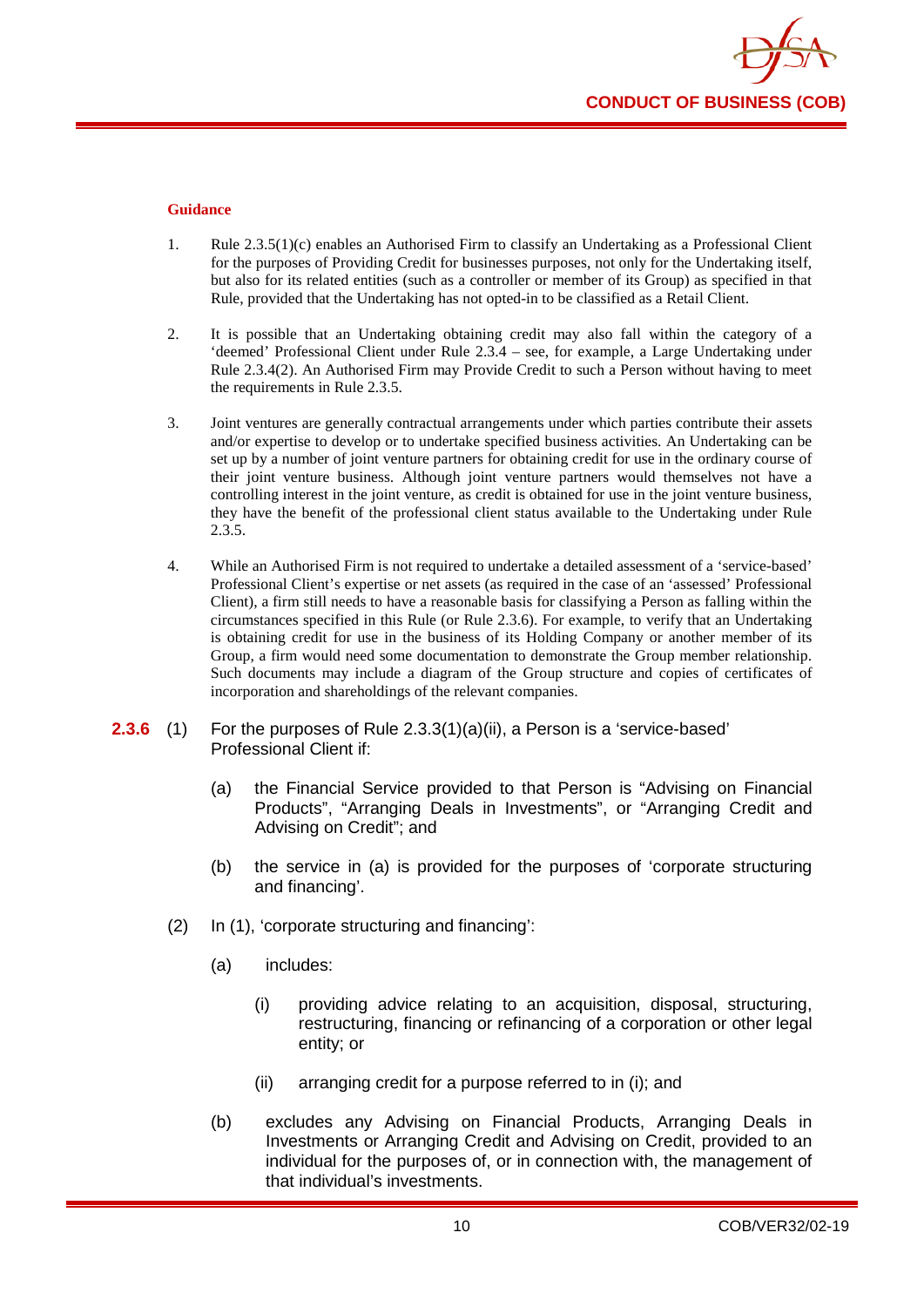#### Guidance

1. Rule 2.3.5(1)(c) enables an Authorised Firm to classify an Undertaking as a Professional Client for the purposes of Providing Credit for businesses purposes, not only for the Undertaking itself, but also for its related entities (such as a controller or member of its Group) as specified in that Rule, provided that the Undertaking has not opted-in to be classified as a Retail Client.

2. It is possible that an Undertaking obtaining credit may also fall within the category of a 'deemed' Professional Client under Rule 2.3.4 – see, for example, a Large Undertaking under Rule 2.3.4(2). An Authorised Firm may Provide Credit to such a Person without having to meet the requirements in Rule 2.3.5.

3. Joint ventures are generally contractual arrangements under which parties contribute their assets and/or expertise to develop or to undertake specified business activities. An Undertaking can be set up by a number of joint venture partners for obtaining credit for use in the ordinary course of their joint venture business. Although joint venture partners would themselves not have a controlling interest in the joint venture, as credit is obtained for use in the joint venture business, they have the benefit of the professional client status available to the Undertaking under Rule 2.3.5.

4. While an Authorised Firm is not required to undertake a detailed assessment of a 'service-based' Professional Client's expertise or net assets (as required in the case of an 'assessed' Professional Client), a firm still needs to have a reasonable basis for classifying a Person as falling within the circumstances specified in this Rule (or Rule 2.3.6). For example, to verify that an Undertaking is obtaining credit for use in the business of its Holding Company or another member of its Group, a firm would need some documentation to demonstrate the Group member relationship. Such documents may include a diagram of the Group structure and copies of certificates of incorporation and shareholdings of the relevant companies.

**2.3.6** (1) For the purposes of Rule 2.3.3(1)(a)(ii), a Person is a 'service-based' Professional Client if:

(a) the Financial Service provided to that Person is "Advising on Financial Products", "Arranging Deals in Investments", or "Arranging Credit and Advising on Credit"; and

(b) the service in (a) is provided for the purposes of 'corporate structuring and financing'.

(2) In (1), 'corporate structuring and financing':

(a) includes:

(i) providing advice relating to an acquisition, disposal, structuring, restructuring, financing or refinancing of a corporation or other legal entity; or

(ii) arranging credit for a purpose referred to in (i); and

(b) excludes any Advising on Financial Products, Arranging Deals in Investments or Arranging Credit and Advising on Credit, provided to an individual for the purposes of, or in connection with, the management of that individual's investments.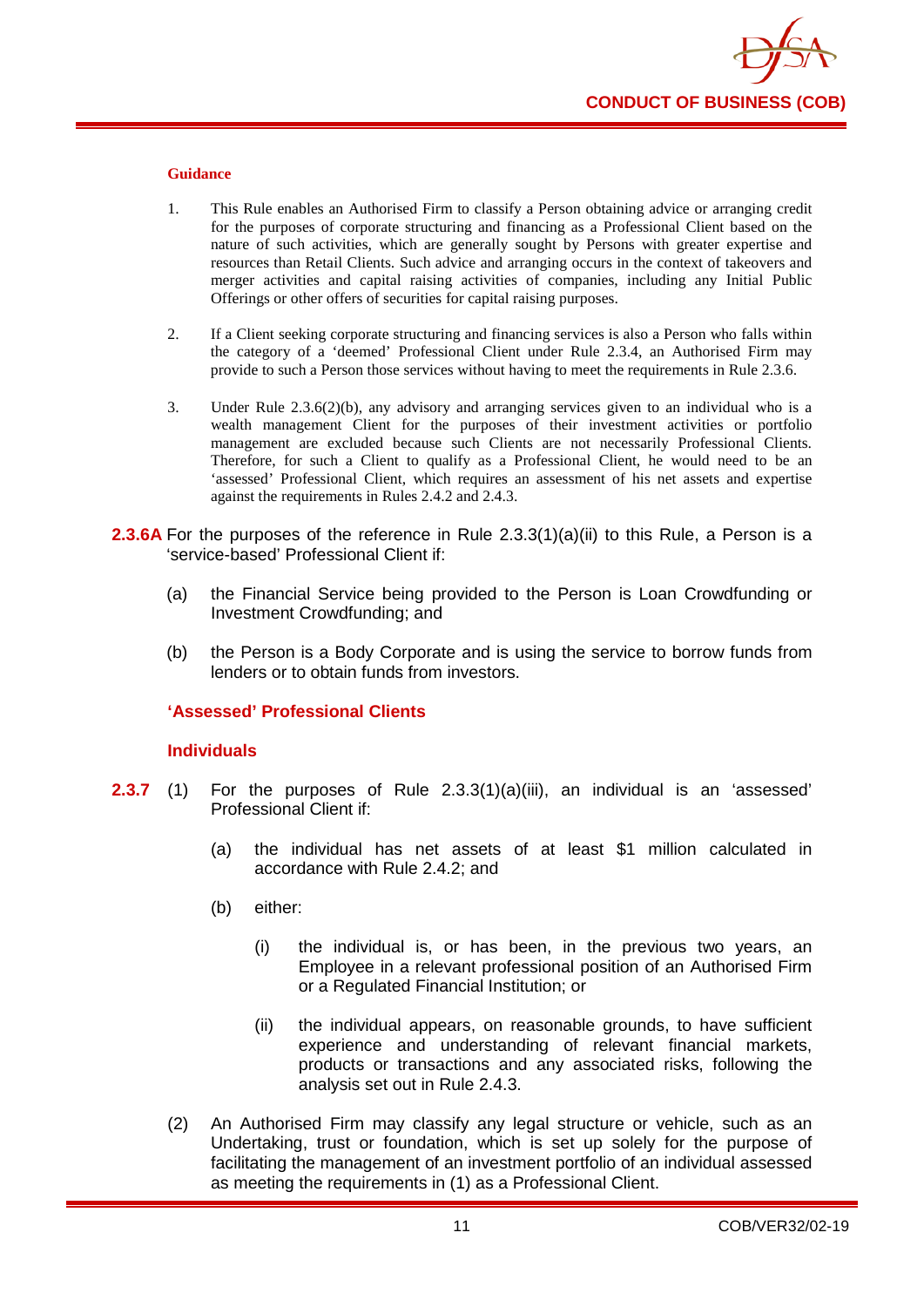#### Guidance

1. This Rule enables an Authorised Firm to classify a Person obtaining advice or arranging credit for the purposes of corporate structuring and financing as a Professional Client based on the nature of such activities, which are generally sought by Persons with greater expertise and resources than Retail Clients. Such advice and arranging occurs in the context of takeovers and merger activities and capital raising activities of companies, including any Initial Public Offerings or other offers of securities for capital raising purposes.

2. If a Client seeking corporate structuring and financing services is also a Person who falls within the category of a 'deemed' Professional Client under Rule 2.3.4, an Authorised Firm may provide to such a Person those services without having to meet the requirements in Rule 2.3.6.

3. Under Rule 2.3.6(2)(b), any advisory and arranging services given to an individual who is a wealth management Client for the purposes of their investment activities or portfolio management are excluded because such Clients are not necessarily Professional Clients. Therefore, for such a Client to qualify as a Professional Client, he would need to be an 'assessed' Professional Client, which requires an assessment of his net assets and expertise against the requirements in Rules 2.4.2 and 2.4.3.

**2.3.6A** For the purposes of the reference in Rule 2.3.3(1)(a)(ii) to this Rule, a Person is a 'service-based' Professional Client if:

(a) the Financial Service being provided to the Person is Loan Crowdfunding or Investment Crowdfunding; and

(b) the Person is a Body Corporate and is using the service to borrow funds from lenders or to obtain funds from investors.

### 'Assessed' Professional Clients

#### Individuals

**2.3.7** (1) For the purposes of Rule 2.3.3(1)(a)(iii), an individual is an 'assessed' Professional Client if:

(a) the individual has net assets of at least $1 million calculated in accordance with Rule 2.4.2; and

(b) either:

(i) the individual is, or has been, in the previous two years, an Employee in a relevant professional position of an Authorised Firm or a Regulated Financial Institution; or

(ii) the individual appears, on reasonable grounds, to have sufficient experience and understanding of relevant financial markets, products or transactions and any associated risks, following the analysis set out in Rule 2.4.3.

(2) An Authorised Firm may classify any legal structure or vehicle, such as an Undertaking, trust or foundation, which is set up solely for the purpose of facilitating the management of an investment portfolio of an individual assessed as meeting the requirements in (1) as a Professional Client.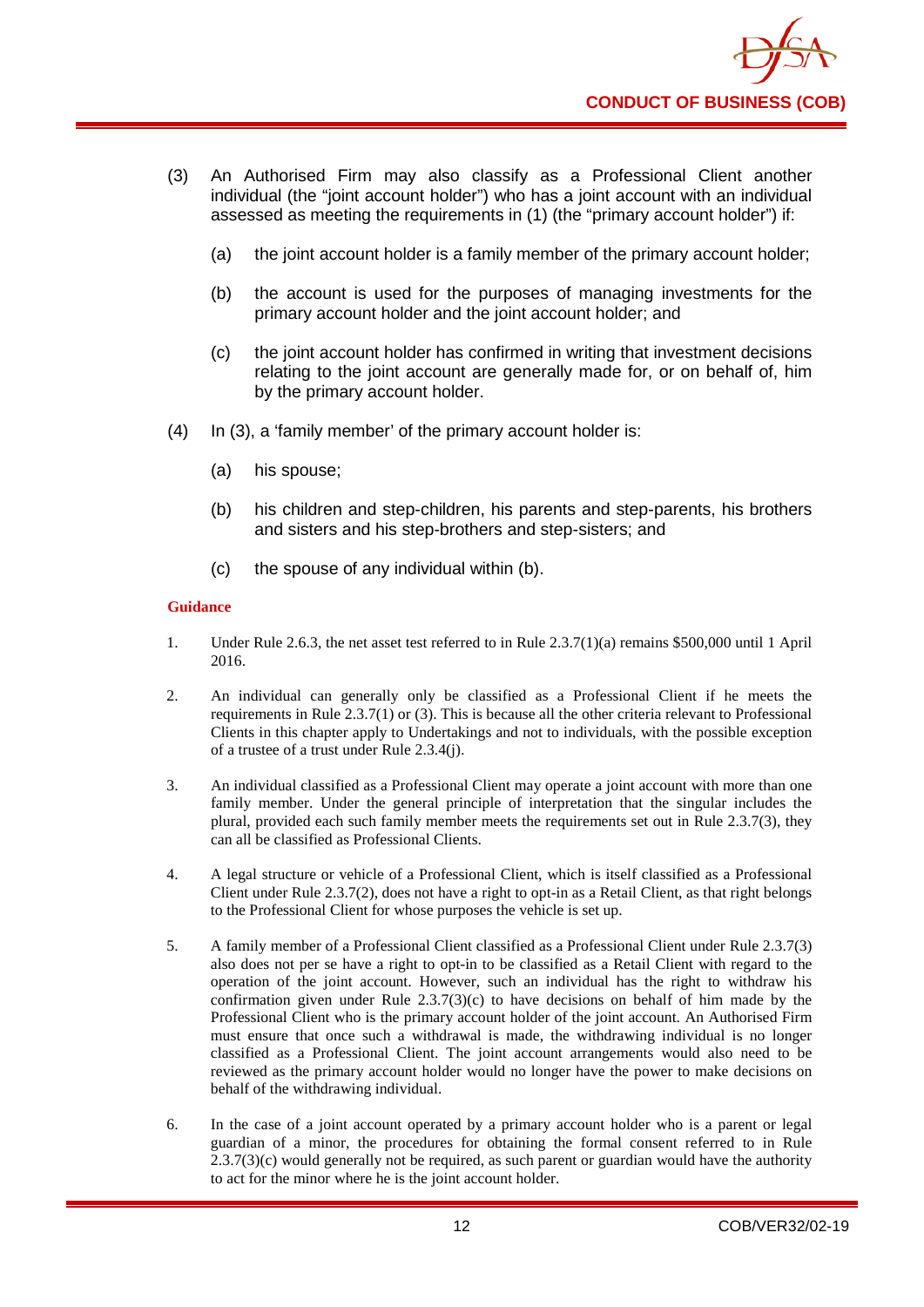(3) An Authorised Firm may also classify as a Professional Client another individual (the "joint account holder") who has a joint account with an individual assessed as meeting the requirements in (1) (the "primary account holder") if:

   (a) the joint account holder is a family member of the primary account holder;

   (b) the account is used for the purposes of managing investments for the primary account holder and the joint account holder; and

   (c) the joint account holder has confirmed in writing that investment decisions relating to the joint account are generally made for, or on behalf of, him by the primary account holder.

(4) In (3), a 'family member' of the primary account holder is:

   (a) his spouse;

   (b) his children and step-children, his parents and step-parents, his brothers and sisters and his step-brothers and step-sisters; and

   (c) the spouse of any individual within (b).

**Guidance**

1. Under Rule 2.6.3, the net asset test referred to in Rule 2.3.7(1)(a) remains $500,000 until 1 April 2016.

2. An individual can generally only be classified as a Professional Client if he meets the requirements in Rule 2.3.7(1) or (3). This is because all the other criteria relevant to Professional Clients in this chapter apply to Undertakings and not to individuals, with the possible exception of a trustee of a trust under Rule 2.3.4(j).

3. An individual classified as a Professional Client may operate a joint account with more than one family member. Under the general principle of interpretation that the singular includes the plural, provided each such family member meets the requirements set out in Rule 2.3.7(3), they can all be classified as Professional Clients.

4. A legal structure or vehicle of a Professional Client, which is itself classified as a Professional Client under Rule 2.3.7(2), does not have a right to opt-in as a Retail Client, as that right belongs to the Professional Client for whose purposes the vehicle is set up.

5. A family member of a Professional Client classified as a Professional Client under Rule 2.3.7(3) also does not per se have a right to opt-in to be classified as a Retail Client with regard to the operation of the joint account. However, such an individual has the right to withdraw his confirmation given under Rule 2.3.7(3)(c) to have decisions on behalf of him made by the Professional Client who is the primary account holder of the joint account. An Authorised Firm must ensure that once such a withdrawal is made, the withdrawing individual is no longer classified as a Professional Client. The joint account arrangements would also need to be reviewed as the primary account holder would no longer have the power to make decisions on behalf of the withdrawing individual.

6. In the case of a joint account operated by a primary account holder who is a parent or legal guardian of a minor, the procedures for obtaining the formal consent referred to in Rule 2.3.7(3)(c) would generally not be required, as such parent or guardian would have the authority to act for the minor where he is the joint account holder.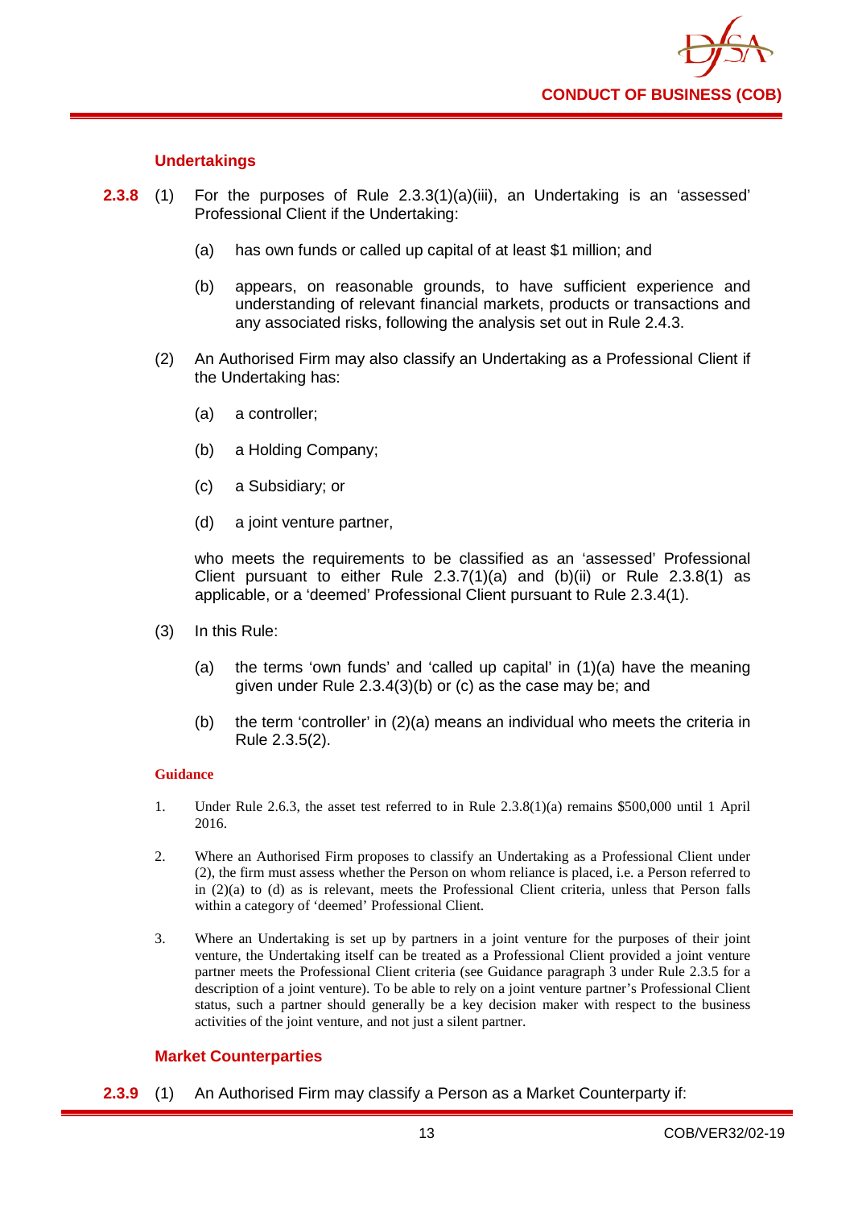### Undertakings

**2.3.8** (1) For the purposes of Rule 2.3.3(1)(a)(iii), an Undertaking is an 'assessed' Professional Client if the Undertaking:

(a) has own funds or called up capital of at least $1 million; and

(b) appears, on reasonable grounds, to have sufficient experience and understanding of relevant financial markets, products or transactions and any associated risks, following the analysis set out in Rule 2.4.3.

(2) An Authorised Firm may also classify an Undertaking as a Professional Client if the Undertaking has:

(a) a controller;

(b) a Holding Company;

(c) a Subsidiary; or

(d) a joint venture partner,

who meets the requirements to be classified as an 'assessed' Professional Client pursuant to either Rule 2.3.7(1)(a) and (b)(ii) or Rule 2.3.8(1) as applicable, or a 'deemed' Professional Client pursuant to Rule 2.3.4(1).

(3) In this Rule:

(a) the terms 'own funds' and 'called up capital' in (1)(a) have the meaning given under Rule 2.3.4(3)(b) or (c) as the case may be; and

(b) the term 'controller' in (2)(a) means an individual who meets the criteria in Rule 2.3.5(2).

**Guidance**

1. Under Rule 2.6.3, the asset test referred to in Rule 2.3.8(1)(a) remains $500,000 until 1 April 2016.

2. Where an Authorised Firm proposes to classify an Undertaking as a Professional Client under (2), the firm must assess whether the Person on whom reliance is placed, i.e. a Person referred to in (2)(a) to (d) as is relevant, meets the Professional Client criteria, unless that Person falls within a category of 'deemed' Professional Client.

3. Where an Undertaking is set up by partners in a joint venture for the purposes of their joint venture, the Undertaking itself can be treated as a Professional Client provided a joint venture partner meets the Professional Client criteria (see Guidance paragraph 3 under Rule 2.3.5 for a description of a joint venture). To be able to rely on a joint venture partner's Professional Client status, such a partner should generally be a key decision maker with respect to the business activities of the joint venture, and not just a silent partner.

### Market Counterparties

**2.3.9** (1) An Authorised Firm may classify a Person as a Market Counterparty if: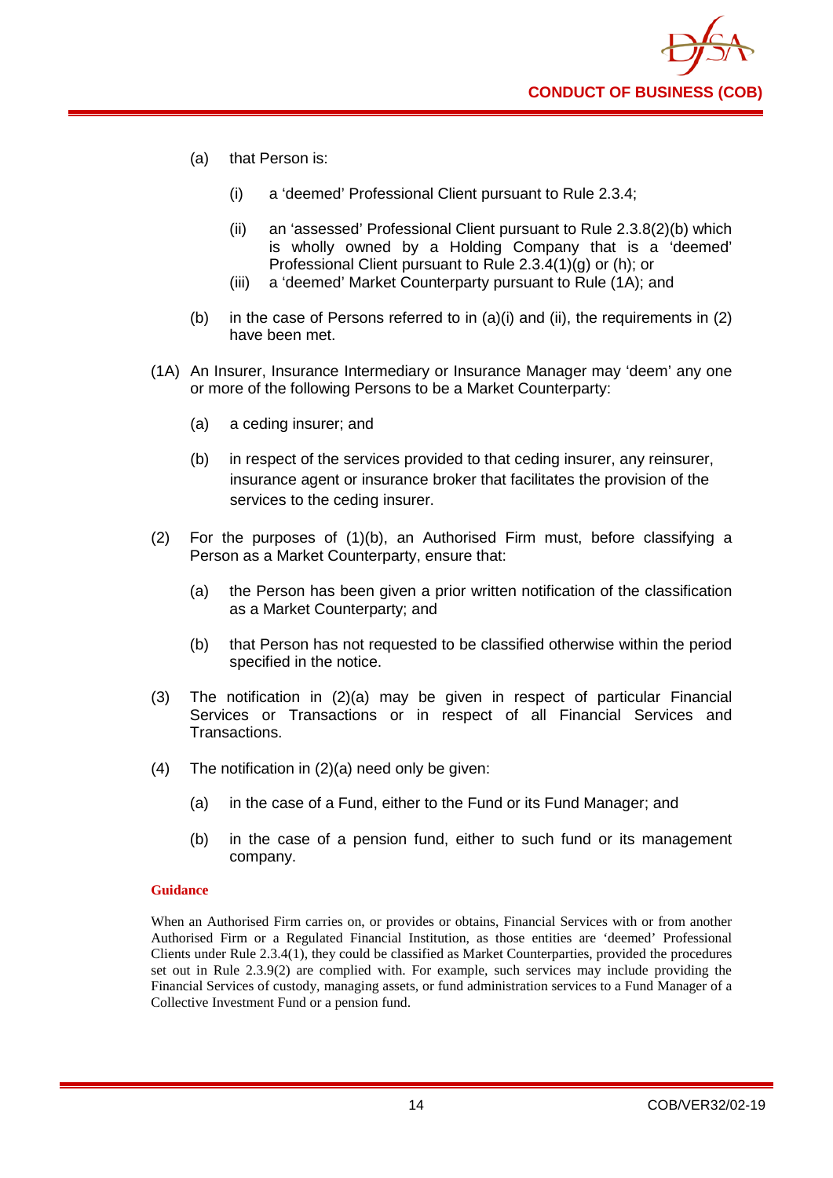(a) that Person is:

   (i) a 'deemed' Professional Client pursuant to Rule 2.3.4;

   (ii) an 'assessed' Professional Client pursuant to Rule 2.3.8(2)(b) which is wholly owned by a Holding Company that is a 'deemed' Professional Client pursuant to Rule 2.3.4(1)(g) or (h); or

   (iii) a 'deemed' Market Counterparty pursuant to Rule (1A); and

(b) in the case of Persons referred to in (a)(i) and (ii), the requirements in (2) have been met.

(1A) An Insurer, Insurance Intermediary or Insurance Manager may 'deem' any one or more of the following Persons to be a Market Counterparty:

   (a) a ceding insurer; and

   (b) in respect of the services provided to that ceding insurer, any reinsurer, insurance agent or insurance broker that facilitates the provision of the services to the ceding insurer.

(2) For the purposes of (1)(b), an Authorised Firm must, before classifying a Person as a Market Counterparty, ensure that:

   (a) the Person has been given a prior written notification of the classification as a Market Counterparty; and

   (b) that Person has not requested to be classified otherwise within the period specified in the notice.

(3) The notification in (2)(a) may be given in respect of particular Financial Services or Transactions or in respect of all Financial Services and Transactions.

(4) The notification in (2)(a) need only be given:

   (a) in the case of a Fund, either to the Fund or its Fund Manager; and

   (b) in the case of a pension fund, either to such fund or its management company.

**Guidance**

When an Authorised Firm carries on, or provides or obtains, Financial Services with or from another Authorised Firm or a Regulated Financial Institution, as those entities are 'deemed' Professional Clients under Rule 2.3.4(1), they could be classified as Market Counterparties, provided the procedures set out in Rule 2.3.9(2) are complied with. For example, such services may include providing the Financial Services of custody, managing assets, or fund administration services to a Fund Manager of a Collective Investment Fund or a pension fund.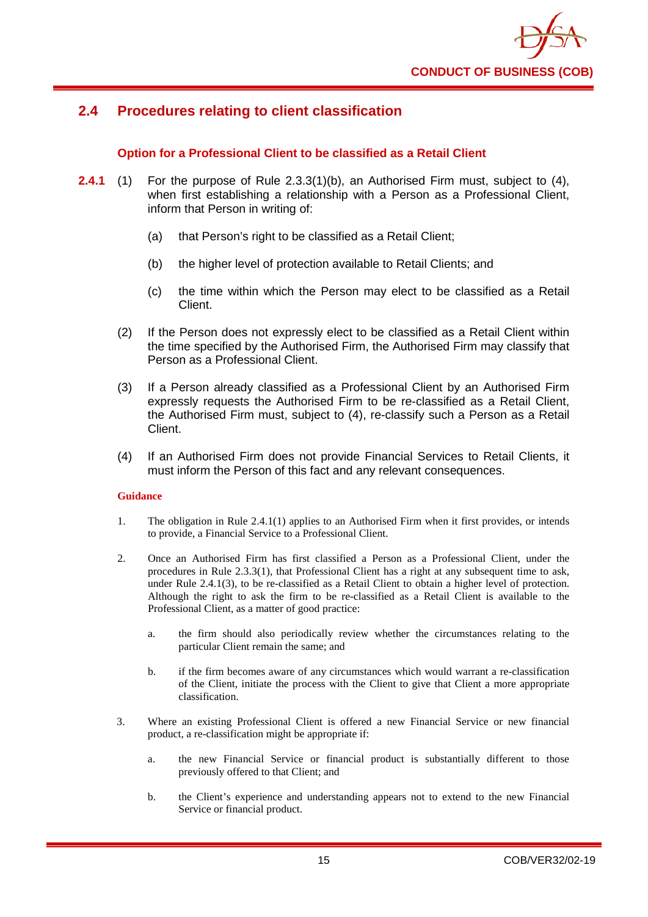## 2.4 Procedures relating to client classification

### Option for a Professional Client to be classified as a Retail Client

**2.4.1** (1) For the purpose of Rule 2.3.3(1)(b), an Authorised Firm must, subject to (4), when first establishing a relationship with a Person as a Professional Client, inform that Person in writing of:

(a) that Person's right to be classified as a Retail Client;

(b) the higher level of protection available to Retail Clients; and

(c) the time within which the Person may elect to be classified as a Retail Client.

(2) If the Person does not expressly elect to be classified as a Retail Client within the time specified by the Authorised Firm, the Authorised Firm may classify that Person as a Professional Client.

(3) If a Person already classified as a Professional Client by an Authorised Firm expressly requests the Authorised Firm to be re-classified as a Retail Client, the Authorised Firm must, subject to (4), re-classify such a Person as a Retail Client.

(4) If an Authorised Firm does not provide Financial Services to Retail Clients, it must inform the Person of this fact and any relevant consequences.

**Guidance**

1. The obligation in Rule 2.4.1(1) applies to an Authorised Firm when it first provides, or intends to provide, a Financial Service to a Professional Client.

2. Once an Authorised Firm has first classified a Person as a Professional Client, under the procedures in Rule 2.3.3(1), that Professional Client has a right at any subsequent time to ask, under Rule 2.4.1(3), to be re-classified as a Retail Client to obtain a higher level of protection. Although the right to ask the firm to be re-classified as a Retail Client is available to the Professional Client, as a matter of good practice:

   a. the firm should also periodically review whether the circumstances relating to the particular Client remain the same; and

   b. if the firm becomes aware of any circumstances which would warrant a re-classification of the Client, initiate the process with the Client to give that Client a more appropriate classification.

3. Where an existing Professional Client is offered a new Financial Service or new financial product, a re-classification might be appropriate if:

   a. the new Financial Service or financial product is substantially different to those previously offered to that Client; and

   b. the Client's experience and understanding appears not to extend to the new Financial Service or financial product.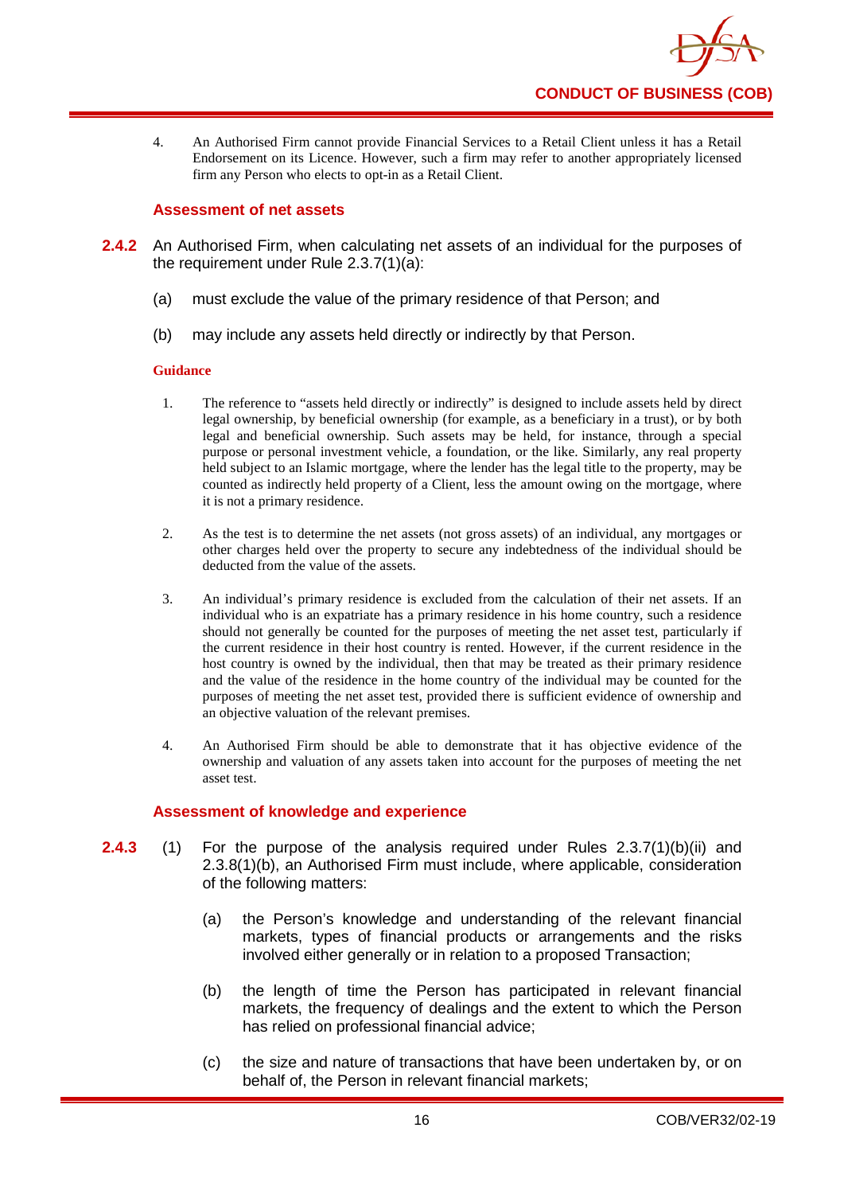4. An Authorised Firm cannot provide Financial Services to a Retail Client unless it has a Retail Endorsement on its Licence. However, such a firm may refer to another appropriately licensed firm any Person who elects to opt-in as a Retail Client.

### Assessment of net assets

**2.4.2** An Authorised Firm, when calculating net assets of an individual for the purposes of the requirement under Rule 2.3.7(1)(a):

(a) must exclude the value of the primary residence of that Person; and

(b) may include any assets held directly or indirectly by that Person.

**Guidance**

1. The reference to "assets held directly or indirectly" is designed to include assets held by direct legal ownership, by beneficial ownership (for example, as a beneficiary in a trust), or by both legal and beneficial ownership. Such assets may be held, for instance, through a special purpose or personal investment vehicle, a foundation, or the like. Similarly, any real property held subject to an Islamic mortgage, where the lender has the legal title to the property, may be counted as indirectly held property of a Client, less the amount owing on the mortgage, where it is not a primary residence.

2. As the test is to determine the net assets (not gross assets) of an individual, any mortgages or other charges held over the property to secure any indebtedness of the individual should be deducted from the value of the assets.

3. An individual's primary residence is excluded from the calculation of their net assets. If an individual who is an expatriate has a primary residence in his home country, such a residence should not generally be counted for the purposes of meeting the net asset test, particularly if the current residence in their host country is rented. However, if the current residence in the host country is owned by the individual, then that may be treated as their primary residence and the value of the residence in the home country of the individual may be counted for the purposes of meeting the net asset test, provided there is sufficient evidence of ownership and an objective valuation of the relevant premises.

4. An Authorised Firm should be able to demonstrate that it has objective evidence of the ownership and valuation of any assets taken into account for the purposes of meeting the net asset test.

### Assessment of knowledge and experience

**2.4.3** (1) For the purpose of the analysis required under Rules 2.3.7(1)(b)(ii) and 2.3.8(1)(b), an Authorised Firm must include, where applicable, consideration of the following matters:

(a) the Person's knowledge and understanding of the relevant financial markets, types of financial products or arrangements and the risks involved either generally or in relation to a proposed Transaction;

(b) the length of time the Person has participated in relevant financial markets, the frequency of dealings and the extent to which the Person has relied on professional financial advice;

(c) the size and nature of transactions that have been undertaken by, or on behalf of, the Person in relevant financial markets;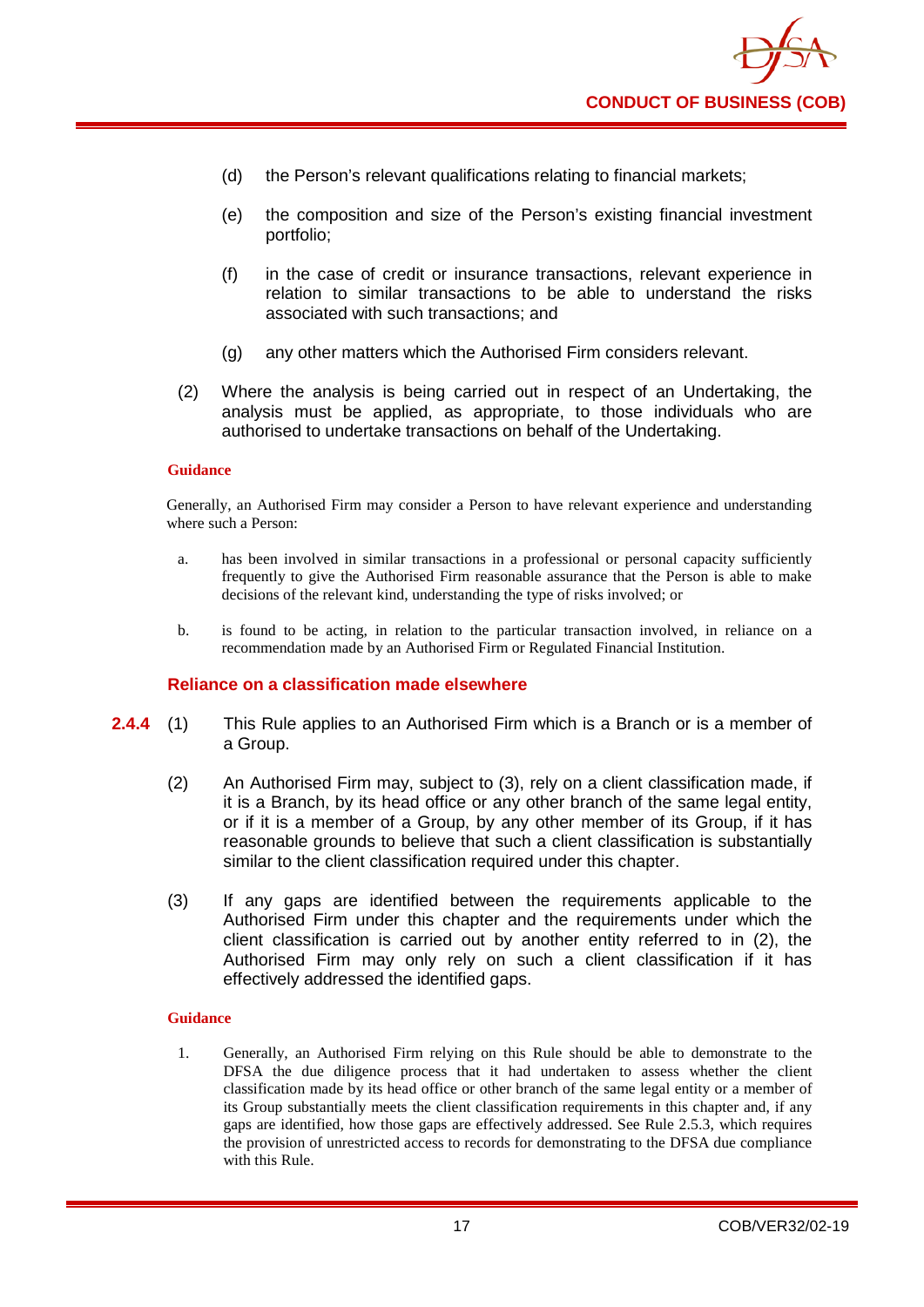(d) the Person's relevant qualifications relating to financial markets;

(e) the composition and size of the Person's existing financial investment portfolio;

(f) in the case of credit or insurance transactions, relevant experience in relation to similar transactions to be able to understand the risks associated with such transactions; and

(g) any other matters which the Authorised Firm considers relevant.

(2) Where the analysis is being carried out in respect of an Undertaking, the analysis must be applied, as appropriate, to those individuals who are authorised to undertake transactions on behalf of the Undertaking.

**Guidance**

Generally, an Authorised Firm may consider a Person to have relevant experience and understanding where such a Person:

a. has been involved in similar transactions in a professional or personal capacity sufficiently frequently to give the Authorised Firm reasonable assurance that the Person is able to make decisions of the relevant kind, understanding the type of risks involved; or

b. is found to be acting, in relation to the particular transaction involved, in reliance on a recommendation made by an Authorised Firm or Regulated Financial Institution.

### Reliance on a classification made elsewhere

**2.4.4** (1) This Rule applies to an Authorised Firm which is a Branch or is a member of a Group.

(2) An Authorised Firm may, subject to (3), rely on a client classification made, if it is a Branch, by its head office or any other branch of the same legal entity, or if it is a member of a Group, by any other member of its Group, if it has reasonable grounds to believe that such a client classification is substantially similar to the client classification required under this chapter.

(3) If any gaps are identified between the requirements applicable to the Authorised Firm under this chapter and the requirements under which the client classification is carried out by another entity referred to in (2), the Authorised Firm may only rely on such a client classification if it has effectively addressed the identified gaps.

**Guidance**

1. Generally, an Authorised Firm relying on this Rule should be able to demonstrate to the DFSA the due diligence process that it had undertaken to assess whether the client classification made by its head office or other branch of the same legal entity or a member of its Group substantially meets the client classification requirements in this chapter and, if any gaps are identified, how those gaps are effectively addressed. See Rule 2.5.3, which requires the provision of unrestricted access to records for demonstrating to the DFSA due compliance with this Rule.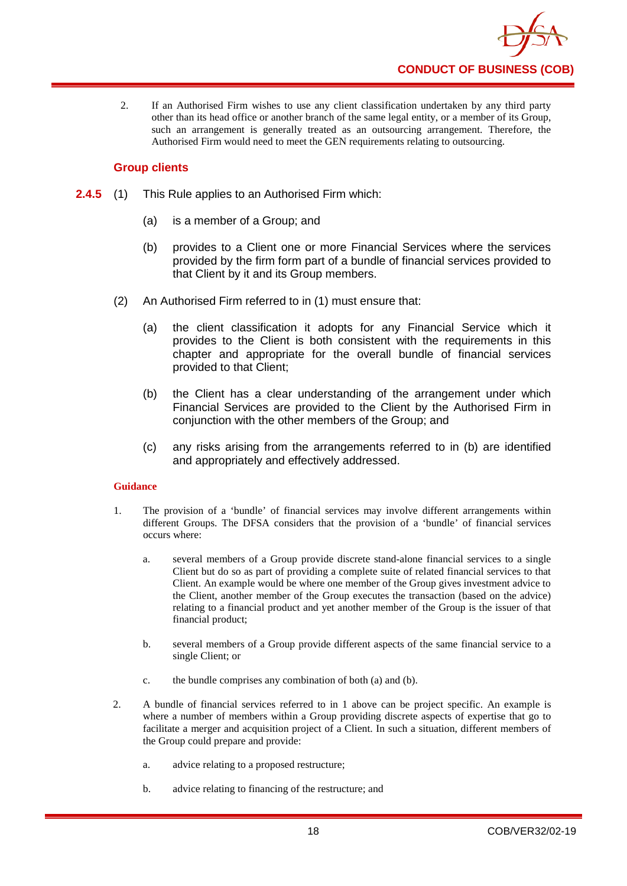2. If an Authorised Firm wishes to use any client classification undertaken by any third party other than its head office or another branch of the same legal entity, or a member of its Group, such an arrangement is generally treated as an outsourcing arrangement. Therefore, the Authorised Firm would need to meet the GEN requirements relating to outsourcing.

### Group clients

**2.4.5** (1) This Rule applies to an Authorised Firm which:

(a) is a member of a Group; and

(b) provides to a Client one or more Financial Services where the services provided by the firm form part of a bundle of financial services provided to that Client by it and its Group members.

(2) An Authorised Firm referred to in (1) must ensure that:

(a) the client classification it adopts for any Financial Service which it provides to the Client is both consistent with the requirements in this chapter and appropriate for the overall bundle of financial services provided to that Client;

(b) the Client has a clear understanding of the arrangement under which Financial Services are provided to the Client by the Authorised Firm in conjunction with the other members of the Group; and

(c) any risks arising from the arrangements referred to in (b) are identified and appropriately and effectively addressed.

**Guidance**

1. The provision of a 'bundle' of financial services may involve different arrangements within different Groups. The DFSA considers that the provision of a 'bundle' of financial services occurs where:

   a. several members of a Group provide discrete stand-alone financial services to a single Client but do so as part of providing a complete suite of related financial services to that Client. An example would be where one member of the Group gives investment advice to the Client, another member of the Group executes the transaction (based on the advice) relating to a financial product and yet another member of the Group is the issuer of that financial product;

   b. several members of a Group provide different aspects of the same financial service to a single Client; or

   c. the bundle comprises any combination of both (a) and (b).

2. A bundle of financial services referred to in 1 above can be project specific. An example is where a number of members within a Group providing discrete aspects of expertise that go to facilitate a merger and acquisition project of a Client. In such a situation, different members of the Group could prepare and provide:

   a. advice relating to a proposed restructure;

   b. advice relating to financing of the restructure; and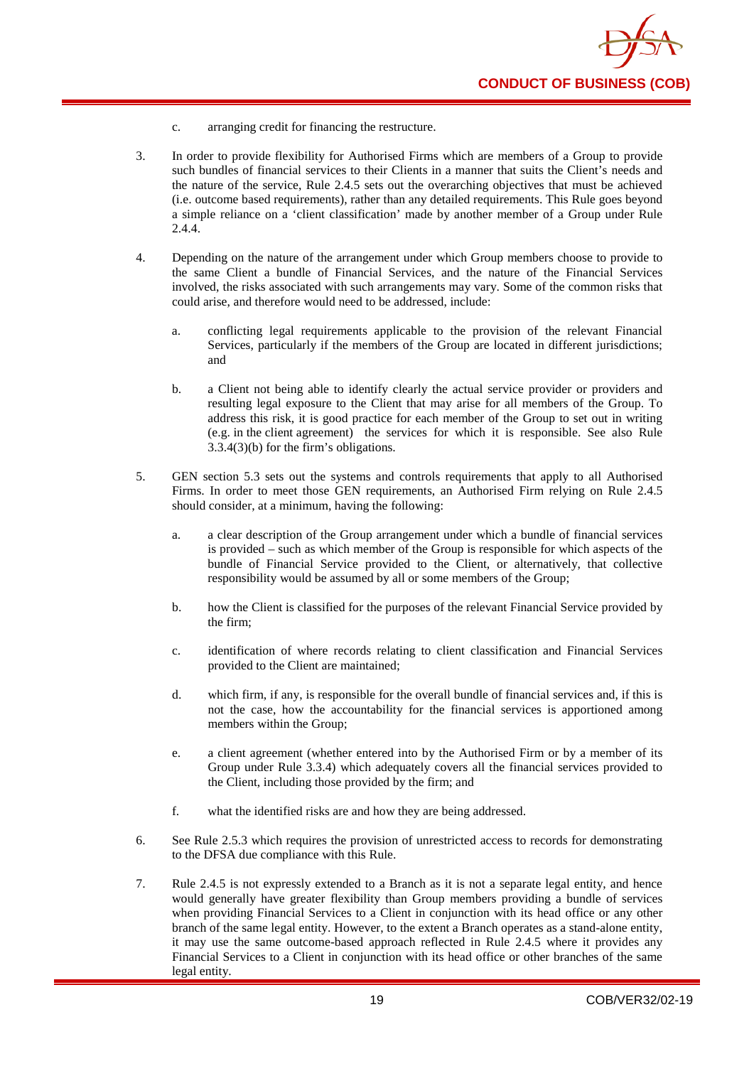c. arranging credit for financing the restructure.

3. In order to provide flexibility for Authorised Firms which are members of a Group to provide such bundles of financial services to their Clients in a manner that suits the Client's needs and the nature of the service, Rule 2.4.5 sets out the overarching objectives that must be achieved (i.e. outcome based requirements), rather than any detailed requirements. This Rule goes beyond a simple reliance on a 'client classification' made by another member of a Group under Rule 2.4.4.

4. Depending on the nature of the arrangement under which Group members choose to provide to the same Client a bundle of Financial Services, and the nature of the Financial Services involved, the risks associated with such arrangements may vary. Some of the common risks that could arise, and therefore would need to be addressed, include:

    a. conflicting legal requirements applicable to the provision of the relevant Financial Services, particularly if the members of the Group are located in different jurisdictions; and

    b. a Client not being able to identify clearly the actual service provider or providers and resulting legal exposure to the Client that may arise for all members of the Group. To address this risk, it is good practice for each member of the Group to set out in writing (e.g. in the client agreement) the services for which it is responsible. See also Rule 3.3.4(3)(b) for the firm's obligations.

5. GEN section 5.3 sets out the systems and controls requirements that apply to all Authorised Firms. In order to meet those GEN requirements, an Authorised Firm relying on Rule 2.4.5 should consider, at a minimum, having the following:

    a. a clear description of the Group arrangement under which a bundle of financial services is provided – such as which member of the Group is responsible for which aspects of the bundle of Financial Service provided to the Client, or alternatively, that collective responsibility would be assumed by all or some members of the Group;

    b. how the Client is classified for the purposes of the relevant Financial Service provided by the firm;

    c. identification of where records relating to client classification and Financial Services provided to the Client are maintained;

    d. which firm, if any, is responsible for the overall bundle of financial services and, if this is not the case, how the accountability for the financial services is apportioned among members within the Group;

    e. a client agreement (whether entered into by the Authorised Firm or by a member of its Group under Rule 3.3.4) which adequately covers all the financial services provided to the Client, including those provided by the firm; and

    f. what the identified risks are and how they are being addressed.

6. See Rule 2.5.3 which requires the provision of unrestricted access to records for demonstrating to the DFSA due compliance with this Rule.

7. Rule 2.4.5 is not expressly extended to a Branch as it is not a separate legal entity, and hence would generally have greater flexibility than Group members providing a bundle of services when providing Financial Services to a Client in conjunction with its head office or any other branch of the same legal entity. However, to the extent a Branch operates as a stand-alone entity, it may use the same outcome-based approach reflected in Rule 2.4.5 where it provides any Financial Services to a Client in conjunction with its head office or other branches of the same legal entity.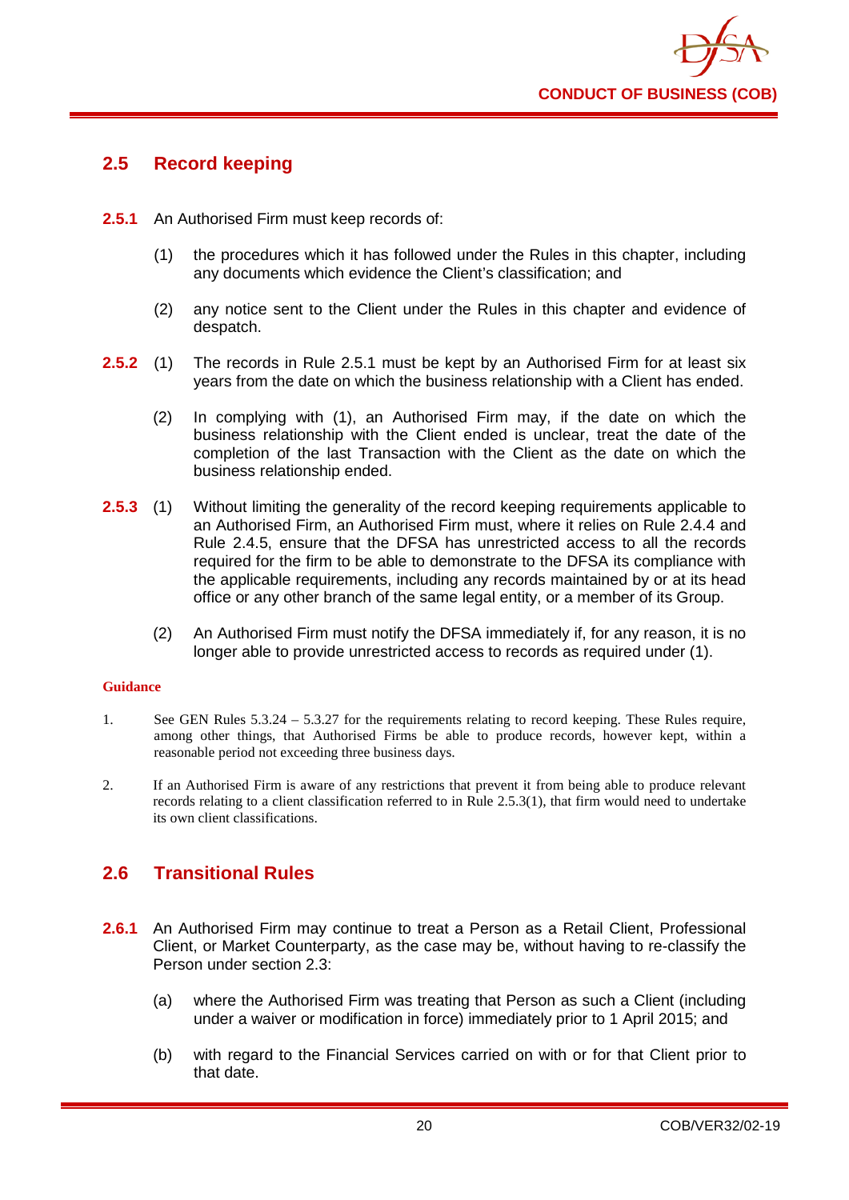## 2.5 Record keeping

**2.5.1** An Authorised Firm must keep records of:

(1) the procedures which it has followed under the Rules in this chapter, including any documents which evidence the Client's classification; and

(2) any notice sent to the Client under the Rules in this chapter and evidence of despatch.

**2.5.2** (1) The records in Rule 2.5.1 must be kept by an Authorised Firm for at least six years from the date on which the business relationship with a Client has ended.

(2) In complying with (1), an Authorised Firm may, if the date on which the business relationship with the Client ended is unclear, treat the date of the completion of the last Transaction with the Client as the date on which the business relationship ended.

**2.5.3** (1) Without limiting the generality of the record keeping requirements applicable to an Authorised Firm, an Authorised Firm must, where it relies on Rule 2.4.4 and Rule 2.4.5, ensure that the DFSA has unrestricted access to all the records required for the firm to be able to demonstrate to the DFSA its compliance with the applicable requirements, including any records maintained by or at its head office or any other branch of the same legal entity, or a member of its Group.

(2) An Authorised Firm must notify the DFSA immediately if, for any reason, it is no longer able to provide unrestricted access to records as required under (1).

**Guidance**

1. See GEN Rules 5.3.24 – 5.3.27 for the requirements relating to record keeping. These Rules require, among other things, that Authorised Firms be able to produce records, however kept, within a reasonable period not exceeding three business days.

2. If an Authorised Firm is aware of any restrictions that prevent it from being able to produce relevant records relating to a client classification referred to in Rule 2.5.3(1), that firm would need to undertake its own client classifications.

## 2.6 Transitional Rules

**2.6.1** An Authorised Firm may continue to treat a Person as a Retail Client, Professional Client, or Market Counterparty, as the case may be, without having to re-classify the Person under section 2.3:

(a) where the Authorised Firm was treating that Person as such a Client (including under a waiver or modification in force) immediately prior to 1 April 2015; and

(b) with regard to the Financial Services carried on with or for that Client prior to that date.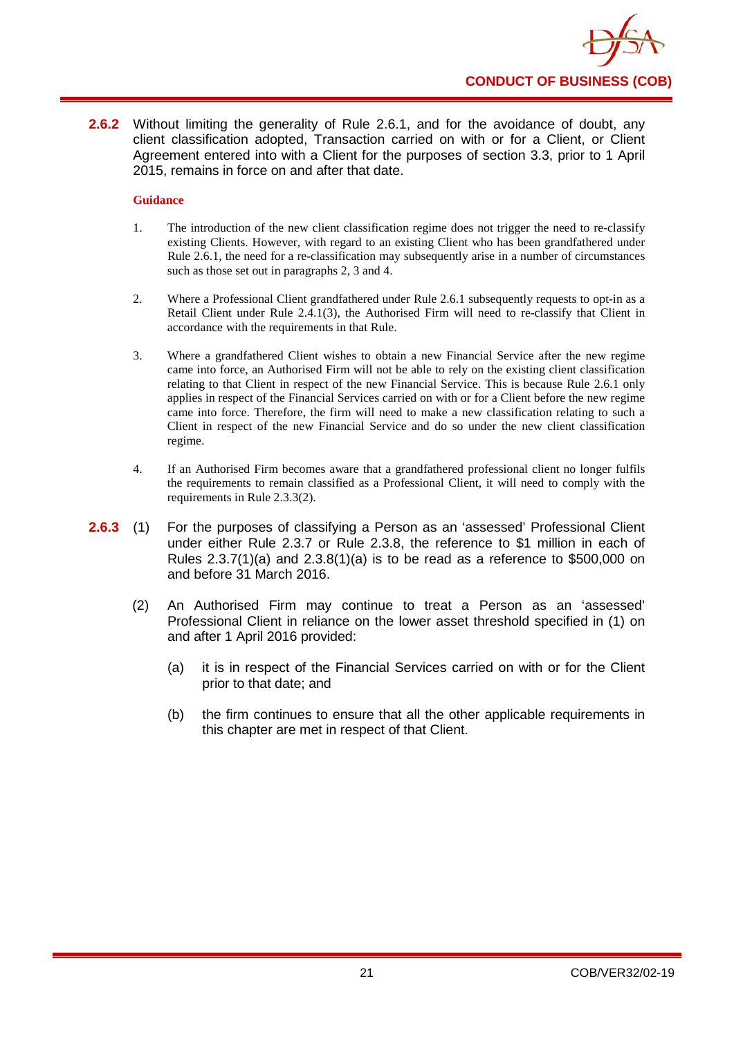**2.6.2** Without limiting the generality of Rule 2.6.1, and for the avoidance of doubt, any client classification adopted, Transaction carried on with or for a Client, or Client Agreement entered into with a Client for the purposes of section 3.3, prior to 1 April 2015, remains in force on and after that date.

**Guidance**

1. The introduction of the new client classification regime does not trigger the need to re-classify existing Clients. However, with regard to an existing Client who has been grandfathered under Rule 2.6.1, the need for a re-classification may subsequently arise in a number of circumstances such as those set out in paragraphs 2, 3 and 4.

2. Where a Professional Client grandfathered under Rule 2.6.1 subsequently requests to opt-in as a Retail Client under Rule 2.4.1(3), the Authorised Firm will need to re-classify that Client in accordance with the requirements in that Rule.

3. Where a grandfathered Client wishes to obtain a new Financial Service after the new regime came into force, an Authorised Firm will not be able to rely on the existing client classification relating to that Client in respect of the new Financial Service. This is because Rule 2.6.1 only applies in respect of the Financial Services carried on with or for a Client before the new regime came into force. Therefore, the firm will need to make a new classification relating to such a Client in respect of the new Financial Service and do so under the new client classification regime.

4. If an Authorised Firm becomes aware that a grandfathered professional client no longer fulfils the requirements to remain classified as a Professional Client, it will need to comply with the requirements in Rule 2.3.3(2).

**2.6.3** (1) For the purposes of classifying a Person as an 'assessed' Professional Client under either Rule 2.3.7 or Rule 2.3.8, the reference to $1 million in each of Rules 2.3.7(1)(a) and 2.3.8(1)(a) is to be read as a reference to $500,000 on and before 31 March 2016.

(2) An Authorised Firm may continue to treat a Person as an 'assessed' Professional Client in reliance on the lower asset threshold specified in (1) on and after 1 April 2016 provided:

(a) it is in respect of the Financial Services carried on with or for the Client prior to that date; and

(b) the firm continues to ensure that all the other applicable requirements in this chapter are met in respect of that Client.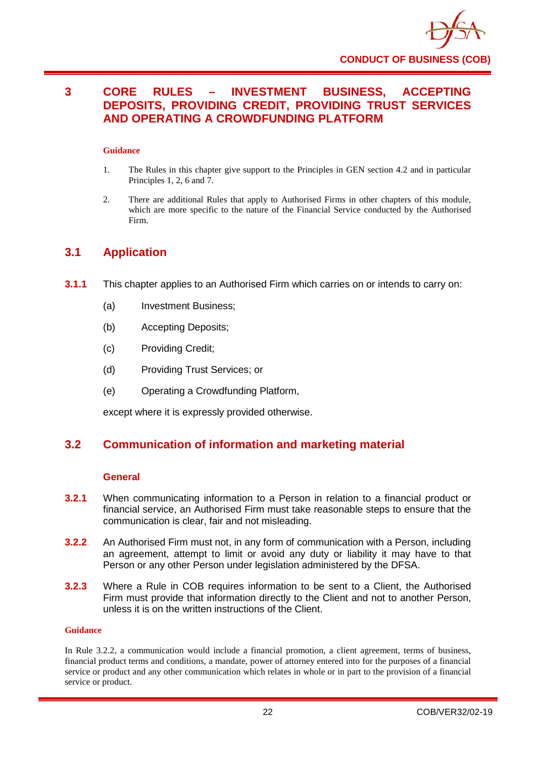# 3 CORE RULES – INVESTMENT BUSINESS, ACCEPTING DEPOSITS, PROVIDING CREDIT, PROVIDING TRUST SERVICES AND OPERATING A CROWDFUNDING PLATFORM

**Guidance**

1. The Rules in this chapter give support to the Principles in GEN section 4.2 and in particular Principles 1, 2, 6 and 7.
2. There are additional Rules that apply to Authorised Firms in other chapters of this module, which are more specific to the nature of the Financial Service conducted by the Authorised Firm.

## 3.1 Application

**3.1.1** This chapter applies to an Authorised Firm which carries on or intends to carry on:

(a) Investment Business;

(b) Accepting Deposits;

(c) Providing Credit;

(d) Providing Trust Services; or

(e) Operating a Crowdfunding Platform,

except where it is expressly provided otherwise.

## 3.2 Communication of information and marketing material

### General

**3.2.1** When communicating information to a Person in relation to a financial product or financial service, an Authorised Firm must take reasonable steps to ensure that the communication is clear, fair and not misleading.

**3.2.2** An Authorised Firm must not, in any form of communication with a Person, including an agreement, attempt to limit or avoid any duty or liability it may have to that Person or any other Person under legislation administered by the DFSA.

**3.2.3** Where a Rule in COB requires information to be sent to a Client, the Authorised Firm must provide that information directly to the Client and not to another Person, unless it is on the written instructions of the Client.

**Guidance**

In Rule 3.2.2, a communication would include a financial promotion, a client agreement, terms of business, financial product terms and conditions, a mandate, power of attorney entered into for the purposes of a financial service or product and any other communication which relates in whole or in part to the provision of a financial service or product.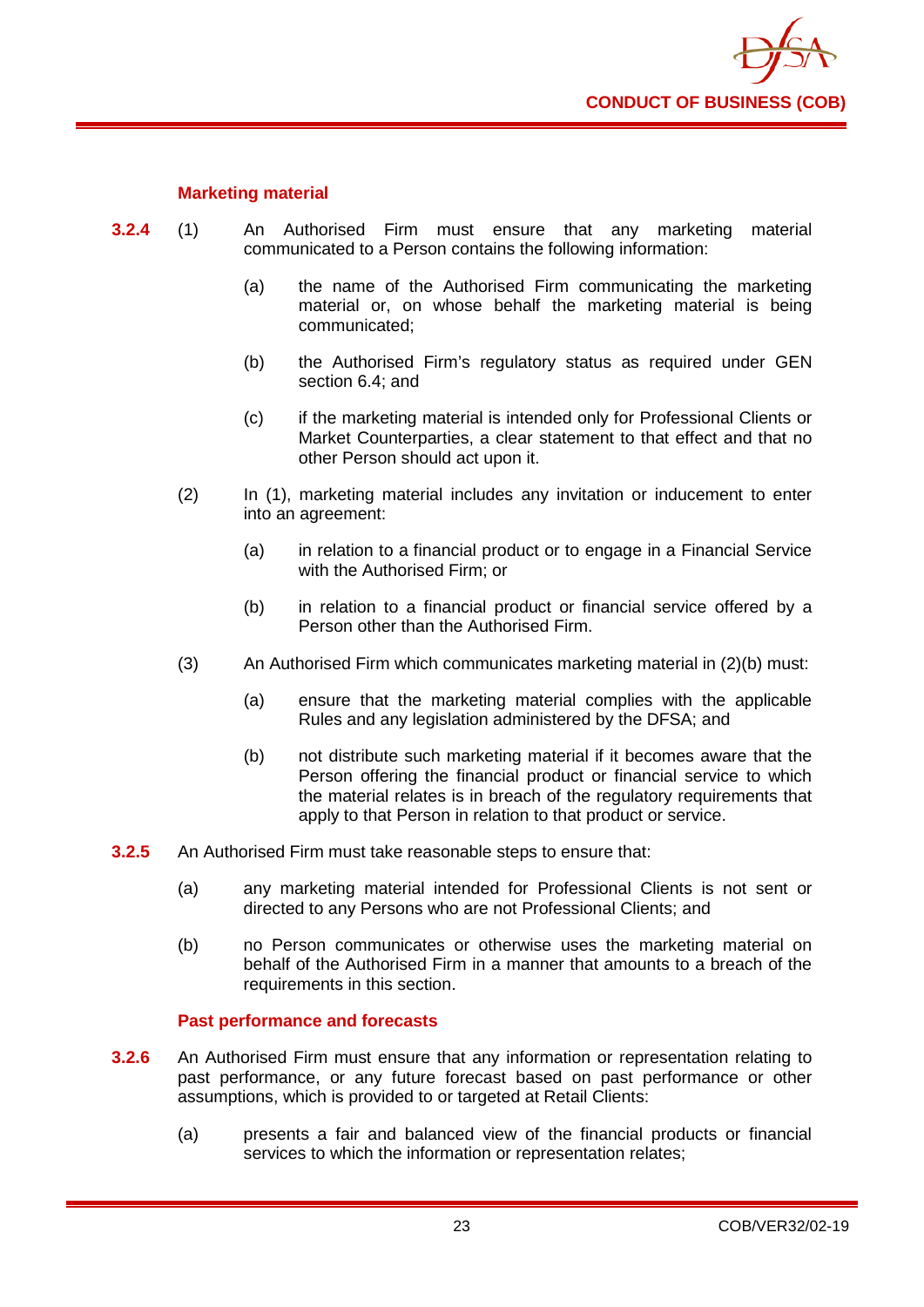#### Marketing material

**3.2.4** (1) An Authorised Firm must ensure that any marketing material communicated to a Person contains the following information:

(a) the name of the Authorised Firm communicating the marketing material or, on whose behalf the marketing material is being communicated;

(b) the Authorised Firm's regulatory status as required under GEN section 6.4; and

(c) if the marketing material is intended only for Professional Clients or Market Counterparties, a clear statement to that effect and that no other Person should act upon it.

(2) In (1), marketing material includes any invitation or inducement to enter into an agreement:

(a) in relation to a financial product or to engage in a Financial Service with the Authorised Firm; or

(b) in relation to a financial product or financial service offered by a Person other than the Authorised Firm.

(3) An Authorised Firm which communicates marketing material in (2)(b) must:

(a) ensure that the marketing material complies with the applicable Rules and any legislation administered by the DFSA; and

(b) not distribute such marketing material if it becomes aware that the Person offering the financial product or financial service to which the material relates is in breach of the regulatory requirements that apply to that Person in relation to that product or service.

**3.2.5** An Authorised Firm must take reasonable steps to ensure that:

(a) any marketing material intended for Professional Clients is not sent or directed to any Persons who are not Professional Clients; and

(b) no Person communicates or otherwise uses the marketing material on behalf of the Authorised Firm in a manner that amounts to a breach of the requirements in this section.

#### Past performance and forecasts

**3.2.6** An Authorised Firm must ensure that any information or representation relating to past performance, or any future forecast based on past performance or other assumptions, which is provided to or targeted at Retail Clients:

(a) presents a fair and balanced view of the financial products or financial services to which the information or representation relates;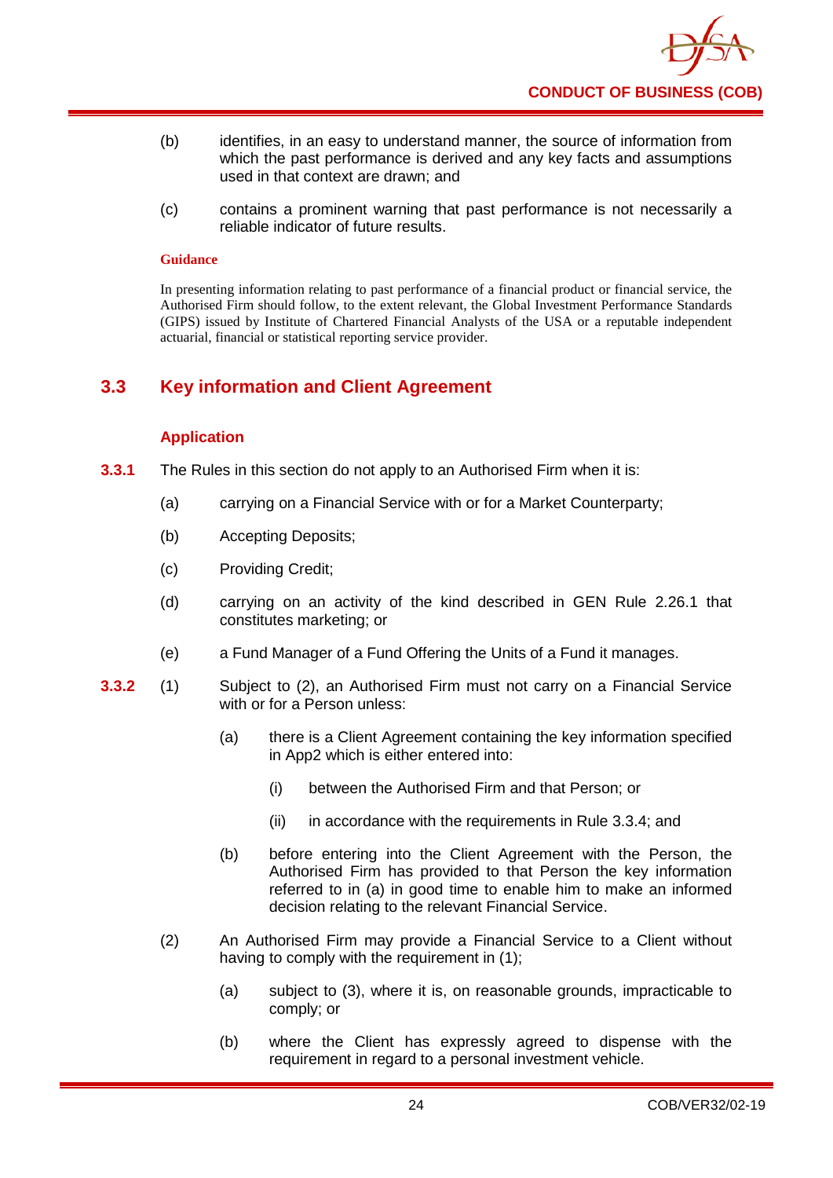(b) identifies, in an easy to understand manner, the source of information from which the past performance is derived and any key facts and assumptions used in that context are drawn; and

(c) contains a prominent warning that past performance is not necessarily a reliable indicator of future results.

**Guidance**

In presenting information relating to past performance of a financial product or financial service, the Authorised Firm should follow, to the extent relevant, the Global Investment Performance Standards (GIPS) issued by Institute of Chartered Financial Analysts of the USA or a reputable independent actuarial, financial or statistical reporting service provider.

## 3.3 Key information and Client Agreement

### Application

**3.3.1** The Rules in this section do not apply to an Authorised Firm when it is:

(a) carrying on a Financial Service with or for a Market Counterparty;

(b) Accepting Deposits;

(c) Providing Credit;

(d) carrying on an activity of the kind described in GEN Rule 2.26.1 that constitutes marketing; or

(e) a Fund Manager of a Fund Offering the Units of a Fund it manages.

**3.3.2** (1) Subject to (2), an Authorised Firm must not carry on a Financial Service with or for a Person unless:

(a) there is a Client Agreement containing the key information specified in App2 which is either entered into:

(i) between the Authorised Firm and that Person; or

(ii) in accordance with the requirements in Rule 3.3.4; and

(b) before entering into the Client Agreement with the Person, the Authorised Firm has provided to that Person the key information referred to in (a) in good time to enable him to make an informed decision relating to the relevant Financial Service.

(2) An Authorised Firm may provide a Financial Service to a Client without having to comply with the requirement in (1);

(a) subject to (3), where it is, on reasonable grounds, impracticable to comply; or

(b) where the Client has expressly agreed to dispense with the requirement in regard to a personal investment vehicle.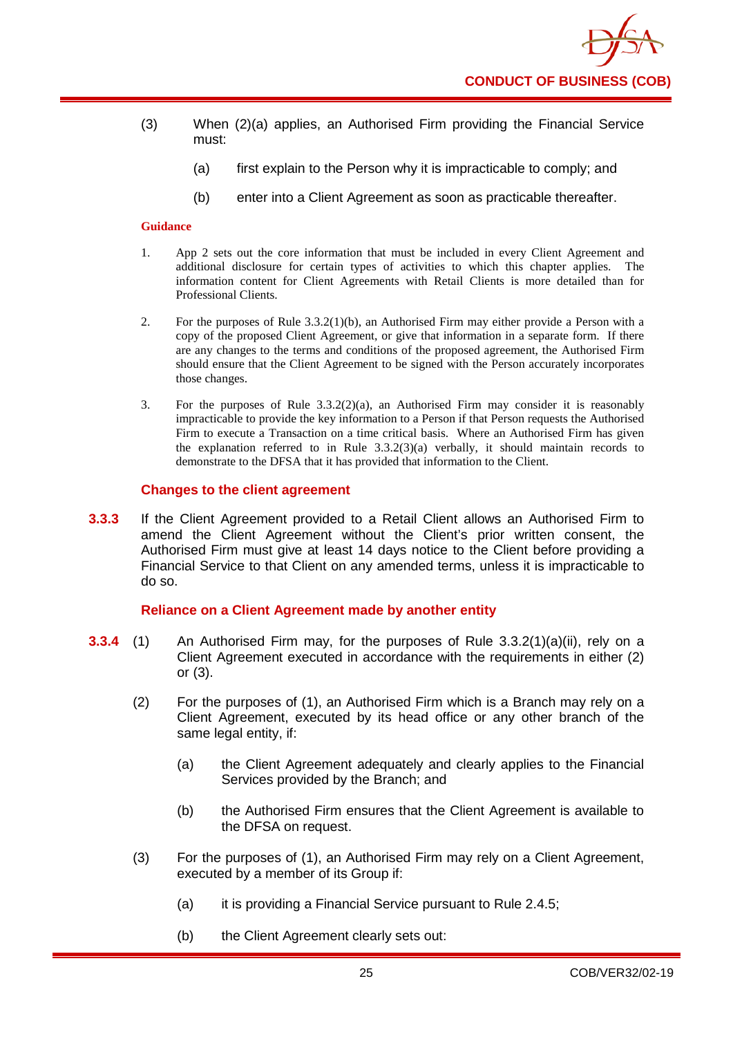(3) When (2)(a) applies, an Authorised Firm providing the Financial Service must:

(a) first explain to the Person why it is impracticable to comply; and

(b) enter into a Client Agreement as soon as practicable thereafter.

**Guidance**

1. App 2 sets out the core information that must be included in every Client Agreement and additional disclosure for certain types of activities to which this chapter applies. The information content for Client Agreements with Retail Clients is more detailed than for Professional Clients.

2. For the purposes of Rule 3.3.2(1)(b), an Authorised Firm may either provide a Person with a copy of the proposed Client Agreement, or give that information in a separate form. If there are any changes to the terms and conditions of the proposed agreement, the Authorised Firm should ensure that the Client Agreement to be signed with the Person accurately incorporates those changes.

3. For the purposes of Rule 3.3.2(2)(a), an Authorised Firm may consider it is reasonably impracticable to provide the key information to a Person if that Person requests the Authorised Firm to execute a Transaction on a time critical basis. Where an Authorised Firm has given the explanation referred to in Rule 3.3.2(3)(a) verbally, it should maintain records to demonstrate to the DFSA that it has provided that information to the Client.

### Changes to the client agreement

**3.3.3** If the Client Agreement provided to a Retail Client allows an Authorised Firm to amend the Client Agreement without the Client's prior written consent, the Authorised Firm must give at least 14 days notice to the Client before providing a Financial Service to that Client on any amended terms, unless it is impracticable to do so.

### Reliance on a Client Agreement made by another entity

**3.3.4** (1) An Authorised Firm may, for the purposes of Rule 3.3.2(1)(a)(ii), rely on a Client Agreement executed in accordance with the requirements in either (2) or (3).

(2) For the purposes of (1), an Authorised Firm which is a Branch may rely on a Client Agreement, executed by its head office or any other branch of the same legal entity, if:

(a) the Client Agreement adequately and clearly applies to the Financial Services provided by the Branch; and

(b) the Authorised Firm ensures that the Client Agreement is available to the DFSA on request.

(3) For the purposes of (1), an Authorised Firm may rely on a Client Agreement, executed by a member of its Group if:

(a) it is providing a Financial Service pursuant to Rule 2.4.5;

(b) the Client Agreement clearly sets out: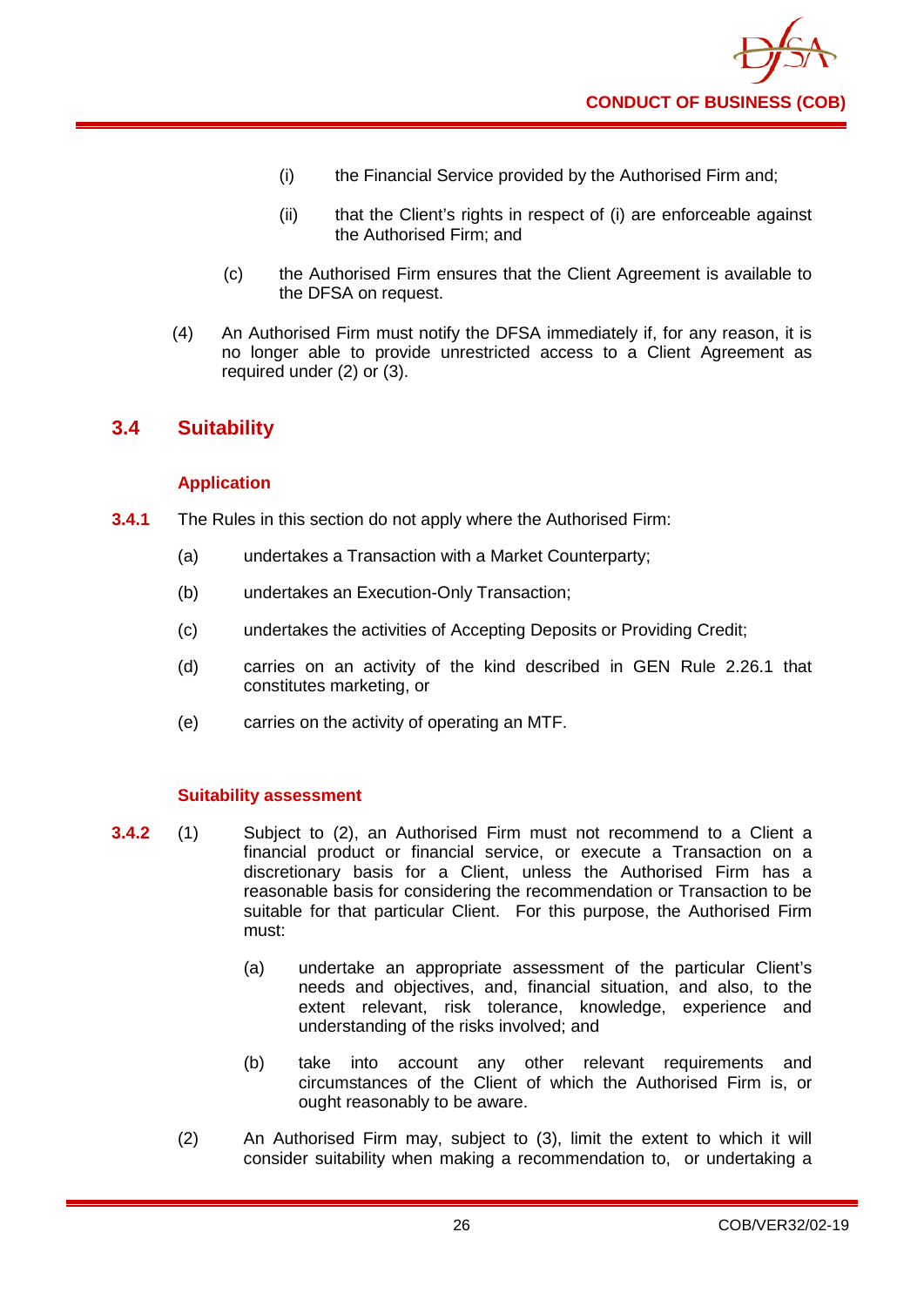(i) the Financial Service provided by the Authorised Firm and;

(ii) that the Client's rights in respect of (i) are enforceable against the Authorised Firm; and

(c) the Authorised Firm ensures that the Client Agreement is available to the DFSA on request.

(4) An Authorised Firm must notify the DFSA immediately if, for any reason, it is no longer able to provide unrestricted access to a Client Agreement as required under (2) or (3).

## 3.4 Suitability

### Application

**3.4.1** The Rules in this section do not apply where the Authorised Firm:

(a) undertakes a Transaction with a Market Counterparty;

(b) undertakes an Execution-Only Transaction;

(c) undertakes the activities of Accepting Deposits or Providing Credit;

(d) carries on an activity of the kind described in GEN Rule 2.26.1 that constitutes marketing, or

(e) carries on the activity of operating an MTF.

### Suitability assessment

**3.4.2** (1) Subject to (2), an Authorised Firm must not recommend to a Client a financial product or financial service, or execute a Transaction on a discretionary basis for a Client, unless the Authorised Firm has a reasonable basis for considering the recommendation or Transaction to be suitable for that particular Client. For this purpose, the Authorised Firm must:

(a) undertake an appropriate assessment of the particular Client's needs and objectives, and, financial situation, and also, to the extent relevant, risk tolerance, knowledge, experience and understanding of the risks involved; and

(b) take into account any other relevant requirements and circumstances of the Client of which the Authorised Firm is, or ought reasonably to be aware.

(2) An Authorised Firm may, subject to (3), limit the extent to which it will consider suitability when making a recommendation to, or undertaking a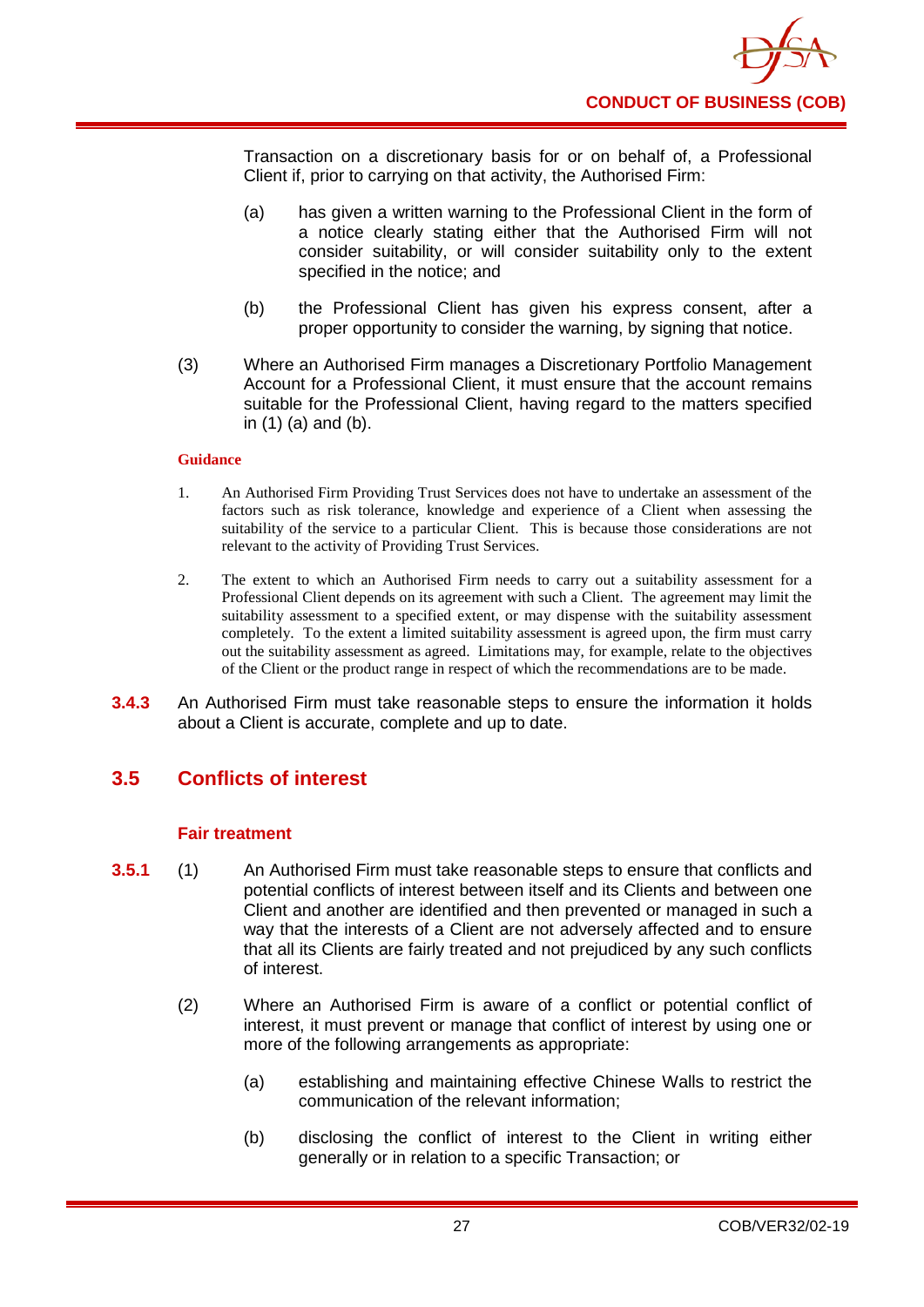Transaction on a discretionary basis for or on behalf of, a Professional Client if, prior to carrying on that activity, the Authorised Firm:

(a) has given a written warning to the Professional Client in the form of a notice clearly stating either that the Authorised Firm will not consider suitability, or will consider suitability only to the extent specified in the notice; and

(b) the Professional Client has given his express consent, after a proper opportunity to consider the warning, by signing that notice.

(3) Where an Authorised Firm manages a Discretionary Portfolio Management Account for a Professional Client, it must ensure that the account remains suitable for the Professional Client, having regard to the matters specified in (1) (a) and (b).

**Guidance**

1. An Authorised Firm Providing Trust Services does not have to undertake an assessment of the factors such as risk tolerance, knowledge and experience of a Client when assessing the suitability of the service to a particular Client. This is because those considerations are not relevant to the activity of Providing Trust Services.

2. The extent to which an Authorised Firm needs to carry out a suitability assessment for a Professional Client depends on its agreement with such a Client. The agreement may limit the suitability assessment to a specified extent, or may dispense with the suitability assessment completely. To the extent a limited suitability assessment is agreed upon, the firm must carry out the suitability assessment as agreed. Limitations may, for example, relate to the objectives of the Client or the product range in respect of which the recommendations are to be made.

**3.4.3** An Authorised Firm must take reasonable steps to ensure the information it holds about a Client is accurate, complete and up to date.

## 3.5 Conflicts of interest

### Fair treatment

**3.5.1** (1) An Authorised Firm must take reasonable steps to ensure that conflicts and potential conflicts of interest between itself and its Clients and between one Client and another are identified and then prevented or managed in such a way that the interests of a Client are not adversely affected and to ensure that all its Clients are fairly treated and not prejudiced by any such conflicts of interest.

(2) Where an Authorised Firm is aware of a conflict or potential conflict of interest, it must prevent or manage that conflict of interest by using one or more of the following arrangements as appropriate:

(a) establishing and maintaining effective Chinese Walls to restrict the communication of the relevant information;

(b) disclosing the conflict of interest to the Client in writing either generally or in relation to a specific Transaction; or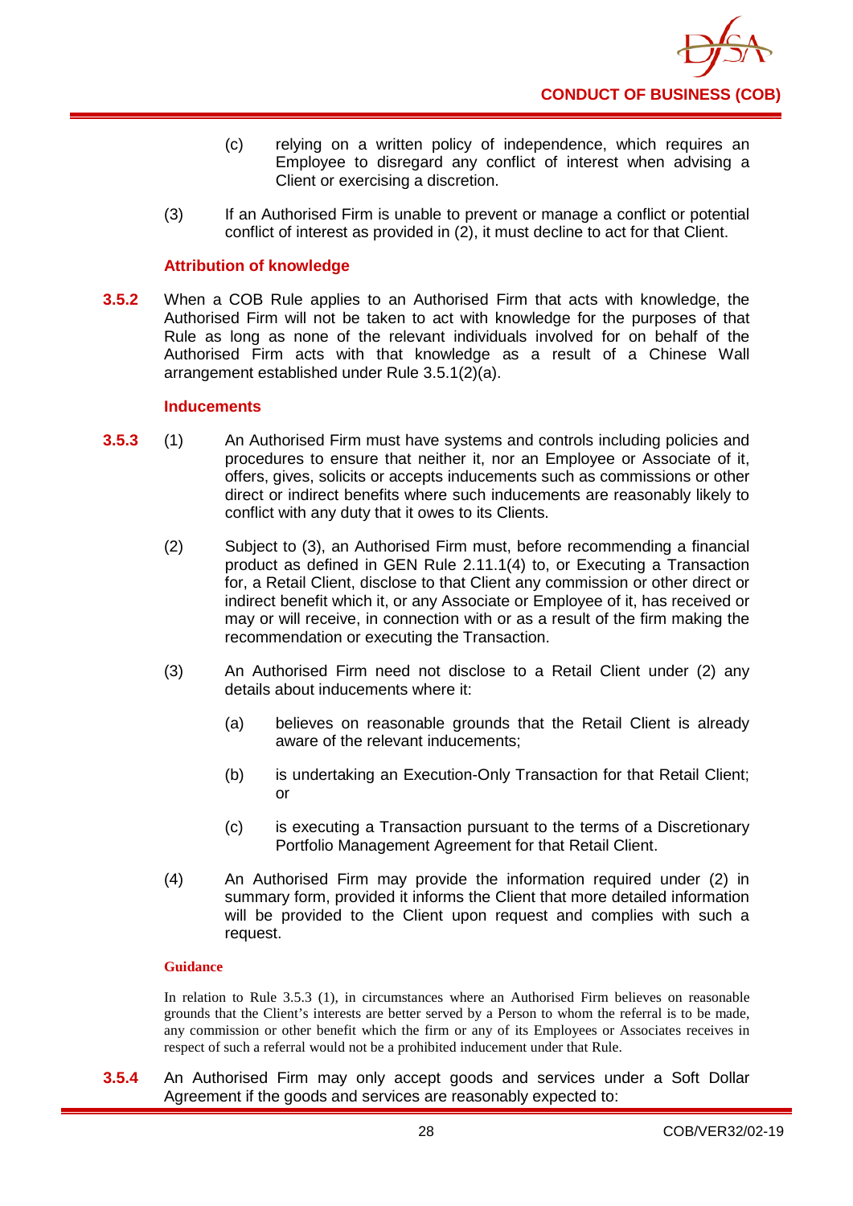(c) relying on a written policy of independence, which requires an Employee to disregard any conflict of interest when advising a Client or exercising a discretion.

(3) If an Authorised Firm is unable to prevent or manage a conflict or potential conflict of interest as provided in (2), it must decline to act for that Client.

#### Attribution of knowledge

**3.5.2** When a COB Rule applies to an Authorised Firm that acts with knowledge, the Authorised Firm will not be taken to act with knowledge for the purposes of that Rule as long as none of the relevant individuals involved for on behalf of the Authorised Firm acts with that knowledge as a result of a Chinese Wall arrangement established under Rule 3.5.1(2)(a).

#### Inducements

**3.5.3** (1) An Authorised Firm must have systems and controls including policies and procedures to ensure that neither it, nor an Employee or Associate of it, offers, gives, solicits or accepts inducements such as commissions or other direct or indirect benefits where such inducements are reasonably likely to conflict with any duty that it owes to its Clients.

(2) Subject to (3), an Authorised Firm must, before recommending a financial product as defined in GEN Rule 2.11.1(4) to, or Executing a Transaction for, a Retail Client, disclose to that Client any commission or other direct or indirect benefit which it, or any Associate or Employee of it, has received or may or will receive, in connection with or as a result of the firm making the recommendation or executing the Transaction.

(3) An Authorised Firm need not disclose to a Retail Client under (2) any details about inducements where it:

(a) believes on reasonable grounds that the Retail Client is already aware of the relevant inducements;

(b) is undertaking an Execution-Only Transaction for that Retail Client; or

(c) is executing a Transaction pursuant to the terms of a Discretionary Portfolio Management Agreement for that Retail Client.

(4) An Authorised Firm may provide the information required under (2) in summary form, provided it informs the Client that more detailed information will be provided to the Client upon request and complies with such a request.

**Guidance**

In relation to Rule 3.5.3 (1), in circumstances where an Authorised Firm believes on reasonable grounds that the Client's interests are better served by a Person to whom the referral is to be made, any commission or other benefit which the firm or any of its Employees or Associates receives in respect of such a referral would not be a prohibited inducement under that Rule.

**3.5.4** An Authorised Firm may only accept goods and services under a Soft Dollar Agreement if the goods and services are reasonably expected to: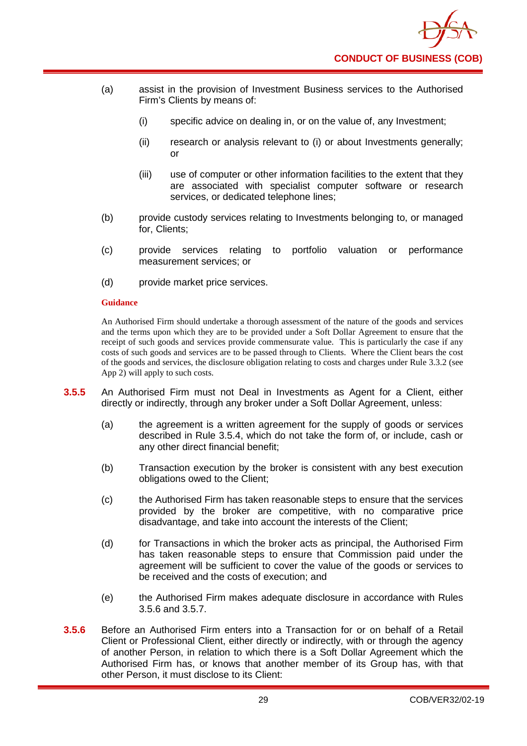(a) assist in the provision of Investment Business services to the Authorised Firm's Clients by means of:

    (i) specific advice on dealing in, or on the value of, any Investment;

    (ii) research or analysis relevant to (i) or about Investments generally; or

    (iii) use of computer or other information facilities to the extent that they are associated with specialist computer software or research services, or dedicated telephone lines;

(b) provide custody services relating to Investments belonging to, or managed for, Clients;

(c) provide services relating to portfolio valuation or performance measurement services; or

(d) provide market price services.

**Guidance**

An Authorised Firm should undertake a thorough assessment of the nature of the goods and services and the terms upon which they are to be provided under a Soft Dollar Agreement to ensure that the receipt of such goods and services provide commensurate value. This is particularly the case if any costs of such goods and services are to be passed through to Clients. Where the Client bears the cost of the goods and services, the disclosure obligation relating to costs and charges under Rule 3.3.2 (see App 2) will apply to such costs.

**3.5.5** An Authorised Firm must not Deal in Investments as Agent for a Client, either directly or indirectly, through any broker under a Soft Dollar Agreement, unless:

(a) the agreement is a written agreement for the supply of goods or services described in Rule 3.5.4, which do not take the form of, or include, cash or any other direct financial benefit;

(b) Transaction execution by the broker is consistent with any best execution obligations owed to the Client;

(c) the Authorised Firm has taken reasonable steps to ensure that the services provided by the broker are competitive, with no comparative price disadvantage, and take into account the interests of the Client;

(d) for Transactions in which the broker acts as principal, the Authorised Firm has taken reasonable steps to ensure that Commission paid under the agreement will be sufficient to cover the value of the goods or services to be received and the costs of execution; and

(e) the Authorised Firm makes adequate disclosure in accordance with Rules 3.5.6 and 3.5.7.

**3.5.6** Before an Authorised Firm enters into a Transaction for or on behalf of a Retail Client or Professional Client, either directly or indirectly, with or through the agency of another Person, in relation to which there is a Soft Dollar Agreement which the Authorised Firm has, or knows that another member of its Group has, with that other Person, it must disclose to its Client: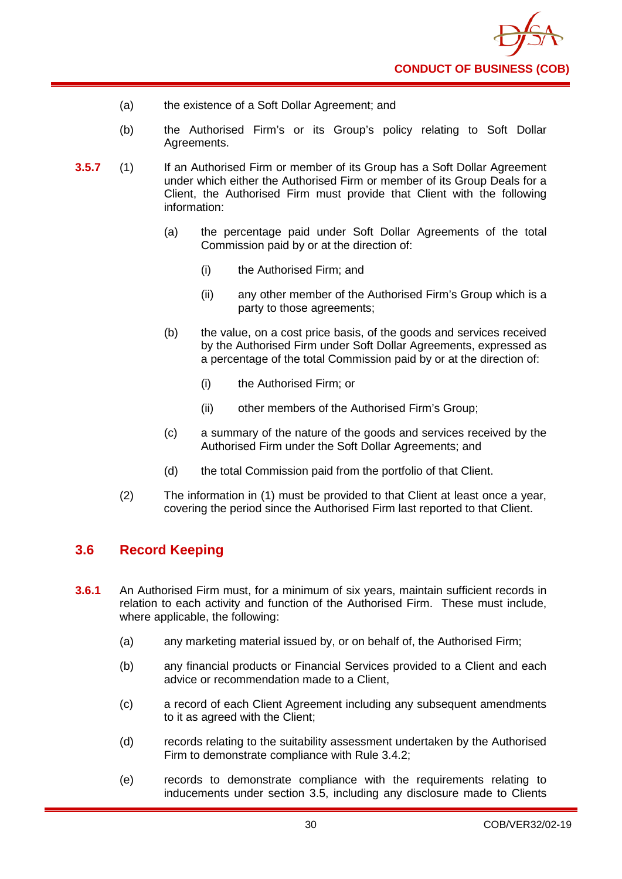(a) the existence of a Soft Dollar Agreement; and

(b) the Authorised Firm's or its Group's policy relating to Soft Dollar Agreements.

**3.5.7** (1) If an Authorised Firm or member of its Group has a Soft Dollar Agreement under which either the Authorised Firm or member of its Group Deals for a Client, the Authorised Firm must provide that Client with the following information:

(a) the percentage paid under Soft Dollar Agreements of the total Commission paid by or at the direction of:

(i) the Authorised Firm; and

(ii) any other member of the Authorised Firm's Group which is a party to those agreements;

(b) the value, on a cost price basis, of the goods and services received by the Authorised Firm under Soft Dollar Agreements, expressed as a percentage of the total Commission paid by or at the direction of:

(i) the Authorised Firm; or

(ii) other members of the Authorised Firm's Group;

(c) a summary of the nature of the goods and services received by the Authorised Firm under the Soft Dollar Agreements; and

(d) the total Commission paid from the portfolio of that Client.

(2) The information in (1) must be provided to that Client at least once a year, covering the period since the Authorised Firm last reported to that Client.

## 3.6 Record Keeping

**3.6.1** An Authorised Firm must, for a minimum of six years, maintain sufficient records in relation to each activity and function of the Authorised Firm. These must include, where applicable, the following:

(a) any marketing material issued by, or on behalf of, the Authorised Firm;

(b) any financial products or Financial Services provided to a Client and each advice or recommendation made to a Client,

(c) a record of each Client Agreement including any subsequent amendments to it as agreed with the Client;

(d) records relating to the suitability assessment undertaken by the Authorised Firm to demonstrate compliance with Rule 3.4.2;

(e) records to demonstrate compliance with the requirements relating to inducements under section 3.5, including any disclosure made to Clients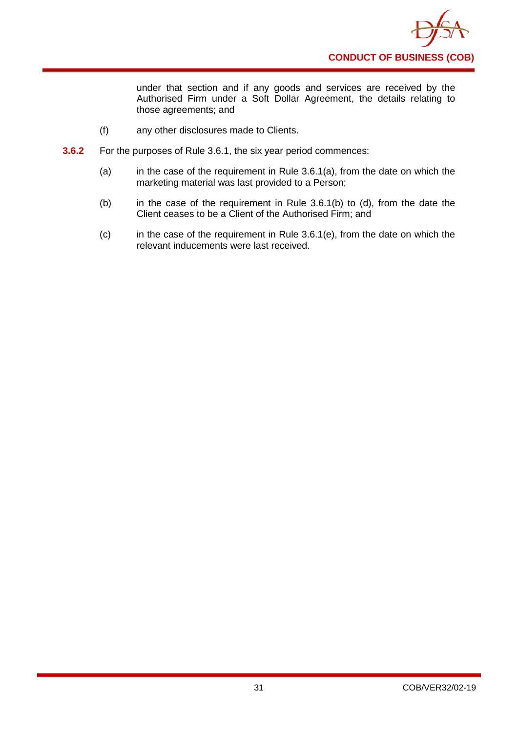under that section and if any goods and services are received by the Authorised Firm under a Soft Dollar Agreement, the details relating to those agreements; and

(f) any other disclosures made to Clients.

**3.6.2** For the purposes of Rule 3.6.1, the six year period commences:

(a) in the case of the requirement in Rule 3.6.1(a), from the date on which the marketing material was last provided to a Person;

(b) in the case of the requirement in Rule 3.6.1(b) to (d), from the date the Client ceases to be a Client of the Authorised Firm; and

(c) in the case of the requirement in Rule 3.6.1(e), from the date on which the relevant inducements were last received.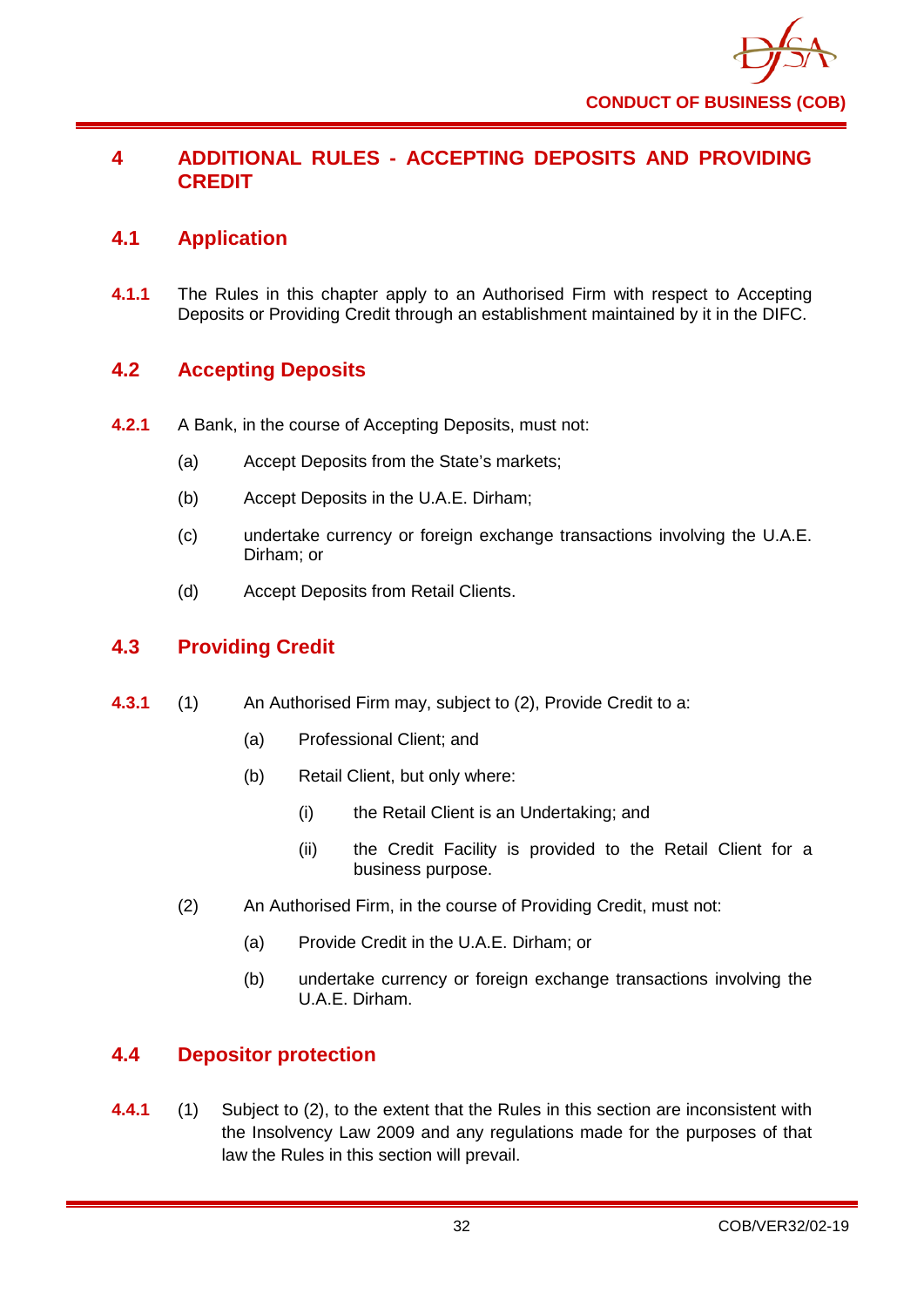# 4 ADDITIONAL RULES - ACCEPTING DEPOSITS AND PROVIDING CREDIT

## 4.1 Application

**4.1.1** The Rules in this chapter apply to an Authorised Firm with respect to Accepting Deposits or Providing Credit through an establishment maintained by it in the DIFC.

## 4.2 Accepting Deposits

**4.2.1** A Bank, in the course of Accepting Deposits, must not:

(a) Accept Deposits from the State's markets;

(b) Accept Deposits in the U.A.E. Dirham;

(c) undertake currency or foreign exchange transactions involving the U.A.E. Dirham; or

(d) Accept Deposits from Retail Clients.

## 4.3 Providing Credit

**4.3.1** (1) An Authorised Firm may, subject to (2), Provide Credit to a:

(a) Professional Client; and

(b) Retail Client, but only where:

(i) the Retail Client is an Undertaking; and

(ii) the Credit Facility is provided to the Retail Client for a business purpose.

(2) An Authorised Firm, in the course of Providing Credit, must not:

(a) Provide Credit in the U.A.E. Dirham; or

(b) undertake currency or foreign exchange transactions involving the U.A.E. Dirham.

## 4.4 Depositor protection

**4.4.1** (1) Subject to (2), to the extent that the Rules in this section are inconsistent with the Insolvency Law 2009 and any regulations made for the purposes of that law the Rules in this section will prevail.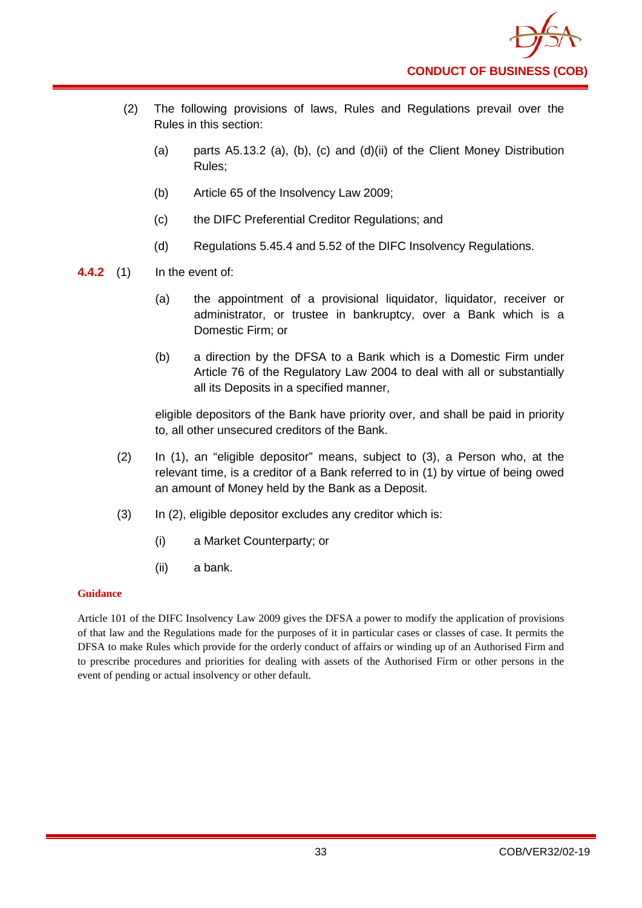(2) The following provisions of laws, Rules and Regulations prevail over the Rules in this section:

(a) parts A5.13.2 (a), (b), (c) and (d)(ii) of the Client Money Distribution Rules;

(b) Article 65 of the Insolvency Law 2009;

(c) the DIFC Preferential Creditor Regulations; and

(d) Regulations 5.45.4 and 5.52 of the DIFC Insolvency Regulations.

**4.4.2** (1) In the event of:

(a) the appointment of a provisional liquidator, liquidator, receiver or administrator, or trustee in bankruptcy, over a Bank which is a Domestic Firm; or

(b) a direction by the DFSA to a Bank which is a Domestic Firm under Article 76 of the Regulatory Law 2004 to deal with all or substantially all its Deposits in a specified manner,

eligible depositors of the Bank have priority over, and shall be paid in priority to, all other unsecured creditors of the Bank.

(2) In (1), an "eligible depositor" means, subject to (3), a Person who, at the relevant time, is a creditor of a Bank referred to in (1) by virtue of being owed an amount of Money held by the Bank as a Deposit.

(3) In (2), eligible depositor excludes any creditor which is:

(i) a Market Counterparty; or

(ii) a bank.

**Guidance**

Article 101 of the DIFC Insolvency Law 2009 gives the DFSA a power to modify the application of provisions of that law and the Regulations made for the purposes of it in particular cases or classes of case. It permits the DFSA to make Rules which provide for the orderly conduct of affairs or winding up of an Authorised Firm and to prescribe procedures and priorities for dealing with assets of the Authorised Firm or other persons in the event of pending or actual insolvency or other default.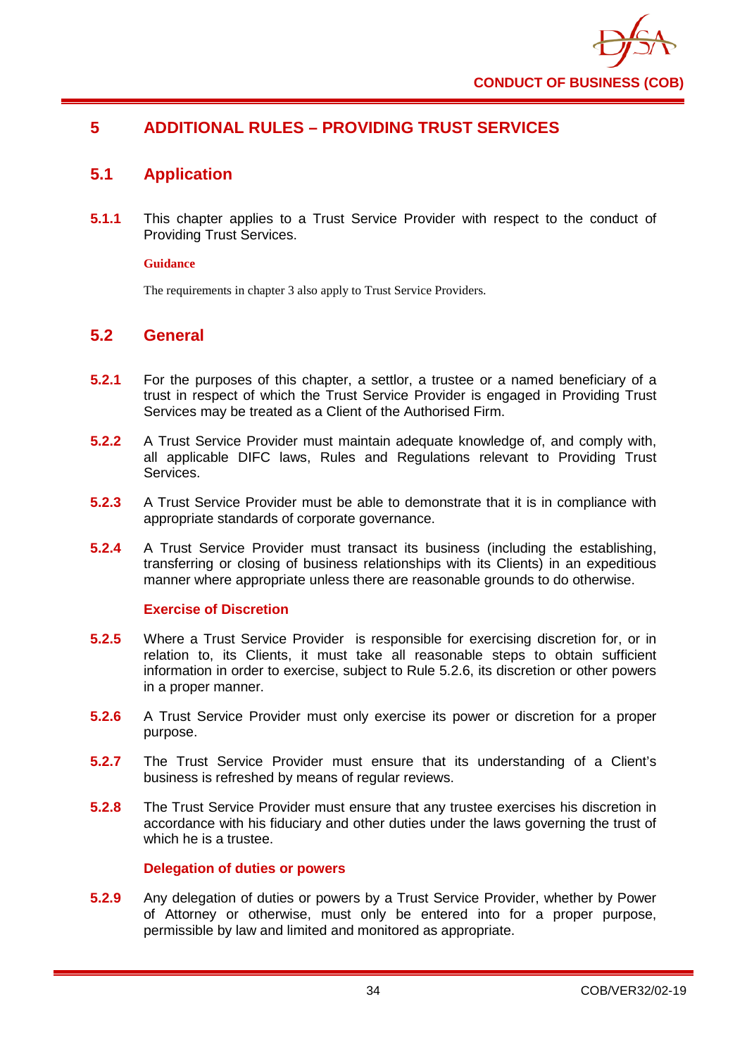# 5 ADDITIONAL RULES – PROVIDING TRUST SERVICES

## 5.1 Application

**5.1.1** This chapter applies to a Trust Service Provider with respect to the conduct of Providing Trust Services.

**Guidance**

The requirements in chapter 3 also apply to Trust Service Providers.

## 5.2 General

**5.2.1** For the purposes of this chapter, a settlor, a trustee or a named beneficiary of a trust in respect of which the Trust Service Provider is engaged in Providing Trust Services may be treated as a Client of the Authorised Firm.

**5.2.2** A Trust Service Provider must maintain adequate knowledge of, and comply with, all applicable DIFC laws, Rules and Regulations relevant to Providing Trust Services.

**5.2.3** A Trust Service Provider must be able to demonstrate that it is in compliance with appropriate standards of corporate governance.

**5.2.4** A Trust Service Provider must transact its business (including the establishing, transferring or closing of business relationships with its Clients) in an expeditious manner where appropriate unless there are reasonable grounds to do otherwise.

### Exercise of Discretion

**5.2.5** Where a Trust Service Provider is responsible for exercising discretion for, or in relation to, its Clients, it must take all reasonable steps to obtain sufficient information in order to exercise, subject to Rule 5.2.6, its discretion or other powers in a proper manner.

**5.2.6** A Trust Service Provider must only exercise its power or discretion for a proper purpose.

**5.2.7** The Trust Service Provider must ensure that its understanding of a Client's business is refreshed by means of regular reviews.

**5.2.8** The Trust Service Provider must ensure that any trustee exercises his discretion in accordance with his fiduciary and other duties under the laws governing the trust of which he is a trustee.

### Delegation of duties or powers

**5.2.9** Any delegation of duties or powers by a Trust Service Provider, whether by Power of Attorney or otherwise, must only be entered into for a proper purpose, permissible by law and limited and monitored as appropriate.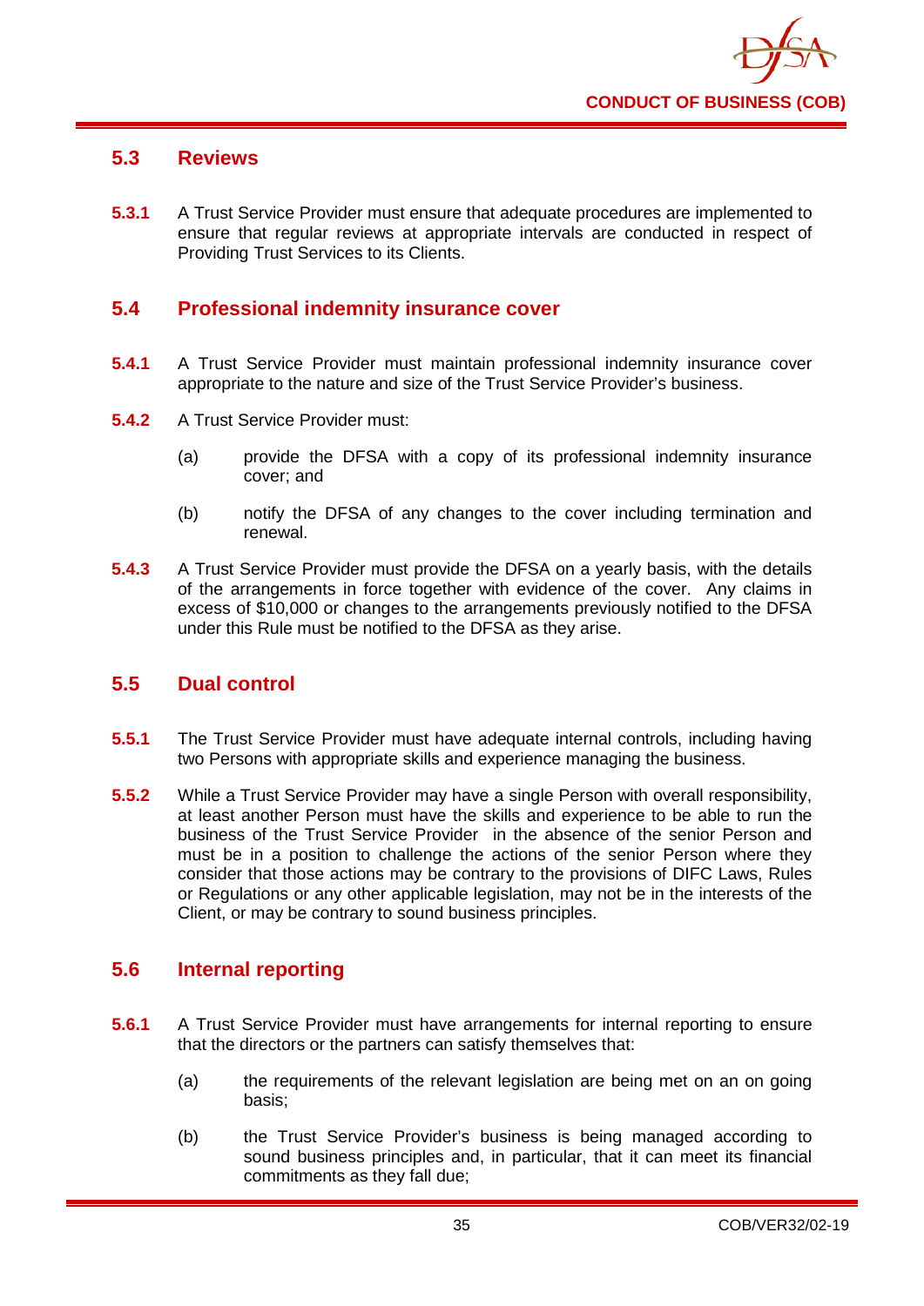## 5.3 Reviews

**5.3.1** A Trust Service Provider must ensure that adequate procedures are implemented to ensure that regular reviews at appropriate intervals are conducted in respect of Providing Trust Services to its Clients.

## 5.4 Professional indemnity insurance cover

**5.4.1** A Trust Service Provider must maintain professional indemnity insurance cover appropriate to the nature and size of the Trust Service Provider's business.

**5.4.2** A Trust Service Provider must:

(a) provide the DFSA with a copy of its professional indemnity insurance cover; and

(b) notify the DFSA of any changes to the cover including termination and renewal.

**5.4.3** A Trust Service Provider must provide the DFSA on a yearly basis, with the details of the arrangements in force together with evidence of the cover. Any claims in excess of $10,000 or changes to the arrangements previously notified to the DFSA under this Rule must be notified to the DFSA as they arise.

## 5.5 Dual control

**5.5.1** The Trust Service Provider must have adequate internal controls, including having two Persons with appropriate skills and experience managing the business.

**5.5.2** While a Trust Service Provider may have a single Person with overall responsibility, at least another Person must have the skills and experience to be able to run the business of the Trust Service Provider in the absence of the senior Person and must be in a position to challenge the actions of the senior Person where they consider that those actions may be contrary to the provisions of DIFC Laws, Rules or Regulations or any other applicable legislation, may not be in the interests of the Client, or may be contrary to sound business principles.

## 5.6 Internal reporting

**5.6.1** A Trust Service Provider must have arrangements for internal reporting to ensure that the directors or the partners can satisfy themselves that:

(a) the requirements of the relevant legislation are being met on an on going basis;

(b) the Trust Service Provider's business is being managed according to sound business principles and, in particular, that it can meet its financial commitments as they fall due;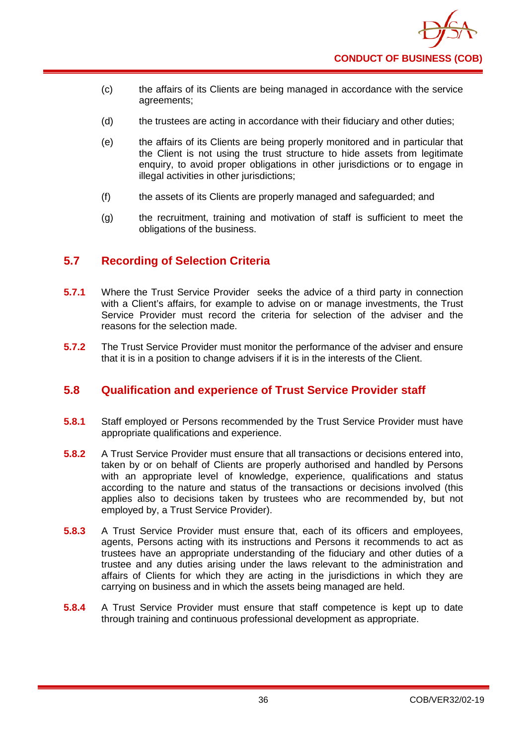(c) the affairs of its Clients are being managed in accordance with the service agreements;

(d) the trustees are acting in accordance with their fiduciary and other duties;

(e) the affairs of its Clients are being properly monitored and in particular that the Client is not using the trust structure to hide assets from legitimate enquiry, to avoid proper obligations in other jurisdictions or to engage in illegal activities in other jurisdictions;

(f) the assets of its Clients are properly managed and safeguarded; and

(g) the recruitment, training and motivation of staff is sufficient to meet the obligations of the business.

## 5.7 Recording of Selection Criteria

**5.7.1** Where the Trust Service Provider seeks the advice of a third party in connection with a Client's affairs, for example to advise on or manage investments, the Trust Service Provider must record the criteria for selection of the adviser and the reasons for the selection made.

**5.7.2** The Trust Service Provider must monitor the performance of the adviser and ensure that it is in a position to change advisers if it is in the interests of the Client.

## 5.8 Qualification and experience of Trust Service Provider staff

**5.8.1** Staff employed or Persons recommended by the Trust Service Provider must have appropriate qualifications and experience.

**5.8.2** A Trust Service Provider must ensure that all transactions or decisions entered into, taken by or on behalf of Clients are properly authorised and handled by Persons with an appropriate level of knowledge, experience, qualifications and status according to the nature and status of the transactions or decisions involved (this applies also to decisions taken by trustees who are recommended by, but not employed by, a Trust Service Provider).

**5.8.3** A Trust Service Provider must ensure that, each of its officers and employees, agents, Persons acting with its instructions and Persons it recommends to act as trustees have an appropriate understanding of the fiduciary and other duties of a trustee and any duties arising under the laws relevant to the administration and affairs of Clients for which they are acting in the jurisdictions in which they are carrying on business and in which the assets being managed are held.

**5.8.4** A Trust Service Provider must ensure that staff competence is kept up to date through training and continuous professional development as appropriate.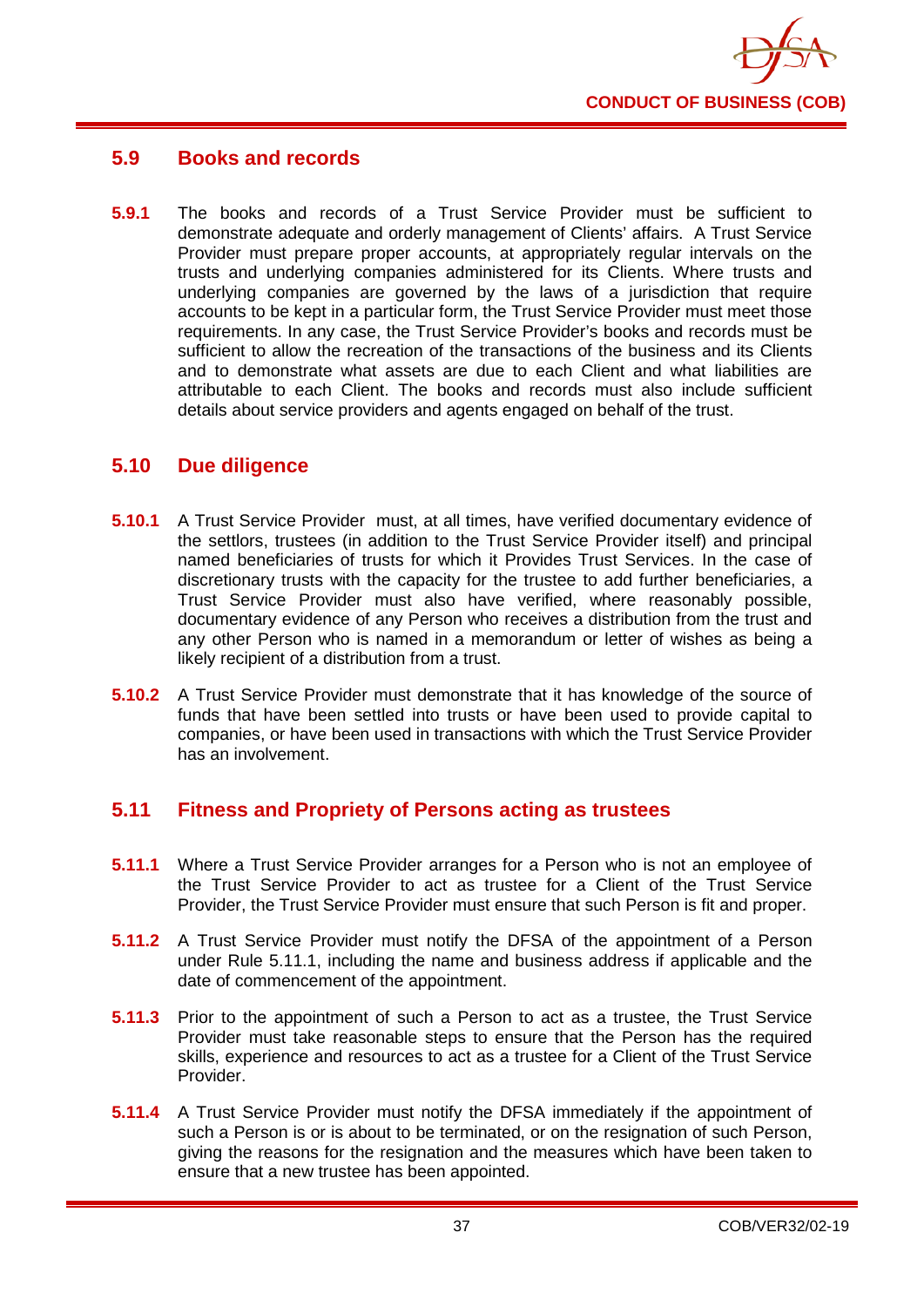## 5.9 Books and records

**5.9.1** The books and records of a Trust Service Provider must be sufficient to demonstrate adequate and orderly management of Clients' affairs. A Trust Service Provider must prepare proper accounts, at appropriately regular intervals on the trusts and underlying companies administered for its Clients. Where trusts and underlying companies are governed by the laws of a jurisdiction that require accounts to be kept in a particular form, the Trust Service Provider must meet those requirements. In any case, the Trust Service Provider's books and records must be sufficient to allow the recreation of the transactions of the business and its Clients and to demonstrate what assets are due to each Client and what liabilities are attributable to each Client. The books and records must also include sufficient details about service providers and agents engaged on behalf of the trust.

## 5.10 Due diligence

**5.10.1** A Trust Service Provider must, at all times, have verified documentary evidence of the settlors, trustees (in addition to the Trust Service Provider itself) and principal named beneficiaries of trusts for which it Provides Trust Services. In the case of discretionary trusts with the capacity for the trustee to add further beneficiaries, a Trust Service Provider must also have verified, where reasonably possible, documentary evidence of any Person who receives a distribution from the trust and any other Person who is named in a memorandum or letter of wishes as being a likely recipient of a distribution from a trust.

**5.10.2** A Trust Service Provider must demonstrate that it has knowledge of the source of funds that have been settled into trusts or have been used to provide capital to companies, or have been used in transactions with which the Trust Service Provider has an involvement.

## 5.11 Fitness and Propriety of Persons acting as trustees

**5.11.1** Where a Trust Service Provider arranges for a Person who is not an employee of the Trust Service Provider to act as trustee for a Client of the Trust Service Provider, the Trust Service Provider must ensure that such Person is fit and proper.

**5.11.2** A Trust Service Provider must notify the DFSA of the appointment of a Person under Rule 5.11.1, including the name and business address if applicable and the date of commencement of the appointment.

**5.11.3** Prior to the appointment of such a Person to act as a trustee, the Trust Service Provider must take reasonable steps to ensure that the Person has the required skills, experience and resources to act as a trustee for a Client of the Trust Service Provider.

**5.11.4** A Trust Service Provider must notify the DFSA immediately if the appointment of such a Person is or is about to be terminated, or on the resignation of such Person, giving the reasons for the resignation and the measures which have been taken to ensure that a new trustee has been appointed.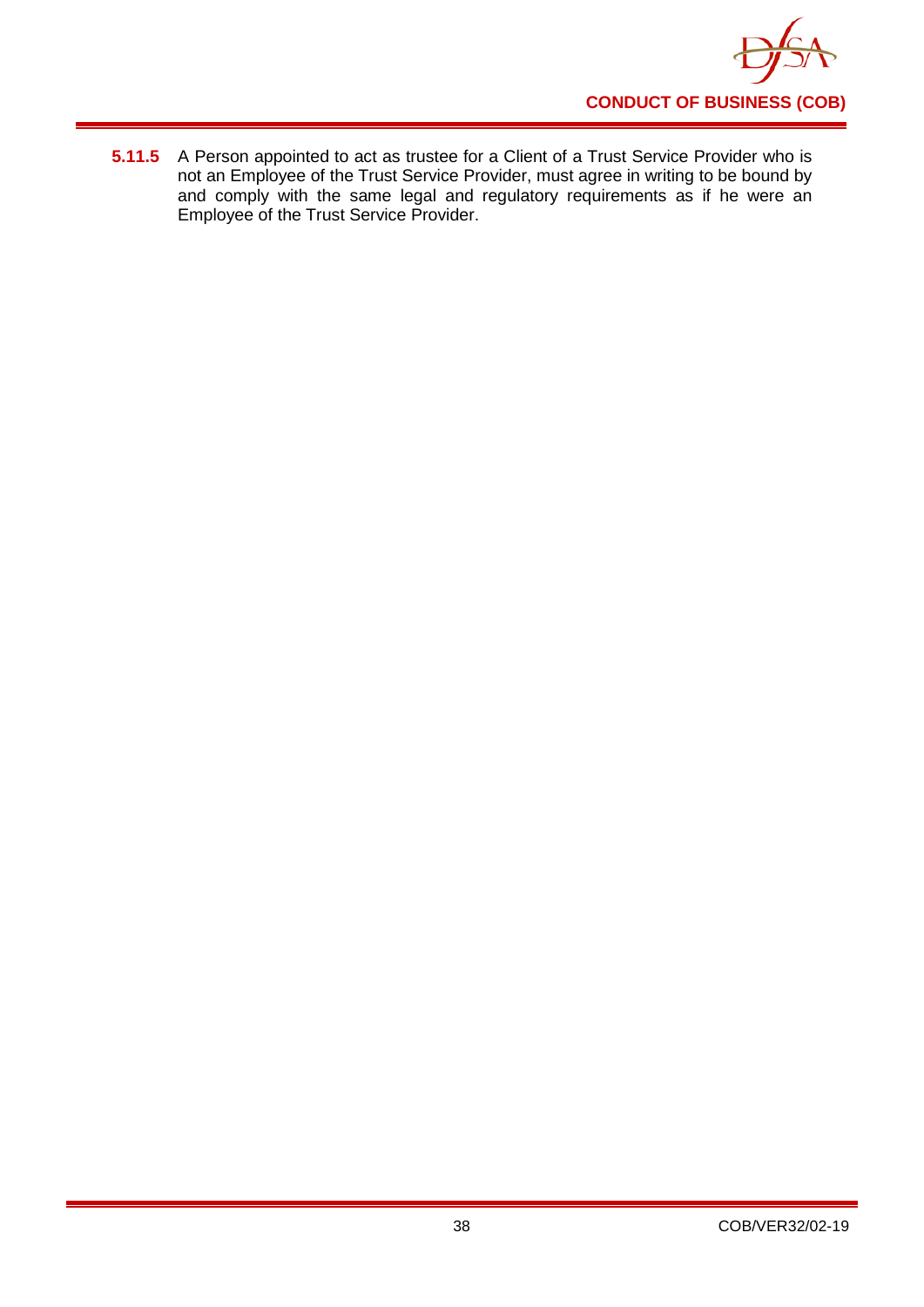**5.11.5** A Person appointed to act as trustee for a Client of a Trust Service Provider who is not an Employee of the Trust Service Provider, must agree in writing to be bound by and comply with the same legal and regulatory requirements as if he were an Employee of the Trust Service Provider.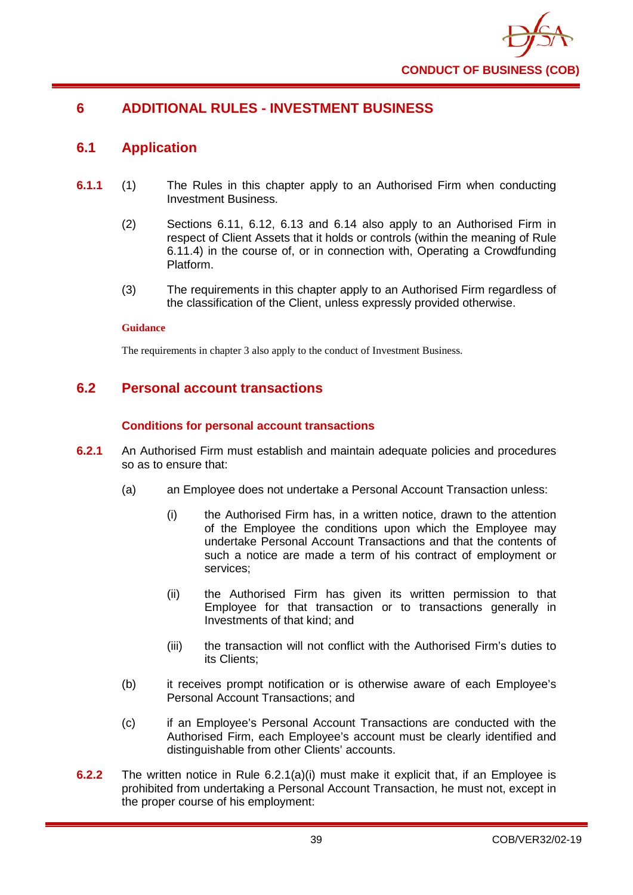# 6 ADDITIONAL RULES - INVESTMENT BUSINESS

## 6.1 Application

**6.1.1** (1) The Rules in this chapter apply to an Authorised Firm when conducting Investment Business.

(2) Sections 6.11, 6.12, 6.13 and 6.14 also apply to an Authorised Firm in respect of Client Assets that it holds or controls (within the meaning of Rule 6.11.4) in the course of, or in connection with, Operating a Crowdfunding Platform.

(3) The requirements in this chapter apply to an Authorised Firm regardless of the classification of the Client, unless expressly provided otherwise.

**Guidance**

The requirements in chapter 3 also apply to the conduct of Investment Business.

## 6.2 Personal account transactions

### Conditions for personal account transactions

**6.2.1** An Authorised Firm must establish and maintain adequate policies and procedures so as to ensure that:

(a) an Employee does not undertake a Personal Account Transaction unless:

(i) the Authorised Firm has, in a written notice, drawn to the attention of the Employee the conditions upon which the Employee may undertake Personal Account Transactions and that the contents of such a notice are made a term of his contract of employment or services;

(ii) the Authorised Firm has given its written permission to that Employee for that transaction or to transactions generally in Investments of that kind; and

(iii) the transaction will not conflict with the Authorised Firm's duties to its Clients;

(b) it receives prompt notification or is otherwise aware of each Employee's Personal Account Transactions; and

(c) if an Employee's Personal Account Transactions are conducted with the Authorised Firm, each Employee's account must be clearly identified and distinguishable from other Clients' accounts.

**6.2.2** The written notice in Rule 6.2.1(a)(i) must make it explicit that, if an Employee is prohibited from undertaking a Personal Account Transaction, he must not, except in the proper course of his employment: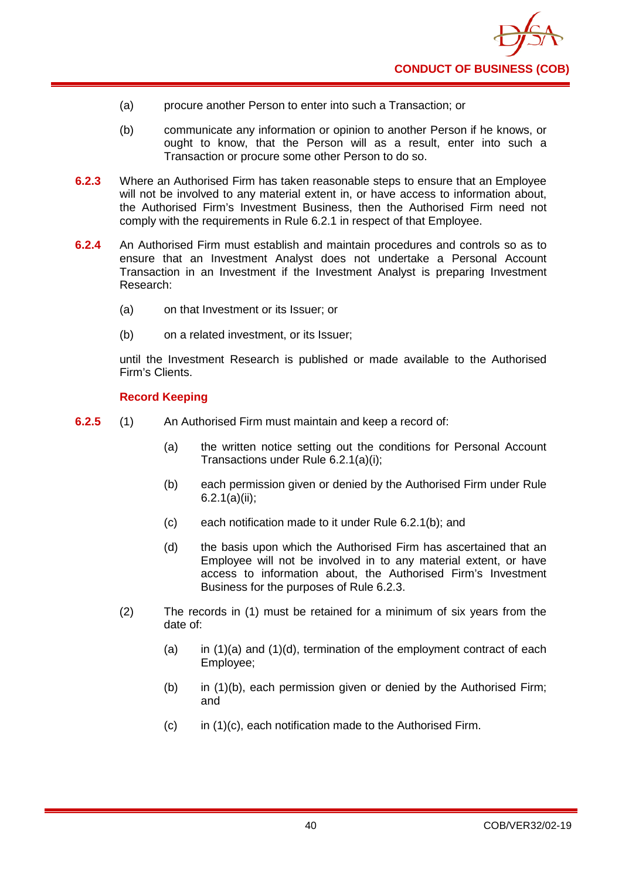(a) procure another Person to enter into such a Transaction; or

(b) communicate any information or opinion to another Person if he knows, or ought to know, that the Person will as a result, enter into such a Transaction or procure some other Person to do so.

**6.2.3** Where an Authorised Firm has taken reasonable steps to ensure that an Employee will not be involved to any material extent in, or have access to information about, the Authorised Firm's Investment Business, then the Authorised Firm need not comply with the requirements in Rule 6.2.1 in respect of that Employee.

**6.2.4** An Authorised Firm must establish and maintain procedures and controls so as to ensure that an Investment Analyst does not undertake a Personal Account Transaction in an Investment if the Investment Analyst is preparing Investment Research:

(a) on that Investment or its Issuer; or

(b) on a related investment, or its Issuer;

until the Investment Research is published or made available to the Authorised Firm's Clients.

### Record Keeping

**6.2.5** (1) An Authorised Firm must maintain and keep a record of:

(a) the written notice setting out the conditions for Personal Account Transactions under Rule 6.2.1(a)(i);

(b) each permission given or denied by the Authorised Firm under Rule 6.2.1(a)(ii);

(c) each notification made to it under Rule 6.2.1(b); and

(d) the basis upon which the Authorised Firm has ascertained that an Employee will not be involved in to any material extent, or have access to information about, the Authorised Firm's Investment Business for the purposes of Rule 6.2.3.

(2) The records in (1) must be retained for a minimum of six years from the date of:

(a) in (1)(a) and (1)(d), termination of the employment contract of each Employee;

(b) in (1)(b), each permission given or denied by the Authorised Firm; and

(c) in (1)(c), each notification made to the Authorised Firm.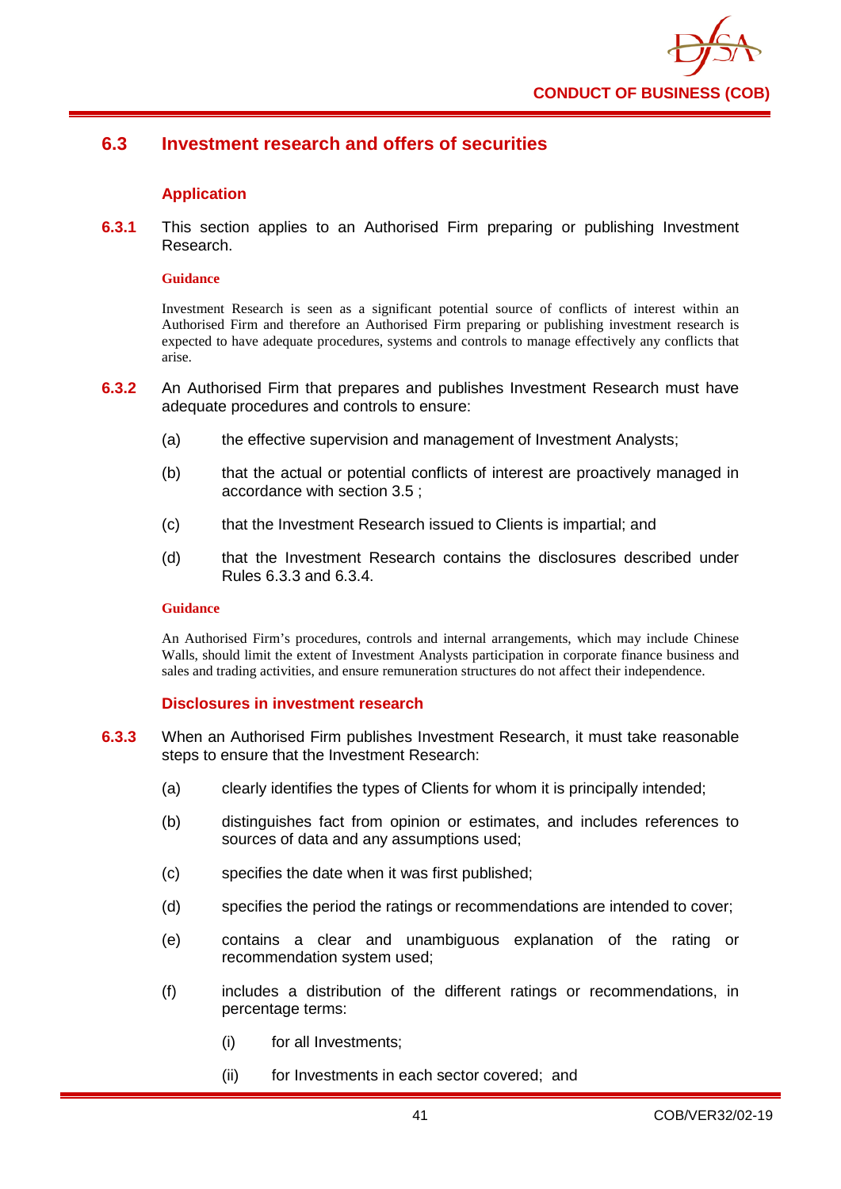## 6.3 Investment research and offers of securities

### Application

**6.3.1** This section applies to an Authorised Firm preparing or publishing Investment Research.

**Guidance**

Investment Research is seen as a significant potential source of conflicts of interest within an Authorised Firm and therefore an Authorised Firm preparing or publishing investment research is expected to have adequate procedures, systems and controls to manage effectively any conflicts that arise.

**6.3.2** An Authorised Firm that prepares and publishes Investment Research must have adequate procedures and controls to ensure:

(a) the effective supervision and management of Investment Analysts;

(b) that the actual or potential conflicts of interest are proactively managed in accordance with section 3.5 ;

(c) that the Investment Research issued to Clients is impartial; and

(d) that the Investment Research contains the disclosures described under Rules 6.3.3 and 6.3.4.

**Guidance**

An Authorised Firm's procedures, controls and internal arrangements, which may include Chinese Walls, should limit the extent of Investment Analysts participation in corporate finance business and sales and trading activities, and ensure remuneration structures do not affect their independence.

### Disclosures in investment research

**6.3.3** When an Authorised Firm publishes Investment Research, it must take reasonable steps to ensure that the Investment Research:

(a) clearly identifies the types of Clients for whom it is principally intended;

(b) distinguishes fact from opinion or estimates, and includes references to sources of data and any assumptions used;

(c) specifies the date when it was first published;

(d) specifies the period the ratings or recommendations are intended to cover;

(e) contains a clear and unambiguous explanation of the rating or recommendation system used;

(f) includes a distribution of the different ratings or recommendations, in percentage terms:

(i) for all Investments;

(ii) for Investments in each sector covered; and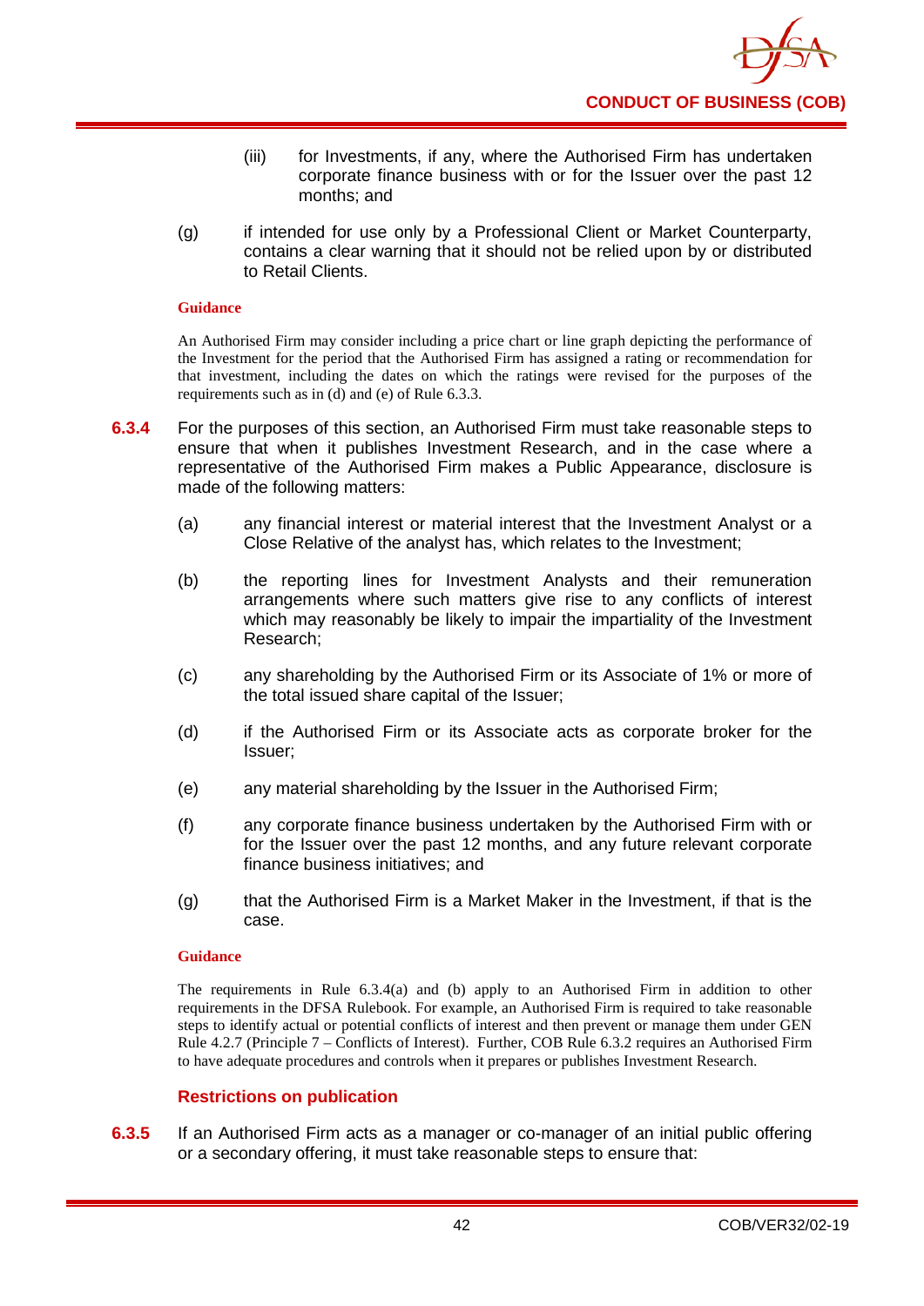(iii) for Investments, if any, where the Authorised Firm has undertaken corporate finance business with or for the Issuer over the past 12 months; and

(g) if intended for use only by a Professional Client or Market Counterparty, contains a clear warning that it should not be relied upon by or distributed to Retail Clients.

**Guidance**

An Authorised Firm may consider including a price chart or line graph depicting the performance of the Investment for the period that the Authorised Firm has assigned a rating or recommendation for that investment, including the dates on which the ratings were revised for the purposes of the requirements such as in (d) and (e) of Rule 6.3.3.

**6.3.4** For the purposes of this section, an Authorised Firm must take reasonable steps to ensure that when it publishes Investment Research, and in the case where a representative of the Authorised Firm makes a Public Appearance, disclosure is made of the following matters:

(a) any financial interest or material interest that the Investment Analyst or a Close Relative of the analyst has, which relates to the Investment;

(b) the reporting lines for Investment Analysts and their remuneration arrangements where such matters give rise to any conflicts of interest which may reasonably be likely to impair the impartiality of the Investment Research;

(c) any shareholding by the Authorised Firm or its Associate of 1% or more of the total issued share capital of the Issuer;

(d) if the Authorised Firm or its Associate acts as corporate broker for the Issuer;

(e) any material shareholding by the Issuer in the Authorised Firm;

(f) any corporate finance business undertaken by the Authorised Firm with or for the Issuer over the past 12 months, and any future relevant corporate finance business initiatives; and

(g) that the Authorised Firm is a Market Maker in the Investment, if that is the case.

**Guidance**

The requirements in Rule 6.3.4(a) and (b) apply to an Authorised Firm in addition to other requirements in the DFSA Rulebook. For example, an Authorised Firm is required to take reasonable steps to identify actual or potential conflicts of interest and then prevent or manage them under GEN Rule 4.2.7 (Principle 7 – Conflicts of Interest). Further, COB Rule 6.3.2 requires an Authorised Firm to have adequate procedures and controls when it prepares or publishes Investment Research.

### Restrictions on publication

**6.3.5** If an Authorised Firm acts as a manager or co-manager of an initial public offering or a secondary offering, it must take reasonable steps to ensure that: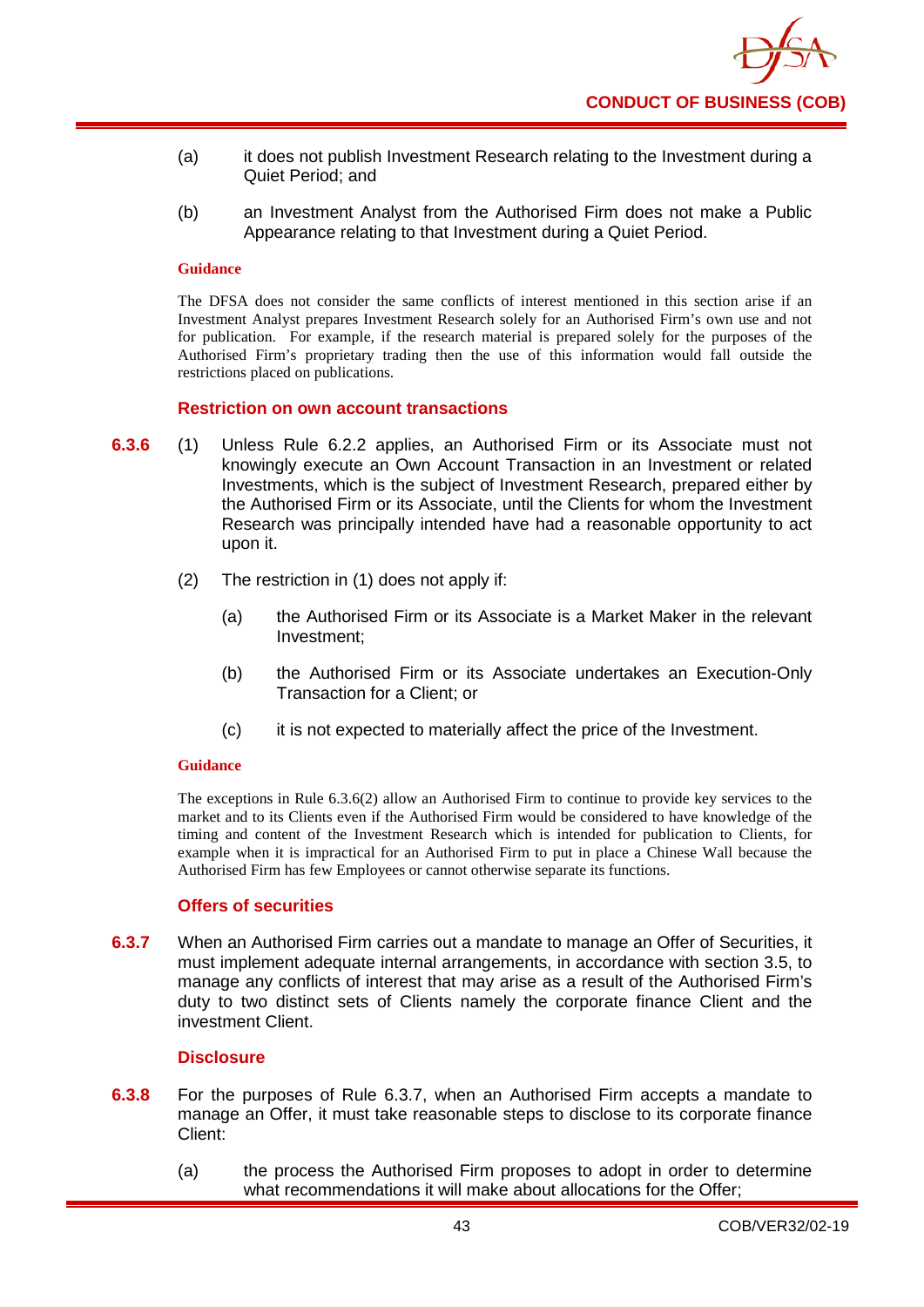(a) it does not publish Investment Research relating to the Investment during a Quiet Period; and

(b) an Investment Analyst from the Authorised Firm does not make a Public Appearance relating to that Investment during a Quiet Period.

**Guidance**

The DFSA does not consider the same conflicts of interest mentioned in this section arise if an Investment Analyst prepares Investment Research solely for an Authorised Firm's own use and not for publication. For example, if the research material is prepared solely for the purposes of the Authorised Firm's proprietary trading then the use of this information would fall outside the restrictions placed on publications.

### Restriction on own account transactions

**6.3.6** (1) Unless Rule 6.2.2 applies, an Authorised Firm or its Associate must not knowingly execute an Own Account Transaction in an Investment or related Investments, which is the subject of Investment Research, prepared either by the Authorised Firm or its Associate, until the Clients for whom the Investment Research was principally intended have had a reasonable opportunity to act upon it.

(2) The restriction in (1) does not apply if:

(a) the Authorised Firm or its Associate is a Market Maker in the relevant Investment;

(b) the Authorised Firm or its Associate undertakes an Execution-Only Transaction for a Client; or

(c) it is not expected to materially affect the price of the Investment.

**Guidance**

The exceptions in Rule 6.3.6(2) allow an Authorised Firm to continue to provide key services to the market and to its Clients even if the Authorised Firm would be considered to have knowledge of the timing and content of the Investment Research which is intended for publication to Clients, for example when it is impractical for an Authorised Firm to put in place a Chinese Wall because the Authorised Firm has few Employees or cannot otherwise separate its functions.

### Offers of securities

**6.3.7** When an Authorised Firm carries out a mandate to manage an Offer of Securities, it must implement adequate internal arrangements, in accordance with section 3.5, to manage any conflicts of interest that may arise as a result of the Authorised Firm's duty to two distinct sets of Clients namely the corporate finance Client and the investment Client.

### Disclosure

**6.3.8** For the purposes of Rule 6.3.7, when an Authorised Firm accepts a mandate to manage an Offer, it must take reasonable steps to disclose to its corporate finance Client:

(a) the process the Authorised Firm proposes to adopt in order to determine what recommendations it will make about allocations for the Offer;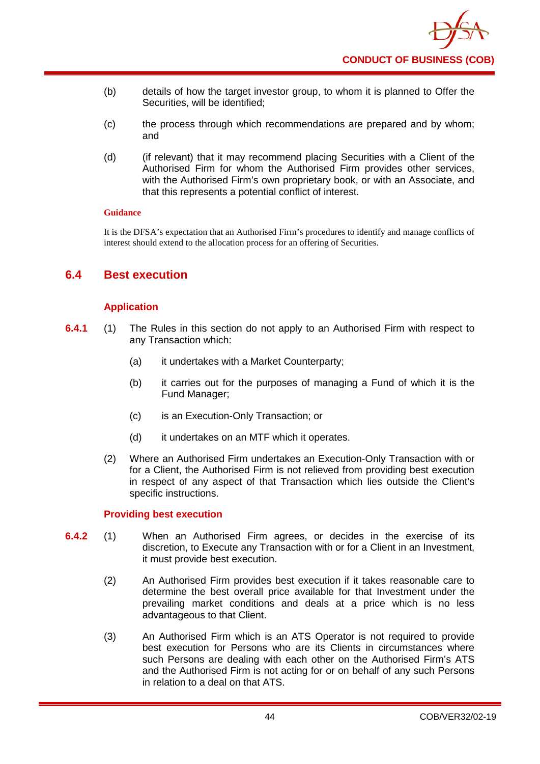(b) details of how the target investor group, to whom it is planned to Offer the Securities, will be identified;

(c) the process through which recommendations are prepared and by whom; and

(d) (if relevant) that it may recommend placing Securities with a Client of the Authorised Firm for whom the Authorised Firm provides other services, with the Authorised Firm's own proprietary book, or with an Associate, and that this represents a potential conflict of interest.

**Guidance**

It is the DFSA's expectation that an Authorised Firm's procedures to identify and manage conflicts of interest should extend to the allocation process for an offering of Securities.

## 6.4 Best execution

### Application

**6.4.1** (1) The Rules in this section do not apply to an Authorised Firm with respect to any Transaction which:

(a) it undertakes with a Market Counterparty;

(b) it carries out for the purposes of managing a Fund of which it is the Fund Manager;

(c) is an Execution-Only Transaction; or

(d) it undertakes on an MTF which it operates.

(2) Where an Authorised Firm undertakes an Execution-Only Transaction with or for a Client, the Authorised Firm is not relieved from providing best execution in respect of any aspect of that Transaction which lies outside the Client's specific instructions.

### Providing best execution

**6.4.2** (1) When an Authorised Firm agrees, or decides in the exercise of its discretion, to Execute any Transaction with or for a Client in an Investment, it must provide best execution.

(2) An Authorised Firm provides best execution if it takes reasonable care to determine the best overall price available for that Investment under the prevailing market conditions and deals at a price which is no less advantageous to that Client.

(3) An Authorised Firm which is an ATS Operator is not required to provide best execution for Persons who are its Clients in circumstances where such Persons are dealing with each other on the Authorised Firm's ATS and the Authorised Firm is not acting for or on behalf of any such Persons in relation to a deal on that ATS.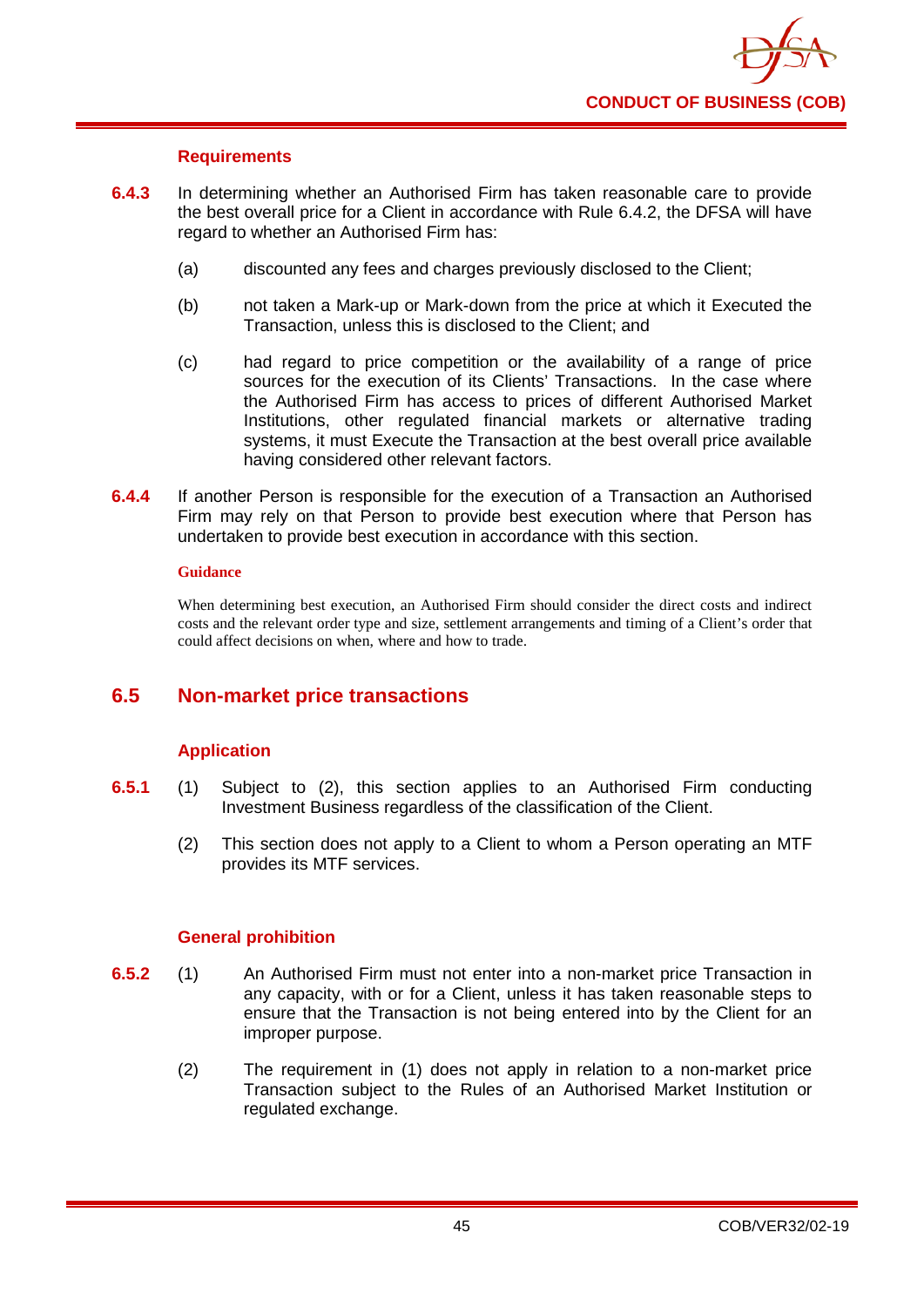#### Requirements

**6.4.3** In determining whether an Authorised Firm has taken reasonable care to provide the best overall price for a Client in accordance with Rule 6.4.2, the DFSA will have regard to whether an Authorised Firm has:

(a) discounted any fees and charges previously disclosed to the Client;

(b) not taken a Mark-up or Mark-down from the price at which it Executed the Transaction, unless this is disclosed to the Client; and

(c) had regard to price competition or the availability of a range of price sources for the execution of its Clients' Transactions. In the case where the Authorised Firm has access to prices of different Authorised Market Institutions, other regulated financial markets or alternative trading systems, it must Execute the Transaction at the best overall price available having considered other relevant factors.

**6.4.4** If another Person is responsible for the execution of a Transaction an Authorised Firm may rely on that Person to provide best execution where that Person has undertaken to provide best execution in accordance with this section.

**Guidance**

When determining best execution, an Authorised Firm should consider the direct costs and indirect costs and the relevant order type and size, settlement arrangements and timing of a Client's order that could affect decisions on when, where and how to trade.

## 6.5 Non-market price transactions

#### Application

**6.5.1** (1) Subject to (2), this section applies to an Authorised Firm conducting Investment Business regardless of the classification of the Client.

(2) This section does not apply to a Client to whom a Person operating an MTF provides its MTF services.

#### General prohibition

**6.5.2** (1) An Authorised Firm must not enter into a non-market price Transaction in any capacity, with or for a Client, unless it has taken reasonable steps to ensure that the Transaction is not being entered into by the Client for an improper purpose.

(2) The requirement in (1) does not apply in relation to a non-market price Transaction subject to the Rules of an Authorised Market Institution or regulated exchange.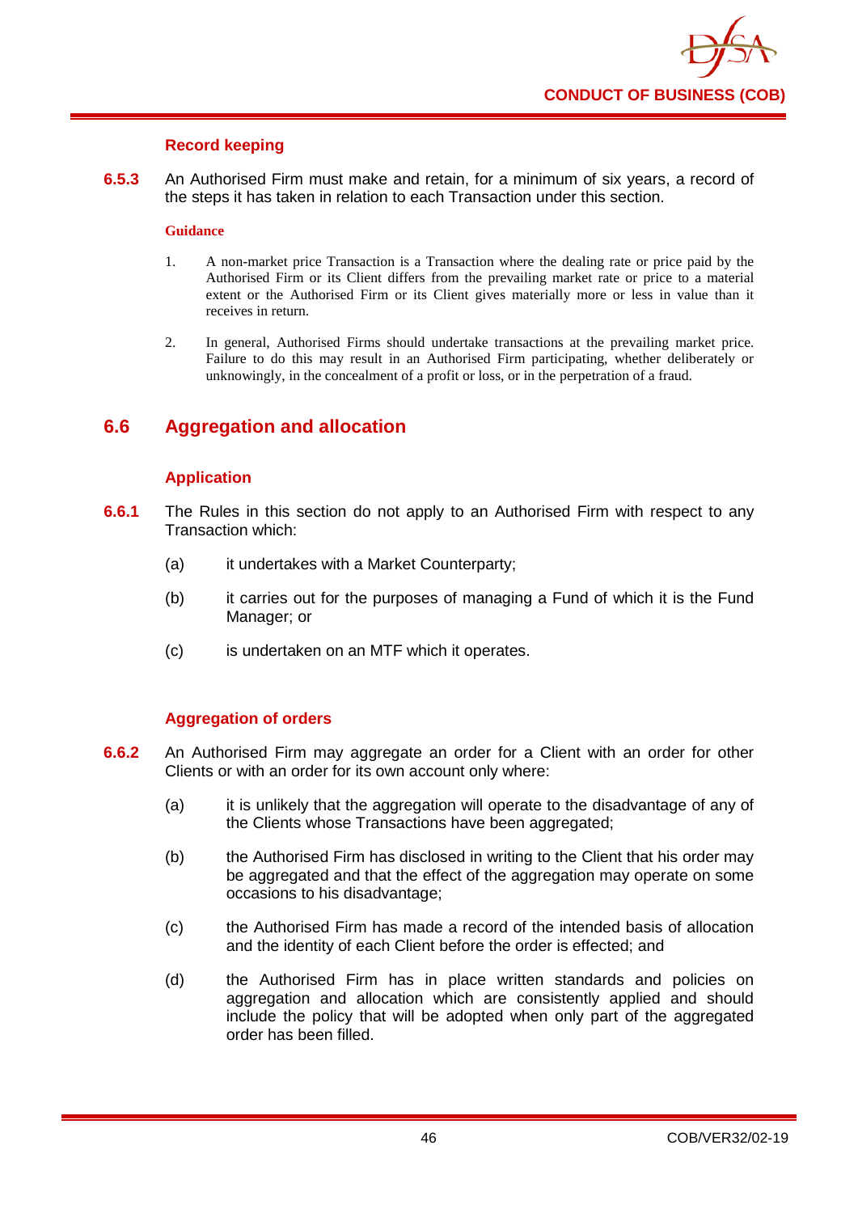#### Record keeping

**6.5.3** An Authorised Firm must make and retain, for a minimum of six years, a record of the steps it has taken in relation to each Transaction under this section.

**Guidance**

1. A non-market price Transaction is a Transaction where the dealing rate or price paid by the Authorised Firm or its Client differs from the prevailing market rate or price to a material extent or the Authorised Firm or its Client gives materially more or less in value than it receives in return.

2. In general, Authorised Firms should undertake transactions at the prevailing market price. Failure to do this may result in an Authorised Firm participating, whether deliberately or unknowingly, in the concealment of a profit or loss, or in the perpetration of a fraud.

## 6.6 Aggregation and allocation

#### Application

**6.6.1** The Rules in this section do not apply to an Authorised Firm with respect to any Transaction which:

(a) it undertakes with a Market Counterparty;

(b) it carries out for the purposes of managing a Fund of which it is the Fund Manager; or

(c) is undertaken on an MTF which it operates.

#### Aggregation of orders

**6.6.2** An Authorised Firm may aggregate an order for a Client with an order for other Clients or with an order for its own account only where:

(a) it is unlikely that the aggregation will operate to the disadvantage of any of the Clients whose Transactions have been aggregated;

(b) the Authorised Firm has disclosed in writing to the Client that his order may be aggregated and that the effect of the aggregation may operate on some occasions to his disadvantage;

(c) the Authorised Firm has made a record of the intended basis of allocation and the identity of each Client before the order is effected; and

(d) the Authorised Firm has in place written standards and policies on aggregation and allocation which are consistently applied and should include the policy that will be adopted when only part of the aggregated order has been filled.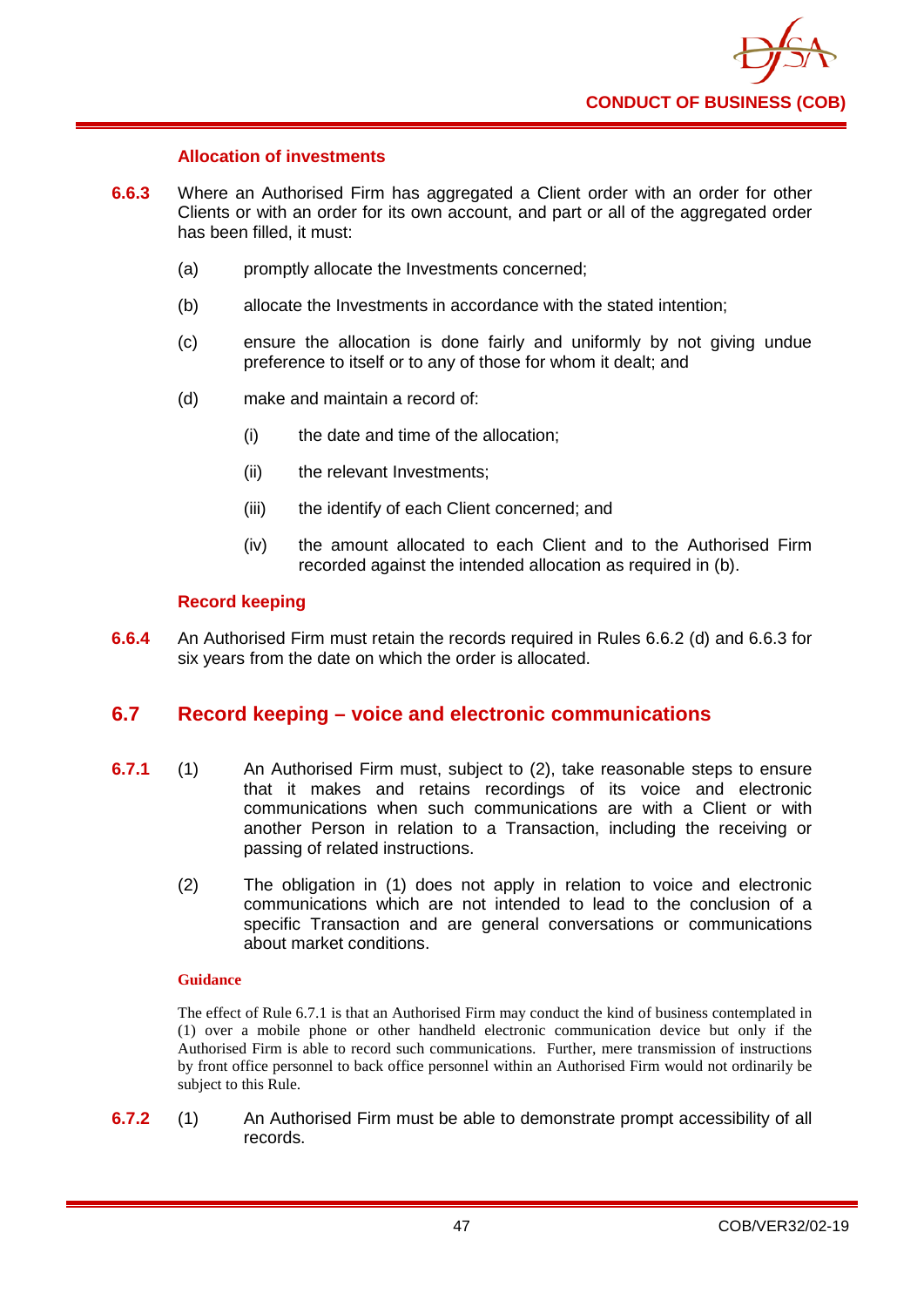#### Allocation of investments

**6.6.3** Where an Authorised Firm has aggregated a Client order with an order for other Clients or with an order for its own account, and part or all of the aggregated order has been filled, it must:

(a) promptly allocate the Investments concerned;

(b) allocate the Investments in accordance with the stated intention;

(c) ensure the allocation is done fairly and uniformly by not giving undue preference to itself or to any of those for whom it dealt; and

(d) make and maintain a record of:

(i) the date and time of the allocation;

(ii) the relevant Investments;

(iii) the identify of each Client concerned; and

(iv) the amount allocated to each Client and to the Authorised Firm recorded against the intended allocation as required in (b).

#### Record keeping

**6.6.4** An Authorised Firm must retain the records required in Rules 6.6.2 (d) and 6.6.3 for six years from the date on which the order is allocated.

## 6.7 Record keeping – voice and electronic communications

**6.7.1** (1) An Authorised Firm must, subject to (2), take reasonable steps to ensure that it makes and retains recordings of its voice and electronic communications when such communications are with a Client or with another Person in relation to a Transaction, including the receiving or passing of related instructions.

(2) The obligation in (1) does not apply in relation to voice and electronic communications which are not intended to lead to the conclusion of a specific Transaction and are general conversations or communications about market conditions.

**Guidance**

The effect of Rule 6.7.1 is that an Authorised Firm may conduct the kind of business contemplated in (1) over a mobile phone or other handheld electronic communication device but only if the Authorised Firm is able to record such communications. Further, mere transmission of instructions by front office personnel to back office personnel within an Authorised Firm would not ordinarily be subject to this Rule.

**6.7.2** (1) An Authorised Firm must be able to demonstrate prompt accessibility of all records.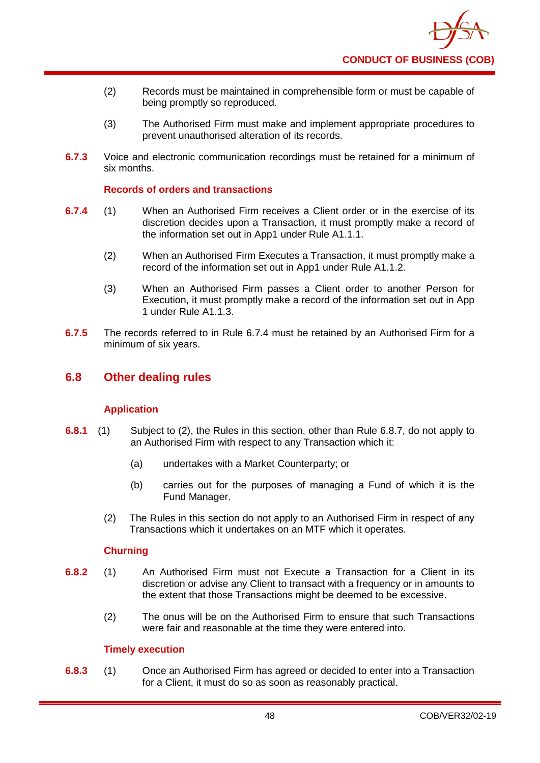(2) Records must be maintained in comprehensible form or must be capable of being promptly so reproduced.

(3) The Authorised Firm must make and implement appropriate procedures to prevent unauthorised alteration of its records.

**6.7.3** Voice and electronic communication recordings must be retained for a minimum of six months.

### Records of orders and transactions

**6.7.4** (1) When an Authorised Firm receives a Client order or in the exercise of its discretion decides upon a Transaction, it must promptly make a record of the information set out in App1 under Rule A1.1.1.

(2) When an Authorised Firm Executes a Transaction, it must promptly make a record of the information set out in App1 under Rule A1.1.2.

(3) When an Authorised Firm passes a Client order to another Person for Execution, it must promptly make a record of the information set out in App 1 under Rule A1.1.3.

**6.7.5** The records referred to in Rule 6.7.4 must be retained by an Authorised Firm for a minimum of six years.

## 6.8 Other dealing rules

### Application

**6.8.1** (1) Subject to (2), the Rules in this section, other than Rule 6.8.7, do not apply to an Authorised Firm with respect to any Transaction which it:

(a) undertakes with a Market Counterparty; or

(b) carries out for the purposes of managing a Fund of which it is the Fund Manager.

(2) The Rules in this section do not apply to an Authorised Firm in respect of any Transactions which it undertakes on an MTF which it operates.

### Churning

**6.8.2** (1) An Authorised Firm must not Execute a Transaction for a Client in its discretion or advise any Client to transact with a frequency or in amounts to the extent that those Transactions might be deemed to be excessive.

(2) The onus will be on the Authorised Firm to ensure that such Transactions were fair and reasonable at the time they were entered into.

### Timely execution

**6.8.3** (1) Once an Authorised Firm has agreed or decided to enter into a Transaction for a Client, it must do so as soon as reasonably practical.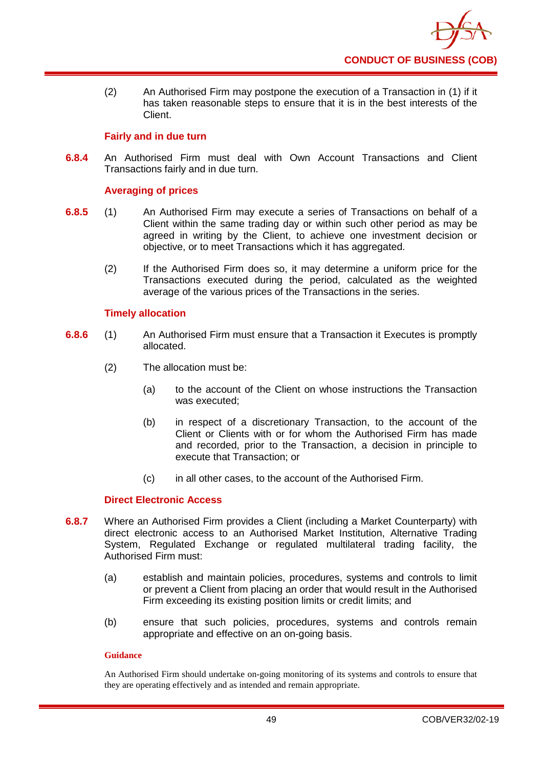(2) An Authorised Firm may postpone the execution of a Transaction in (1) if it has taken reasonable steps to ensure that it is in the best interests of the Client.

### Fairly and in due turn

**6.8.4** An Authorised Firm must deal with Own Account Transactions and Client Transactions fairly and in due turn.

### Averaging of prices

**6.8.5** (1) An Authorised Firm may execute a series of Transactions on behalf of a Client within the same trading day or within such other period as may be agreed in writing by the Client, to achieve one investment decision or objective, or to meet Transactions which it has aggregated.

(2) If the Authorised Firm does so, it may determine a uniform price for the Transactions executed during the period, calculated as the weighted average of the various prices of the Transactions in the series.

### Timely allocation

**6.8.6** (1) An Authorised Firm must ensure that a Transaction it Executes is promptly allocated.

(2) The allocation must be:

(a) to the account of the Client on whose instructions the Transaction was executed;

(b) in respect of a discretionary Transaction, to the account of the Client or Clients with or for whom the Authorised Firm has made and recorded, prior to the Transaction, a decision in principle to execute that Transaction; or

(c) in all other cases, to the account of the Authorised Firm.

### Direct Electronic Access

**6.8.7** Where an Authorised Firm provides a Client (including a Market Counterparty) with direct electronic access to an Authorised Market Institution, Alternative Trading System, Regulated Exchange or regulated multilateral trading facility, the Authorised Firm must:

(a) establish and maintain policies, procedures, systems and controls to limit or prevent a Client from placing an order that would result in the Authorised Firm exceeding its existing position limits or credit limits; and

(b) ensure that such policies, procedures, systems and controls remain appropriate and effective on an on-going basis.

#### Guidance

An Authorised Firm should undertake on-going monitoring of its systems and controls to ensure that they are operating effectively and as intended and remain appropriate.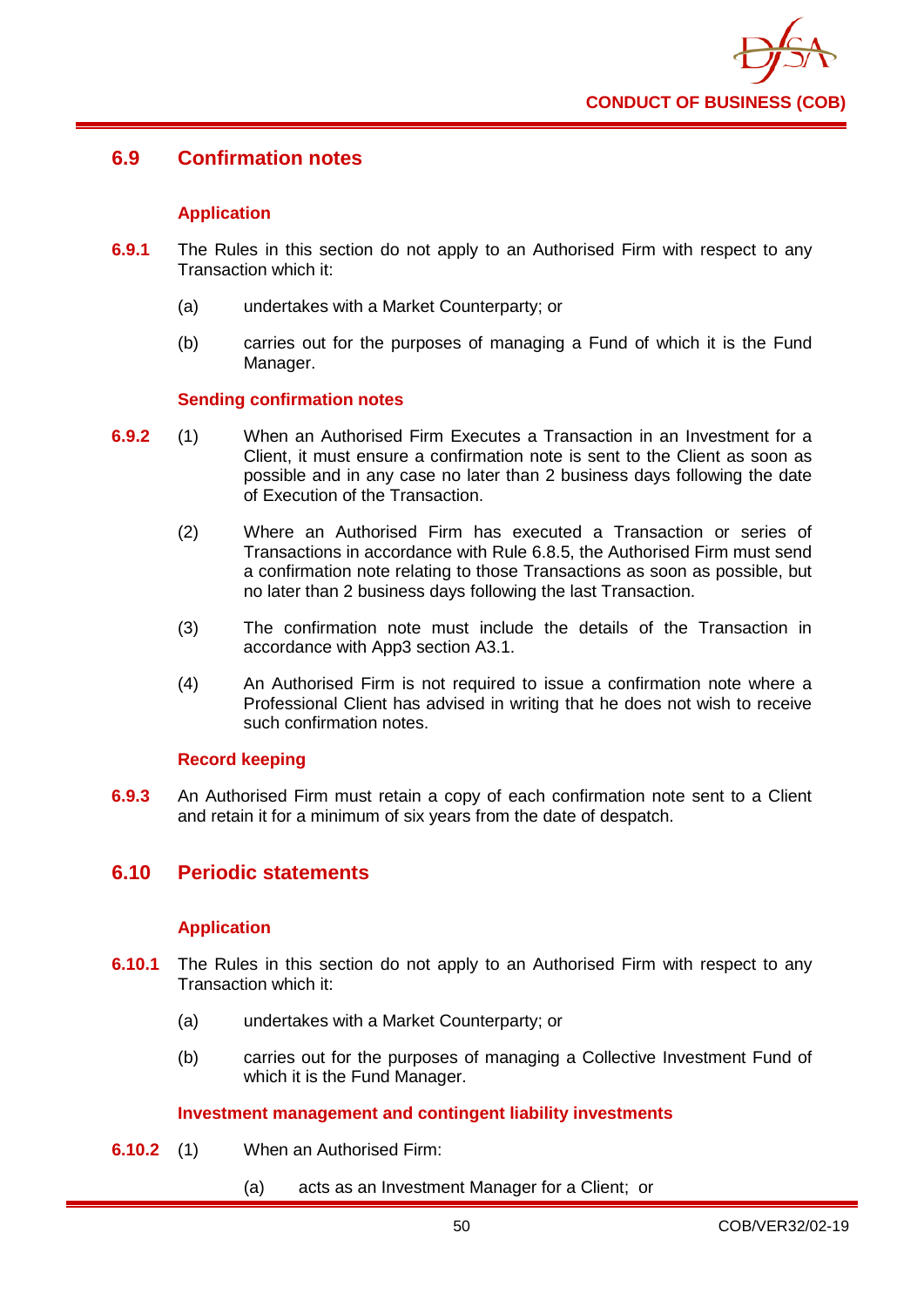## 6.9 Confirmation notes

### Application

**6.9.1** The Rules in this section do not apply to an Authorised Firm with respect to any Transaction which it:

(a) undertakes with a Market Counterparty; or

(b) carries out for the purposes of managing a Fund of which it is the Fund Manager.

### Sending confirmation notes

**6.9.2** (1) When an Authorised Firm Executes a Transaction in an Investment for a Client, it must ensure a confirmation note is sent to the Client as soon as possible and in any case no later than 2 business days following the date of Execution of the Transaction.

(2) Where an Authorised Firm has executed a Transaction or series of Transactions in accordance with Rule 6.8.5, the Authorised Firm must send a confirmation note relating to those Transactions as soon as possible, but no later than 2 business days following the last Transaction.

(3) The confirmation note must include the details of the Transaction in accordance with App3 section A3.1.

(4) An Authorised Firm is not required to issue a confirmation note where a Professional Client has advised in writing that he does not wish to receive such confirmation notes.

### Record keeping

**6.9.3** An Authorised Firm must retain a copy of each confirmation note sent to a Client and retain it for a minimum of six years from the date of despatch.

## 6.10 Periodic statements

### Application

**6.10.1** The Rules in this section do not apply to an Authorised Firm with respect to any Transaction which it:

(a) undertakes with a Market Counterparty; or

(b) carries out for the purposes of managing a Collective Investment Fund of which it is the Fund Manager.

### Investment management and contingent liability investments

**6.10.2** (1) When an Authorised Firm:

(a) acts as an Investment Manager for a Client; or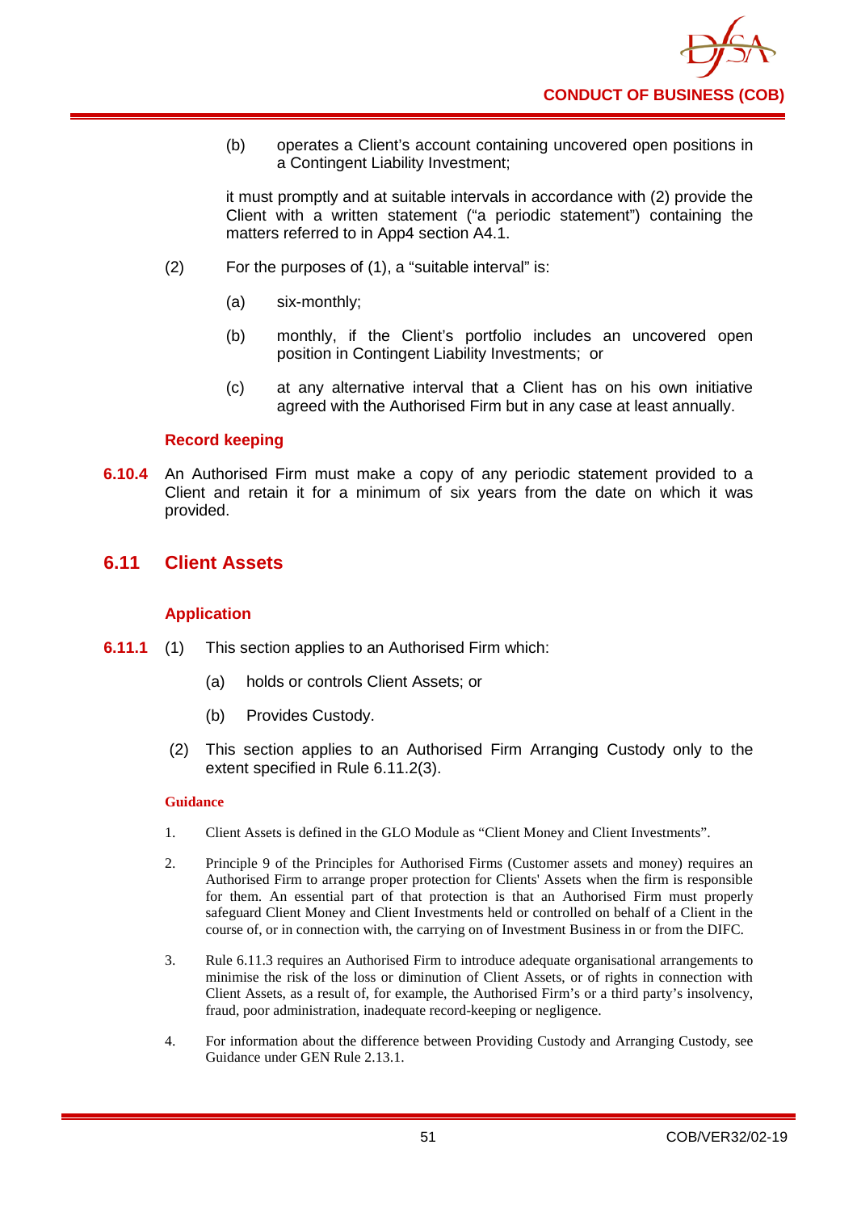(b) operates a Client's account containing uncovered open positions in a Contingent Liability Investment;

it must promptly and at suitable intervals in accordance with (2) provide the Client with a written statement ("a periodic statement") containing the matters referred to in App4 section A4.1.

(2) For the purposes of (1), a "suitable interval" is:

(a) six-monthly;

(b) monthly, if the Client's portfolio includes an uncovered open position in Contingent Liability Investments; or

(c) at any alternative interval that a Client has on his own initiative agreed with the Authorised Firm but in any case at least annually.

### Record keeping

**6.10.4** An Authorised Firm must make a copy of any periodic statement provided to a Client and retain it for a minimum of six years from the date on which it was provided.

## 6.11 Client Assets

### Application

**6.11.1** (1) This section applies to an Authorised Firm which:

(a) holds or controls Client Assets; or

(b) Provides Custody.

(2) This section applies to an Authorised Firm Arranging Custody only to the extent specified in Rule 6.11.2(3).

#### Guidance

1. Client Assets is defined in the GLO Module as "Client Money and Client Investments".

2. Principle 9 of the Principles for Authorised Firms (Customer assets and money) requires an Authorised Firm to arrange proper protection for Clients' Assets when the firm is responsible for them. An essential part of that protection is that an Authorised Firm must properly safeguard Client Money and Client Investments held or controlled on behalf of a Client in the course of, or in connection with, the carrying on of Investment Business in or from the DIFC.

3. Rule 6.11.3 requires an Authorised Firm to introduce adequate organisational arrangements to minimise the risk of the loss or diminution of Client Assets, or of rights in connection with Client Assets, as a result of, for example, the Authorised Firm's or a third party's insolvency, fraud, poor administration, inadequate record-keeping or negligence.

4. For information about the difference between Providing Custody and Arranging Custody, see Guidance under GEN Rule 2.13.1.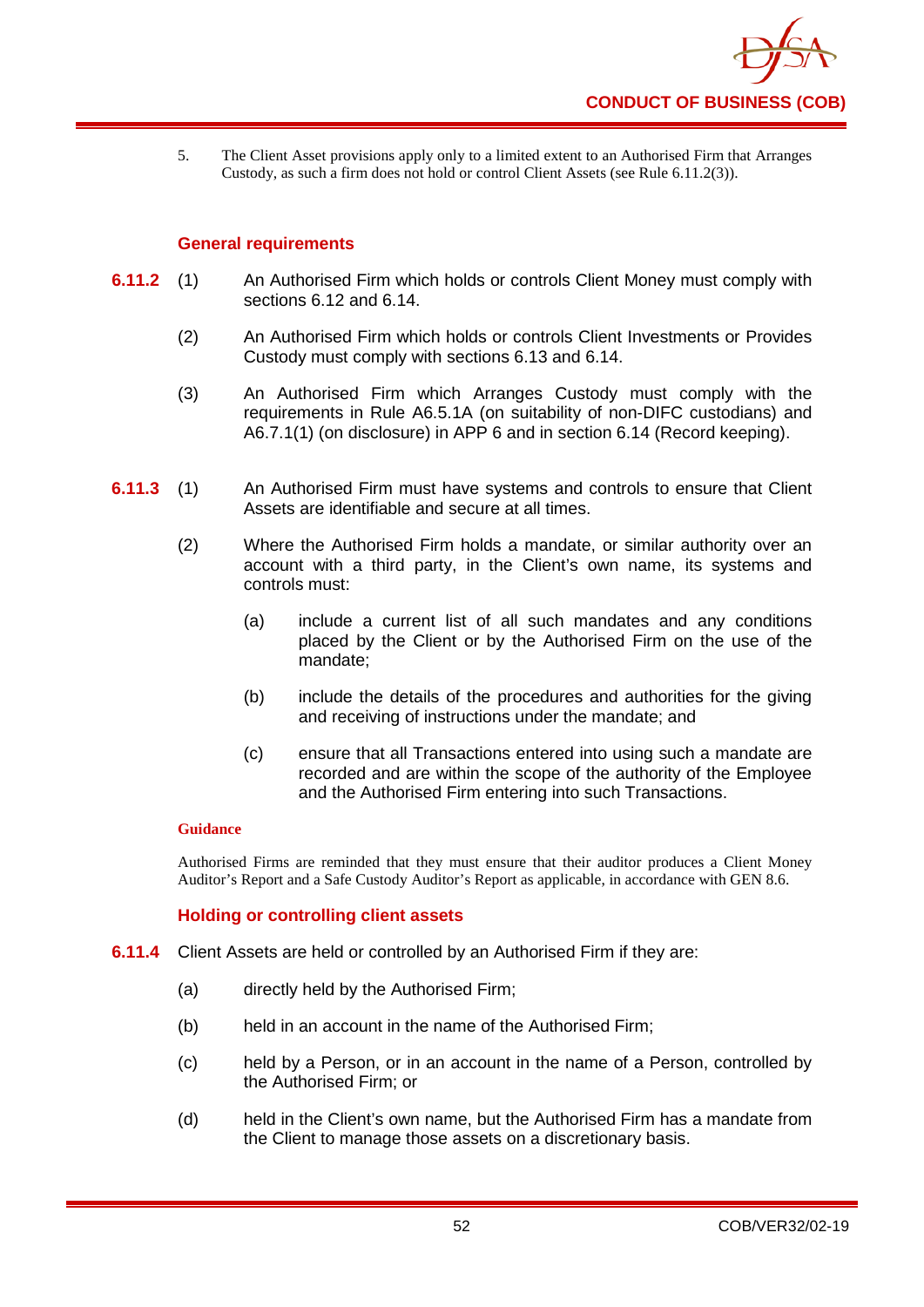5. The Client Asset provisions apply only to a limited extent to an Authorised Firm that Arranges Custody, as such a firm does not hold or control Client Assets (see Rule 6.11.2(3)).

### General requirements

**6.11.2** (1) An Authorised Firm which holds or controls Client Money must comply with sections 6.12 and 6.14.

(2) An Authorised Firm which holds or controls Client Investments or Provides Custody must comply with sections 6.13 and 6.14.

(3) An Authorised Firm which Arranges Custody must comply with the requirements in Rule A6.5.1A (on suitability of non-DIFC custodians) and A6.7.1(1) (on disclosure) in APP 6 and in section 6.14 (Record keeping).

**6.11.3** (1) An Authorised Firm must have systems and controls to ensure that Client Assets are identifiable and secure at all times.

(2) Where the Authorised Firm holds a mandate, or similar authority over an account with a third party, in the Client's own name, its systems and controls must:

(a) include a current list of all such mandates and any conditions placed by the Client or by the Authorised Firm on the use of the mandate;

(b) include the details of the procedures and authorities for the giving and receiving of instructions under the mandate; and

(c) ensure that all Transactions entered into using such a mandate are recorded and are within the scope of the authority of the Employee and the Authorised Firm entering into such Transactions.

**Guidance**

Authorised Firms are reminded that they must ensure that their auditor produces a Client Money Auditor's Report and a Safe Custody Auditor's Report as applicable, in accordance with GEN 8.6.

### Holding or controlling client assets

**6.11.4** Client Assets are held or controlled by an Authorised Firm if they are:

(a) directly held by the Authorised Firm;

(b) held in an account in the name of the Authorised Firm;

(c) held by a Person, or in an account in the name of a Person, controlled by the Authorised Firm; or

(d) held in the Client's own name, but the Authorised Firm has a mandate from the Client to manage those assets on a discretionary basis.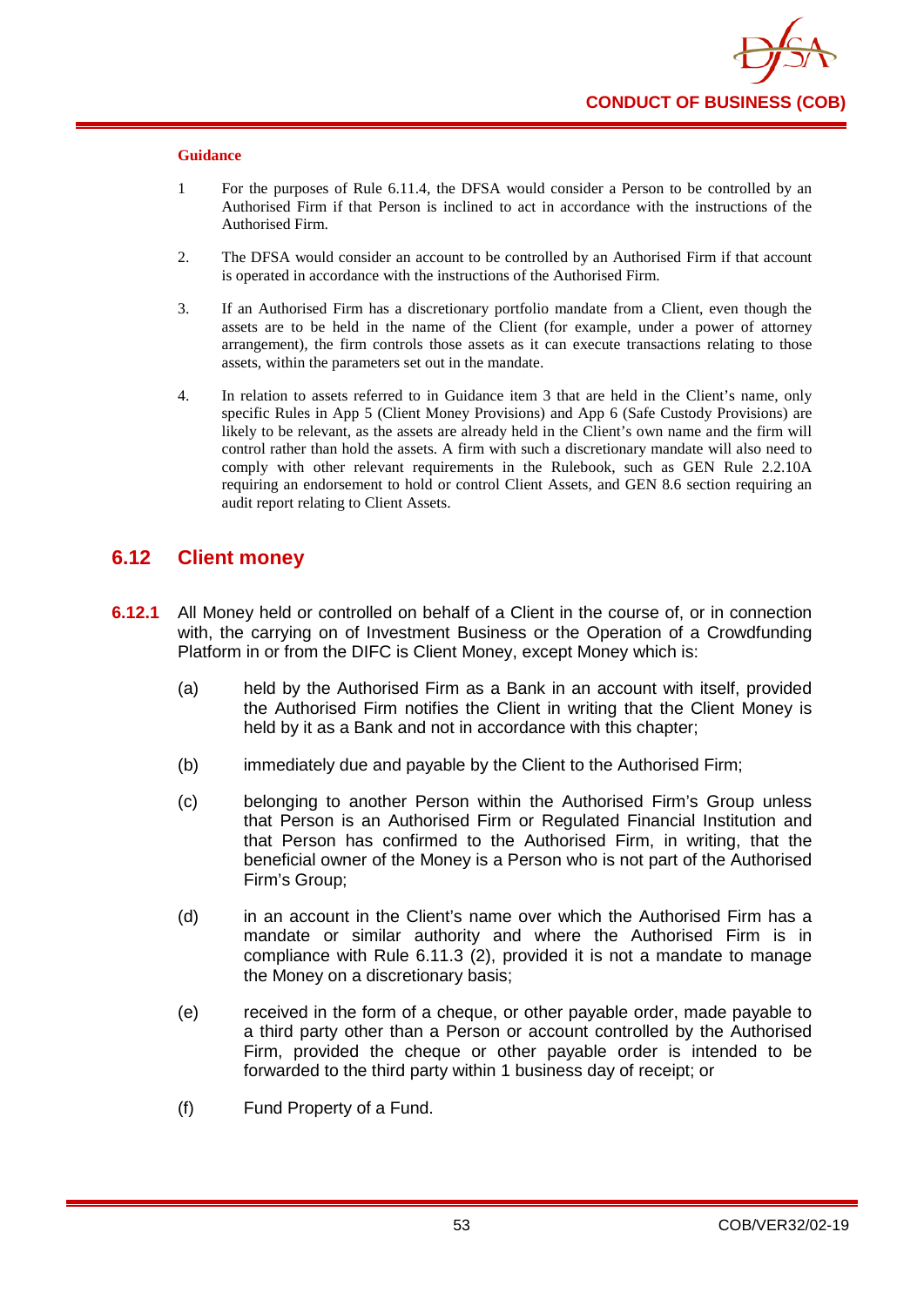**Guidance**

1. For the purposes of Rule 6.11.4, the DFSA would consider a Person to be controlled by an Authorised Firm if that Person is inclined to act in accordance with the instructions of the Authorised Firm.

2. The DFSA would consider an account to be controlled by an Authorised Firm if that account is operated in accordance with the instructions of the Authorised Firm.

3. If an Authorised Firm has a discretionary portfolio mandate from a Client, even though the assets are to be held in the name of the Client (for example, under a power of attorney arrangement), the firm controls those assets as it can execute transactions relating to those assets, within the parameters set out in the mandate.

4. In relation to assets referred to in Guidance item 3 that are held in the Client's name, only specific Rules in App 5 (Client Money Provisions) and App 6 (Safe Custody Provisions) are likely to be relevant, as the assets are already held in the Client's own name and the firm will control rather than hold the assets. A firm with such a discretionary mandate will also need to comply with other relevant requirements in the Rulebook, such as GEN Rule 2.2.10A requiring an endorsement to hold or control Client Assets, and GEN 8.6 section requiring an audit report relating to Client Assets.

## 6.12 Client money

**6.12.1** All Money held or controlled on behalf of a Client in the course of, or in connection with, the carrying on of Investment Business or the Operation of a Crowdfunding Platform in or from the DIFC is Client Money, except Money which is:

(a) held by the Authorised Firm as a Bank in an account with itself, provided the Authorised Firm notifies the Client in writing that the Client Money is held by it as a Bank and not in accordance with this chapter;

(b) immediately due and payable by the Client to the Authorised Firm;

(c) belonging to another Person within the Authorised Firm's Group unless that Person is an Authorised Firm or Regulated Financial Institution and that Person has confirmed to the Authorised Firm, in writing, that the beneficial owner of the Money is a Person who is not part of the Authorised Firm's Group;

(d) in an account in the Client's name over which the Authorised Firm has a mandate or similar authority and where the Authorised Firm is in compliance with Rule 6.11.3 (2), provided it is not a mandate to manage the Money on a discretionary basis;

(e) received in the form of a cheque, or other payable order, made payable to a third party other than a Person or account controlled by the Authorised Firm, provided the cheque or other payable order is intended to be forwarded to the third party within 1 business day of receipt; or

(f) Fund Property of a Fund.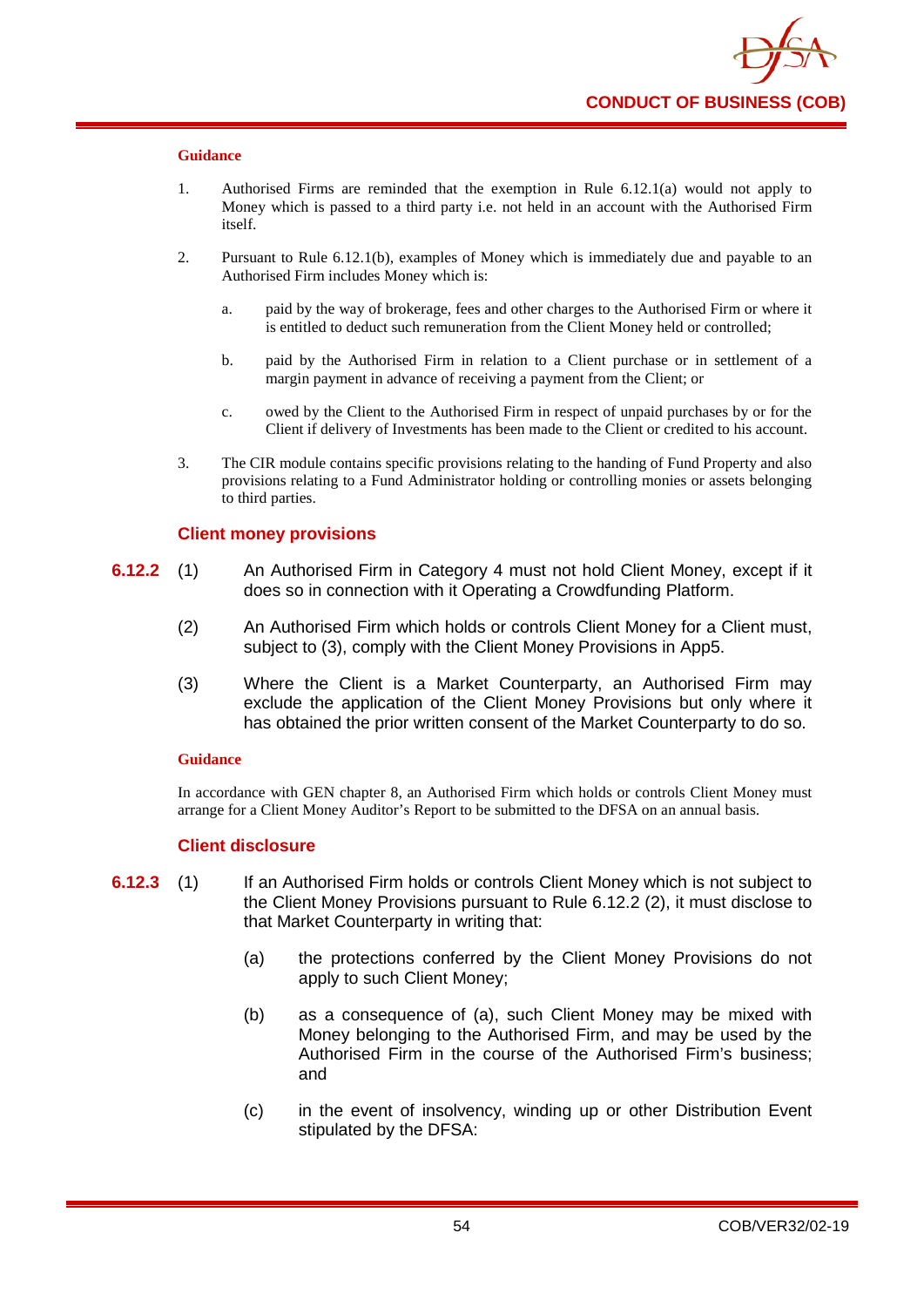#### Guidance

1. Authorised Firms are reminded that the exemption in Rule 6.12.1(a) would not apply to Money which is passed to a third party i.e. not held in an account with the Authorised Firm itself.

2. Pursuant to Rule 6.12.1(b), examples of Money which is immediately due and payable to an Authorised Firm includes Money which is:

   a. paid by the way of brokerage, fees and other charges to the Authorised Firm or where it is entitled to deduct such remuneration from the Client Money held or controlled;

   b. paid by the Authorised Firm in relation to a Client purchase or in settlement of a margin payment in advance of receiving a payment from the Client; or

   c. owed by the Client to the Authorised Firm in respect of unpaid purchases by or for the Client if delivery of Investments has been made to the Client or credited to his account.

3. The CIR module contains specific provisions relating to the handing of Fund Property and also provisions relating to a Fund Administrator holding or controlling monies or assets belonging to third parties.

### Client money provisions

**6.12.2** (1) An Authorised Firm in Category 4 must not hold Client Money, except if it does so in connection with it Operating a Crowdfunding Platform.

(2) An Authorised Firm which holds or controls Client Money for a Client must, subject to (3), comply with the Client Money Provisions in App5.

(3) Where the Client is a Market Counterparty, an Authorised Firm may exclude the application of the Client Money Provisions but only where it has obtained the prior written consent of the Market Counterparty to do so.

#### Guidance

In accordance with GEN chapter 8, an Authorised Firm which holds or controls Client Money must arrange for a Client Money Auditor's Report to be submitted to the DFSA on an annual basis.

### Client disclosure

**6.12.3** (1) If an Authorised Firm holds or controls Client Money which is not subject to the Client Money Provisions pursuant to Rule 6.12.2 (2), it must disclose to that Market Counterparty in writing that:

(a) the protections conferred by the Client Money Provisions do not apply to such Client Money;

(b) as a consequence of (a), such Client Money may be mixed with Money belonging to the Authorised Firm, and may be used by the Authorised Firm in the course of the Authorised Firm's business; and

(c) in the event of insolvency, winding up or other Distribution Event stipulated by the DFSA: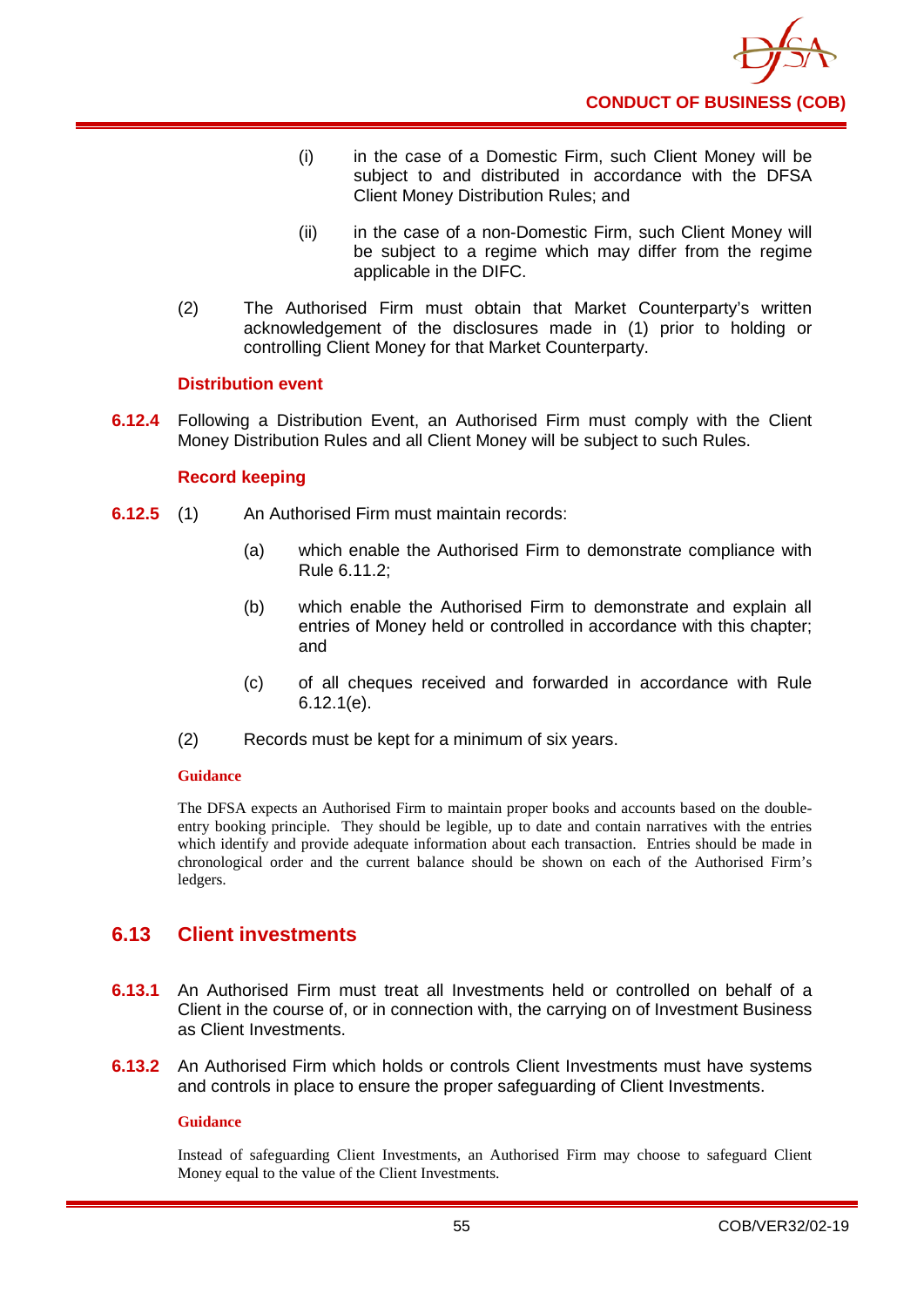(i) in the case of a Domestic Firm, such Client Money will be subject to and distributed in accordance with the DFSA Client Money Distribution Rules; and

(ii) in the case of a non-Domestic Firm, such Client Money will be subject to a regime which may differ from the regime applicable in the DIFC.

(2) The Authorised Firm must obtain that Market Counterparty's written acknowledgement of the disclosures made in (1) prior to holding or controlling Client Money for that Market Counterparty.

#### Distribution event

**6.12.4** Following a Distribution Event, an Authorised Firm must comply with the Client Money Distribution Rules and all Client Money will be subject to such Rules.

#### Record keeping

**6.12.5** (1) An Authorised Firm must maintain records:

(a) which enable the Authorised Firm to demonstrate compliance with Rule 6.11.2;

(b) which enable the Authorised Firm to demonstrate and explain all entries of Money held or controlled in accordance with this chapter; and

(c) of all cheques received and forwarded in accordance with Rule 6.12.1(e).

(2) Records must be kept for a minimum of six years.

**Guidance**

The DFSA expects an Authorised Firm to maintain proper books and accounts based on the double-entry booking principle. They should be legible, up to date and contain narratives with the entries which identify and provide adequate information about each transaction. Entries should be made in chronological order and the current balance should be shown on each of the Authorised Firm's ledgers.

## 6.13 Client investments

**6.13.1** An Authorised Firm must treat all Investments held or controlled on behalf of a Client in the course of, or in connection with, the carrying on of Investment Business as Client Investments.

**6.13.2** An Authorised Firm which holds or controls Client Investments must have systems and controls in place to ensure the proper safeguarding of Client Investments.

**Guidance**

Instead of safeguarding Client Investments, an Authorised Firm may choose to safeguard Client Money equal to the value of the Client Investments.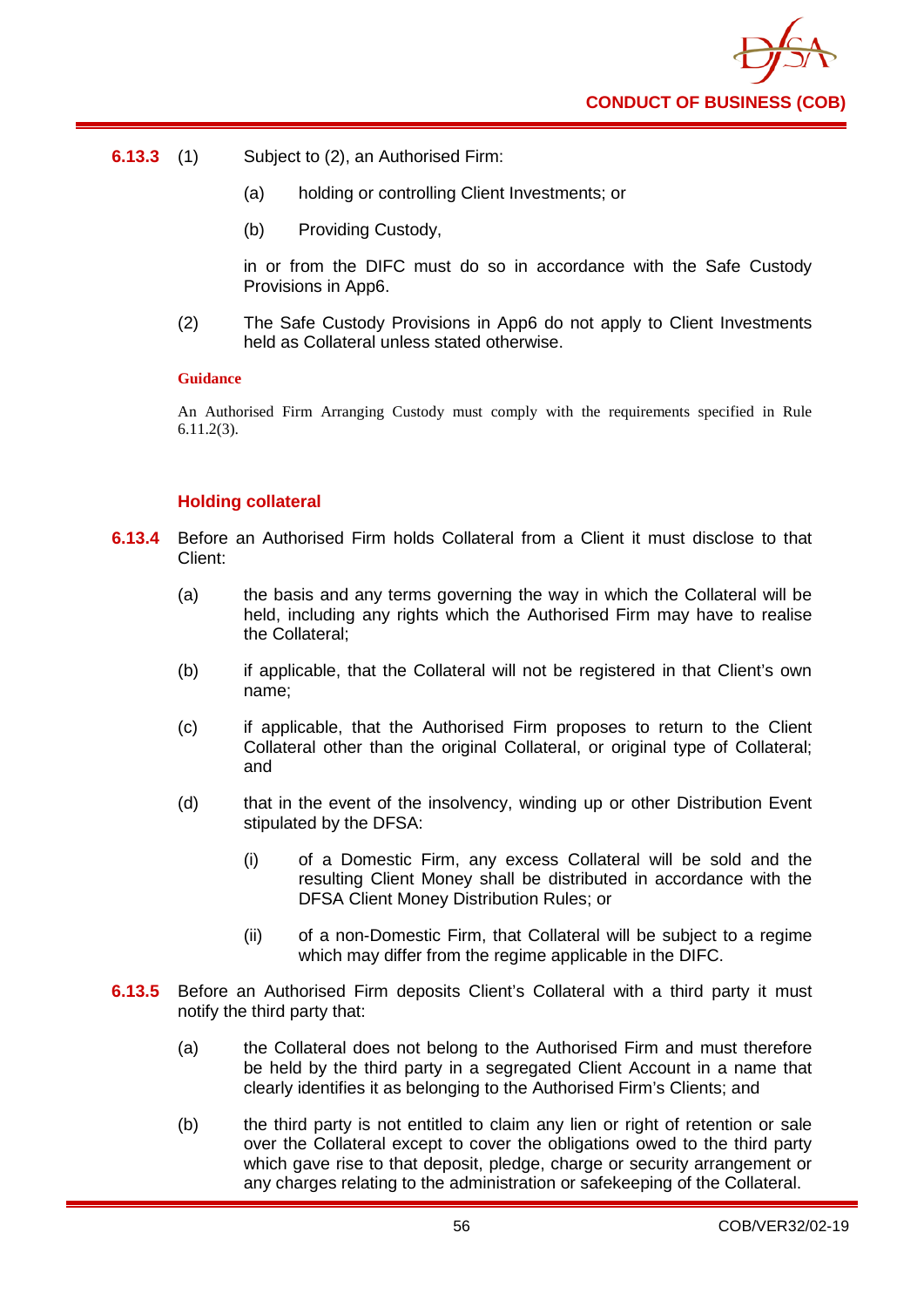**6.13.3** (1) Subject to (2), an Authorised Firm:

(a) holding or controlling Client Investments; or

(b) Providing Custody,

in or from the DIFC must do so in accordance with the Safe Custody Provisions in App6.

(2) The Safe Custody Provisions in App6 do not apply to Client Investments held as Collateral unless stated otherwise.

**Guidance**

An Authorised Firm Arranging Custody must comply with the requirements specified in Rule 6.11.2(3).

### Holding collateral

**6.13.4** Before an Authorised Firm holds Collateral from a Client it must disclose to that Client:

(a) the basis and any terms governing the way in which the Collateral will be held, including any rights which the Authorised Firm may have to realise the Collateral;

(b) if applicable, that the Collateral will not be registered in that Client's own name;

(c) if applicable, that the Authorised Firm proposes to return to the Client Collateral other than the original Collateral, or original type of Collateral; and

(d) that in the event of the insolvency, winding up or other Distribution Event stipulated by the DFSA:

(i) of a Domestic Firm, any excess Collateral will be sold and the resulting Client Money shall be distributed in accordance with the DFSA Client Money Distribution Rules; or

(ii) of a non-Domestic Firm, that Collateral will be subject to a regime which may differ from the regime applicable in the DIFC.

**6.13.5** Before an Authorised Firm deposits Client's Collateral with a third party it must notify the third party that:

(a) the Collateral does not belong to the Authorised Firm and must therefore be held by the third party in a segregated Client Account in a name that clearly identifies it as belonging to the Authorised Firm's Clients; and

(b) the third party is not entitled to claim any lien or right of retention or sale over the Collateral except to cover the obligations owed to the third party which gave rise to that deposit, pledge, charge or security arrangement or any charges relating to the administration or safekeeping of the Collateral.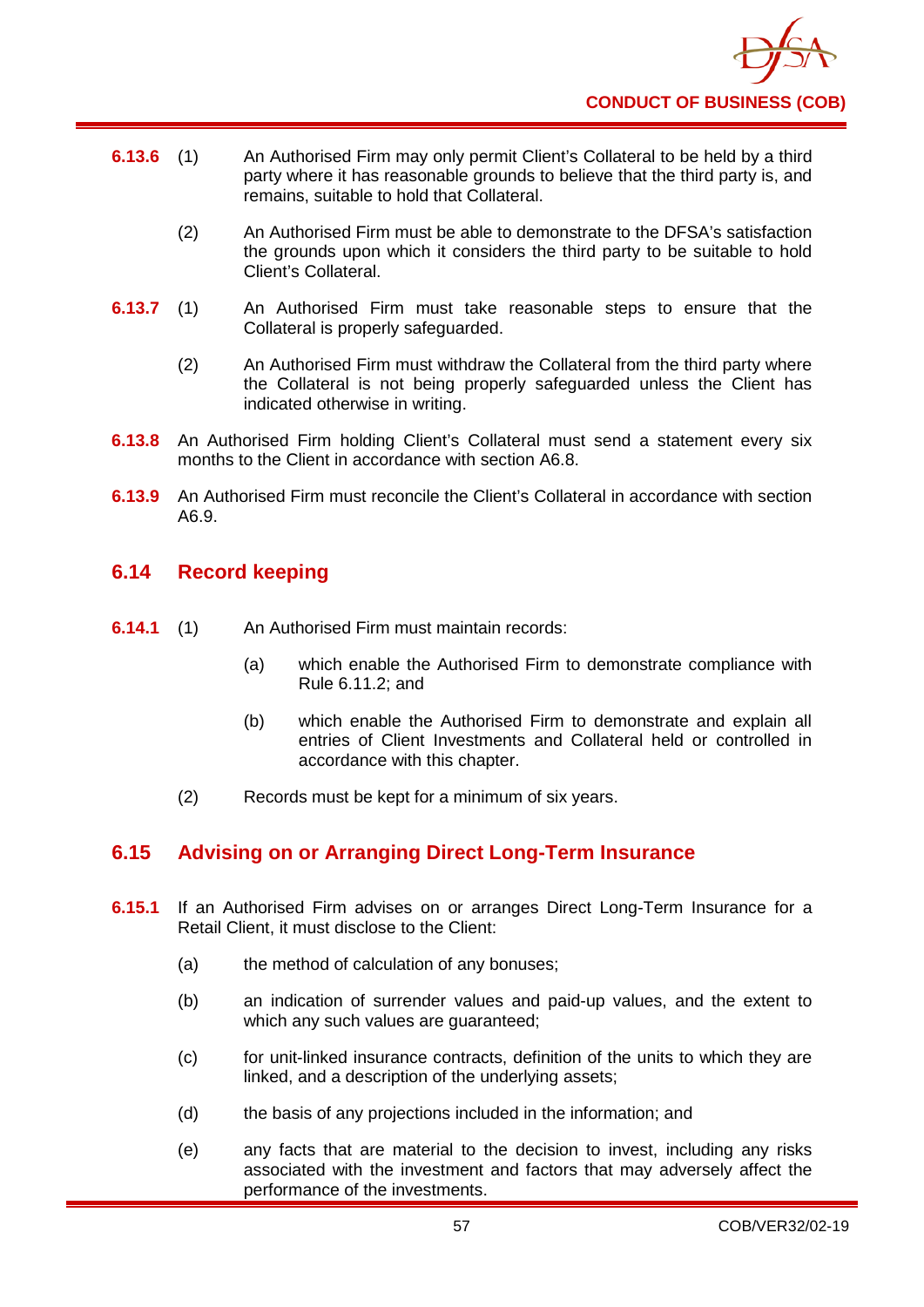**6.13.6** (1) An Authorised Firm may only permit Client's Collateral to be held by a third party where it has reasonable grounds to believe that the third party is, and remains, suitable to hold that Collateral.

(2) An Authorised Firm must be able to demonstrate to the DFSA's satisfaction the grounds upon which it considers the third party to be suitable to hold Client's Collateral.

**6.13.7** (1) An Authorised Firm must take reasonable steps to ensure that the Collateral is properly safeguarded.

(2) An Authorised Firm must withdraw the Collateral from the third party where the Collateral is not being properly safeguarded unless the Client has indicated otherwise in writing.

**6.13.8** An Authorised Firm holding Client's Collateral must send a statement every six months to the Client in accordance with section A6.8.

**6.13.9** An Authorised Firm must reconcile the Client's Collateral in accordance with section A6.9.

## 6.14 Record keeping

**6.14.1** (1) An Authorised Firm must maintain records:

(a) which enable the Authorised Firm to demonstrate compliance with Rule 6.11.2; and

(b) which enable the Authorised Firm to demonstrate and explain all entries of Client Investments and Collateral held or controlled in accordance with this chapter.

(2) Records must be kept for a minimum of six years.

## 6.15 Advising on or Arranging Direct Long-Term Insurance

**6.15.1** If an Authorised Firm advises on or arranges Direct Long-Term Insurance for a Retail Client, it must disclose to the Client:

(a) the method of calculation of any bonuses;

(b) an indication of surrender values and paid-up values, and the extent to which any such values are guaranteed;

(c) for unit-linked insurance contracts, definition of the units to which they are linked, and a description of the underlying assets;

(d) the basis of any projections included in the information; and

(e) any facts that are material to the decision to invest, including any risks associated with the investment and factors that may adversely affect the performance of the investments.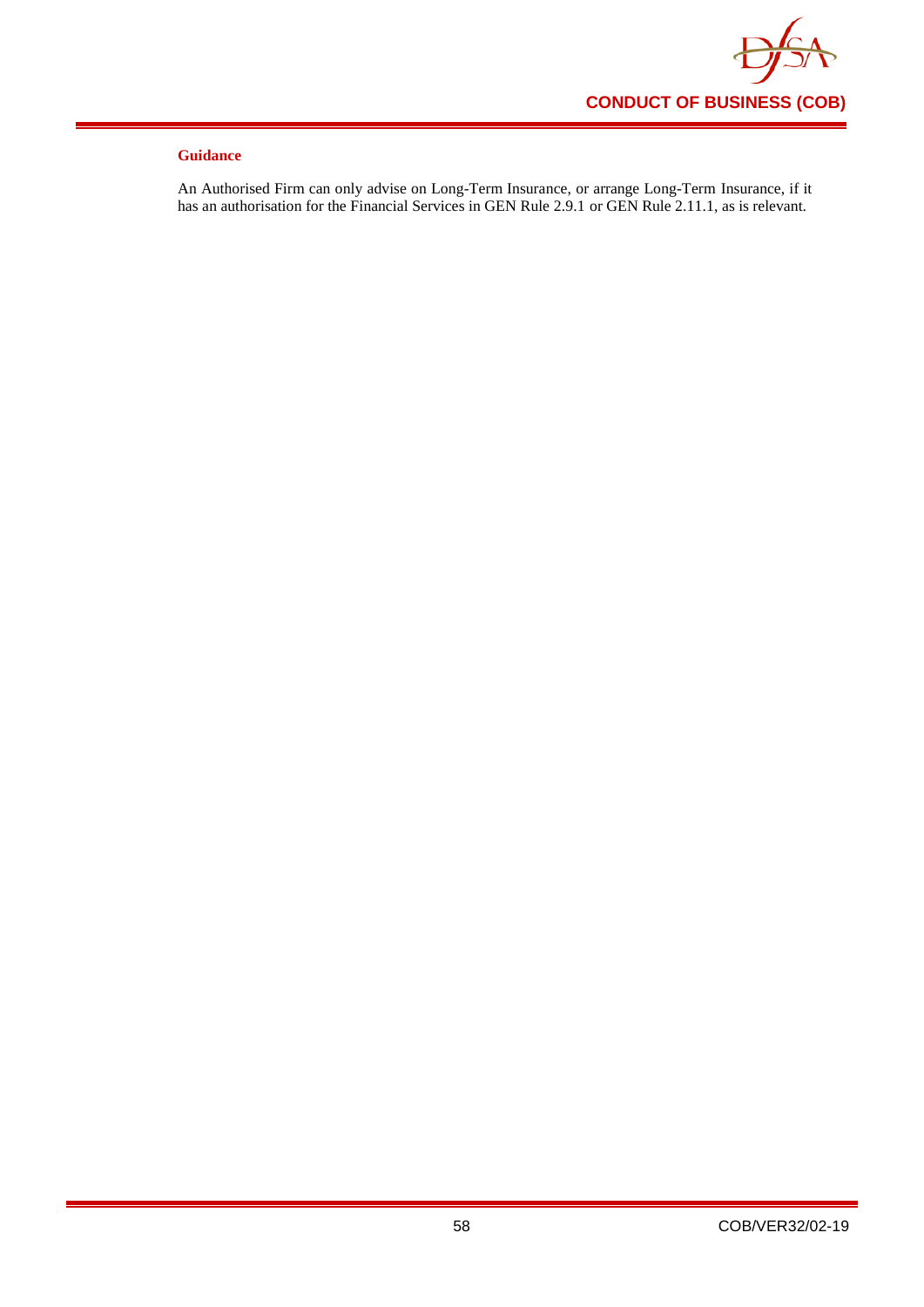#### Guidance

An Authorised Firm can only advise on Long-Term Insurance, or arrange Long-Term Insurance, if it has an authorisation for the Financial Services in GEN Rule 2.9.1 or GEN Rule 2.11.1, as is relevant.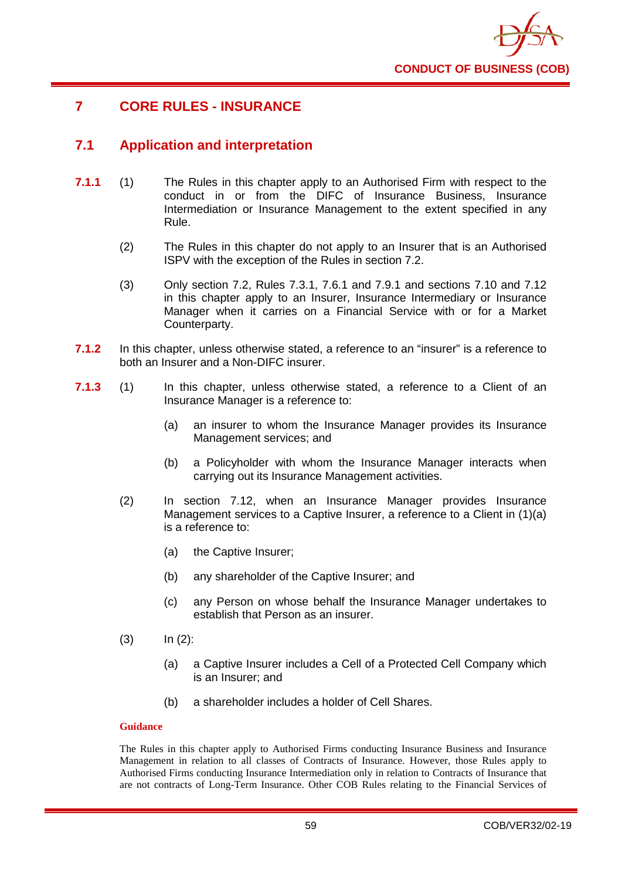# 7 CORE RULES - INSURANCE

## 7.1 Application and interpretation

**7.1.1** (1) The Rules in this chapter apply to an Authorised Firm with respect to the conduct in or from the DIFC of Insurance Business, Insurance Intermediation or Insurance Management to the extent specified in any Rule.

(2) The Rules in this chapter do not apply to an Insurer that is an Authorised ISPV with the exception of the Rules in section 7.2.

(3) Only section 7.2, Rules 7.3.1, 7.6.1 and 7.9.1 and sections 7.10 and 7.12 in this chapter apply to an Insurer, Insurance Intermediary or Insurance Manager when it carries on a Financial Service with or for a Market Counterparty.

**7.1.2** In this chapter, unless otherwise stated, a reference to an "insurer" is a reference to both an Insurer and a Non-DIFC insurer.

**7.1.3** (1) In this chapter, unless otherwise stated, a reference to a Client of an Insurance Manager is a reference to:

(a) an insurer to whom the Insurance Manager provides its Insurance Management services; and

(b) a Policyholder with whom the Insurance Manager interacts when carrying out its Insurance Management activities.

(2) In section 7.12, when an Insurance Manager provides Insurance Management services to a Captive Insurer, a reference to a Client in (1)(a) is a reference to:

(a) the Captive Insurer;

(b) any shareholder of the Captive Insurer; and

(c) any Person on whose behalf the Insurance Manager undertakes to establish that Person as an insurer.

(3) In (2):

(a) a Captive Insurer includes a Cell of a Protected Cell Company which is an Insurer; and

(b) a shareholder includes a holder of Cell Shares.

**Guidance**

The Rules in this chapter apply to Authorised Firms conducting Insurance Business and Insurance Management in relation to all classes of Contracts of Insurance. However, those Rules apply to Authorised Firms conducting Insurance Intermediation only in relation to Contracts of Insurance that are not contracts of Long-Term Insurance. Other COB Rules relating to the Financial Services of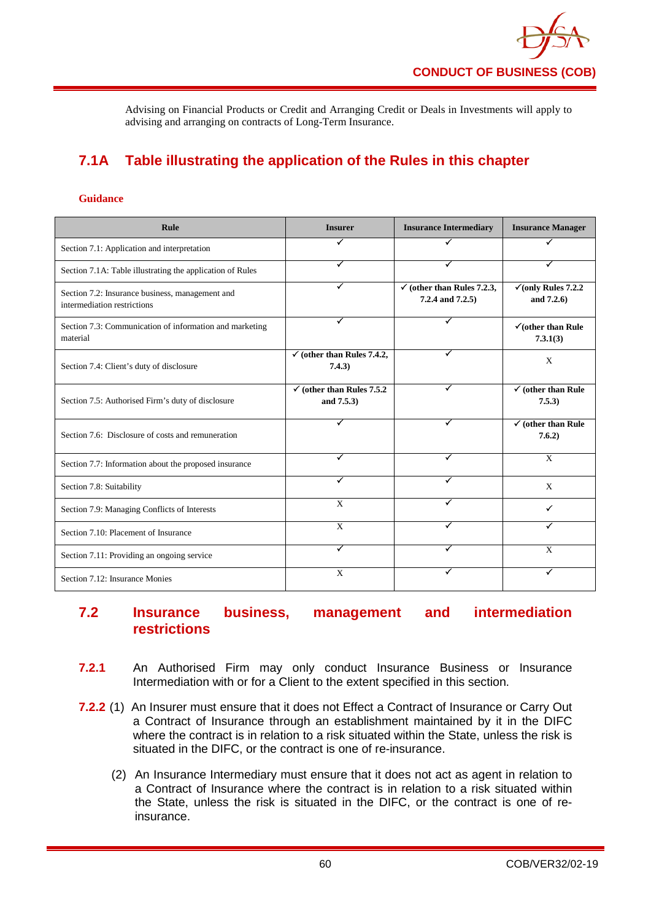Advising on Financial Products or Credit and Arranging Credit or Deals in Investments will apply to advising and arranging on contracts of Long-Term Insurance.

## 7.1A Table illustrating the application of the Rules in this chapter

**Guidance**

| Rule | Insurer | Insurance Intermediary | Insurance Manager |
|---|---|---|---|
| Section 7.1: Application and interpretation | ✓ | ✓ | ✓ |
| Section 7.1A: Table illustrating the application of Rules | ✓ | ✓ | ✓ |
| Section 7.2: Insurance business, management and intermediation restrictions | ✓ | ✓ **(other than Rules 7.2.3, 7.2.4 and 7.2.5)** | ✓**(only Rules 7.2.2 and 7.2.6)** |
| Section 7.3: Communication of information and marketing material | ✓ | ✓ | ✓**(other than Rule 7.3.1(3)** |
| Section 7.4: Client's duty of disclosure | ✓ **(other than Rules 7.4.2, 7.4.3)** | ✓ | X |
| Section 7.5: Authorised Firm's duty of disclosure | ✓ **(other than Rules 7.5.2 and 7.5.3)** | ✓ | ✓ **(other than Rule 7.5.3)** |
| Section 7.6: Disclosure of costs and remuneration | ✓ | ✓ | ✓ **(other than Rule 7.6.2)** |
| Section 7.7: Information about the proposed insurance | ✓ | ✓ | X |
| Section 7.8: Suitability | ✓ | ✓ | X |
| Section 7.9: Managing Conflicts of Interests | X | ✓ | ✓ |
| Section 7.10: Placement of Insurance | X | ✓ | ✓ |
| Section 7.11: Providing an ongoing service | ✓ | ✓ | X |
| Section 7.12: Insurance Monies | X | ✓ | ✓ |

## 7.2 Insurance business, management and intermediation restrictions

**7.2.1** An Authorised Firm may only conduct Insurance Business or Insurance Intermediation with or for a Client to the extent specified in this section.

**7.2.2** (1) An Insurer must ensure that it does not Effect a Contract of Insurance or Carry Out a Contract of Insurance through an establishment maintained by it in the DIFC where the contract is in relation to a risk situated within the State, unless the risk is situated in the DIFC, or the contract is one of re-insurance.

(2) An Insurance Intermediary must ensure that it does not act as agent in relation to a Contract of Insurance where the contract is in relation to a risk situated within the State, unless the risk is situated in the DIFC, or the contract is one of re-insurance.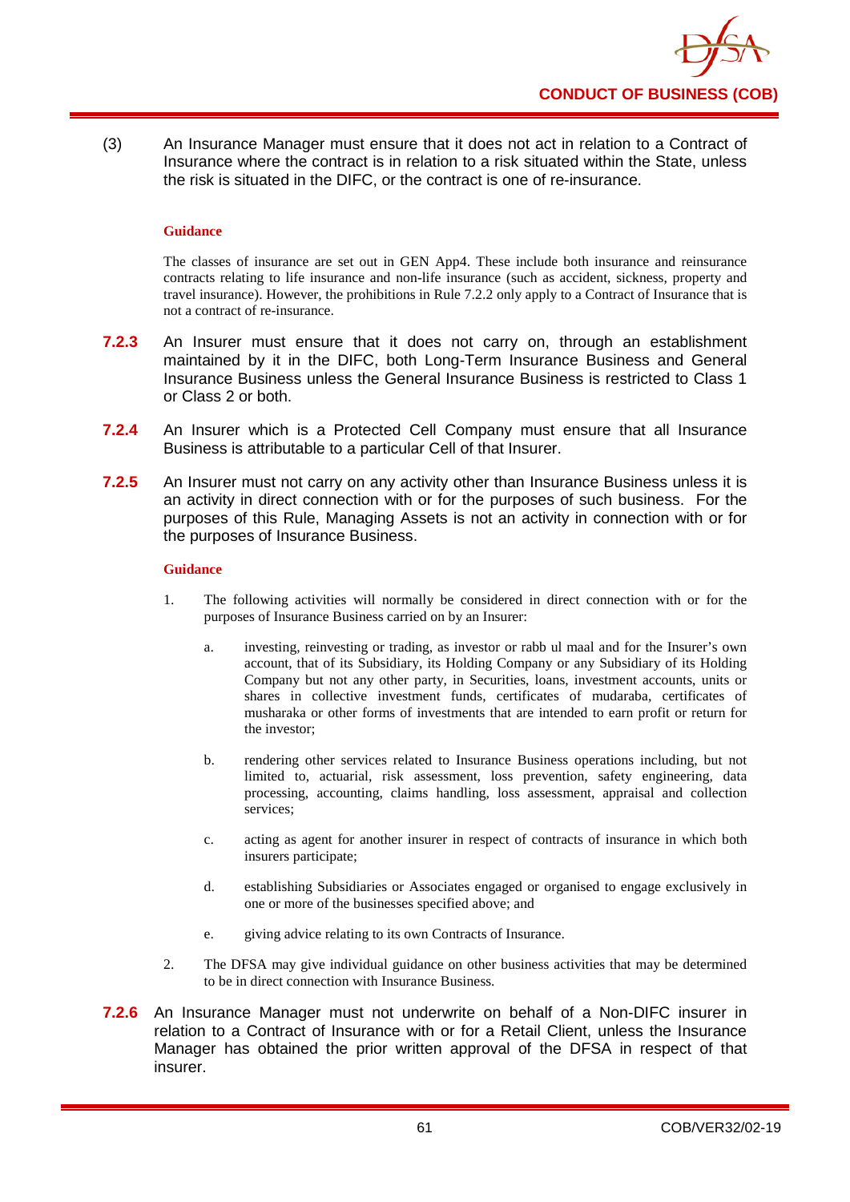(3) An Insurance Manager must ensure that it does not act in relation to a Contract of Insurance where the contract is in relation to a risk situated within the State, unless the risk is situated in the DIFC, or the contract is one of re-insurance.

**Guidance**

The classes of insurance are set out in GEN App4. These include both insurance and reinsurance contracts relating to life insurance and non-life insurance (such as accident, sickness, property and travel insurance). However, the prohibitions in Rule 7.2.2 only apply to a Contract of Insurance that is not a contract of re-insurance.

**7.2.3** An Insurer must ensure that it does not carry on, through an establishment maintained by it in the DIFC, both Long-Term Insurance Business and General Insurance Business unless the General Insurance Business is restricted to Class 1 or Class 2 or both.

**7.2.4** An Insurer which is a Protected Cell Company must ensure that all Insurance Business is attributable to a particular Cell of that Insurer.

**7.2.5** An Insurer must not carry on any activity other than Insurance Business unless it is an activity in direct connection with or for the purposes of such business. For the purposes of this Rule, Managing Assets is not an activity in connection with or for the purposes of Insurance Business.

**Guidance**

1. The following activities will normally be considered in direct connection with or for the purposes of Insurance Business carried on by an Insurer:

   a. investing, reinvesting or trading, as investor or rabb ul maal and for the Insurer's own account, that of its Subsidiary, its Holding Company or any Subsidiary of its Holding Company but not any other party, in Securities, loans, investment accounts, units or shares in collective investment funds, certificates of mudaraba, certificates of musharaka or other forms of investments that are intended to earn profit or return for the investor;

   b. rendering other services related to Insurance Business operations including, but not limited to, actuarial, risk assessment, loss prevention, safety engineering, data processing, accounting, claims handling, loss assessment, appraisal and collection services;

   c. acting as agent for another insurer in respect of contracts of insurance in which both insurers participate;

   d. establishing Subsidiaries or Associates engaged or organised to engage exclusively in one or more of the businesses specified above; and

   e. giving advice relating to its own Contracts of Insurance.

2. The DFSA may give individual guidance on other business activities that may be determined to be in direct connection with Insurance Business.

**7.2.6** An Insurance Manager must not underwrite on behalf of a Non-DIFC insurer in relation to a Contract of Insurance with or for a Retail Client, unless the Insurance Manager has obtained the prior written approval of the DFSA in respect of that insurer.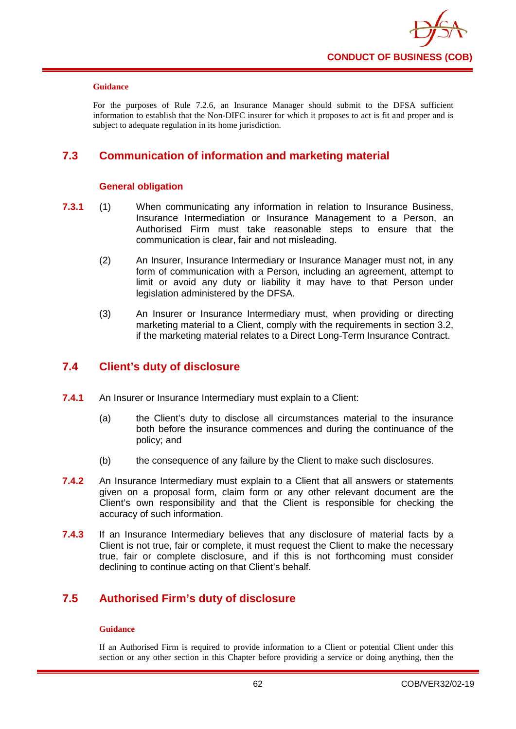**Guidance**

For the purposes of Rule 7.2.6, an Insurance Manager should submit to the DFSA sufficient information to establish that the Non-DIFC insurer for which it proposes to act is fit and proper and is subject to adequate regulation in its home jurisdiction.

## 7.3 Communication of information and marketing material

### General obligation

**7.3.1** (1) When communicating any information in relation to Insurance Business, Insurance Intermediation or Insurance Management to a Person, an Authorised Firm must take reasonable steps to ensure that the communication is clear, fair and not misleading.

(2) An Insurer, Insurance Intermediary or Insurance Manager must not, in any form of communication with a Person, including an agreement, attempt to limit or avoid any duty or liability it may have to that Person under legislation administered by the DFSA.

(3) An Insurer or Insurance Intermediary must, when providing or directing marketing material to a Client, comply with the requirements in section 3.2, if the marketing material relates to a Direct Long-Term Insurance Contract.

## 7.4 Client's duty of disclosure

**7.4.1** An Insurer or Insurance Intermediary must explain to a Client:

(a) the Client's duty to disclose all circumstances material to the insurance both before the insurance commences and during the continuance of the policy; and

(b) the consequence of any failure by the Client to make such disclosures.

**7.4.2** An Insurance Intermediary must explain to a Client that all answers or statements given on a proposal form, claim form or any other relevant document are the Client's own responsibility and that the Client is responsible for checking the accuracy of such information.

**7.4.3** If an Insurance Intermediary believes that any disclosure of material facts by a Client is not true, fair or complete, it must request the Client to make the necessary true, fair or complete disclosure, and if this is not forthcoming must consider declining to continue acting on that Client's behalf.

## 7.5 Authorised Firm's duty of disclosure

**Guidance**

If an Authorised Firm is required to provide information to a Client or potential Client under this section or any other section in this Chapter before providing a service or doing anything, then the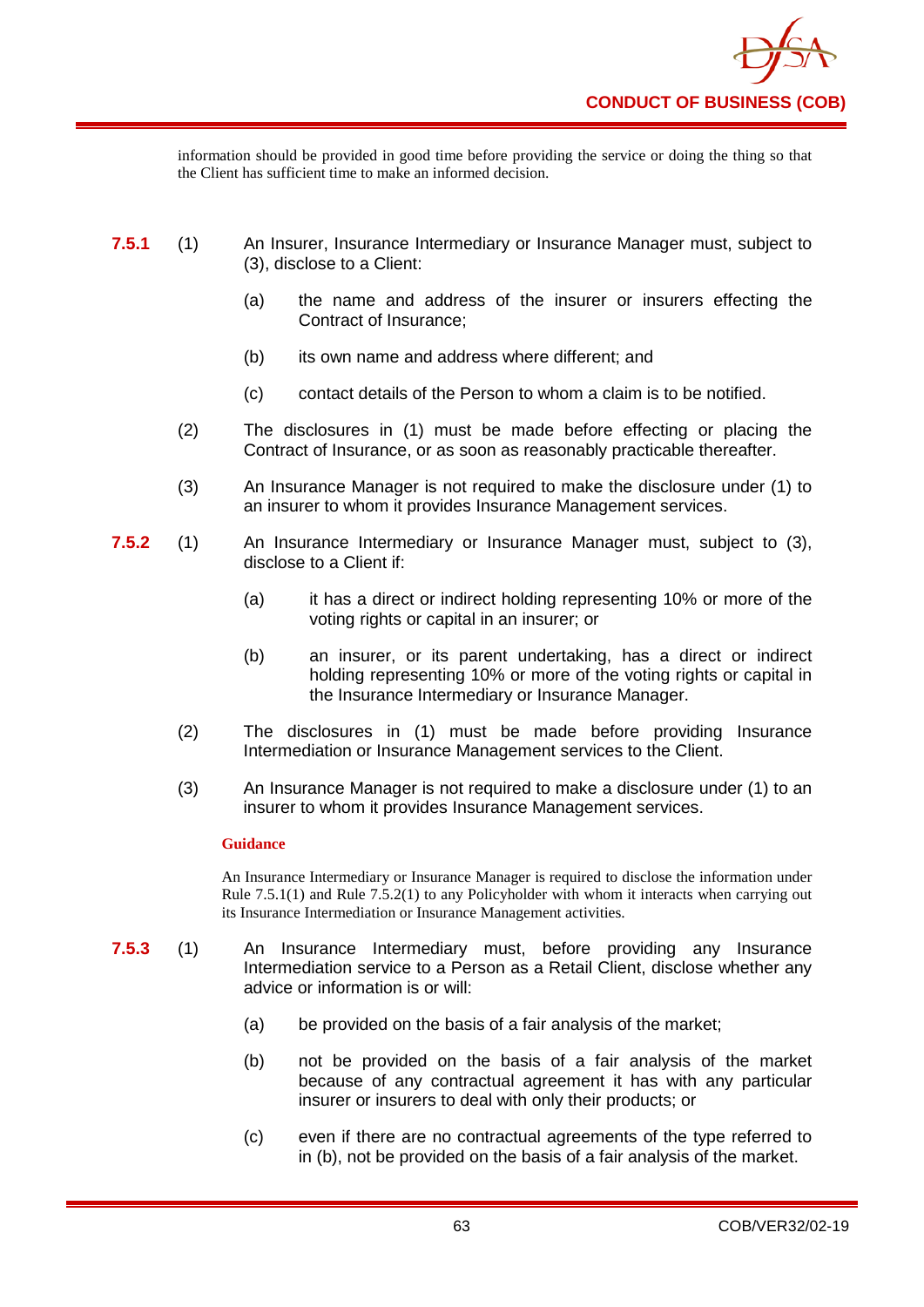information should be provided in good time before providing the service or doing the thing so that the Client has sufficient time to make an informed decision.

**7.5.1** (1) An Insurer, Insurance Intermediary or Insurance Manager must, subject to (3), disclose to a Client:

(a) the name and address of the insurer or insurers effecting the Contract of Insurance;

(b) its own name and address where different; and

(c) contact details of the Person to whom a claim is to be notified.

(2) The disclosures in (1) must be made before effecting or placing the Contract of Insurance, or as soon as reasonably practicable thereafter.

(3) An Insurance Manager is not required to make the disclosure under (1) to an insurer to whom it provides Insurance Management services.

**7.5.2** (1) An Insurance Intermediary or Insurance Manager must, subject to (3), disclose to a Client if:

(a) it has a direct or indirect holding representing 10% or more of the voting rights or capital in an insurer; or

(b) an insurer, or its parent undertaking, has a direct or indirect holding representing 10% or more of the voting rights or capital in the Insurance Intermediary or Insurance Manager.

(2) The disclosures in (1) must be made before providing Insurance Intermediation or Insurance Management services to the Client.

(3) An Insurance Manager is not required to make a disclosure under (1) to an insurer to whom it provides Insurance Management services.

**Guidance**

An Insurance Intermediary or Insurance Manager is required to disclose the information under Rule 7.5.1(1) and Rule 7.5.2(1) to any Policyholder with whom it interacts when carrying out its Insurance Intermediation or Insurance Management activities.

**7.5.3** (1) An Insurance Intermediary must, before providing any Insurance Intermediation service to a Person as a Retail Client, disclose whether any advice or information is or will:

(a) be provided on the basis of a fair analysis of the market;

(b) not be provided on the basis of a fair analysis of the market because of any contractual agreement it has with any particular insurer or insurers to deal with only their products; or

(c) even if there are no contractual agreements of the type referred to in (b), not be provided on the basis of a fair analysis of the market.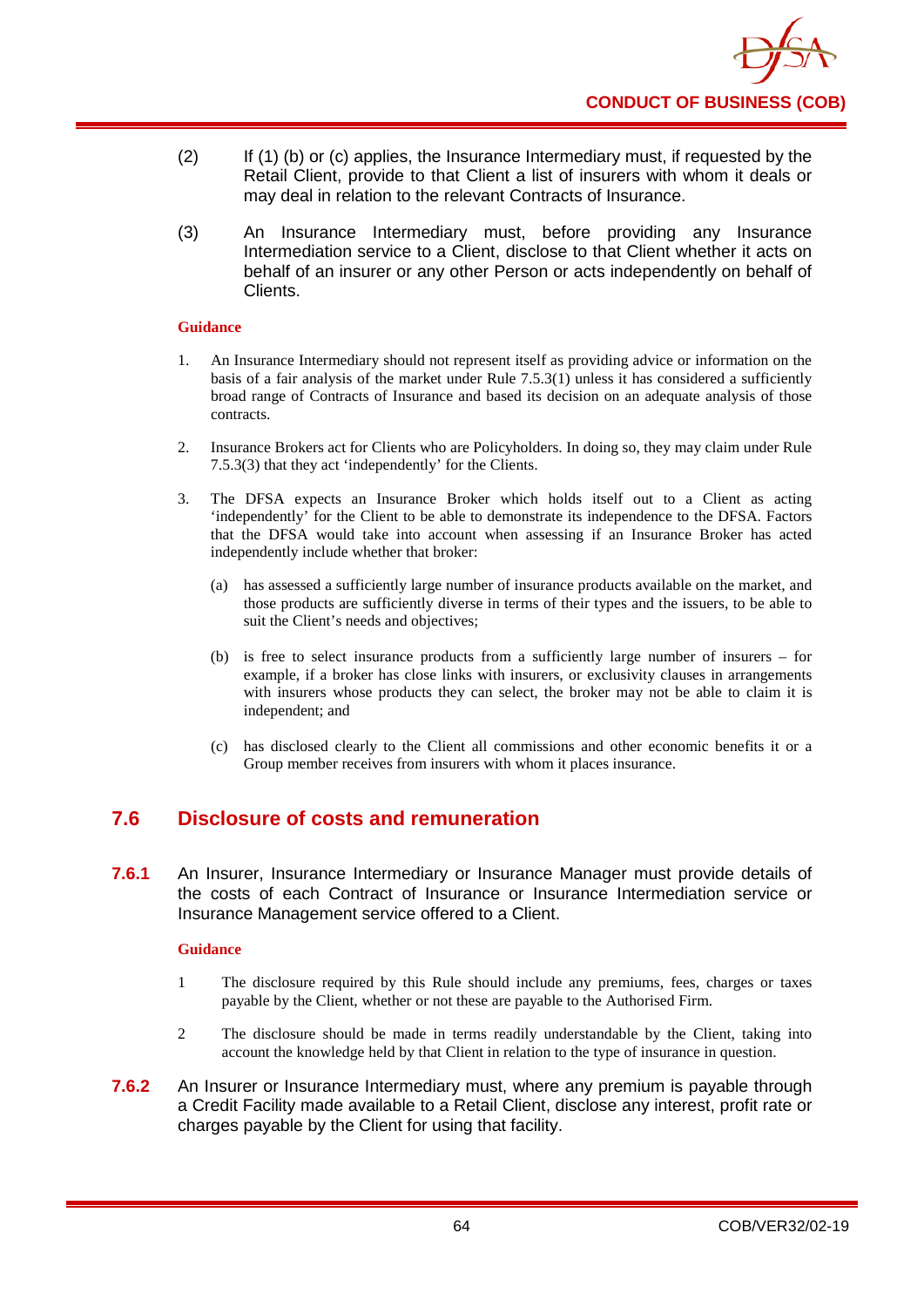(2) If (1) (b) or (c) applies, the Insurance Intermediary must, if requested by the Retail Client, provide to that Client a list of insurers with whom it deals or may deal in relation to the relevant Contracts of Insurance.

(3) An Insurance Intermediary must, before providing any Insurance Intermediation service to a Client, disclose to that Client whether it acts on behalf of an insurer or any other Person or acts independently on behalf of Clients.

**Guidance**

1. An Insurance Intermediary should not represent itself as providing advice or information on the basis of a fair analysis of the market under Rule 7.5.3(1) unless it has considered a sufficiently broad range of Contracts of Insurance and based its decision on an adequate analysis of those contracts.

2. Insurance Brokers act for Clients who are Policyholders. In doing so, they may claim under Rule 7.5.3(3) that they act 'independently' for the Clients.

3. The DFSA expects an Insurance Broker which holds itself out to a Client as acting 'independently' for the Client to be able to demonstrate its independence to the DFSA. Factors that the DFSA would take into account when assessing if an Insurance Broker has acted independently include whether that broker:

   (a) has assessed a sufficiently large number of insurance products available on the market, and those products are sufficiently diverse in terms of their types and the issuers, to be able to suit the Client's needs and objectives;

   (b) is free to select insurance products from a sufficiently large number of insurers – for example, if a broker has close links with insurers, or exclusivity clauses in arrangements with insurers whose products they can select, the broker may not be able to claim it is independent; and

   (c) has disclosed clearly to the Client all commissions and other economic benefits it or a Group member receives from insurers with whom it places insurance.

## 7.6 Disclosure of costs and remuneration

**7.6.1** An Insurer, Insurance Intermediary or Insurance Manager must provide details of the costs of each Contract of Insurance or Insurance Intermediation service or Insurance Management service offered to a Client.

**Guidance**

1 The disclosure required by this Rule should include any premiums, fees, charges or taxes payable by the Client, whether or not these are payable to the Authorised Firm.

2 The disclosure should be made in terms readily understandable by the Client, taking into account the knowledge held by that Client in relation to the type of insurance in question.

**7.6.2** An Insurer or Insurance Intermediary must, where any premium is payable through a Credit Facility made available to a Retail Client, disclose any interest, profit rate or charges payable by the Client for using that facility.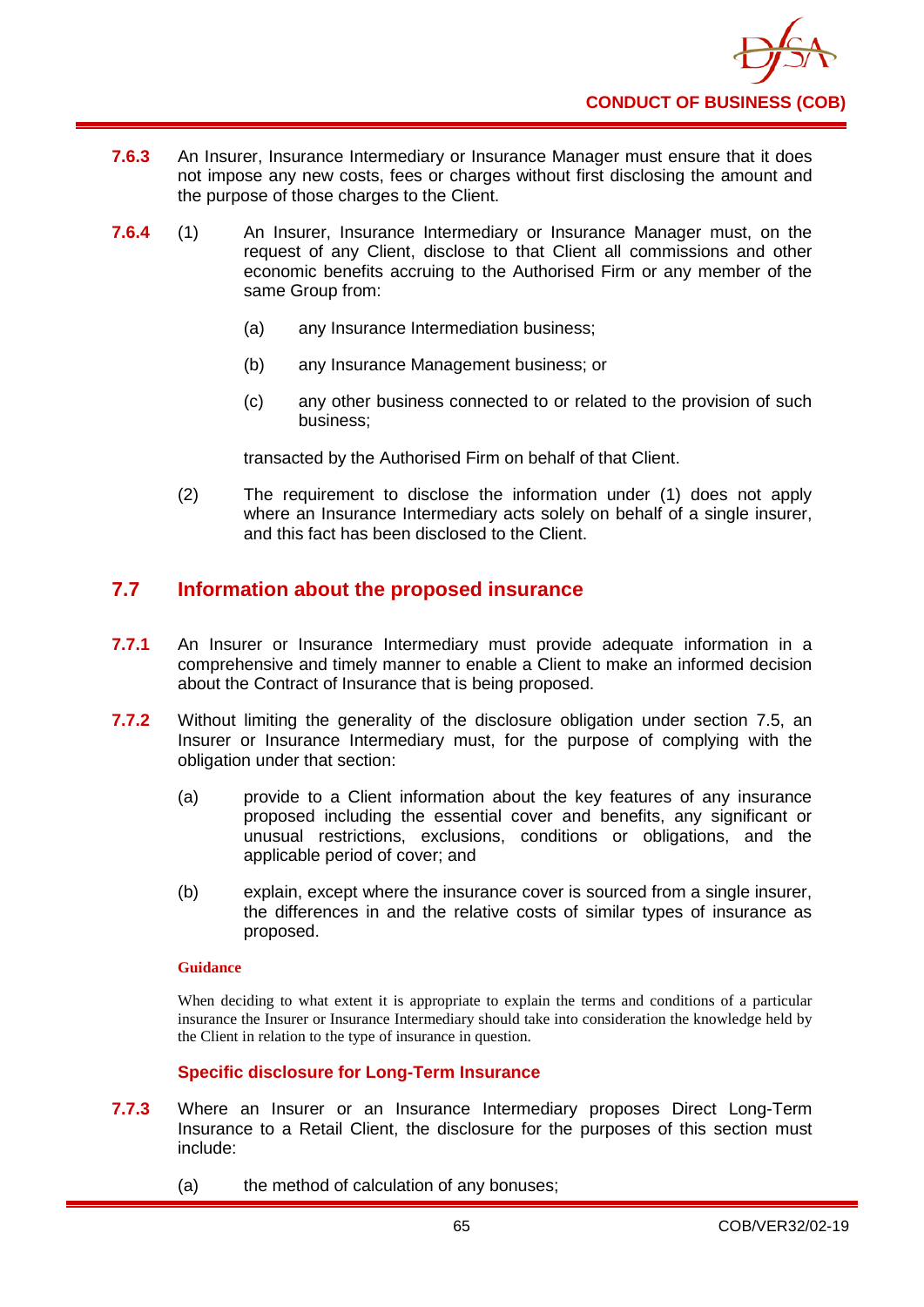**7.6.3** An Insurer, Insurance Intermediary or Insurance Manager must ensure that it does not impose any new costs, fees or charges without first disclosing the amount and the purpose of those charges to the Client.

**7.6.4** (1) An Insurer, Insurance Intermediary or Insurance Manager must, on the request of any Client, disclose to that Client all commissions and other economic benefits accruing to the Authorised Firm or any member of the same Group from:

(a) any Insurance Intermediation business;

(b) any Insurance Management business; or

(c) any other business connected to or related to the provision of such business;

transacted by the Authorised Firm on behalf of that Client.

(2) The requirement to disclose the information under (1) does not apply where an Insurance Intermediary acts solely on behalf of a single insurer, and this fact has been disclosed to the Client.

## 7.7 Information about the proposed insurance

**7.7.1** An Insurer or Insurance Intermediary must provide adequate information in a comprehensive and timely manner to enable a Client to make an informed decision about the Contract of Insurance that is being proposed.

**7.7.2** Without limiting the generality of the disclosure obligation under section 7.5, an Insurer or Insurance Intermediary must, for the purpose of complying with the obligation under that section:

(a) provide to a Client information about the key features of any insurance proposed including the essential cover and benefits, any significant or unusual restrictions, exclusions, conditions or obligations, and the applicable period of cover; and

(b) explain, except where the insurance cover is sourced from a single insurer, the differences in and the relative costs of similar types of insurance as proposed.

**Guidance**

When deciding to what extent it is appropriate to explain the terms and conditions of a particular insurance the Insurer or Insurance Intermediary should take into consideration the knowledge held by the Client in relation to the type of insurance in question.

### Specific disclosure for Long-Term Insurance

**7.7.3** Where an Insurer or an Insurance Intermediary proposes Direct Long-Term Insurance to a Retail Client, the disclosure for the purposes of this section must include:

(a) the method of calculation of any bonuses;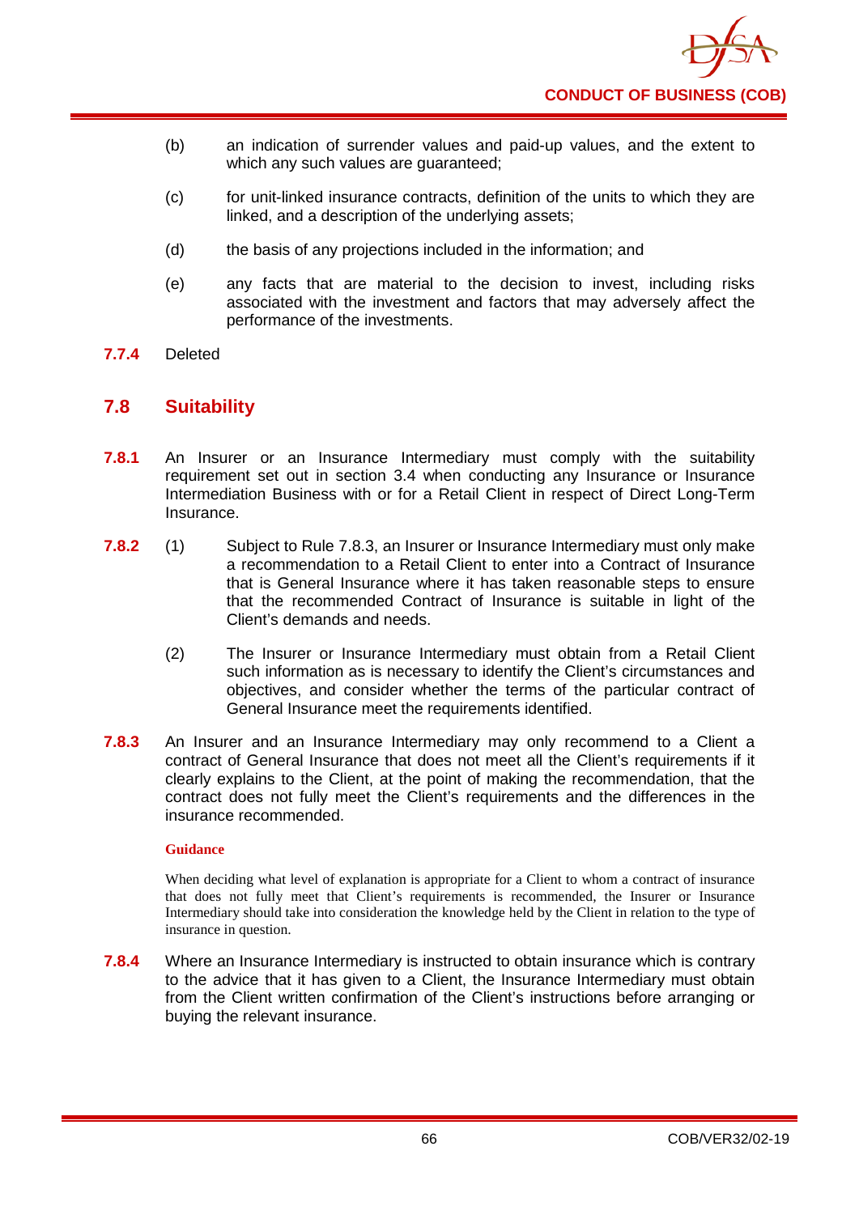(b) an indication of surrender values and paid-up values, and the extent to which any such values are guaranteed;

(c) for unit-linked insurance contracts, definition of the units to which they are linked, and a description of the underlying assets;

(d) the basis of any projections included in the information; and

(e) any facts that are material to the decision to invest, including risks associated with the investment and factors that may adversely affect the performance of the investments.

**7.7.4** Deleted

## 7.8 Suitability

**7.8.1** An Insurer or an Insurance Intermediary must comply with the suitability requirement set out in section 3.4 when conducting any Insurance or Insurance Intermediation Business with or for a Retail Client in respect of Direct Long-Term Insurance.

**7.8.2** (1) Subject to Rule 7.8.3, an Insurer or Insurance Intermediary must only make a recommendation to a Retail Client to enter into a Contract of Insurance that is General Insurance where it has taken reasonable steps to ensure that the recommended Contract of Insurance is suitable in light of the Client's demands and needs.

(2) The Insurer or Insurance Intermediary must obtain from a Retail Client such information as is necessary to identify the Client's circumstances and objectives, and consider whether the terms of the particular contract of General Insurance meet the requirements identified.

**7.8.3** An Insurer and an Insurance Intermediary may only recommend to a Client a contract of General Insurance that does not meet all the Client's requirements if it clearly explains to the Client, at the point of making the recommendation, that the contract does not fully meet the Client's requirements and the differences in the insurance recommended.

**Guidance**

When deciding what level of explanation is appropriate for a Client to whom a contract of insurance that does not fully meet that Client's requirements is recommended, the Insurer or Insurance Intermediary should take into consideration the knowledge held by the Client in relation to the type of insurance in question.

**7.8.4** Where an Insurance Intermediary is instructed to obtain insurance which is contrary to the advice that it has given to a Client, the Insurance Intermediary must obtain from the Client written confirmation of the Client's instructions before arranging or buying the relevant insurance.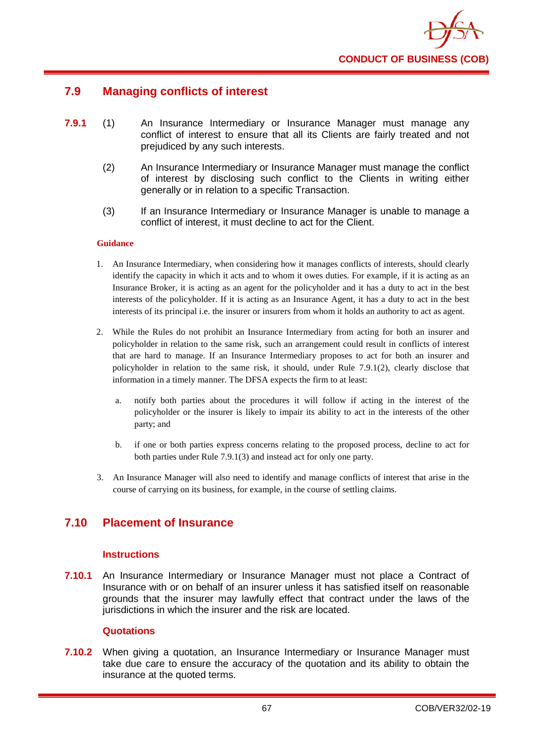## 7.9 Managing conflicts of interest

**7.9.1** (1) An Insurance Intermediary or Insurance Manager must manage any conflict of interest to ensure that all its Clients are fairly treated and not prejudiced by any such interests.

(2) An Insurance Intermediary or Insurance Manager must manage the conflict of interest by disclosing such conflict to the Clients in writing either generally or in relation to a specific Transaction.

(3) If an Insurance Intermediary or Insurance Manager is unable to manage a conflict of interest, it must decline to act for the Client.

**Guidance**

1. An Insurance Intermediary, when considering how it manages conflicts of interests, should clearly identify the capacity in which it acts and to whom it owes duties. For example, if it is acting as an Insurance Broker, it is acting as an agent for the policyholder and it has a duty to act in the best interests of the policyholder. If it is acting as an Insurance Agent, it has a duty to act in the best interests of its principal i.e. the insurer or insurers from whom it holds an authority to act as agent.

2. While the Rules do not prohibit an Insurance Intermediary from acting for both an insurer and policyholder in relation to the same risk, such an arrangement could result in conflicts of interest that are hard to manage. If an Insurance Intermediary proposes to act for both an insurer and policyholder in relation to the same risk, it should, under Rule 7.9.1(2), clearly disclose that information in a timely manner. The DFSA expects the firm to at least:

   a. notify both parties about the procedures it will follow if acting in the interest of the policyholder or the insurer is likely to impair its ability to act in the interests of the other party; and

   b. if one or both parties express concerns relating to the proposed process, decline to act for both parties under Rule 7.9.1(3) and instead act for only one party.

3. An Insurance Manager will also need to identify and manage conflicts of interest that arise in the course of carrying on its business, for example, in the course of settling claims.

## 7.10 Placement of Insurance

### Instructions

**7.10.1** An Insurance Intermediary or Insurance Manager must not place a Contract of Insurance with or on behalf of an insurer unless it has satisfied itself on reasonable grounds that the insurer may lawfully effect that contract under the laws of the jurisdictions in which the insurer and the risk are located.

### Quotations

**7.10.2** When giving a quotation, an Insurance Intermediary or Insurance Manager must take due care to ensure the accuracy of the quotation and its ability to obtain the insurance at the quoted terms.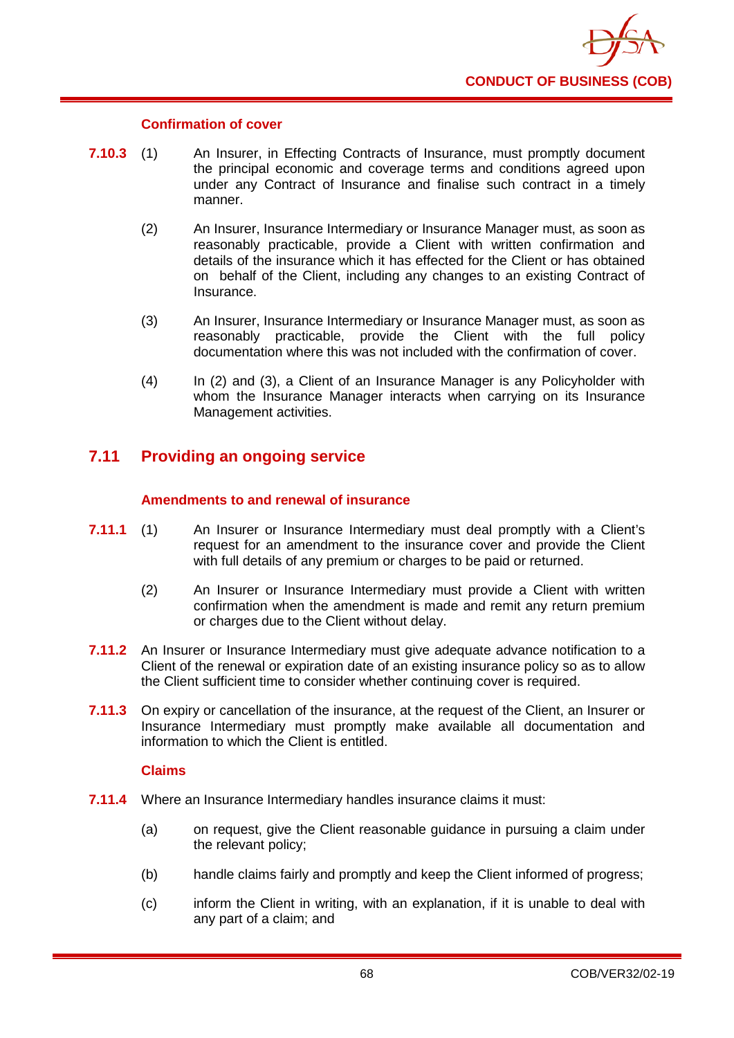#### Confirmation of cover

**7.10.3** (1) An Insurer, in Effecting Contracts of Insurance, must promptly document the principal economic and coverage terms and conditions agreed upon under any Contract of Insurance and finalise such contract in a timely manner.

(2) An Insurer, Insurance Intermediary or Insurance Manager must, as soon as reasonably practicable, provide a Client with written confirmation and details of the insurance which it has effected for the Client or has obtained on behalf of the Client, including any changes to an existing Contract of Insurance.

(3) An Insurer, Insurance Intermediary or Insurance Manager must, as soon as reasonably practicable, provide the Client with the full policy documentation where this was not included with the confirmation of cover.

(4) In (2) and (3), a Client of an Insurance Manager is any Policyholder with whom the Insurance Manager interacts when carrying on its Insurance Management activities.

## 7.11 Providing an ongoing service

#### Amendments to and renewal of insurance

**7.11.1** (1) An Insurer or Insurance Intermediary must deal promptly with a Client's request for an amendment to the insurance cover and provide the Client with full details of any premium or charges to be paid or returned.

(2) An Insurer or Insurance Intermediary must provide a Client with written confirmation when the amendment is made and remit any return premium or charges due to the Client without delay.

**7.11.2** An Insurer or Insurance Intermediary must give adequate advance notification to a Client of the renewal or expiration date of an existing insurance policy so as to allow the Client sufficient time to consider whether continuing cover is required.

**7.11.3** On expiry or cancellation of the insurance, at the request of the Client, an Insurer or Insurance Intermediary must promptly make available all documentation and information to which the Client is entitled.

#### Claims

**7.11.4** Where an Insurance Intermediary handles insurance claims it must:

(a) on request, give the Client reasonable guidance in pursuing a claim under the relevant policy;

(b) handle claims fairly and promptly and keep the Client informed of progress;

(c) inform the Client in writing, with an explanation, if it is unable to deal with any part of a claim; and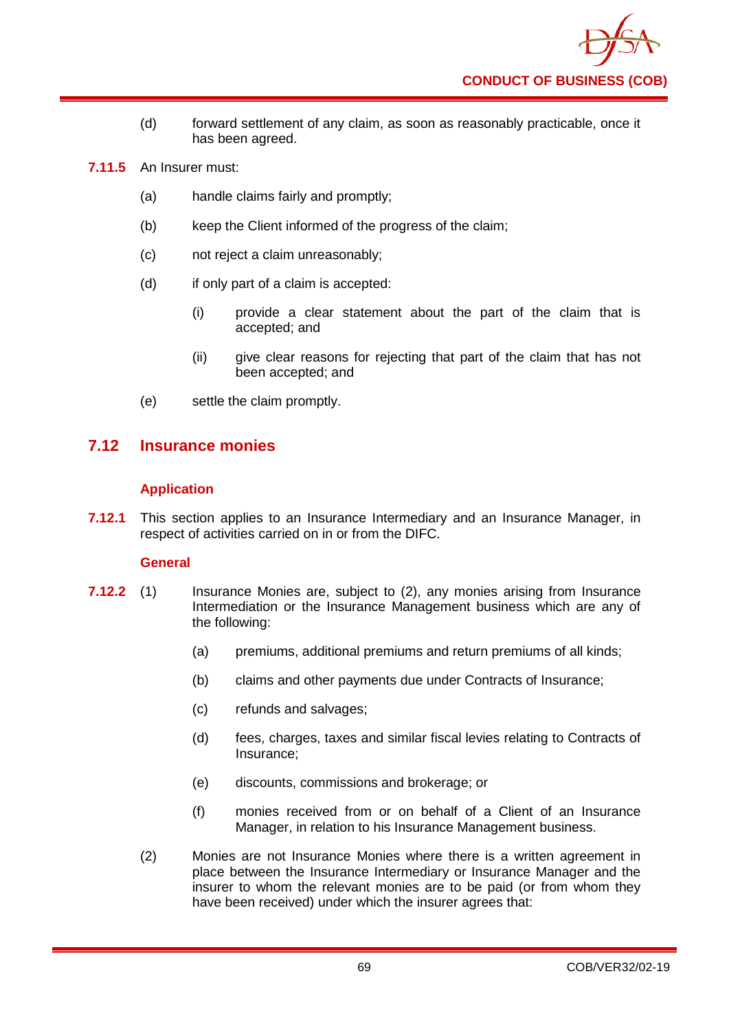(d) forward settlement of any claim, as soon as reasonably practicable, once it has been agreed.

**7.11.5** An Insurer must:

(a) handle claims fairly and promptly;

(b) keep the Client informed of the progress of the claim;

(c) not reject a claim unreasonably;

(d) if only part of a claim is accepted:

(i) provide a clear statement about the part of the claim that is accepted; and

(ii) give clear reasons for rejecting that part of the claim that has not been accepted; and

(e) settle the claim promptly.

## 7.12 Insurance monies

### Application

**7.12.1** This section applies to an Insurance Intermediary and an Insurance Manager, in respect of activities carried on in or from the DIFC.

### General

**7.12.2** (1) Insurance Monies are, subject to (2), any monies arising from Insurance Intermediation or the Insurance Management business which are any of the following:

(a) premiums, additional premiums and return premiums of all kinds;

(b) claims and other payments due under Contracts of Insurance;

(c) refunds and salvages;

(d) fees, charges, taxes and similar fiscal levies relating to Contracts of Insurance;

(e) discounts, commissions and brokerage; or

(f) monies received from or on behalf of a Client of an Insurance Manager, in relation to his Insurance Management business.

(2) Monies are not Insurance Monies where there is a written agreement in place between the Insurance Intermediary or Insurance Manager and the insurer to whom the relevant monies are to be paid (or from whom they have been received) under which the insurer agrees that: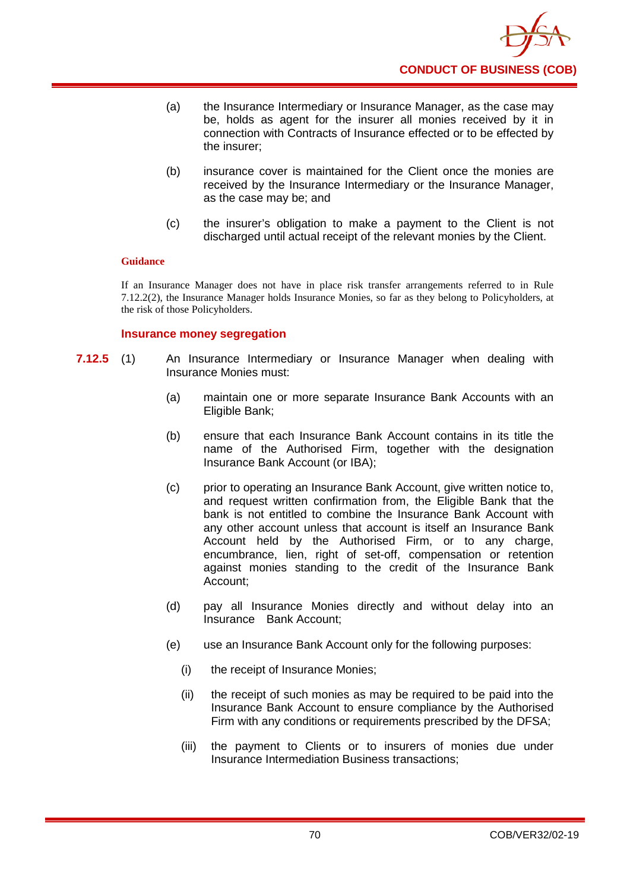(a) the Insurance Intermediary or Insurance Manager, as the case may be, holds as agent for the insurer all monies received by it in connection with Contracts of Insurance effected or to be effected by the insurer;

(b) insurance cover is maintained for the Client once the monies are received by the Insurance Intermediary or the Insurance Manager, as the case may be; and

(c) the insurer's obligation to make a payment to the Client is not discharged until actual receipt of the relevant monies by the Client.

**Guidance**

If an Insurance Manager does not have in place risk transfer arrangements referred to in Rule 7.12.2(2), the Insurance Manager holds Insurance Monies, so far as they belong to Policyholders, at the risk of those Policyholders.

### Insurance money segregation

**7.12.5** (1) An Insurance Intermediary or Insurance Manager when dealing with Insurance Monies must:

(a) maintain one or more separate Insurance Bank Accounts with an Eligible Bank;

(b) ensure that each Insurance Bank Account contains in its title the name of the Authorised Firm, together with the designation Insurance Bank Account (or IBA);

(c) prior to operating an Insurance Bank Account, give written notice to, and request written confirmation from, the Eligible Bank that the bank is not entitled to combine the Insurance Bank Account with any other account unless that account is itself an Insurance Bank Account held by the Authorised Firm, or to any charge, encumbrance, lien, right of set-off, compensation or retention against monies standing to the credit of the Insurance Bank Account;

(d) pay all Insurance Monies directly and without delay into an Insurance Bank Account;

(e) use an Insurance Bank Account only for the following purposes:

(i) the receipt of Insurance Monies;

(ii) the receipt of such monies as may be required to be paid into the Insurance Bank Account to ensure compliance by the Authorised Firm with any conditions or requirements prescribed by the DFSA;

(iii) the payment to Clients or to insurers of monies due under Insurance Intermediation Business transactions;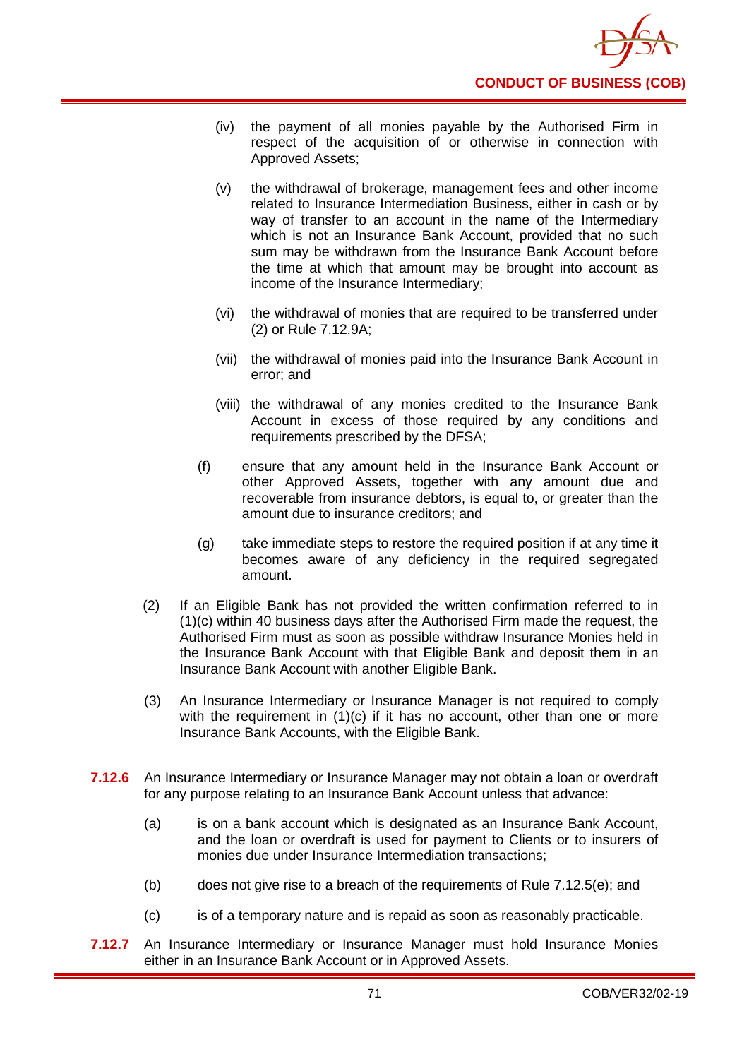(iv) the payment of all monies payable by the Authorised Firm in respect of the acquisition of or otherwise in connection with Approved Assets;

(v) the withdrawal of brokerage, management fees and other income related to Insurance Intermediation Business, either in cash or by way of transfer to an account in the name of the Intermediary which is not an Insurance Bank Account, provided that no such sum may be withdrawn from the Insurance Bank Account before the time at which that amount may be brought into account as income of the Insurance Intermediary;

(vi) the withdrawal of monies that are required to be transferred under (2) or Rule 7.12.9A;

(vii) the withdrawal of monies paid into the Insurance Bank Account in error; and

(viii) the withdrawal of any monies credited to the Insurance Bank Account in excess of those required by any conditions and requirements prescribed by the DFSA;

(f) ensure that any amount held in the Insurance Bank Account or other Approved Assets, together with any amount due and recoverable from insurance debtors, is equal to, or greater than the amount due to insurance creditors; and

(g) take immediate steps to restore the required position if at any time it becomes aware of any deficiency in the required segregated amount.

(2) If an Eligible Bank has not provided the written confirmation referred to in (1)(c) within 40 business days after the Authorised Firm made the request, the Authorised Firm must as soon as possible withdraw Insurance Monies held in the Insurance Bank Account with that Eligible Bank and deposit them in an Insurance Bank Account with another Eligible Bank.

(3) An Insurance Intermediary or Insurance Manager is not required to comply with the requirement in (1)(c) if it has no account, other than one or more Insurance Bank Accounts, with the Eligible Bank.

**7.12.6** An Insurance Intermediary or Insurance Manager may not obtain a loan or overdraft for any purpose relating to an Insurance Bank Account unless that advance:

(a) is on a bank account which is designated as an Insurance Bank Account, and the loan or overdraft is used for payment to Clients or to insurers of monies due under Insurance Intermediation transactions;

(b) does not give rise to a breach of the requirements of Rule 7.12.5(e); and

(c) is of a temporary nature and is repaid as soon as reasonably practicable.

**7.12.7** An Insurance Intermediary or Insurance Manager must hold Insurance Monies either in an Insurance Bank Account or in Approved Assets.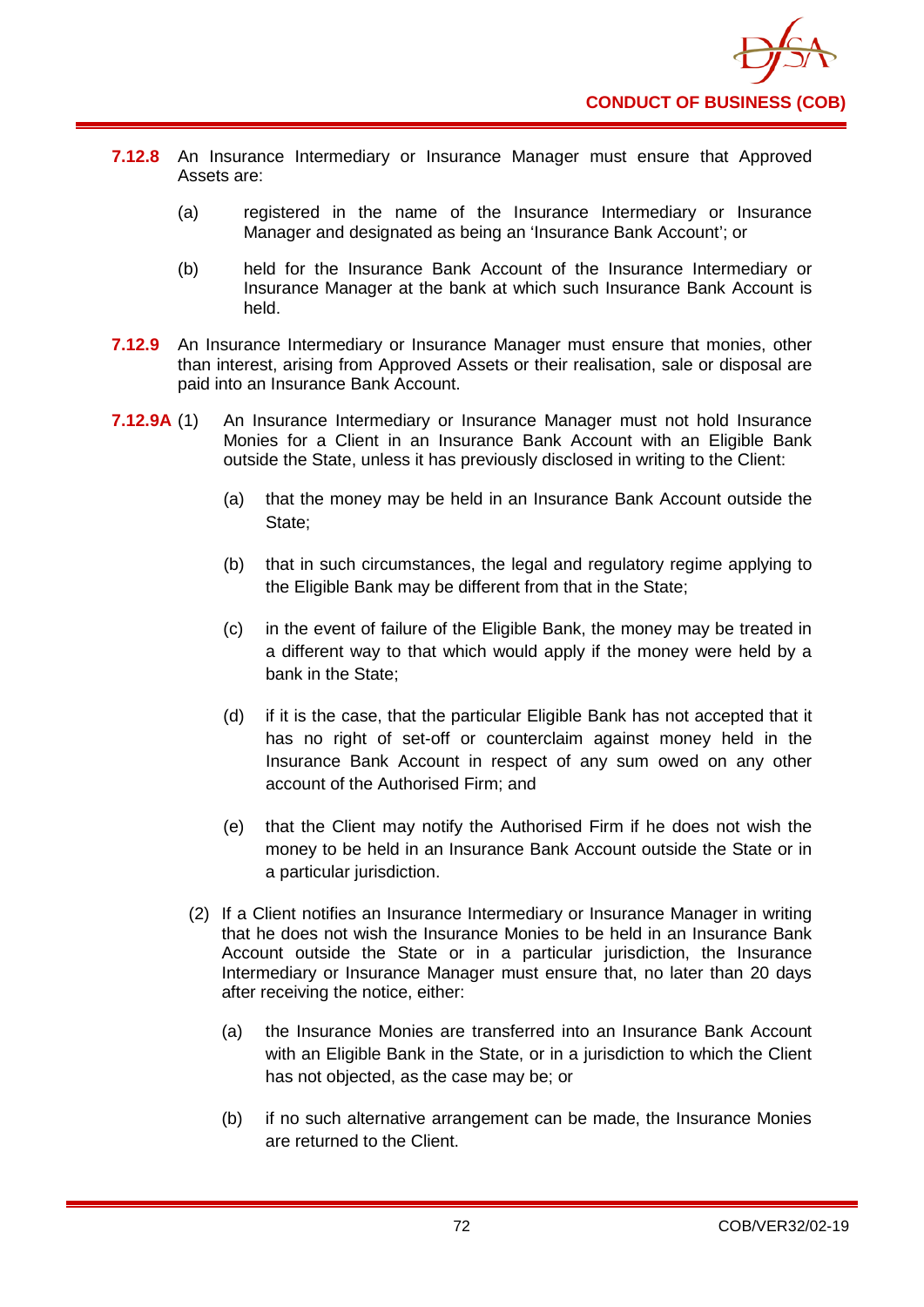**7.12.8** An Insurance Intermediary or Insurance Manager must ensure that Approved Assets are:

(a) registered in the name of the Insurance Intermediary or Insurance Manager and designated as being an 'Insurance Bank Account'; or

(b) held for the Insurance Bank Account of the Insurance Intermediary or Insurance Manager at the bank at which such Insurance Bank Account is held.

**7.12.9** An Insurance Intermediary or Insurance Manager must ensure that monies, other than interest, arising from Approved Assets or their realisation, sale or disposal are paid into an Insurance Bank Account.

**7.12.9A** (1) An Insurance Intermediary or Insurance Manager must not hold Insurance Monies for a Client in an Insurance Bank Account with an Eligible Bank outside the State, unless it has previously disclosed in writing to the Client:

(a) that the money may be held in an Insurance Bank Account outside the State;

(b) that in such circumstances, the legal and regulatory regime applying to the Eligible Bank may be different from that in the State;

(c) in the event of failure of the Eligible Bank, the money may be treated in a different way to that which would apply if the money were held by a bank in the State;

(d) if it is the case, that the particular Eligible Bank has not accepted that it has no right of set-off or counterclaim against money held in the Insurance Bank Account in respect of any sum owed on any other account of the Authorised Firm; and

(e) that the Client may notify the Authorised Firm if he does not wish the money to be held in an Insurance Bank Account outside the State or in a particular jurisdiction.

(2) If a Client notifies an Insurance Intermediary or Insurance Manager in writing that he does not wish the Insurance Monies to be held in an Insurance Bank Account outside the State or in a particular jurisdiction, the Insurance Intermediary or Insurance Manager must ensure that, no later than 20 days after receiving the notice, either:

(a) the Insurance Monies are transferred into an Insurance Bank Account with an Eligible Bank in the State, or in a jurisdiction to which the Client has not objected, as the case may be; or

(b) if no such alternative arrangement can be made, the Insurance Monies are returned to the Client.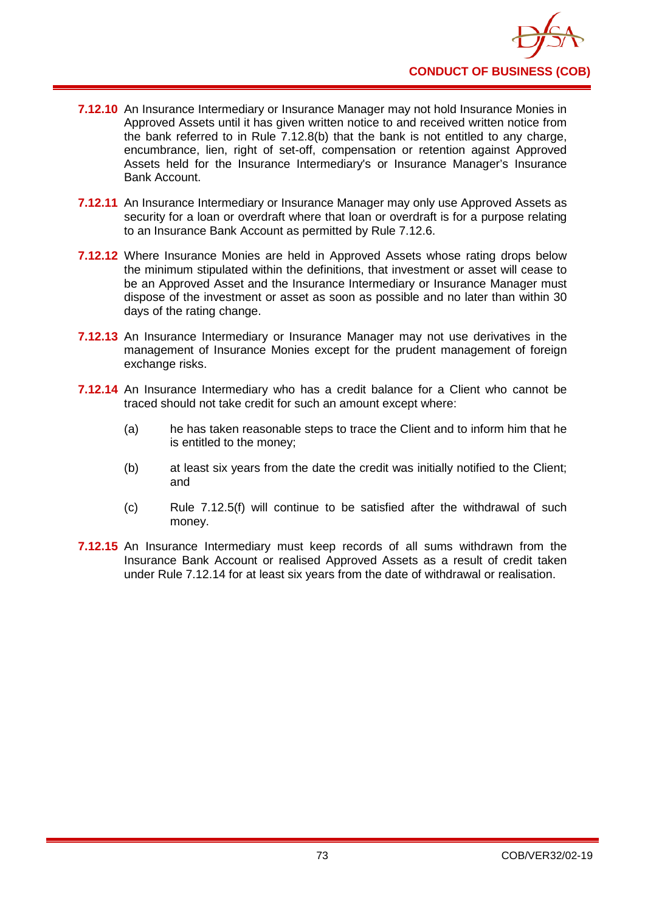**7.12.10** An Insurance Intermediary or Insurance Manager may not hold Insurance Monies in Approved Assets until it has given written notice to and received written notice from the bank referred to in Rule 7.12.8(b) that the bank is not entitled to any charge, encumbrance, lien, right of set-off, compensation or retention against Approved Assets held for the Insurance Intermediary's or Insurance Manager's Insurance Bank Account.

**7.12.11** An Insurance Intermediary or Insurance Manager may only use Approved Assets as security for a loan or overdraft where that loan or overdraft is for a purpose relating to an Insurance Bank Account as permitted by Rule 7.12.6.

**7.12.12** Where Insurance Monies are held in Approved Assets whose rating drops below the minimum stipulated within the definitions, that investment or asset will cease to be an Approved Asset and the Insurance Intermediary or Insurance Manager must dispose of the investment or asset as soon as possible and no later than within 30 days of the rating change.

**7.12.13** An Insurance Intermediary or Insurance Manager may not use derivatives in the management of Insurance Monies except for the prudent management of foreign exchange risks.

**7.12.14** An Insurance Intermediary who has a credit balance for a Client who cannot be traced should not take credit for such an amount except where:

(a) he has taken reasonable steps to trace the Client and to inform him that he is entitled to the money;

(b) at least six years from the date the credit was initially notified to the Client; and

(c) Rule 7.12.5(f) will continue to be satisfied after the withdrawal of such money.

**7.12.15** An Insurance Intermediary must keep records of all sums withdrawn from the Insurance Bank Account or realised Approved Assets as a result of credit taken under Rule 7.12.14 for at least six years from the date of withdrawal or realisation.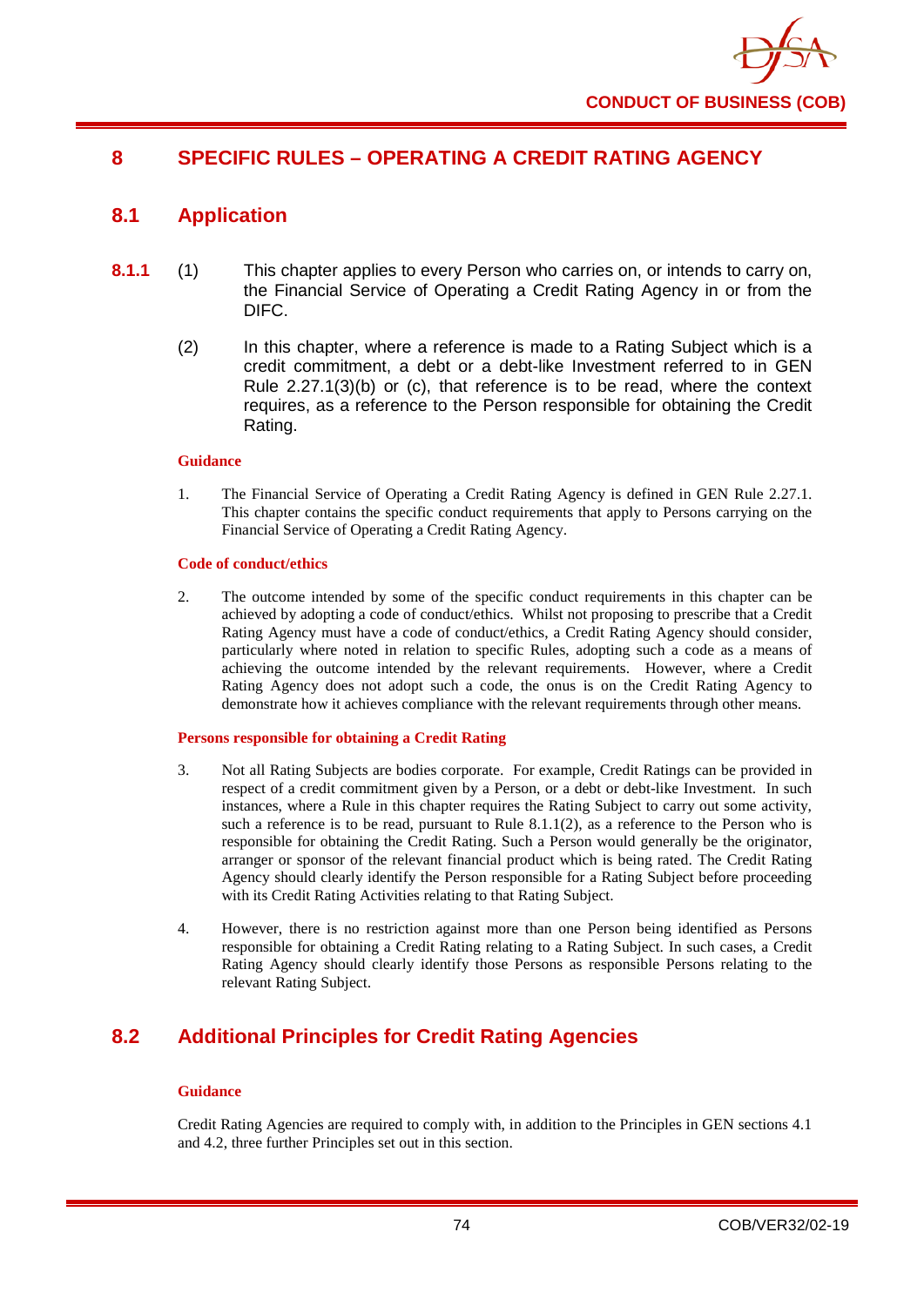# 8 SPECIFIC RULES – OPERATING A CREDIT RATING AGENCY

## 8.1 Application

**8.1.1** (1) This chapter applies to every Person who carries on, or intends to carry on, the Financial Service of Operating a Credit Rating Agency in or from the DIFC.

(2) In this chapter, where a reference is made to a Rating Subject which is a credit commitment, a debt or a debt-like Investment referred to in GEN Rule 2.27.1(3)(b) or (c), that reference is to be read, where the context requires, as a reference to the Person responsible for obtaining the Credit Rating.

**Guidance**

1. The Financial Service of Operating a Credit Rating Agency is defined in GEN Rule 2.27.1. This chapter contains the specific conduct requirements that apply to Persons carrying on the Financial Service of Operating a Credit Rating Agency.

**Code of conduct/ethics**

2. The outcome intended by some of the specific conduct requirements in this chapter can be achieved by adopting a code of conduct/ethics. Whilst not proposing to prescribe that a Credit Rating Agency must have a code of conduct/ethics, a Credit Rating Agency should consider, particularly where noted in relation to specific Rules, adopting such a code as a means of achieving the outcome intended by the relevant requirements. However, where a Credit Rating Agency does not adopt such a code, the onus is on the Credit Rating Agency to demonstrate how it achieves compliance with the relevant requirements through other means.

**Persons responsible for obtaining a Credit Rating**

3. Not all Rating Subjects are bodies corporate. For example, Credit Ratings can be provided in respect of a credit commitment given by a Person, or a debt or debt-like Investment. In such instances, where a Rule in this chapter requires the Rating Subject to carry out some activity, such a reference is to be read, pursuant to Rule 8.1.1(2), as a reference to the Person who is responsible for obtaining the Credit Rating. Such a Person would generally be the originator, arranger or sponsor of the relevant financial product which is being rated. The Credit Rating Agency should clearly identify the Person responsible for a Rating Subject before proceeding with its Credit Rating Activities relating to that Rating Subject.

4. However, there is no restriction against more than one Person being identified as Persons responsible for obtaining a Credit Rating relating to a Rating Subject. In such cases, a Credit Rating Agency should clearly identify those Persons as responsible Persons relating to the relevant Rating Subject.

## 8.2 Additional Principles for Credit Rating Agencies

**Guidance**

Credit Rating Agencies are required to comply with, in addition to the Principles in GEN sections 4.1 and 4.2, three further Principles set out in this section.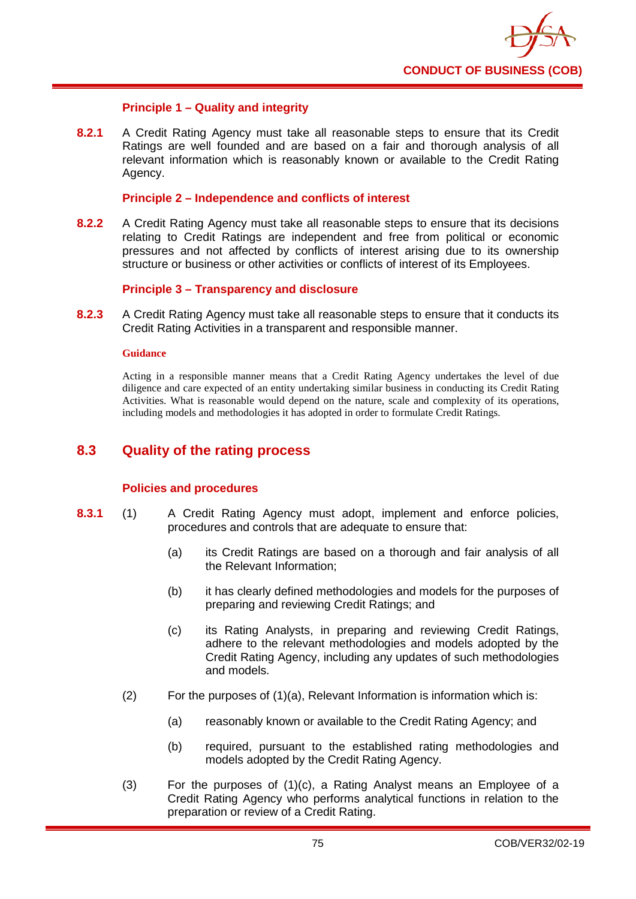#### Principle 1 – Quality and integrity

**8.2.1** A Credit Rating Agency must take all reasonable steps to ensure that its Credit Ratings are well founded and are based on a fair and thorough analysis of all relevant information which is reasonably known or available to the Credit Rating Agency.

#### Principle 2 – Independence and conflicts of interest

**8.2.2** A Credit Rating Agency must take all reasonable steps to ensure that its decisions relating to Credit Ratings are independent and free from political or economic pressures and not affected by conflicts of interest arising due to its ownership structure or business or other activities or conflicts of interest of its Employees.

#### Principle 3 – Transparency and disclosure

**8.2.3** A Credit Rating Agency must take all reasonable steps to ensure that it conducts its Credit Rating Activities in a transparent and responsible manner.

**Guidance**

Acting in a responsible manner means that a Credit Rating Agency undertakes the level of due diligence and care expected of an entity undertaking similar business in conducting its Credit Rating Activities. What is reasonable would depend on the nature, scale and complexity of its operations, including models and methodologies it has adopted in order to formulate Credit Ratings.

## 8.3 Quality of the rating process

#### Policies and procedures

**8.3.1** (1) A Credit Rating Agency must adopt, implement and enforce policies, procedures and controls that are adequate to ensure that:

(a) its Credit Ratings are based on a thorough and fair analysis of all the Relevant Information;

(b) it has clearly defined methodologies and models for the purposes of preparing and reviewing Credit Ratings; and

(c) its Rating Analysts, in preparing and reviewing Credit Ratings, adhere to the relevant methodologies and models adopted by the Credit Rating Agency, including any updates of such methodologies and models.

(2) For the purposes of (1)(a), Relevant Information is information which is:

(a) reasonably known or available to the Credit Rating Agency; and

(b) required, pursuant to the established rating methodologies and models adopted by the Credit Rating Agency.

(3) For the purposes of (1)(c), a Rating Analyst means an Employee of a Credit Rating Agency who performs analytical functions in relation to the preparation or review of a Credit Rating.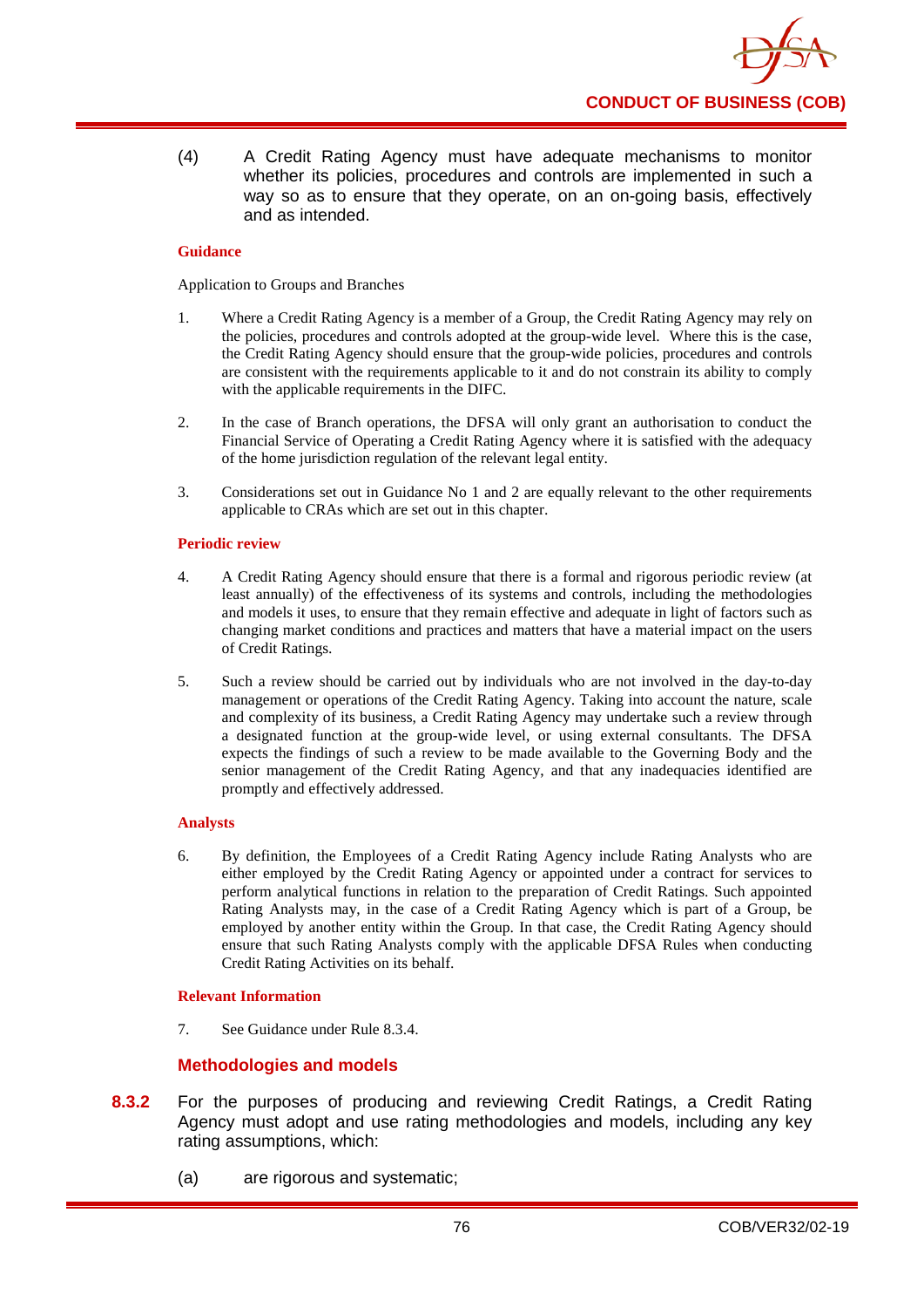(4) A Credit Rating Agency must have adequate mechanisms to monitor whether its policies, procedures and controls are implemented in such a way so as to ensure that they operate, on an on-going basis, effectively and as intended.

**Guidance**

Application to Groups and Branches

1. Where a Credit Rating Agency is a member of a Group, the Credit Rating Agency may rely on the policies, procedures and controls adopted at the group-wide level. Where this is the case, the Credit Rating Agency should ensure that the group-wide policies, procedures and controls are consistent with the requirements applicable to it and do not constrain its ability to comply with the applicable requirements in the DIFC.

2. In the case of Branch operations, the DFSA will only grant an authorisation to conduct the Financial Service of Operating a Credit Rating Agency where it is satisfied with the adequacy of the home jurisdiction regulation of the relevant legal entity.

3. Considerations set out in Guidance No 1 and 2 are equally relevant to the other requirements applicable to CRAs which are set out in this chapter.

**Periodic review**

4. A Credit Rating Agency should ensure that there is a formal and rigorous periodic review (at least annually) of the effectiveness of its systems and controls, including the methodologies and models it uses, to ensure that they remain effective and adequate in light of factors such as changing market conditions and practices and matters that have a material impact on the users of Credit Ratings.

5. Such a review should be carried out by individuals who are not involved in the day-to-day management or operations of the Credit Rating Agency. Taking into account the nature, scale and complexity of its business, a Credit Rating Agency may undertake such a review through a designated function at the group-wide level, or using external consultants. The DFSA expects the findings of such a review to be made available to the Governing Body and the senior management of the Credit Rating Agency, and that any inadequacies identified are promptly and effectively addressed.

**Analysts**

6. By definition, the Employees of a Credit Rating Agency include Rating Analysts who are either employed by the Credit Rating Agency or appointed under a contract for services to perform analytical functions in relation to the preparation of Credit Ratings. Such appointed Rating Analysts may, in the case of a Credit Rating Agency which is part of a Group, be employed by another entity within the Group. In that case, the Credit Rating Agency should ensure that such Rating Analysts comply with the applicable DFSA Rules when conducting Credit Rating Activities on its behalf.

**Relevant Information**

7. See Guidance under Rule 8.3.4.

### Methodologies and models

**8.3.2** For the purposes of producing and reviewing Credit Ratings, a Credit Rating Agency must adopt and use rating methodologies and models, including any key rating assumptions, which:

(a) are rigorous and systematic;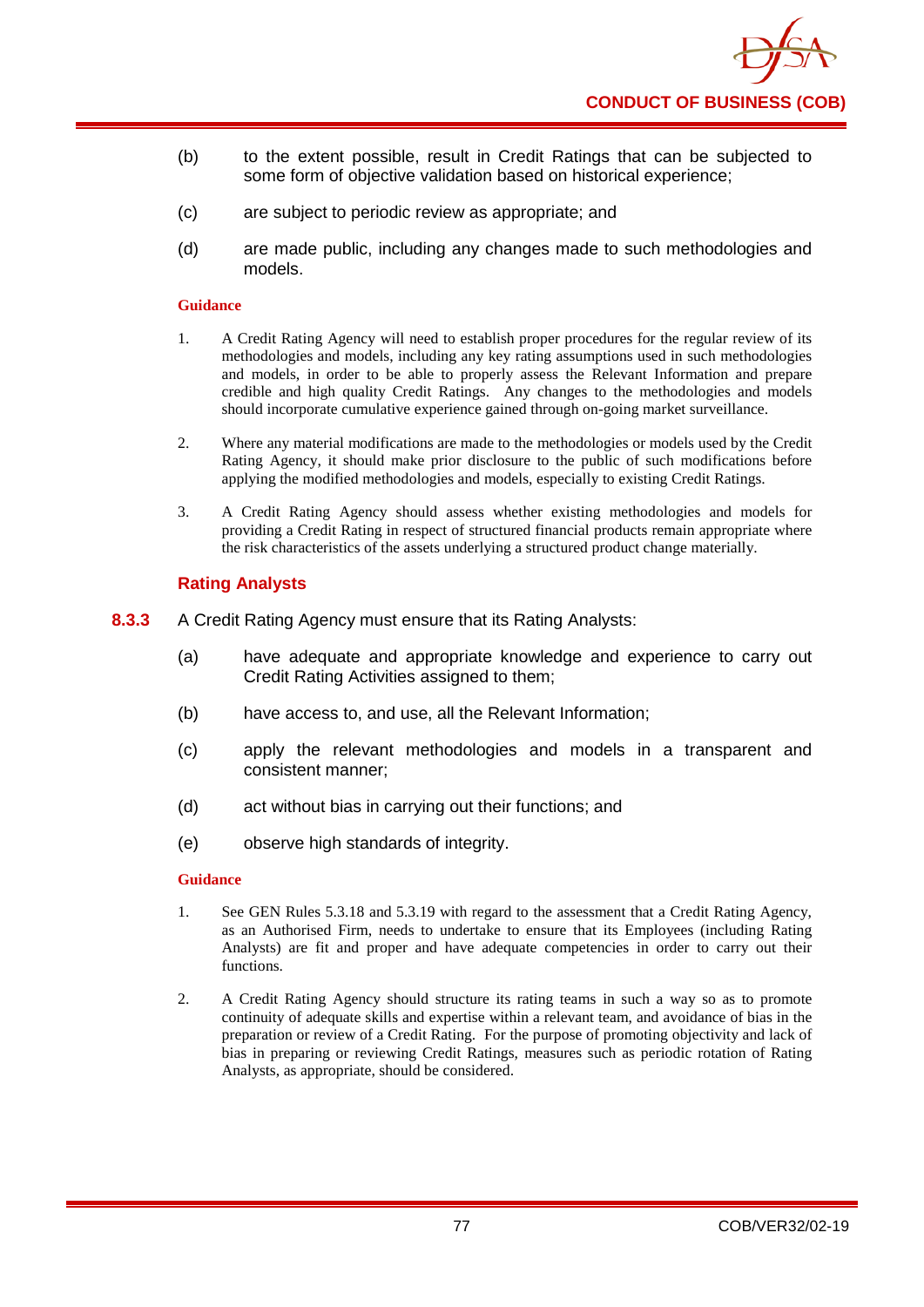(b) to the extent possible, result in Credit Ratings that can be subjected to some form of objective validation based on historical experience;

(c) are subject to periodic review as appropriate; and

(d) are made public, including any changes made to such methodologies and models.

**Guidance**

1. A Credit Rating Agency will need to establish proper procedures for the regular review of its methodologies and models, including any key rating assumptions used in such methodologies and models, in order to be able to properly assess the Relevant Information and prepare credible and high quality Credit Ratings. Any changes to the methodologies and models should incorporate cumulative experience gained through on-going market surveillance.

2. Where any material modifications are made to the methodologies or models used by the Credit Rating Agency, it should make prior disclosure to the public of such modifications before applying the modified methodologies and models, especially to existing Credit Ratings.

3. A Credit Rating Agency should assess whether existing methodologies and models for providing a Credit Rating in respect of structured financial products remain appropriate where the risk characteristics of the assets underlying a structured product change materially.

### Rating Analysts

**8.3.3** A Credit Rating Agency must ensure that its Rating Analysts:

(a) have adequate and appropriate knowledge and experience to carry out Credit Rating Activities assigned to them;

(b) have access to, and use, all the Relevant Information;

(c) apply the relevant methodologies and models in a transparent and consistent manner;

(d) act without bias in carrying out their functions; and

(e) observe high standards of integrity.

**Guidance**

1. See GEN Rules 5.3.18 and 5.3.19 with regard to the assessment that a Credit Rating Agency, as an Authorised Firm, needs to undertake to ensure that its Employees (including Rating Analysts) are fit and proper and have adequate competencies in order to carry out their functions.

2. A Credit Rating Agency should structure its rating teams in such a way so as to promote continuity of adequate skills and expertise within a relevant team, and avoidance of bias in the preparation or review of a Credit Rating. For the purpose of promoting objectivity and lack of bias in preparing or reviewing Credit Ratings, measures such as periodic rotation of Rating Analysts, as appropriate, should be considered.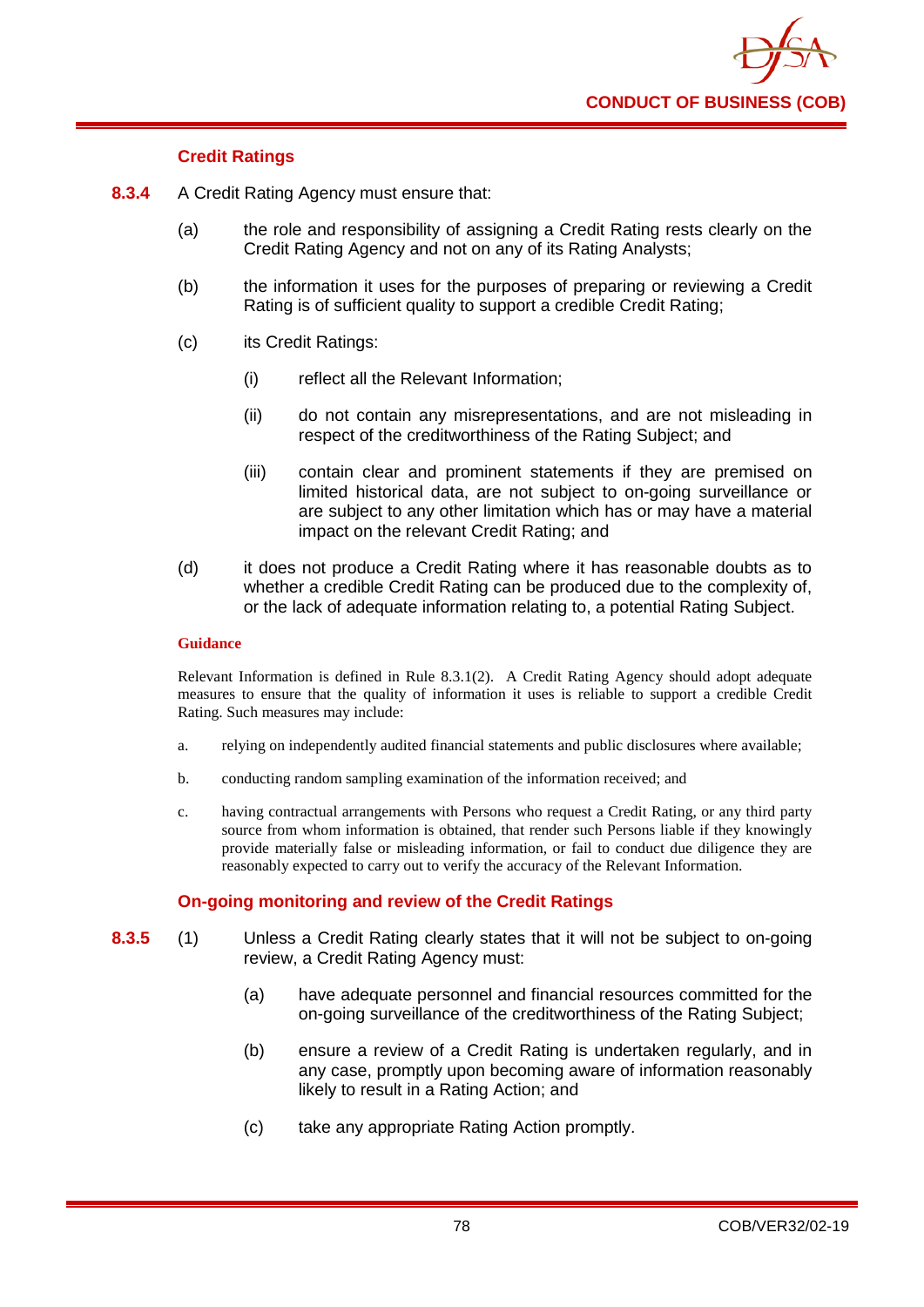### Credit Ratings

**8.3.4** A Credit Rating Agency must ensure that:

(a) the role and responsibility of assigning a Credit Rating rests clearly on the Credit Rating Agency and not on any of its Rating Analysts;

(b) the information it uses for the purposes of preparing or reviewing a Credit Rating is of sufficient quality to support a credible Credit Rating;

(c) its Credit Ratings:

(i) reflect all the Relevant Information;

(ii) do not contain any misrepresentations, and are not misleading in respect of the creditworthiness of the Rating Subject; and

(iii) contain clear and prominent statements if they are premised on limited historical data, are not subject to on-going surveillance or are subject to any other limitation which has or may have a material impact on the relevant Credit Rating; and

(d) it does not produce a Credit Rating where it has reasonable doubts as to whether a credible Credit Rating can be produced due to the complexity of, or the lack of adequate information relating to, a potential Rating Subject.

**Guidance**

Relevant Information is defined in Rule 8.3.1(2). A Credit Rating Agency should adopt adequate measures to ensure that the quality of information it uses is reliable to support a credible Credit Rating. Such measures may include:

a. relying on independently audited financial statements and public disclosures where available;

b. conducting random sampling examination of the information received; and

c. having contractual arrangements with Persons who request a Credit Rating, or any third party source from whom information is obtained, that render such Persons liable if they knowingly provide materially false or misleading information, or fail to conduct due diligence they are reasonably expected to carry out to verify the accuracy of the Relevant Information.

### On-going monitoring and review of the Credit Ratings

**8.3.5** (1) Unless a Credit Rating clearly states that it will not be subject to on-going review, a Credit Rating Agency must:

(a) have adequate personnel and financial resources committed for the on-going surveillance of the creditworthiness of the Rating Subject;

(b) ensure a review of a Credit Rating is undertaken regularly, and in any case, promptly upon becoming aware of information reasonably likely to result in a Rating Action; and

(c) take any appropriate Rating Action promptly.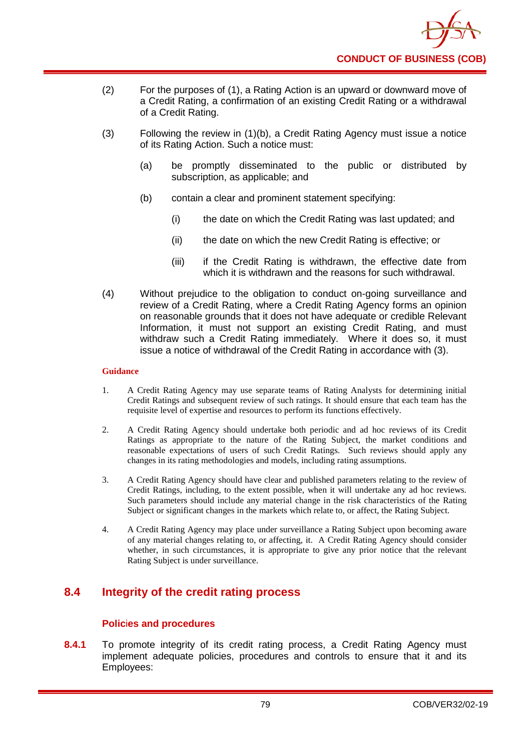(2) For the purposes of (1), a Rating Action is an upward or downward move of a Credit Rating, a confirmation of an existing Credit Rating or a withdrawal of a Credit Rating.

(3) Following the review in (1)(b), a Credit Rating Agency must issue a notice of its Rating Action. Such a notice must:

(a) be promptly disseminated to the public or distributed by subscription, as applicable; and

(b) contain a clear and prominent statement specifying:

(i) the date on which the Credit Rating was last updated; and

(ii) the date on which the new Credit Rating is effective; or

(iii) if the Credit Rating is withdrawn, the effective date from which it is withdrawn and the reasons for such withdrawal.

(4) Without prejudice to the obligation to conduct on-going surveillance and review of a Credit Rating, where a Credit Rating Agency forms an opinion on reasonable grounds that it does not have adequate or credible Relevant Information, it must not support an existing Credit Rating, and must withdraw such a Credit Rating immediately. Where it does so, it must issue a notice of withdrawal of the Credit Rating in accordance with (3).

**Guidance**

1. A Credit Rating Agency may use separate teams of Rating Analysts for determining initial Credit Ratings and subsequent review of such ratings. It should ensure that each team has the requisite level of expertise and resources to perform its functions effectively.

2. A Credit Rating Agency should undertake both periodic and ad hoc reviews of its Credit Ratings as appropriate to the nature of the Rating Subject, the market conditions and reasonable expectations of users of such Credit Ratings. Such reviews should apply any changes in its rating methodologies and models, including rating assumptions.

3. A Credit Rating Agency should have clear and published parameters relating to the review of Credit Ratings, including, to the extent possible, when it will undertake any ad hoc reviews. Such parameters should include any material change in the risk characteristics of the Rating Subject or significant changes in the markets which relate to, or affect, the Rating Subject.

4. A Credit Rating Agency may place under surveillance a Rating Subject upon becoming aware of any material changes relating to, or affecting, it. A Credit Rating Agency should consider whether, in such circumstances, it is appropriate to give any prior notice that the relevant Rating Subject is under surveillance.

## 8.4 Integrity of the credit rating process

### Policies and procedures

**8.4.1** To promote integrity of its credit rating process, a Credit Rating Agency must implement adequate policies, procedures and controls to ensure that it and its Employees: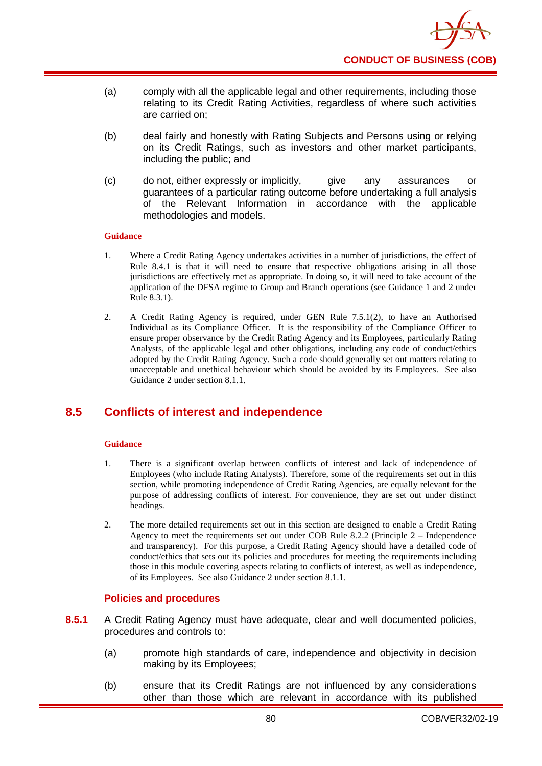(a) comply with all the applicable legal and other requirements, including those relating to its Credit Rating Activities, regardless of where such activities are carried on;

(b) deal fairly and honestly with Rating Subjects and Persons using or relying on its Credit Ratings, such as investors and other market participants, including the public; and

(c) do not, either expressly or implicitly, give any assurances or guarantees of a particular rating outcome before undertaking a full analysis of the Relevant Information in accordance with the applicable methodologies and models.

**Guidance**

1. Where a Credit Rating Agency undertakes activities in a number of jurisdictions, the effect of Rule 8.4.1 is that it will need to ensure that respective obligations arising in all those jurisdictions are effectively met as appropriate. In doing so, it will need to take account of the application of the DFSA regime to Group and Branch operations (see Guidance 1 and 2 under Rule 8.3.1).

2. A Credit Rating Agency is required, under GEN Rule 7.5.1(2), to have an Authorised Individual as its Compliance Officer. It is the responsibility of the Compliance Officer to ensure proper observance by the Credit Rating Agency and its Employees, particularly Rating Analysts, of the applicable legal and other obligations, including any code of conduct/ethics adopted by the Credit Rating Agency. Such a code should generally set out matters relating to unacceptable and unethical behaviour which should be avoided by its Employees. See also Guidance 2 under section 8.1.1.

## 8.5 Conflicts of interest and independence

**Guidance**

1. There is a significant overlap between conflicts of interest and lack of independence of Employees (who include Rating Analysts). Therefore, some of the requirements set out in this section, while promoting independence of Credit Rating Agencies, are equally relevant for the purpose of addressing conflicts of interest. For convenience, they are set out under distinct headings.

2. The more detailed requirements set out in this section are designed to enable a Credit Rating Agency to meet the requirements set out under COB Rule 8.2.2 (Principle 2 – Independence and transparency). For this purpose, a Credit Rating Agency should have a detailed code of conduct/ethics that sets out its policies and procedures for meeting the requirements including those in this module covering aspects relating to conflicts of interest, as well as independence, of its Employees. See also Guidance 2 under section 8.1.1.

### Policies and procedures

**8.5.1** A Credit Rating Agency must have adequate, clear and well documented policies, procedures and controls to:

(a) promote high standards of care, independence and objectivity in decision making by its Employees;

(b) ensure that its Credit Ratings are not influenced by any considerations other than those which are relevant in accordance with its published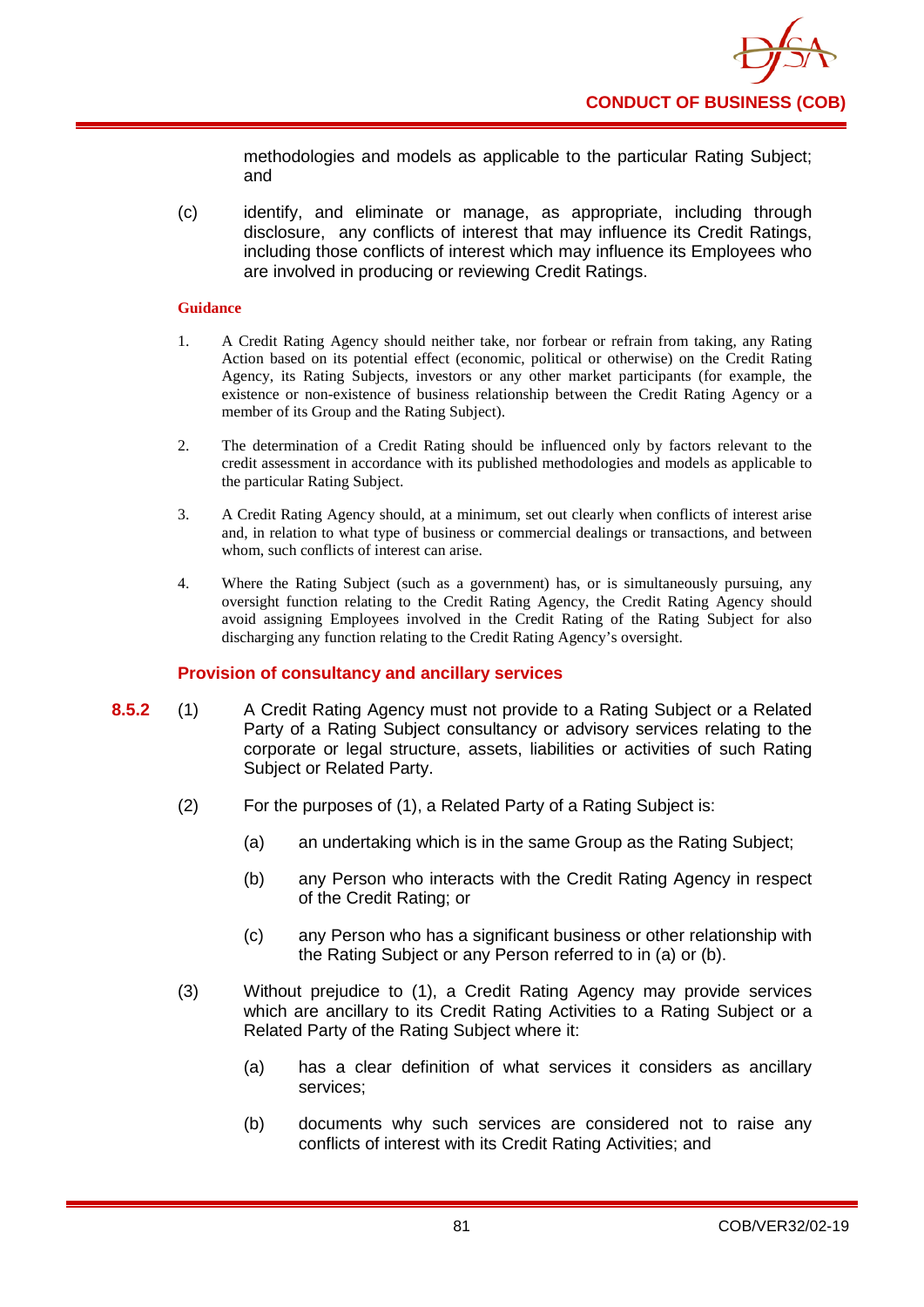methodologies and models as applicable to the particular Rating Subject; and

(c) identify, and eliminate or manage, as appropriate, including through disclosure, any conflicts of interest that may influence its Credit Ratings, including those conflicts of interest which may influence its Employees who are involved in producing or reviewing Credit Ratings.

**Guidance**

1. A Credit Rating Agency should neither take, nor forbear or refrain from taking, any Rating Action based on its potential effect (economic, political or otherwise) on the Credit Rating Agency, its Rating Subjects, investors or any other market participants (for example, the existence or non-existence of business relationship between the Credit Rating Agency or a member of its Group and the Rating Subject).

2. The determination of a Credit Rating should be influenced only by factors relevant to the credit assessment in accordance with its published methodologies and models as applicable to the particular Rating Subject.

3. A Credit Rating Agency should, at a minimum, set out clearly when conflicts of interest arise and, in relation to what type of business or commercial dealings or transactions, and between whom, such conflicts of interest can arise.

4. Where the Rating Subject (such as a government) has, or is simultaneously pursuing, any oversight function relating to the Credit Rating Agency, the Credit Rating Agency should avoid assigning Employees involved in the Credit Rating of the Rating Subject for also discharging any function relating to the Credit Rating Agency's oversight.

### Provision of consultancy and ancillary services

**8.5.2** (1) A Credit Rating Agency must not provide to a Rating Subject or a Related Party of a Rating Subject consultancy or advisory services relating to the corporate or legal structure, assets, liabilities or activities of such Rating Subject or Related Party.

(2) For the purposes of (1), a Related Party of a Rating Subject is:

(a) an undertaking which is in the same Group as the Rating Subject;

(b) any Person who interacts with the Credit Rating Agency in respect of the Credit Rating; or

(c) any Person who has a significant business or other relationship with the Rating Subject or any Person referred to in (a) or (b).

(3) Without prejudice to (1), a Credit Rating Agency may provide services which are ancillary to its Credit Rating Activities to a Rating Subject or a Related Party of the Rating Subject where it:

(a) has a clear definition of what services it considers as ancillary services;

(b) documents why such services are considered not to raise any conflicts of interest with its Credit Rating Activities; and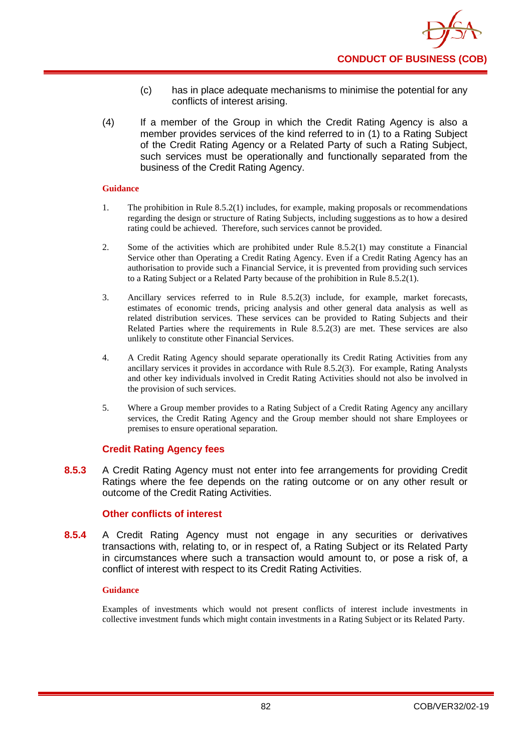(c) has in place adequate mechanisms to minimise the potential for any conflicts of interest arising.

(4) If a member of the Group in which the Credit Rating Agency is also a member provides services of the kind referred to in (1) to a Rating Subject of the Credit Rating Agency or a Related Party of such a Rating Subject, such services must be operationally and functionally separated from the business of the Credit Rating Agency.

**Guidance**

1. The prohibition in Rule 8.5.2(1) includes, for example, making proposals or recommendations regarding the design or structure of Rating Subjects, including suggestions as to how a desired rating could be achieved. Therefore, such services cannot be provided.

2. Some of the activities which are prohibited under Rule 8.5.2(1) may constitute a Financial Service other than Operating a Credit Rating Agency. Even if a Credit Rating Agency has an authorisation to provide such a Financial Service, it is prevented from providing such services to a Rating Subject or a Related Party because of the prohibition in Rule 8.5.2(1).

3. Ancillary services referred to in Rule 8.5.2(3) include, for example, market forecasts, estimates of economic trends, pricing analysis and other general data analysis as well as related distribution services. These services can be provided to Rating Subjects and their Related Parties where the requirements in Rule 8.5.2(3) are met. These services are also unlikely to constitute other Financial Services.

4. A Credit Rating Agency should separate operationally its Credit Rating Activities from any ancillary services it provides in accordance with Rule 8.5.2(3). For example, Rating Analysts and other key individuals involved in Credit Rating Activities should not also be involved in the provision of such services.

5. Where a Group member provides to a Rating Subject of a Credit Rating Agency any ancillary services, the Credit Rating Agency and the Group member should not share Employees or premises to ensure operational separation.

### Credit Rating Agency fees

**8.5.3** A Credit Rating Agency must not enter into fee arrangements for providing Credit Ratings where the fee depends on the rating outcome or on any other result or outcome of the Credit Rating Activities.

### Other conflicts of interest

**8.5.4** A Credit Rating Agency must not engage in any securities or derivatives transactions with, relating to, or in respect of, a Rating Subject or its Related Party in circumstances where such a transaction would amount to, or pose a risk of, a conflict of interest with respect to its Credit Rating Activities.

**Guidance**

Examples of investments which would not present conflicts of interest include investments in collective investment funds which might contain investments in a Rating Subject or its Related Party.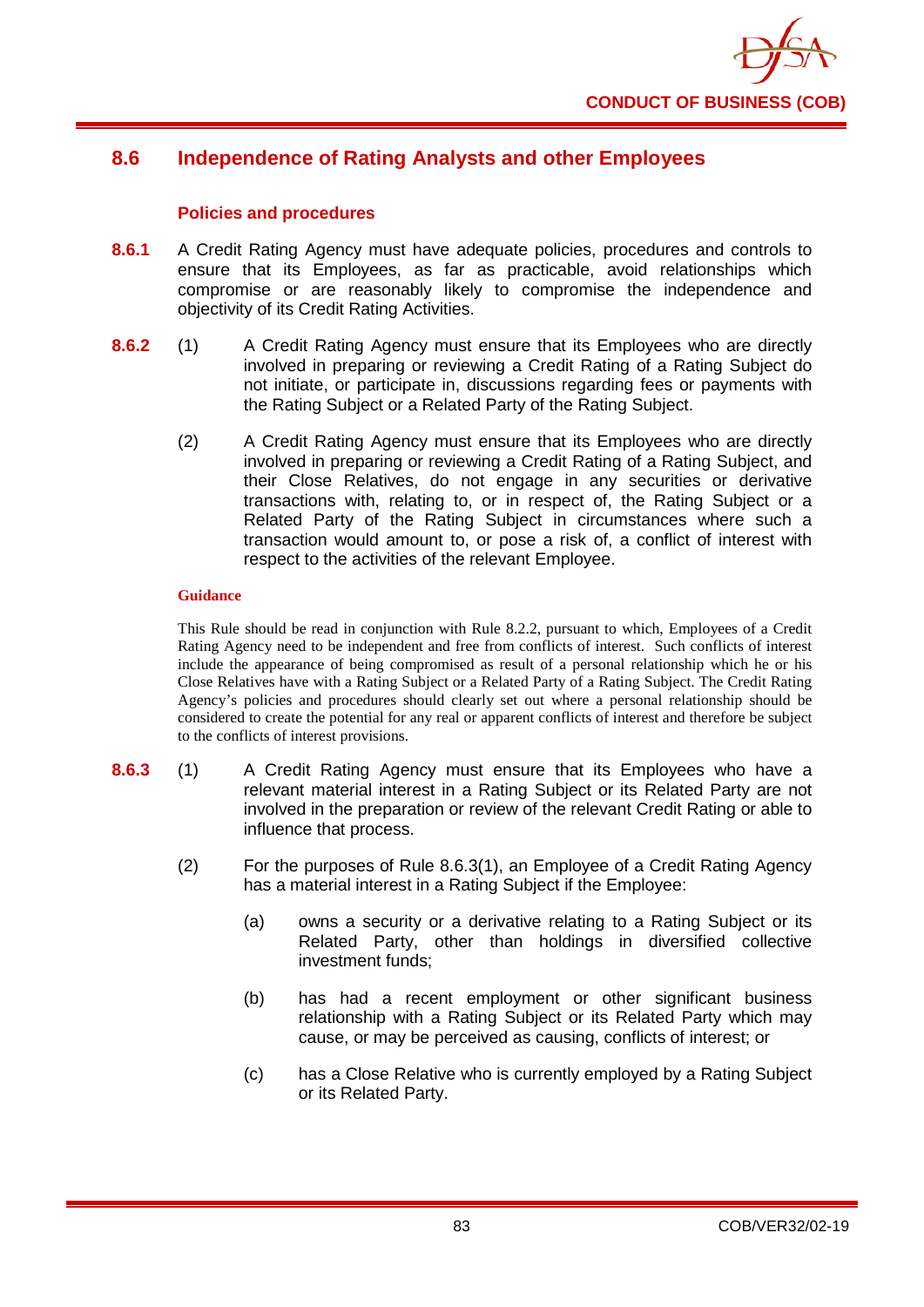## 8.6 Independence of Rating Analysts and other Employees

### Policies and procedures

**8.6.1** A Credit Rating Agency must have adequate policies, procedures and controls to ensure that its Employees, as far as practicable, avoid relationships which compromise or are reasonably likely to compromise the independence and objectivity of its Credit Rating Activities.

**8.6.2** (1) A Credit Rating Agency must ensure that its Employees who are directly involved in preparing or reviewing a Credit Rating of a Rating Subject do not initiate, or participate in, discussions regarding fees or payments with the Rating Subject or a Related Party of the Rating Subject.

(2) A Credit Rating Agency must ensure that its Employees who are directly involved in preparing or reviewing a Credit Rating of a Rating Subject, and their Close Relatives, do not engage in any securities or derivative transactions with, relating to, or in respect of, the Rating Subject or a Related Party of the Rating Subject in circumstances where such a transaction would amount to, or pose a risk of, a conflict of interest with respect to the activities of the relevant Employee.

**Guidance**

This Rule should be read in conjunction with Rule 8.2.2, pursuant to which, Employees of a Credit Rating Agency need to be independent and free from conflicts of interest. Such conflicts of interest include the appearance of being compromised as result of a personal relationship which he or his Close Relatives have with a Rating Subject or a Related Party of a Rating Subject. The Credit Rating Agency's policies and procedures should clearly set out where a personal relationship should be considered to create the potential for any real or apparent conflicts of interest and therefore be subject to the conflicts of interest provisions.

**8.6.3** (1) A Credit Rating Agency must ensure that its Employees who have a relevant material interest in a Rating Subject or its Related Party are not involved in the preparation or review of the relevant Credit Rating or able to influence that process.

(2) For the purposes of Rule 8.6.3(1), an Employee of a Credit Rating Agency has a material interest in a Rating Subject if the Employee:

(a) owns a security or a derivative relating to a Rating Subject or its Related Party, other than holdings in diversified collective investment funds;

(b) has had a recent employment or other significant business relationship with a Rating Subject or its Related Party which may cause, or may be perceived as causing, conflicts of interest; or

(c) has a Close Relative who is currently employed by a Rating Subject or its Related Party.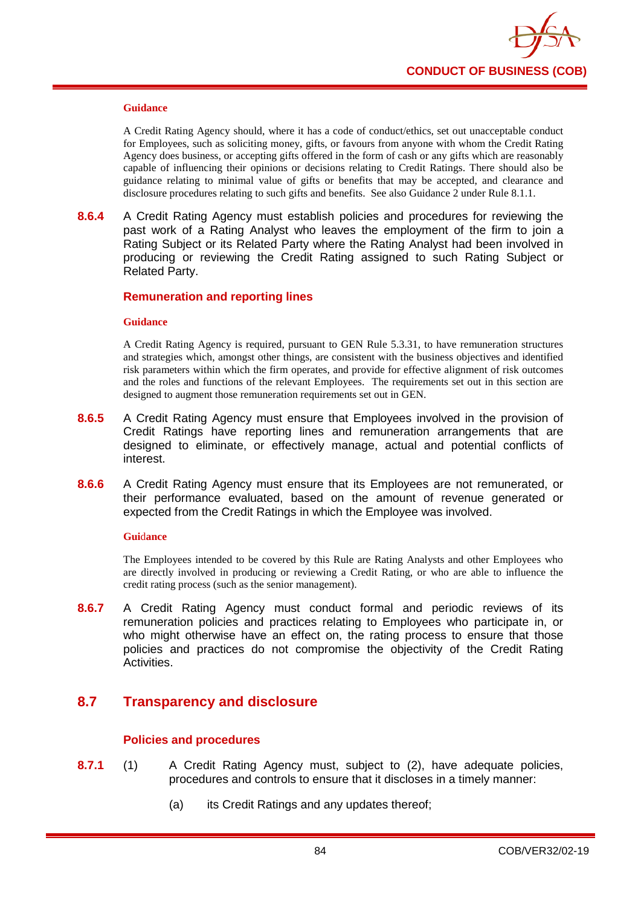**Guidance**

A Credit Rating Agency should, where it has a code of conduct/ethics, set out unacceptable conduct for Employees, such as soliciting money, gifts, or favours from anyone with whom the Credit Rating Agency does business, or accepting gifts offered in the form of cash or any gifts which are reasonably capable of influencing their opinions or decisions relating to Credit Ratings. There should also be guidance relating to minimal value of gifts or benefits that may be accepted, and clearance and disclosure procedures relating to such gifts and benefits. See also Guidance 2 under Rule 8.1.1.

**8.6.4** A Credit Rating Agency must establish policies and procedures for reviewing the past work of a Rating Analyst who leaves the employment of the firm to join a Rating Subject or its Related Party where the Rating Analyst had been involved in producing or reviewing the Credit Rating assigned to such Rating Subject or Related Party.

### Remuneration and reporting lines

**Guidance**

A Credit Rating Agency is required, pursuant to GEN Rule 5.3.31, to have remuneration structures and strategies which, amongst other things, are consistent with the business objectives and identified risk parameters within which the firm operates, and provide for effective alignment of risk outcomes and the roles and functions of the relevant Employees. The requirements set out in this section are designed to augment those remuneration requirements set out in GEN.

**8.6.5** A Credit Rating Agency must ensure that Employees involved in the provision of Credit Ratings have reporting lines and remuneration arrangements that are designed to eliminate, or effectively manage, actual and potential conflicts of interest.

**8.6.6** A Credit Rating Agency must ensure that its Employees are not remunerated, or their performance evaluated, based on the amount of revenue generated or expected from the Credit Ratings in which the Employee was involved.

**Guidance**

The Employees intended to be covered by this Rule are Rating Analysts and other Employees who are directly involved in producing or reviewing a Credit Rating, or who are able to influence the credit rating process (such as the senior management).

**8.6.7** A Credit Rating Agency must conduct formal and periodic reviews of its remuneration policies and practices relating to Employees who participate in, or who might otherwise have an effect on, the rating process to ensure that those policies and practices do not compromise the objectivity of the Credit Rating Activities.

## 8.7 Transparency and disclosure

### Policies and procedures

**8.7.1** (1) A Credit Rating Agency must, subject to (2), have adequate policies, procedures and controls to ensure that it discloses in a timely manner:

(a) its Credit Ratings and any updates thereof;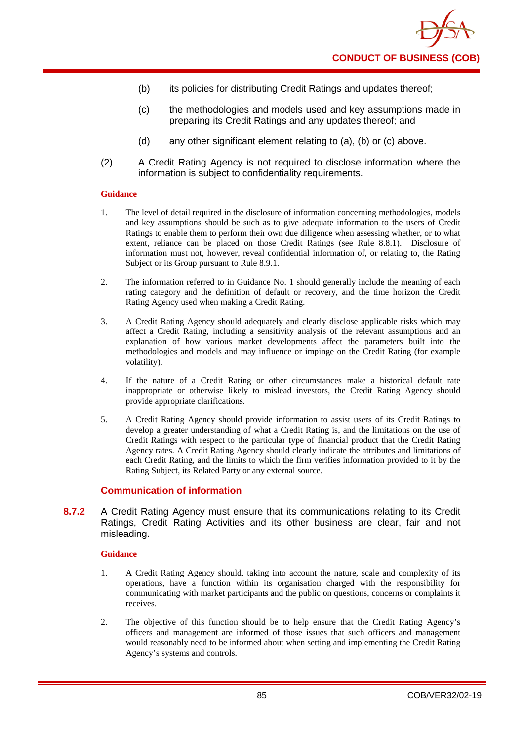(b) its policies for distributing Credit Ratings and updates thereof;

(c) the methodologies and models used and key assumptions made in preparing its Credit Ratings and any updates thereof; and

(d) any other significant element relating to (a), (b) or (c) above.

(2) A Credit Rating Agency is not required to disclose information where the information is subject to confidentiality requirements.

**Guidance**

1. The level of detail required in the disclosure of information concerning methodologies, models and key assumptions should be such as to give adequate information to the users of Credit Ratings to enable them to perform their own due diligence when assessing whether, or to what extent, reliance can be placed on those Credit Ratings (see Rule 8.8.1). Disclosure of information must not, however, reveal confidential information of, or relating to, the Rating Subject or its Group pursuant to Rule 8.9.1.

2. The information referred to in Guidance No. 1 should generally include the meaning of each rating category and the definition of default or recovery, and the time horizon the Credit Rating Agency used when making a Credit Rating.

3. A Credit Rating Agency should adequately and clearly disclose applicable risks which may affect a Credit Rating, including a sensitivity analysis of the relevant assumptions and an explanation of how various market developments affect the parameters built into the methodologies and models and may influence or impinge on the Credit Rating (for example volatility).

4. If the nature of a Credit Rating or other circumstances make a historical default rate inappropriate or otherwise likely to mislead investors, the Credit Rating Agency should provide appropriate clarifications.

5. A Credit Rating Agency should provide information to assist users of its Credit Ratings to develop a greater understanding of what a Credit Rating is, and the limitations on the use of Credit Ratings with respect to the particular type of financial product that the Credit Rating Agency rates. A Credit Rating Agency should clearly indicate the attributes and limitations of each Credit Rating, and the limits to which the firm verifies information provided to it by the Rating Subject, its Related Party or any external source.

### Communication of information

**8.7.2** A Credit Rating Agency must ensure that its communications relating to its Credit Ratings, Credit Rating Activities and its other business are clear, fair and not misleading.

**Guidance**

1. A Credit Rating Agency should, taking into account the nature, scale and complexity of its operations, have a function within its organisation charged with the responsibility for communicating with market participants and the public on questions, concerns or complaints it receives.

2. The objective of this function should be to help ensure that the Credit Rating Agency's officers and management are informed of those issues that such officers and management would reasonably need to be informed about when setting and implementing the Credit Rating Agency's systems and controls.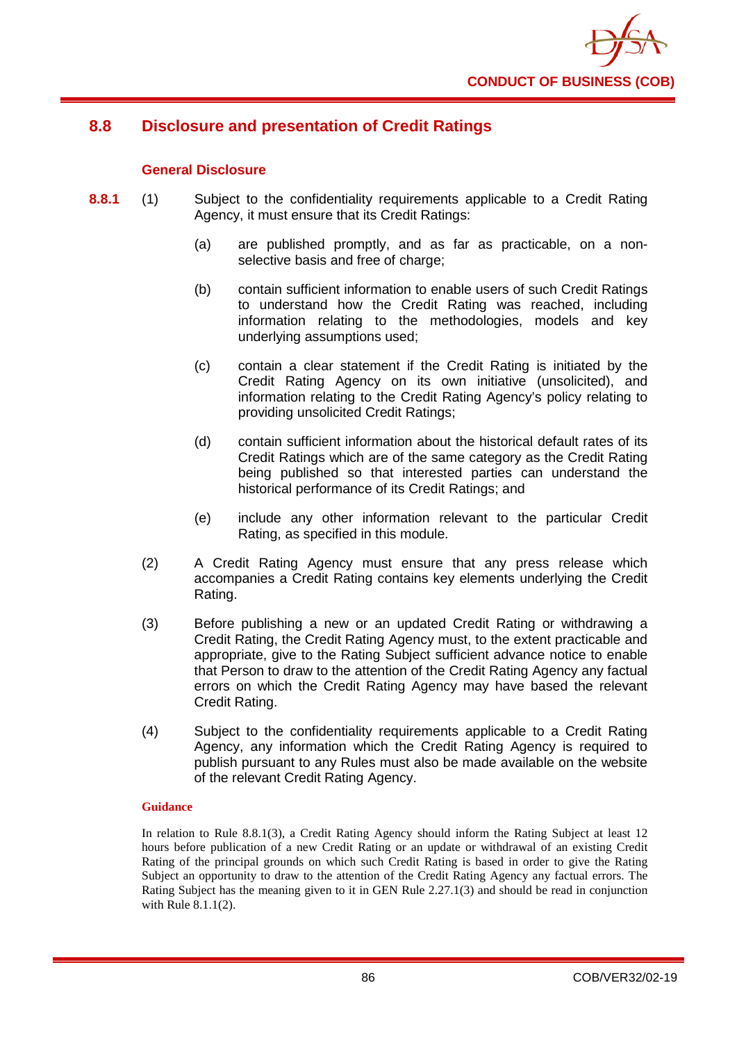## 8.8 Disclosure and presentation of Credit Ratings

### General Disclosure

**8.8.1** (1) Subject to the confidentiality requirements applicable to a Credit Rating Agency, it must ensure that its Credit Ratings:

(a) are published promptly, and as far as practicable, on a non-selective basis and free of charge;

(b) contain sufficient information to enable users of such Credit Ratings to understand how the Credit Rating was reached, including information relating to the methodologies, models and key underlying assumptions used;

(c) contain a clear statement if the Credit Rating is initiated by the Credit Rating Agency on its own initiative (unsolicited), and information relating to the Credit Rating Agency's policy relating to providing unsolicited Credit Ratings;

(d) contain sufficient information about the historical default rates of its Credit Ratings which are of the same category as the Credit Rating being published so that interested parties can understand the historical performance of its Credit Ratings; and

(e) include any other information relevant to the particular Credit Rating, as specified in this module.

(2) A Credit Rating Agency must ensure that any press release which accompanies a Credit Rating contains key elements underlying the Credit Rating.

(3) Before publishing a new or an updated Credit Rating or withdrawing a Credit Rating, the Credit Rating Agency must, to the extent practicable and appropriate, give to the Rating Subject sufficient advance notice to enable that Person to draw to the attention of the Credit Rating Agency any factual errors on which the Credit Rating Agency may have based the relevant Credit Rating.

(4) Subject to the confidentiality requirements applicable to a Credit Rating Agency, any information which the Credit Rating Agency is required to publish pursuant to any Rules must also be made available on the website of the relevant Credit Rating Agency.

**Guidance**

In relation to Rule 8.8.1(3), a Credit Rating Agency should inform the Rating Subject at least 12 hours before publication of a new Credit Rating or an update or withdrawal of an existing Credit Rating of the principal grounds on which such Credit Rating is based in order to give the Rating Subject an opportunity to draw to the attention of the Credit Rating Agency any factual errors. The Rating Subject has the meaning given to it in GEN Rule 2.27.1(3) and should be read in conjunction with Rule 8.1.1(2).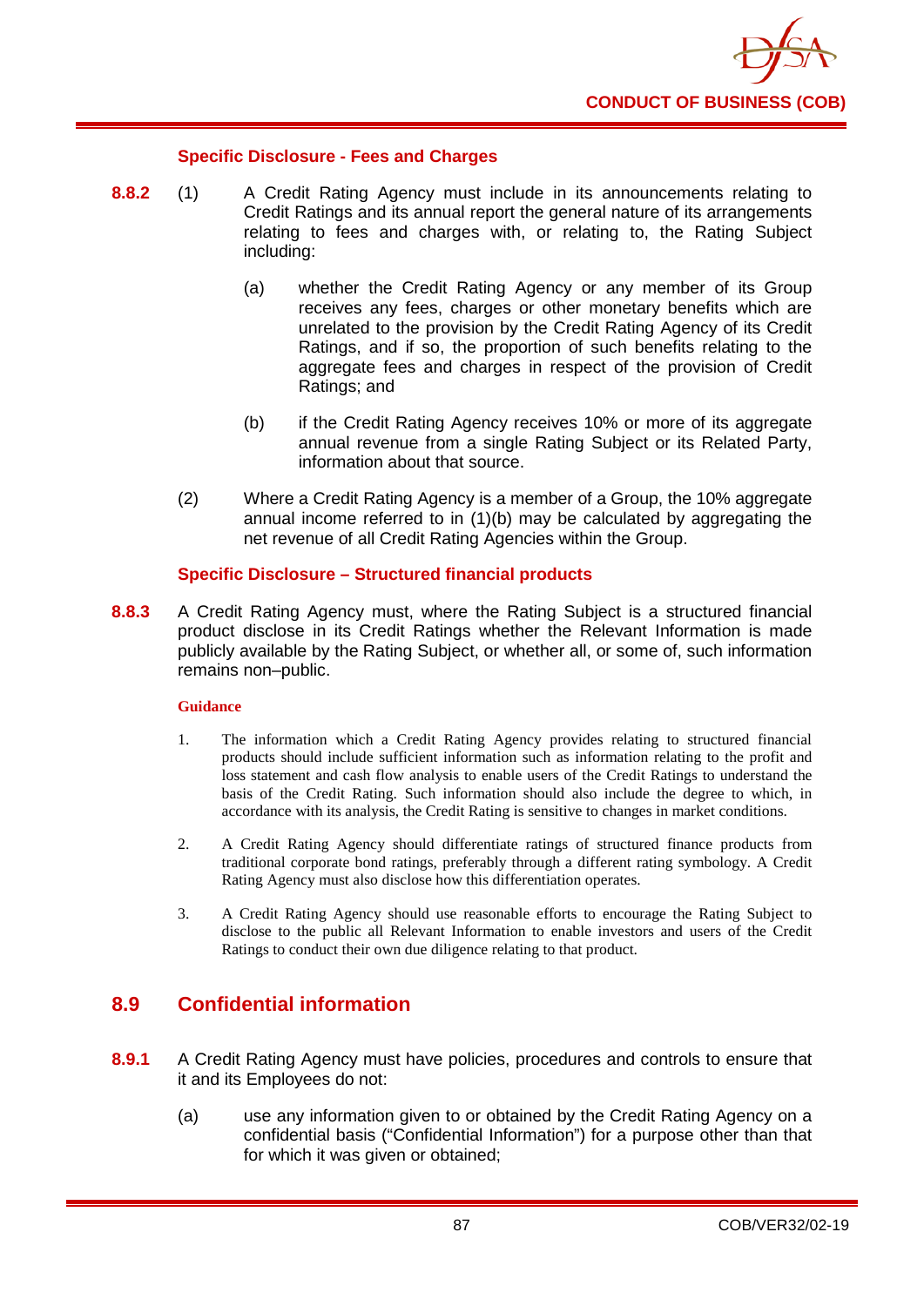#### Specific Disclosure - Fees and Charges

**8.8.2** (1) A Credit Rating Agency must include in its announcements relating to Credit Ratings and its annual report the general nature of its arrangements relating to fees and charges with, or relating to, the Rating Subject including:

(a) whether the Credit Rating Agency or any member of its Group receives any fees, charges or other monetary benefits which are unrelated to the provision by the Credit Rating Agency of its Credit Ratings, and if so, the proportion of such benefits relating to the aggregate fees and charges in respect of the provision of Credit Ratings; and

(b) if the Credit Rating Agency receives 10% or more of its aggregate annual revenue from a single Rating Subject or its Related Party, information about that source.

(2) Where a Credit Rating Agency is a member of a Group, the 10% aggregate annual income referred to in (1)(b) may be calculated by aggregating the net revenue of all Credit Rating Agencies within the Group.

#### Specific Disclosure – Structured financial products

**8.8.3** A Credit Rating Agency must, where the Rating Subject is a structured financial product disclose in its Credit Ratings whether the Relevant Information is made publicly available by the Rating Subject, or whether all, or some of, such information remains non–public.

**Guidance**

1. The information which a Credit Rating Agency provides relating to structured financial products should include sufficient information such as information relating to the profit and loss statement and cash flow analysis to enable users of the Credit Ratings to understand the basis of the Credit Rating. Such information should also include the degree to which, in accordance with its analysis, the Credit Rating is sensitive to changes in market conditions.

2. A Credit Rating Agency should differentiate ratings of structured finance products from traditional corporate bond ratings, preferably through a different rating symbology. A Credit Rating Agency must also disclose how this differentiation operates.

3. A Credit Rating Agency should use reasonable efforts to encourage the Rating Subject to disclose to the public all Relevant Information to enable investors and users of the Credit Ratings to conduct their own due diligence relating to that product.

## 8.9 Confidential information

**8.9.1** A Credit Rating Agency must have policies, procedures and controls to ensure that it and its Employees do not:

(a) use any information given to or obtained by the Credit Rating Agency on a confidential basis ("Confidential Information") for a purpose other than that for which it was given or obtained;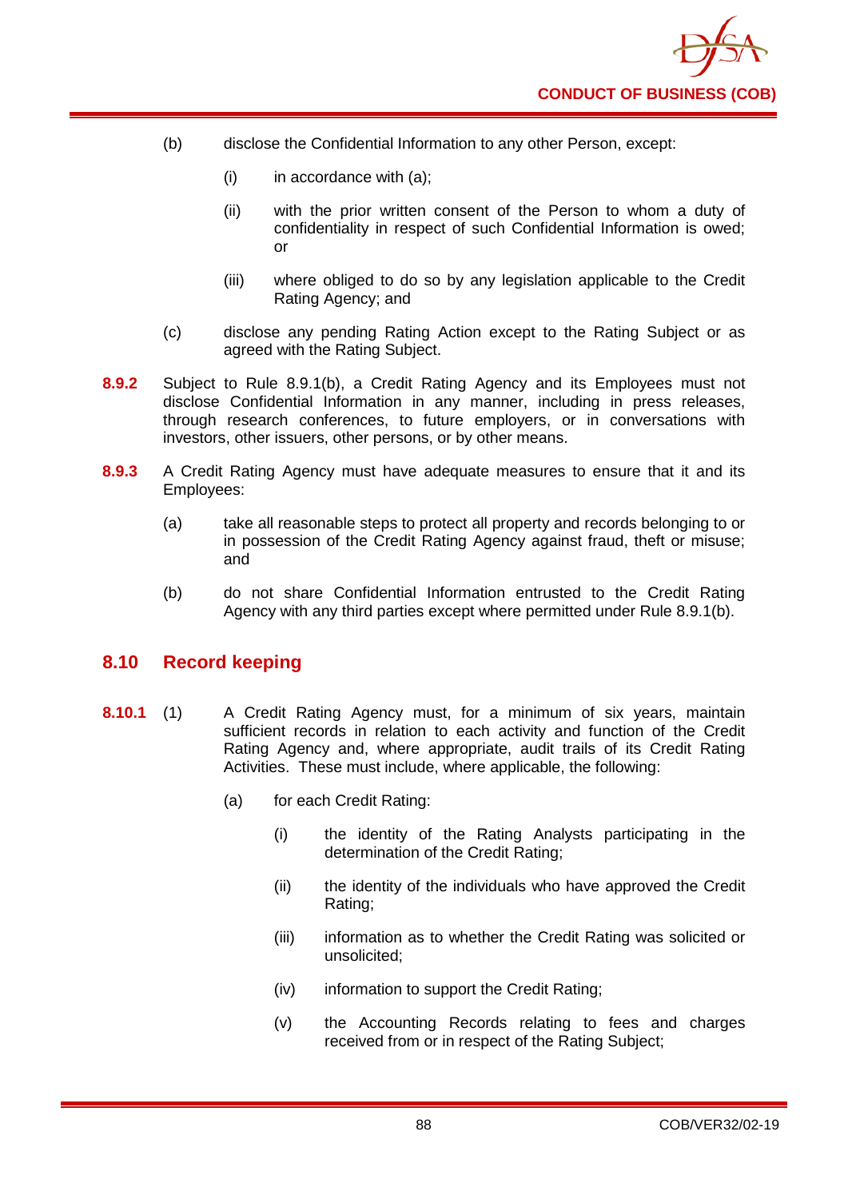(b) disclose the Confidential Information to any other Person, except:

   (i) in accordance with (a);

   (ii) with the prior written consent of the Person to whom a duty of confidentiality in respect of such Confidential Information is owed; or

   (iii) where obliged to do so by any legislation applicable to the Credit Rating Agency; and

(c) disclose any pending Rating Action except to the Rating Subject or as agreed with the Rating Subject.

**8.9.2** Subject to Rule 8.9.1(b), a Credit Rating Agency and its Employees must not disclose Confidential Information in any manner, including in press releases, through research conferences, to future employers, or in conversations with investors, other issuers, other persons, or by other means.

**8.9.3** A Credit Rating Agency must have adequate measures to ensure that it and its Employees:

(a) take all reasonable steps to protect all property and records belonging to or in possession of the Credit Rating Agency against fraud, theft or misuse; and

(b) do not share Confidential Information entrusted to the Credit Rating Agency with any third parties except where permitted under Rule 8.9.1(b).

## 8.10 Record keeping

**8.10.1** (1) A Credit Rating Agency must, for a minimum of six years, maintain sufficient records in relation to each activity and function of the Credit Rating Agency and, where appropriate, audit trails of its Credit Rating Activities. These must include, where applicable, the following:

(a) for each Credit Rating:

   (i) the identity of the Rating Analysts participating in the determination of the Credit Rating;

   (ii) the identity of the individuals who have approved the Credit Rating;

   (iii) information as to whether the Credit Rating was solicited or unsolicited;

   (iv) information to support the Credit Rating;

   (v) the Accounting Records relating to fees and charges received from or in respect of the Rating Subject;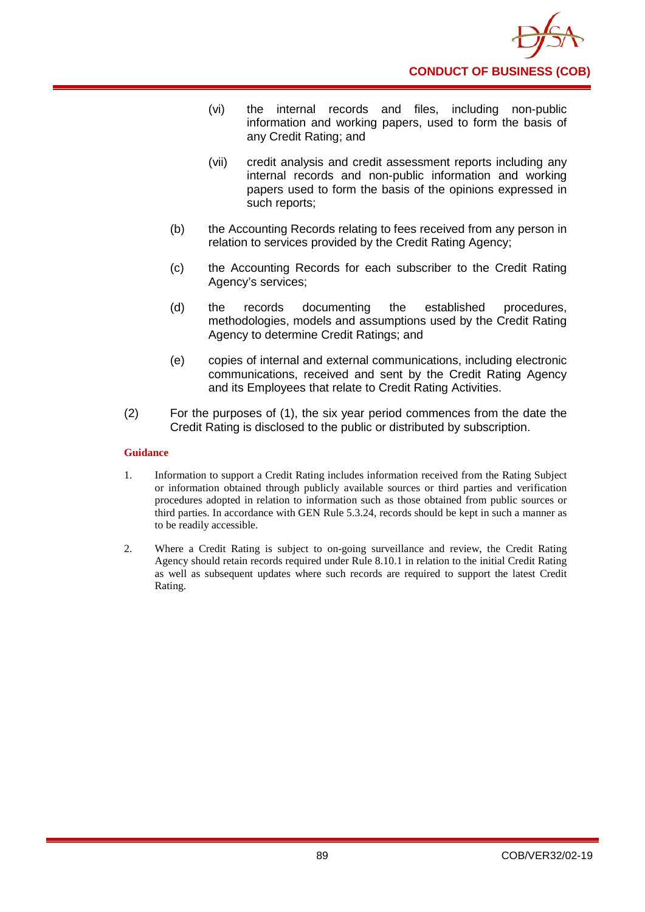(vi) the internal records and files, including non-public information and working papers, used to form the basis of any Credit Rating; and

(vii) credit analysis and credit assessment reports including any internal records and non-public information and working papers used to form the basis of the opinions expressed in such reports;

(b) the Accounting Records relating to fees received from any person in relation to services provided by the Credit Rating Agency;

(c) the Accounting Records for each subscriber to the Credit Rating Agency's services;

(d) the records documenting the established procedures, methodologies, models and assumptions used by the Credit Rating Agency to determine Credit Ratings; and

(e) copies of internal and external communications, including electronic communications, received and sent by the Credit Rating Agency and its Employees that relate to Credit Rating Activities.

(2) For the purposes of (1), the six year period commences from the date the Credit Rating is disclosed to the public or distributed by subscription.

**Guidance**

1. Information to support a Credit Rating includes information received from the Rating Subject or information obtained through publicly available sources or third parties and verification procedures adopted in relation to information such as those obtained from public sources or third parties. In accordance with GEN Rule 5.3.24, records should be kept in such a manner as to be readily accessible.

2. Where a Credit Rating is subject to on-going surveillance and review, the Credit Rating Agency should retain records required under Rule 8.10.1 in relation to the initial Credit Rating as well as subsequent updates where such records are required to support the latest Credit Rating.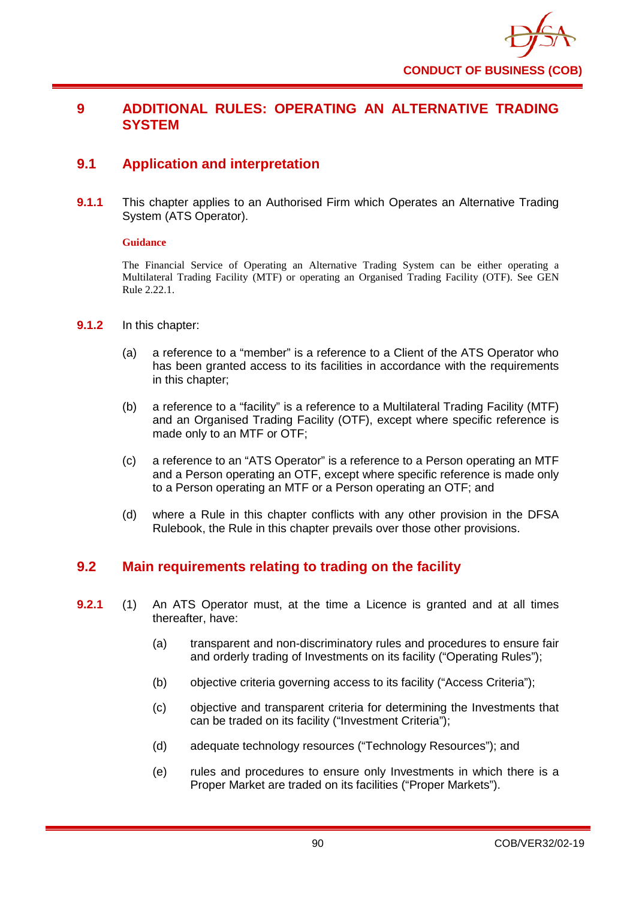# 9 ADDITIONAL RULES: OPERATING AN ALTERNATIVE TRADING SYSTEM

## 9.1 Application and interpretation

**9.1.1** This chapter applies to an Authorised Firm which Operates an Alternative Trading System (ATS Operator).

**Guidance**

The Financial Service of Operating an Alternative Trading System can be either operating a Multilateral Trading Facility (MTF) or operating an Organised Trading Facility (OTF). See GEN Rule 2.22.1.

**9.1.2** In this chapter:

(a) a reference to a "member" is a reference to a Client of the ATS Operator who has been granted access to its facilities in accordance with the requirements in this chapter;

(b) a reference to a "facility" is a reference to a Multilateral Trading Facility (MTF) and an Organised Trading Facility (OTF), except where specific reference is made only to an MTF or OTF;

(c) a reference to an "ATS Operator" is a reference to a Person operating an MTF and a Person operating an OTF, except where specific reference is made only to a Person operating an MTF or a Person operating an OTF; and

(d) where a Rule in this chapter conflicts with any other provision in the DFSA Rulebook, the Rule in this chapter prevails over those other provisions.

## 9.2 Main requirements relating to trading on the facility

**9.2.1** (1) An ATS Operator must, at the time a Licence is granted and at all times thereafter, have:

(a) transparent and non-discriminatory rules and procedures to ensure fair and orderly trading of Investments on its facility ("Operating Rules");

(b) objective criteria governing access to its facility ("Access Criteria");

(c) objective and transparent criteria for determining the Investments that can be traded on its facility ("Investment Criteria");

(d) adequate technology resources ("Technology Resources"); and

(e) rules and procedures to ensure only Investments in which there is a Proper Market are traded on its facilities ("Proper Markets").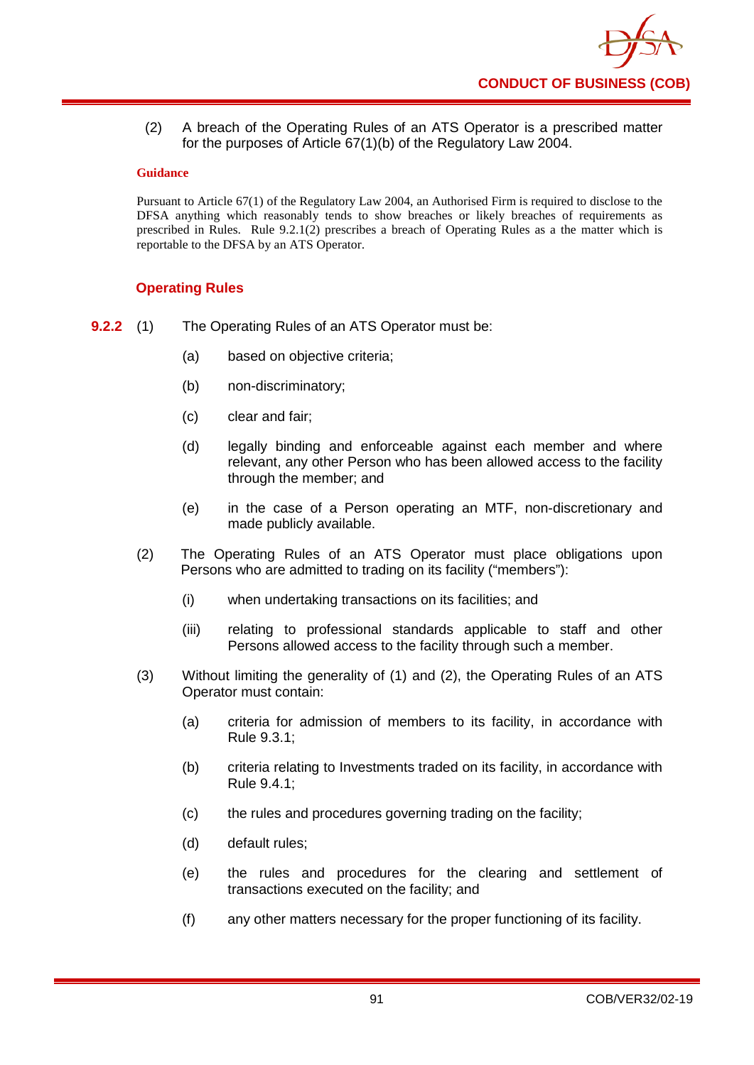(2) A breach of the Operating Rules of an ATS Operator is a prescribed matter for the purposes of Article 67(1)(b) of the Regulatory Law 2004.

**Guidance**

Pursuant to Article 67(1) of the Regulatory Law 2004, an Authorised Firm is required to disclose to the DFSA anything which reasonably tends to show breaches or likely breaches of requirements as prescribed in Rules. Rule 9.2.1(2) prescribes a breach of Operating Rules as a the matter which is reportable to the DFSA by an ATS Operator.

### Operating Rules

**9.2.2** (1) The Operating Rules of an ATS Operator must be:

(a) based on objective criteria;

(b) non-discriminatory;

(c) clear and fair;

(d) legally binding and enforceable against each member and where relevant, any other Person who has been allowed access to the facility through the member; and

(e) in the case of a Person operating an MTF, non-discretionary and made publicly available.

(2) The Operating Rules of an ATS Operator must place obligations upon Persons who are admitted to trading on its facility ("members"):

(i) when undertaking transactions on its facilities; and

(iii) relating to professional standards applicable to staff and other Persons allowed access to the facility through such a member.

(3) Without limiting the generality of (1) and (2), the Operating Rules of an ATS Operator must contain:

(a) criteria for admission of members to its facility, in accordance with Rule 9.3.1;

(b) criteria relating to Investments traded on its facility, in accordance with Rule 9.4.1;

(c) the rules and procedures governing trading on the facility;

(d) default rules;

(e) the rules and procedures for the clearing and settlement of transactions executed on the facility; and

(f) any other matters necessary for the proper functioning of its facility.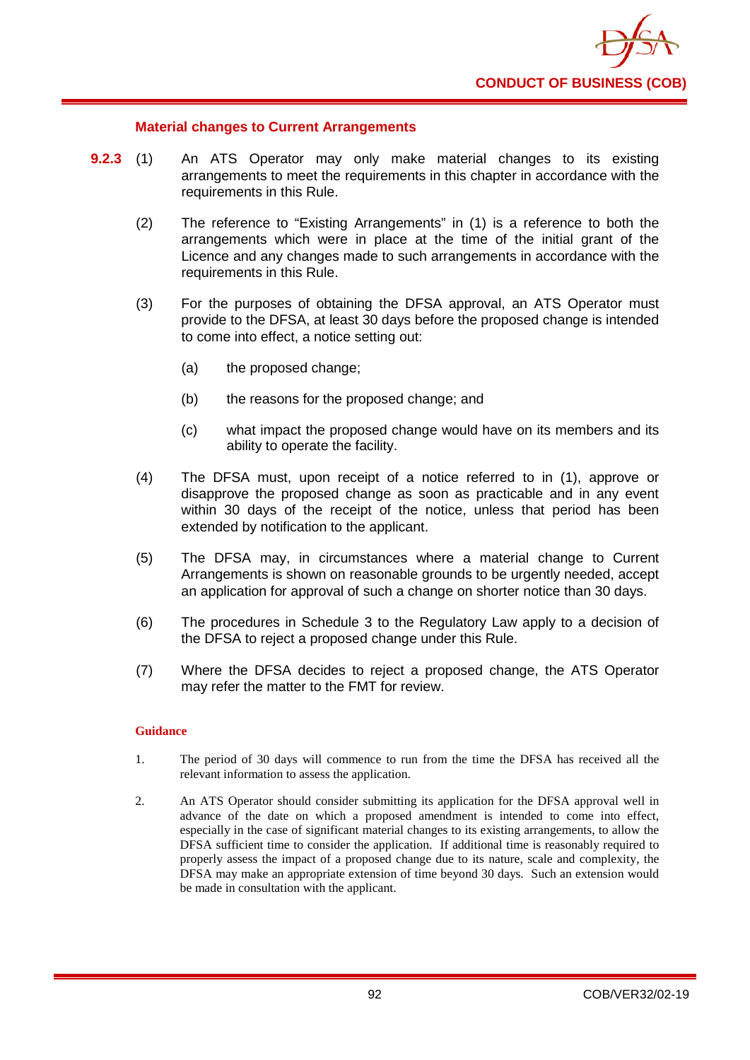### Material changes to Current Arrangements

**9.2.3** (1) An ATS Operator may only make material changes to its existing arrangements to meet the requirements in this chapter in accordance with the requirements in this Rule.

(2) The reference to "Existing Arrangements" in (1) is a reference to both the arrangements which were in place at the time of the initial grant of the Licence and any changes made to such arrangements in accordance with the requirements in this Rule.

(3) For the purposes of obtaining the DFSA approval, an ATS Operator must provide to the DFSA, at least 30 days before the proposed change is intended to come into effect, a notice setting out:

(a) the proposed change;

(b) the reasons for the proposed change; and

(c) what impact the proposed change would have on its members and its ability to operate the facility.

(4) The DFSA must, upon receipt of a notice referred to in (1), approve or disapprove the proposed change as soon as practicable and in any event within 30 days of the receipt of the notice, unless that period has been extended by notification to the applicant.

(5) The DFSA may, in circumstances where a material change to Current Arrangements is shown on reasonable grounds to be urgently needed, accept an application for approval of such a change on shorter notice than 30 days.

(6) The procedures in Schedule 3 to the Regulatory Law apply to a decision of the DFSA to reject a proposed change under this Rule.

(7) Where the DFSA decides to reject a proposed change, the ATS Operator may refer the matter to the FMT for review.

**Guidance**

1. The period of 30 days will commence to run from the time the DFSA has received all the relevant information to assess the application.

2. An ATS Operator should consider submitting its application for the DFSA approval well in advance of the date on which a proposed amendment is intended to come into effect, especially in the case of significant material changes to its existing arrangements, to allow the DFSA sufficient time to consider the application. If additional time is reasonably required to properly assess the impact of a proposed change due to its nature, scale and complexity, the DFSA may make an appropriate extension of time beyond 30 days. Such an extension would be made in consultation with the applicant.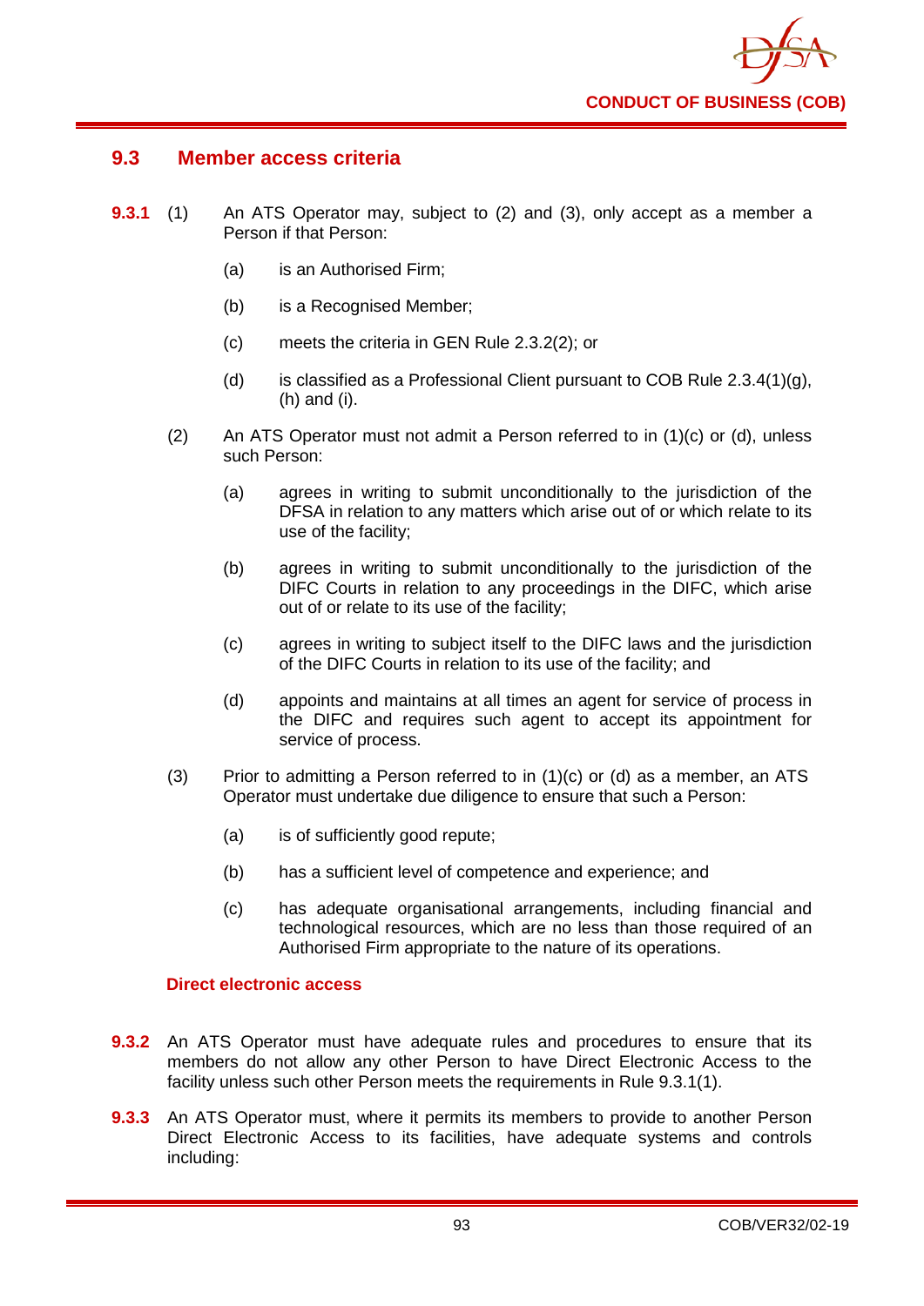## 9.3 Member access criteria

**9.3.1** (1) An ATS Operator may, subject to (2) and (3), only accept as a member a Person if that Person:

(a) is an Authorised Firm;

(b) is a Recognised Member;

(c) meets the criteria in GEN Rule 2.3.2(2); or

(d) is classified as a Professional Client pursuant to COB Rule 2.3.4(1)(g), (h) and (i).

(2) An ATS Operator must not admit a Person referred to in (1)(c) or (d), unless such Person:

(a) agrees in writing to submit unconditionally to the jurisdiction of the DFSA in relation to any matters which arise out of or which relate to its use of the facility;

(b) agrees in writing to submit unconditionally to the jurisdiction of the DIFC Courts in relation to any proceedings in the DIFC, which arise out of or relate to its use of the facility;

(c) agrees in writing to subject itself to the DIFC laws and the jurisdiction of the DIFC Courts in relation to its use of the facility; and

(d) appoints and maintains at all times an agent for service of process in the DIFC and requires such agent to accept its appointment for service of process.

(3) Prior to admitting a Person referred to in (1)(c) or (d) as a member, an ATS Operator must undertake due diligence to ensure that such a Person:

(a) is of sufficiently good repute;

(b) has a sufficient level of competence and experience; and

(c) has adequate organisational arrangements, including financial and technological resources, which are no less than those required of an Authorised Firm appropriate to the nature of its operations.

### Direct electronic access

**9.3.2** An ATS Operator must have adequate rules and procedures to ensure that its members do not allow any other Person to have Direct Electronic Access to the facility unless such other Person meets the requirements in Rule 9.3.1(1).

**9.3.3** An ATS Operator must, where it permits its members to provide to another Person Direct Electronic Access to its facilities, have adequate systems and controls including: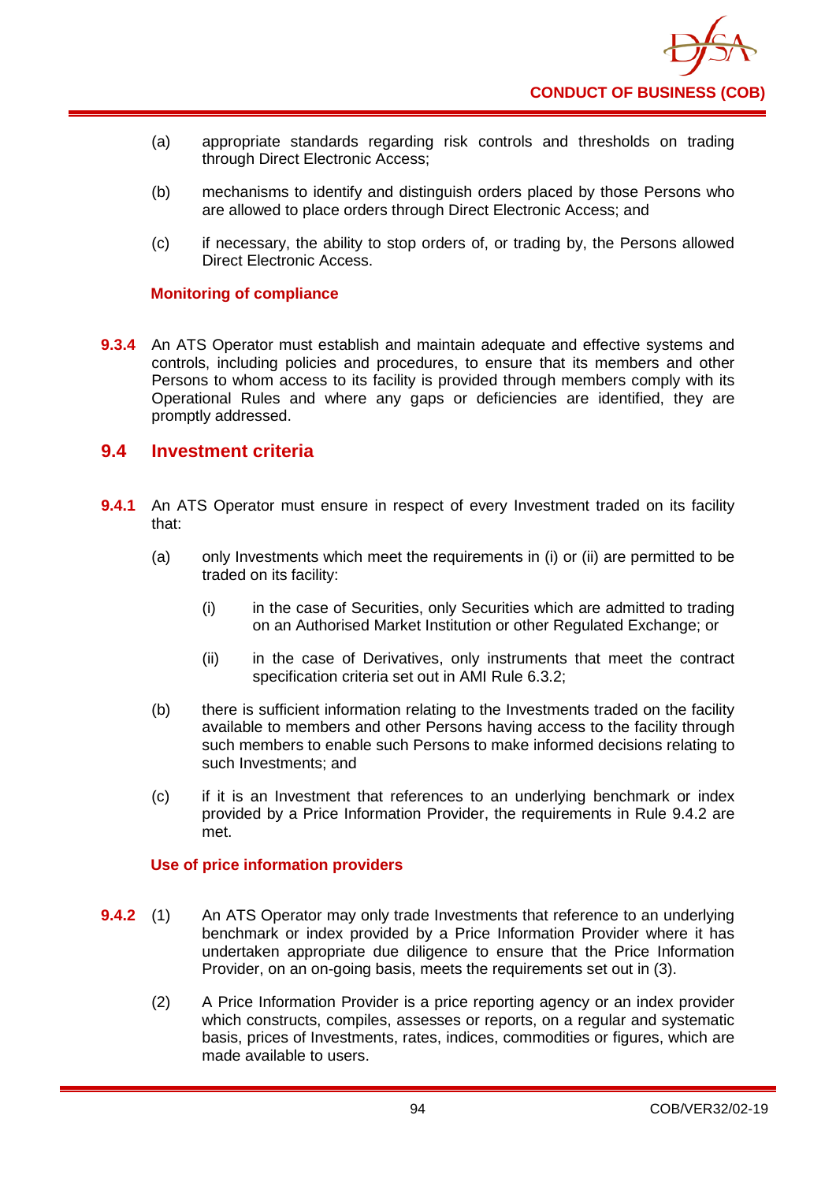(a) appropriate standards regarding risk controls and thresholds on trading through Direct Electronic Access;

(b) mechanisms to identify and distinguish orders placed by those Persons who are allowed to place orders through Direct Electronic Access; and

(c) if necessary, the ability to stop orders of, or trading by, the Persons allowed Direct Electronic Access.

### Monitoring of compliance

**9.3.4** An ATS Operator must establish and maintain adequate and effective systems and controls, including policies and procedures, to ensure that its members and other Persons to whom access to its facility is provided through members comply with its Operational Rules and where any gaps or deficiencies are identified, they are promptly addressed.

## 9.4 Investment criteria

**9.4.1** An ATS Operator must ensure in respect of every Investment traded on its facility that:

(a) only Investments which meet the requirements in (i) or (ii) are permitted to be traded on its facility:

(i) in the case of Securities, only Securities which are admitted to trading on an Authorised Market Institution or other Regulated Exchange; or

(ii) in the case of Derivatives, only instruments that meet the contract specification criteria set out in AMI Rule 6.3.2;

(b) there is sufficient information relating to the Investments traded on the facility available to members and other Persons having access to the facility through such members to enable such Persons to make informed decisions relating to such Investments; and

(c) if it is an Investment that references to an underlying benchmark or index provided by a Price Information Provider, the requirements in Rule 9.4.2 are met.

### Use of price information providers

**9.4.2** (1) An ATS Operator may only trade Investments that reference to an underlying benchmark or index provided by a Price Information Provider where it has undertaken appropriate due diligence to ensure that the Price Information Provider, on an on-going basis, meets the requirements set out in (3).

(2) A Price Information Provider is a price reporting agency or an index provider which constructs, compiles, assesses or reports, on a regular and systematic basis, prices of Investments, rates, indices, commodities or figures, which are made available to users.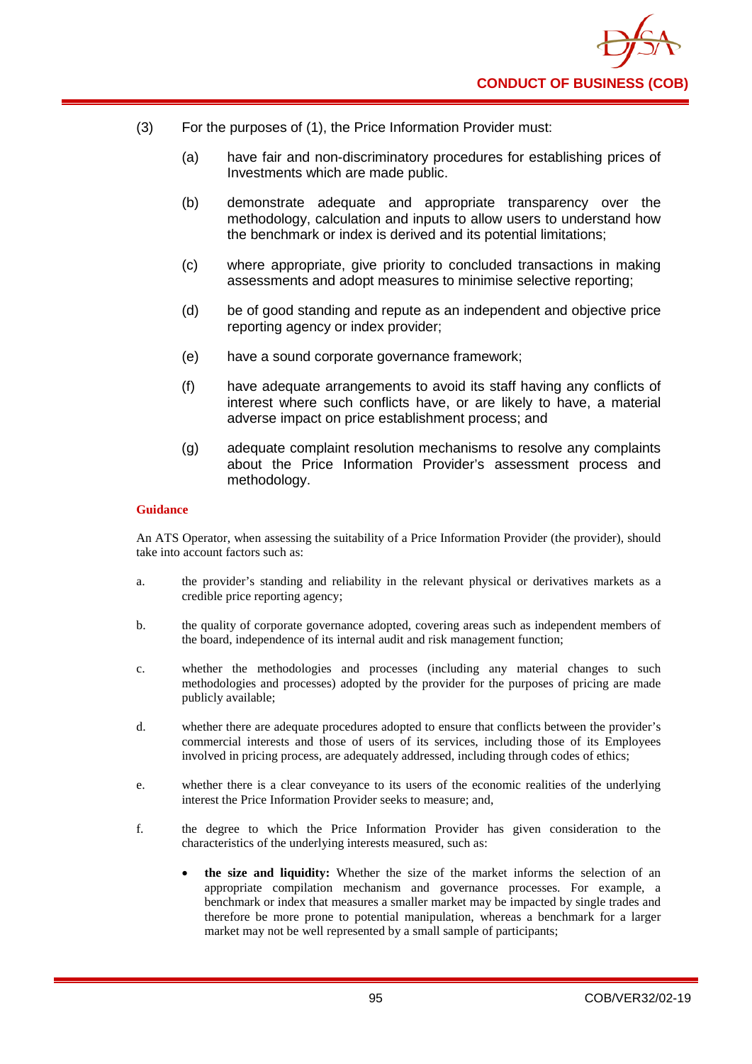(3) For the purposes of (1), the Price Information Provider must:

(a) have fair and non-discriminatory procedures for establishing prices of Investments which are made public.

(b) demonstrate adequate and appropriate transparency over the methodology, calculation and inputs to allow users to understand how the benchmark or index is derived and its potential limitations;

(c) where appropriate, give priority to concluded transactions in making assessments and adopt measures to minimise selective reporting;

(d) be of good standing and repute as an independent and objective price reporting agency or index provider;

(e) have a sound corporate governance framework;

(f) have adequate arrangements to avoid its staff having any conflicts of interest where such conflicts have, or are likely to have, a material adverse impact on price establishment process; and

(g) adequate complaint resolution mechanisms to resolve any complaints about the Price Information Provider's assessment process and methodology.

**Guidance**

An ATS Operator, when assessing the suitability of a Price Information Provider (the provider), should take into account factors such as:

a. the provider's standing and reliability in the relevant physical or derivatives markets as a credible price reporting agency;

b. the quality of corporate governance adopted, covering areas such as independent members of the board, independence of its internal audit and risk management function;

c. whether the methodologies and processes (including any material changes to such methodologies and processes) adopted by the provider for the purposes of pricing are made publicly available;

d. whether there are adequate procedures adopted to ensure that conflicts between the provider's commercial interests and those of users of its services, including those of its Employees involved in pricing process, are adequately addressed, including through codes of ethics;

e. whether there is a clear conveyance to its users of the economic realities of the underlying interest the Price Information Provider seeks to measure; and,

f. the degree to which the Price Information Provider has given consideration to the characteristics of the underlying interests measured, such as:

- **the size and liquidity:** Whether the size of the market informs the selection of an appropriate compilation mechanism and governance processes. For example, a benchmark or index that measures a smaller market may be impacted by single trades and therefore be more prone to potential manipulation, whereas a benchmark for a larger market may not be well represented by a small sample of participants;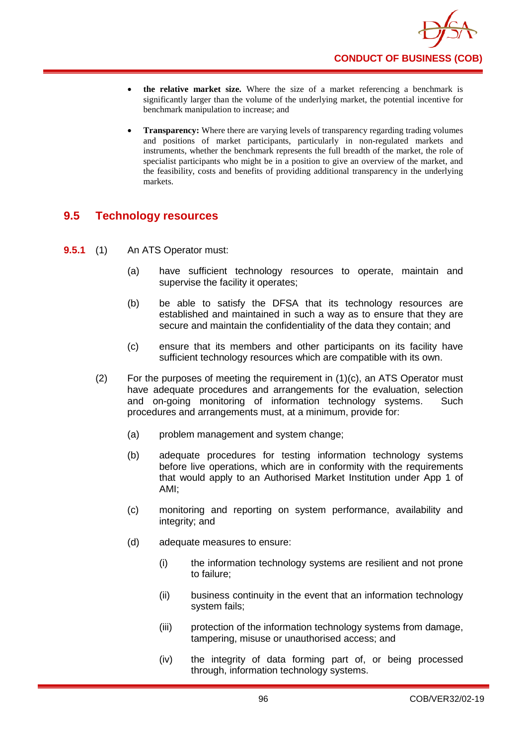- **the relative market size.** Where the size of a market referencing a benchmark is significantly larger than the volume of the underlying market, the potential incentive for benchmark manipulation to increase; and

- **Transparency:** Where there are varying levels of transparency regarding trading volumes and positions of market participants, particularly in non-regulated markets and instruments, whether the benchmark represents the full breadth of the market, the role of specialist participants who might be in a position to give an overview of the market, and the feasibility, costs and benefits of providing additional transparency in the underlying markets.

## 9.5 Technology resources

**9.5.1** (1) An ATS Operator must:

(a) have sufficient technology resources to operate, maintain and supervise the facility it operates;

(b) be able to satisfy the DFSA that its technology resources are established and maintained in such a way as to ensure that they are secure and maintain the confidentiality of the data they contain; and

(c) ensure that its members and other participants on its facility have sufficient technology resources which are compatible with its own.

(2) For the purposes of meeting the requirement in (1)(c), an ATS Operator must have adequate procedures and arrangements for the evaluation, selection and on-going monitoring of information technology systems. Such procedures and arrangements must, at a minimum, provide for:

(a) problem management and system change;

(b) adequate procedures for testing information technology systems before live operations, which are in conformity with the requirements that would apply to an Authorised Market Institution under App 1 of AMI;

(c) monitoring and reporting on system performance, availability and integrity; and

(d) adequate measures to ensure:

(i) the information technology systems are resilient and not prone to failure;

(ii) business continuity in the event that an information technology system fails;

(iii) protection of the information technology systems from damage, tampering, misuse or unauthorised access; and

(iv) the integrity of data forming part of, or being processed through, information technology systems.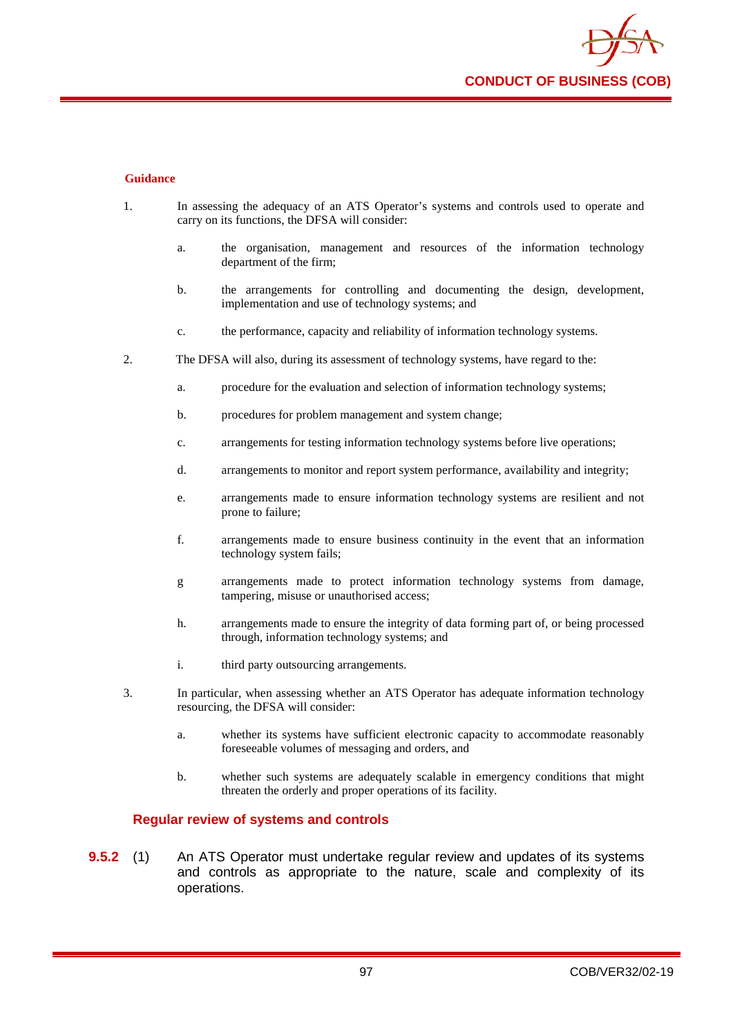**Guidance**

1. In assessing the adequacy of an ATS Operator's systems and controls used to operate and carry on its functions, the DFSA will consider:

   a. the organisation, management and resources of the information technology department of the firm;

   b. the arrangements for controlling and documenting the design, development, implementation and use of technology systems; and

   c. the performance, capacity and reliability of information technology systems.

2. The DFSA will also, during its assessment of technology systems, have regard to the:

   a. procedure for the evaluation and selection of information technology systems;

   b. procedures for problem management and system change;

   c. arrangements for testing information technology systems before live operations;

   d. arrangements to monitor and report system performance, availability and integrity;

   e. arrangements made to ensure information technology systems are resilient and not prone to failure;

   f. arrangements made to ensure business continuity in the event that an information technology system fails;

   g arrangements made to protect information technology systems from damage, tampering, misuse or unauthorised access;

   h. arrangements made to ensure the integrity of data forming part of, or being processed through, information technology systems; and

   i. third party outsourcing arrangements.

3. In particular, when assessing whether an ATS Operator has adequate information technology resourcing, the DFSA will consider:

   a. whether its systems have sufficient electronic capacity to accommodate reasonably foreseeable volumes of messaging and orders, and

   b. whether such systems are adequately scalable in emergency conditions that might threaten the orderly and proper operations of its facility.

### Regular review of systems and controls

**9.5.2** (1) An ATS Operator must undertake regular review and updates of its systems and controls as appropriate to the nature, scale and complexity of its operations.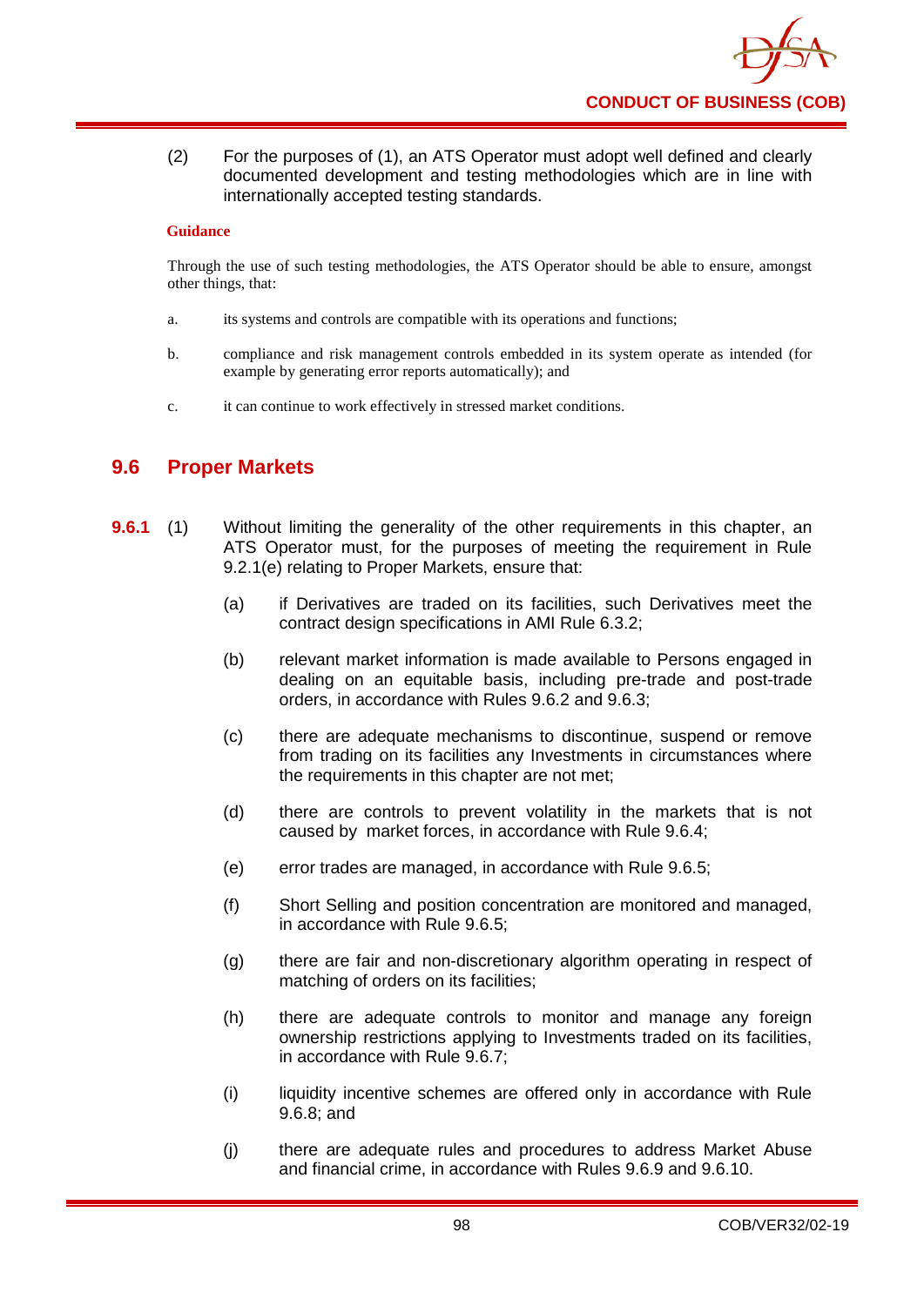(2) For the purposes of (1), an ATS Operator must adopt well defined and clearly documented development and testing methodologies which are in line with internationally accepted testing standards.

**Guidance**

Through the use of such testing methodologies, the ATS Operator should be able to ensure, amongst other things, that:

a. its systems and controls are compatible with its operations and functions;

b. compliance and risk management controls embedded in its system operate as intended (for example by generating error reports automatically); and

c. it can continue to work effectively in stressed market conditions.

## 9.6 Proper Markets

**9.6.1** (1) Without limiting the generality of the other requirements in this chapter, an ATS Operator must, for the purposes of meeting the requirement in Rule 9.2.1(e) relating to Proper Markets, ensure that:

(a) if Derivatives are traded on its facilities, such Derivatives meet the contract design specifications in AMI Rule 6.3.2;

(b) relevant market information is made available to Persons engaged in dealing on an equitable basis, including pre-trade and post-trade orders, in accordance with Rules 9.6.2 and 9.6.3;

(c) there are adequate mechanisms to discontinue, suspend or remove from trading on its facilities any Investments in circumstances where the requirements in this chapter are not met;

(d) there are controls to prevent volatility in the markets that is not caused by market forces, in accordance with Rule 9.6.4;

(e) error trades are managed, in accordance with Rule 9.6.5;

(f) Short Selling and position concentration are monitored and managed, in accordance with Rule 9.6.5;

(g) there are fair and non-discretionary algorithm operating in respect of matching of orders on its facilities;

(h) there are adequate controls to monitor and manage any foreign ownership restrictions applying to Investments traded on its facilities, in accordance with Rule 9.6.7;

(i) liquidity incentive schemes are offered only in accordance with Rule 9.6.8; and

(j) there are adequate rules and procedures to address Market Abuse and financial crime, in accordance with Rules 9.6.9 and 9.6.10.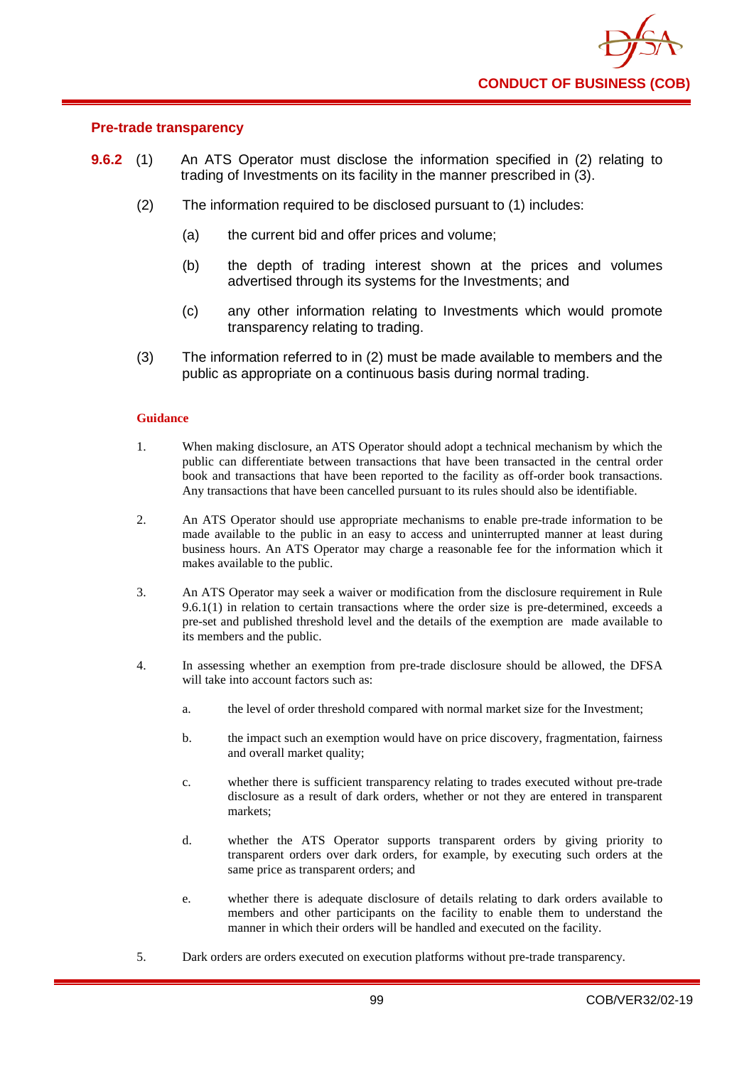## Pre-trade transparency

**9.6.2** (1) An ATS Operator must disclose the information specified in (2) relating to trading of Investments on its facility in the manner prescribed in (3).

(2) The information required to be disclosed pursuant to (1) includes:

(a) the current bid and offer prices and volume;

(b) the depth of trading interest shown at the prices and volumes advertised through its systems for the Investments; and

(c) any other information relating to Investments which would promote transparency relating to trading.

(3) The information referred to in (2) must be made available to members and the public as appropriate on a continuous basis during normal trading.

**Guidance**

1. When making disclosure, an ATS Operator should adopt a technical mechanism by which the public can differentiate between transactions that have been transacted in the central order book and transactions that have been reported to the facility as off-order book transactions. Any transactions that have been cancelled pursuant to its rules should also be identifiable.

2. An ATS Operator should use appropriate mechanisms to enable pre-trade information to be made available to the public in an easy to access and uninterrupted manner at least during business hours. An ATS Operator may charge a reasonable fee for the information which it makes available to the public.

3. An ATS Operator may seek a waiver or modification from the disclosure requirement in Rule 9.6.1(1) in relation to certain transactions where the order size is pre-determined, exceeds a pre-set and published threshold level and the details of the exemption are made available to its members and the public.

4. In assessing whether an exemption from pre-trade disclosure should be allowed, the DFSA will take into account factors such as:

   a. the level of order threshold compared with normal market size for the Investment;

   b. the impact such an exemption would have on price discovery, fragmentation, fairness and overall market quality;

   c. whether there is sufficient transparency relating to trades executed without pre-trade disclosure as a result of dark orders, whether or not they are entered in transparent markets;

   d. whether the ATS Operator supports transparent orders by giving priority to transparent orders over dark orders, for example, by executing such orders at the same price as transparent orders; and

   e. whether there is adequate disclosure of details relating to dark orders available to members and other participants on the facility to enable them to understand the manner in which their orders will be handled and executed on the facility.

5. Dark orders are orders executed on execution platforms without pre-trade transparency.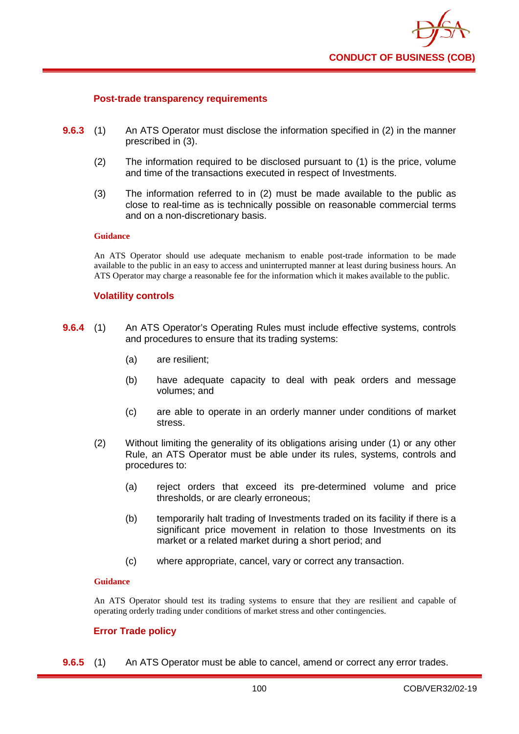### Post-trade transparency requirements

**9.6.3** (1) An ATS Operator must disclose the information specified in (2) in the manner prescribed in (3).

(2) The information required to be disclosed pursuant to (1) is the price, volume and time of the transactions executed in respect of Investments.

(3) The information referred to in (2) must be made available to the public as close to real-time as is technically possible on reasonable commercial terms and on a non-discretionary basis.

**Guidance**

An ATS Operator should use adequate mechanism to enable post-trade information to be made available to the public in an easy to access and uninterrupted manner at least during business hours. An ATS Operator may charge a reasonable fee for the information which it makes available to the public.

### Volatility controls

**9.6.4** (1) An ATS Operator's Operating Rules must include effective systems, controls and procedures to ensure that its trading systems:

(a) are resilient;

(b) have adequate capacity to deal with peak orders and message volumes; and

(c) are able to operate in an orderly manner under conditions of market stress.

(2) Without limiting the generality of its obligations arising under (1) or any other Rule, an ATS Operator must be able under its rules, systems, controls and procedures to:

(a) reject orders that exceed its pre-determined volume and price thresholds, or are clearly erroneous;

(b) temporarily halt trading of Investments traded on its facility if there is a significant price movement in relation to those Investments on its market or a related market during a short period; and

(c) where appropriate, cancel, vary or correct any transaction.

**Guidance**

An ATS Operator should test its trading systems to ensure that they are resilient and capable of operating orderly trading under conditions of market stress and other contingencies.

### Error Trade policy

**9.6.5** (1) An ATS Operator must be able to cancel, amend or correct any error trades.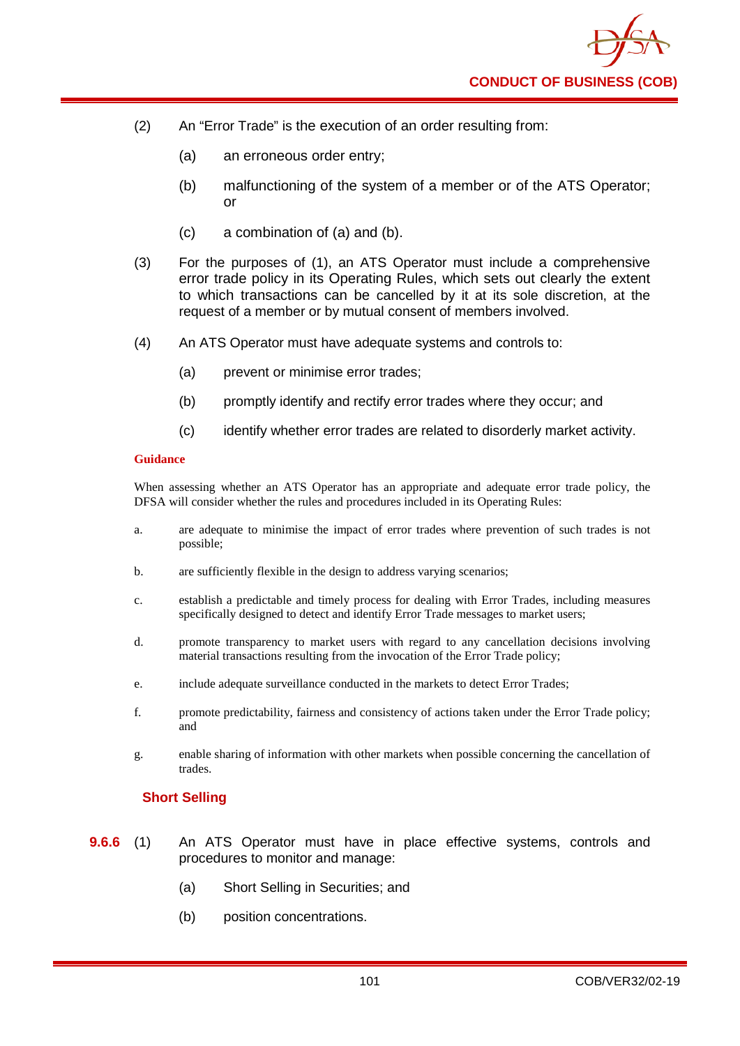(2) An “Error Trade” is the execution of an order resulting from:

(a) an erroneous order entry;

(b) malfunctioning of the system of a member or of the ATS Operator; or

(c) a combination of (a) and (b).

(3) For the purposes of (1), an ATS Operator must include a comprehensive error trade policy in its Operating Rules, which sets out clearly the extent to which transactions can be cancelled by it at its sole discretion, at the request of a member or by mutual consent of members involved.

(4) An ATS Operator must have adequate systems and controls to:

(a) prevent or minimise error trades;

(b) promptly identify and rectify error trades where they occur; and

(c) identify whether error trades are related to disorderly market activity.

**Guidance**

When assessing whether an ATS Operator has an appropriate and adequate error trade policy, the DFSA will consider whether the rules and procedures included in its Operating Rules:

a. are adequate to minimise the impact of error trades where prevention of such trades is not possible;

b. are sufficiently flexible in the design to address varying scenarios;

c. establish a predictable and timely process for dealing with Error Trades, including measures specifically designed to detect and identify Error Trade messages to market users;

d. promote transparency to market users with regard to any cancellation decisions involving material transactions resulting from the invocation of the Error Trade policy;

e. include adequate surveillance conducted in the markets to detect Error Trades;

f. promote predictability, fairness and consistency of actions taken under the Error Trade policy; and

g. enable sharing of information with other markets when possible concerning the cancellation of trades.

### Short Selling

**9.6.6** (1) An ATS Operator must have in place effective systems, controls and procedures to monitor and manage:

(a) Short Selling in Securities; and

(b) position concentrations.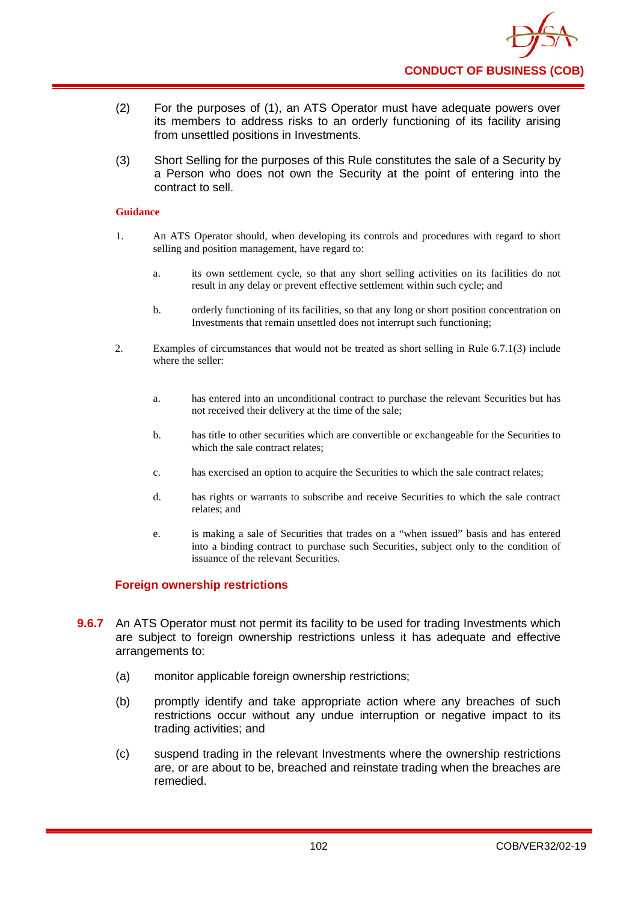(2) For the purposes of (1), an ATS Operator must have adequate powers over its members to address risks to an orderly functioning of its facility arising from unsettled positions in Investments.

(3) Short Selling for the purposes of this Rule constitutes the sale of a Security by a Person who does not own the Security at the point of entering into the contract to sell.

**Guidance**

1. An ATS Operator should, when developing its controls and procedures with regard to short selling and position management, have regard to:

   a. its own settlement cycle, so that any short selling activities on its facilities do not result in any delay or prevent effective settlement within such cycle; and

   b. orderly functioning of its facilities, so that any long or short position concentration on Investments that remain unsettled does not interrupt such functioning;

2. Examples of circumstances that would not be treated as short selling in Rule 6.7.1(3) include where the seller:

   a. has entered into an unconditional contract to purchase the relevant Securities but has not received their delivery at the time of the sale;

   b. has title to other securities which are convertible or exchangeable for the Securities to which the sale contract relates;

   c. has exercised an option to acquire the Securities to which the sale contract relates;

   d. has rights or warrants to subscribe and receive Securities to which the sale contract relates; and

   e. is making a sale of Securities that trades on a "when issued" basis and has entered into a binding contract to purchase such Securities, subject only to the condition of issuance of the relevant Securities.

### Foreign ownership restrictions

**9.6.7** An ATS Operator must not permit its facility to be used for trading Investments which are subject to foreign ownership restrictions unless it has adequate and effective arrangements to:

(a) monitor applicable foreign ownership restrictions;

(b) promptly identify and take appropriate action where any breaches of such restrictions occur without any undue interruption or negative impact to its trading activities; and

(c) suspend trading in the relevant Investments where the ownership restrictions are, or are about to be, breached and reinstate trading when the breaches are remedied.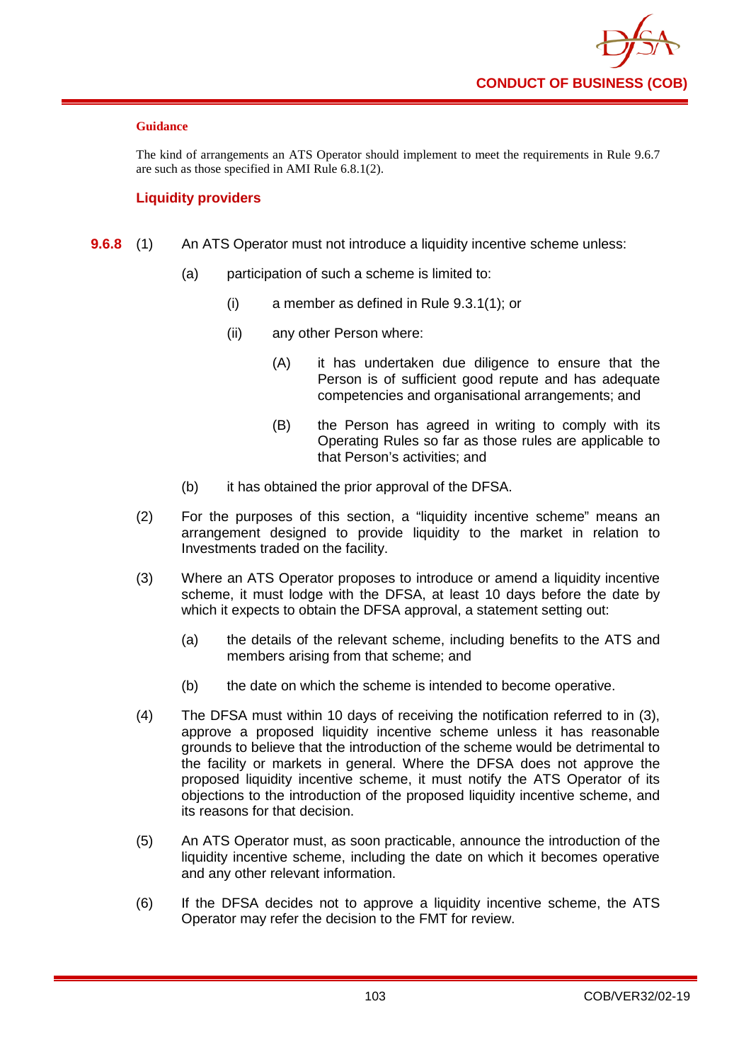#### Guidance

The kind of arrangements an ATS Operator should implement to meet the requirements in Rule 9.6.7 are such as those specified in AMI Rule 6.8.1(2).

### Liquidity providers

**9.6.8** (1) An ATS Operator must not introduce a liquidity incentive scheme unless:

(a) participation of such a scheme is limited to:

(i) a member as defined in Rule 9.3.1(1); or

(ii) any other Person where:

(A) it has undertaken due diligence to ensure that the Person is of sufficient good repute and has adequate competencies and organisational arrangements; and

(B) the Person has agreed in writing to comply with its Operating Rules so far as those rules are applicable to that Person's activities; and

(b) it has obtained the prior approval of the DFSA.

(2) For the purposes of this section, a "liquidity incentive scheme" means an arrangement designed to provide liquidity to the market in relation to Investments traded on the facility.

(3) Where an ATS Operator proposes to introduce or amend a liquidity incentive scheme, it must lodge with the DFSA, at least 10 days before the date by which it expects to obtain the DFSA approval, a statement setting out:

(a) the details of the relevant scheme, including benefits to the ATS and members arising from that scheme; and

(b) the date on which the scheme is intended to become operative.

(4) The DFSA must within 10 days of receiving the notification referred to in (3), approve a proposed liquidity incentive scheme unless it has reasonable grounds to believe that the introduction of the scheme would be detrimental to the facility or markets in general. Where the DFSA does not approve the proposed liquidity incentive scheme, it must notify the ATS Operator of its objections to the introduction of the proposed liquidity incentive scheme, and its reasons for that decision.

(5) An ATS Operator must, as soon practicable, announce the introduction of the liquidity incentive scheme, including the date on which it becomes operative and any other relevant information.

(6) If the DFSA decides not to approve a liquidity incentive scheme, the ATS Operator may refer the decision to the FMT for review.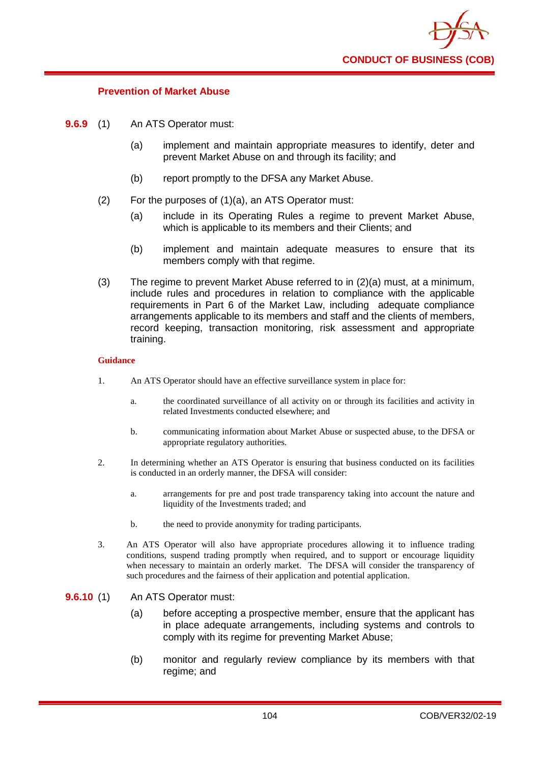### Prevention of Market Abuse

**9.6.9** (1) An ATS Operator must:

(a) implement and maintain appropriate measures to identify, deter and prevent Market Abuse on and through its facility; and

(b) report promptly to the DFSA any Market Abuse.

(2) For the purposes of (1)(a), an ATS Operator must:

(a) include in its Operating Rules a regime to prevent Market Abuse, which is applicable to its members and their Clients; and

(b) implement and maintain adequate measures to ensure that its members comply with that regime.

(3) The regime to prevent Market Abuse referred to in (2)(a) must, at a minimum, include rules and procedures in relation to compliance with the applicable requirements in Part 6 of the Market Law, including adequate compliance arrangements applicable to its members and staff and the clients of members, record keeping, transaction monitoring, risk assessment and appropriate training.

**Guidance**

1. An ATS Operator should have an effective surveillance system in place for:

   a. the coordinated surveillance of all activity on or through its facilities and activity in related Investments conducted elsewhere; and

   b. communicating information about Market Abuse or suspected abuse, to the DFSA or appropriate regulatory authorities.

2. In determining whether an ATS Operator is ensuring that business conducted on its facilities is conducted in an orderly manner, the DFSA will consider:

   a. arrangements for pre and post trade transparency taking into account the nature and liquidity of the Investments traded; and

   b. the need to provide anonymity for trading participants.

3. An ATS Operator will also have appropriate procedures allowing it to influence trading conditions, suspend trading promptly when required, and to support or encourage liquidity when necessary to maintain an orderly market. The DFSA will consider the transparency of such procedures and the fairness of their application and potential application.

**9.6.10** (1) An ATS Operator must:

(a) before accepting a prospective member, ensure that the applicant has in place adequate arrangements, including systems and controls to comply with its regime for preventing Market Abuse;

(b) monitor and regularly review compliance by its members with that regime; and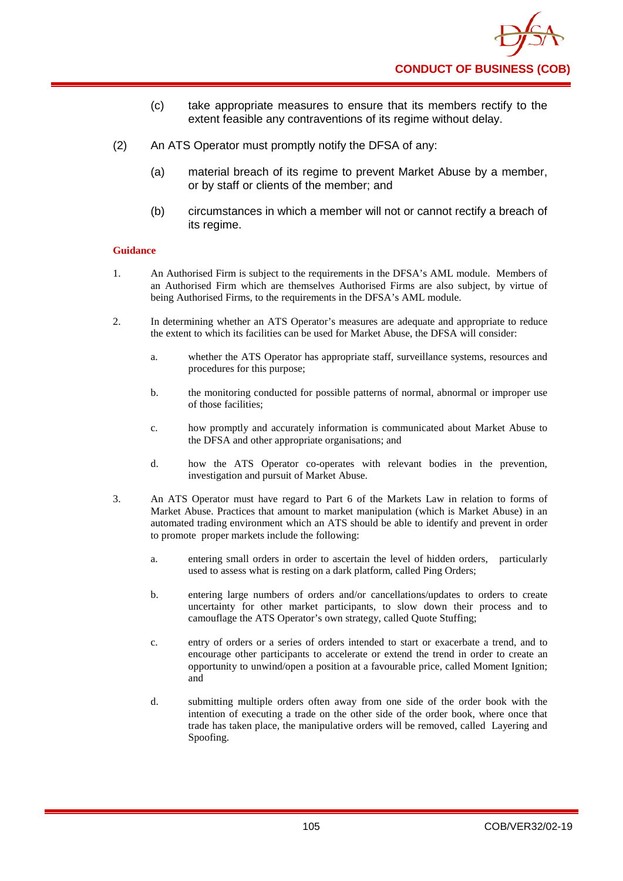(c) take appropriate measures to ensure that its members rectify to the extent feasible any contraventions of its regime without delay.

(2) An ATS Operator must promptly notify the DFSA of any:

(a) material breach of its regime to prevent Market Abuse by a member, or by staff or clients of the member; and

(b) circumstances in which a member will not or cannot rectify a breach of its regime.

**Guidance**

1. An Authorised Firm is subject to the requirements in the DFSA's AML module. Members of an Authorised Firm which are themselves Authorised Firms are also subject, by virtue of being Authorised Firms, to the requirements in the DFSA's AML module.

2. In determining whether an ATS Operator's measures are adequate and appropriate to reduce the extent to which its facilities can be used for Market Abuse, the DFSA will consider:

   a. whether the ATS Operator has appropriate staff, surveillance systems, resources and procedures for this purpose;

   b. the monitoring conducted for possible patterns of normal, abnormal or improper use of those facilities;

   c. how promptly and accurately information is communicated about Market Abuse to the DFSA and other appropriate organisations; and

   d. how the ATS Operator co-operates with relevant bodies in the prevention, investigation and pursuit of Market Abuse.

3. An ATS Operator must have regard to Part 6 of the Markets Law in relation to forms of Market Abuse. Practices that amount to market manipulation (which is Market Abuse) in an automated trading environment which an ATS should be able to identify and prevent in order to promote proper markets include the following:

   a. entering small orders in order to ascertain the level of hidden orders, particularly used to assess what is resting on a dark platform, called Ping Orders;

   b. entering large numbers of orders and/or cancellations/updates to orders to create uncertainty for other market participants, to slow down their process and to camouflage the ATS Operator's own strategy, called Quote Stuffing;

   c. entry of orders or a series of orders intended to start or exacerbate a trend, and to encourage other participants to accelerate or extend the trend in order to create an opportunity to unwind/open a position at a favourable price, called Moment Ignition; and

   d. submitting multiple orders often away from one side of the order book with the intention of executing a trade on the other side of the order book, where once that trade has taken place, the manipulative orders will be removed, called Layering and Spoofing.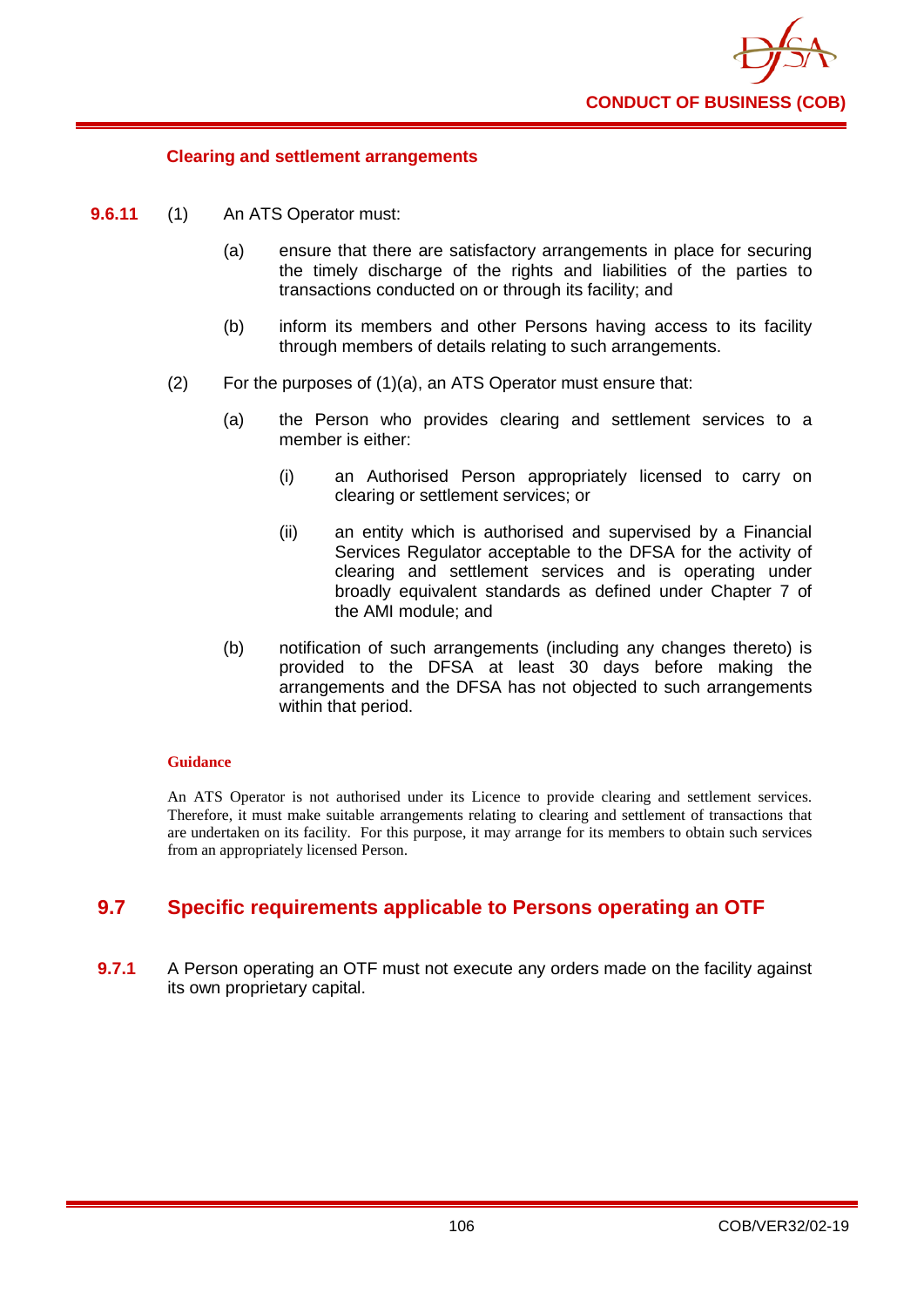### Clearing and settlement arrangements

**9.6.11** (1) An ATS Operator must:

(a) ensure that there are satisfactory arrangements in place for securing the timely discharge of the rights and liabilities of the parties to transactions conducted on or through its facility; and

(b) inform its members and other Persons having access to its facility through members of details relating to such arrangements.

(2) For the purposes of (1)(a), an ATS Operator must ensure that:

(a) the Person who provides clearing and settlement services to a member is either:

(i) an Authorised Person appropriately licensed to carry on clearing or settlement services; or

(ii) an entity which is authorised and supervised by a Financial Services Regulator acceptable to the DFSA for the activity of clearing and settlement services and is operating under broadly equivalent standards as defined under Chapter 7 of the AMI module; and

(b) notification of such arrangements (including any changes thereto) is provided to the DFSA at least 30 days before making the arrangements and the DFSA has not objected to such arrangements within that period.

**Guidance**

An ATS Operator is not authorised under its Licence to provide clearing and settlement services. Therefore, it must make suitable arrangements relating to clearing and settlement of transactions that are undertaken on its facility. For this purpose, it may arrange for its members to obtain such services from an appropriately licensed Person.

## 9.7 Specific requirements applicable to Persons operating an OTF

**9.7.1** A Person operating an OTF must not execute any orders made on the facility against its own proprietary capital.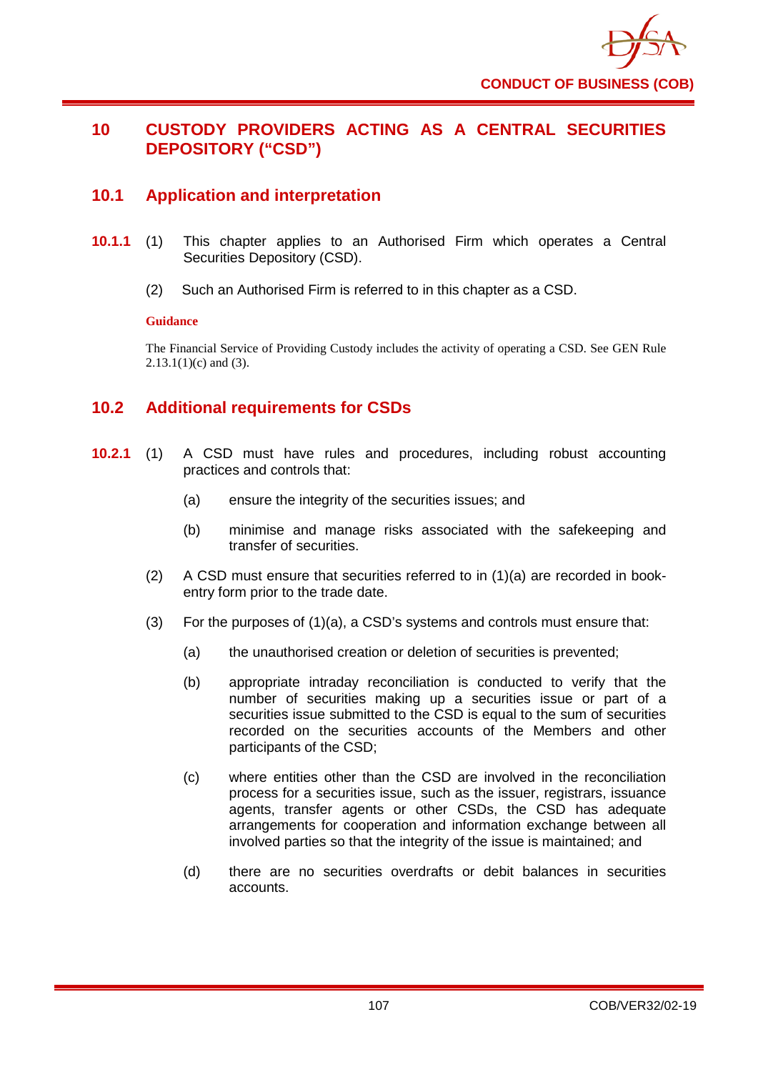# 10 CUSTODY PROVIDERS ACTING AS A CENTRAL SECURITIES DEPOSITORY ("CSD")

## 10.1 Application and interpretation

**10.1.1** (1) This chapter applies to an Authorised Firm which operates a Central Securities Depository (CSD).

(2) Such an Authorised Firm is referred to in this chapter as a CSD.

**Guidance**

The Financial Service of Providing Custody includes the activity of operating a CSD. See GEN Rule 2.13.1(1)(c) and (3).

## 10.2 Additional requirements for CSDs

**10.2.1** (1) A CSD must have rules and procedures, including robust accounting practices and controls that:

(a) ensure the integrity of the securities issues; and

(b) minimise and manage risks associated with the safekeeping and transfer of securities.

(2) A CSD must ensure that securities referred to in (1)(a) are recorded in book-entry form prior to the trade date.

(3) For the purposes of (1)(a), a CSD's systems and controls must ensure that:

(a) the unauthorised creation or deletion of securities is prevented;

(b) appropriate intraday reconciliation is conducted to verify that the number of securities making up a securities issue or part of a securities issue submitted to the CSD is equal to the sum of securities recorded on the securities accounts of the Members and other participants of the CSD;

(c) where entities other than the CSD are involved in the reconciliation process for a securities issue, such as the issuer, registrars, issuance agents, transfer agents or other CSDs, the CSD has adequate arrangements for cooperation and information exchange between all involved parties so that the integrity of the issue is maintained; and

(d) there are no securities overdrafts or debit balances in securities accounts.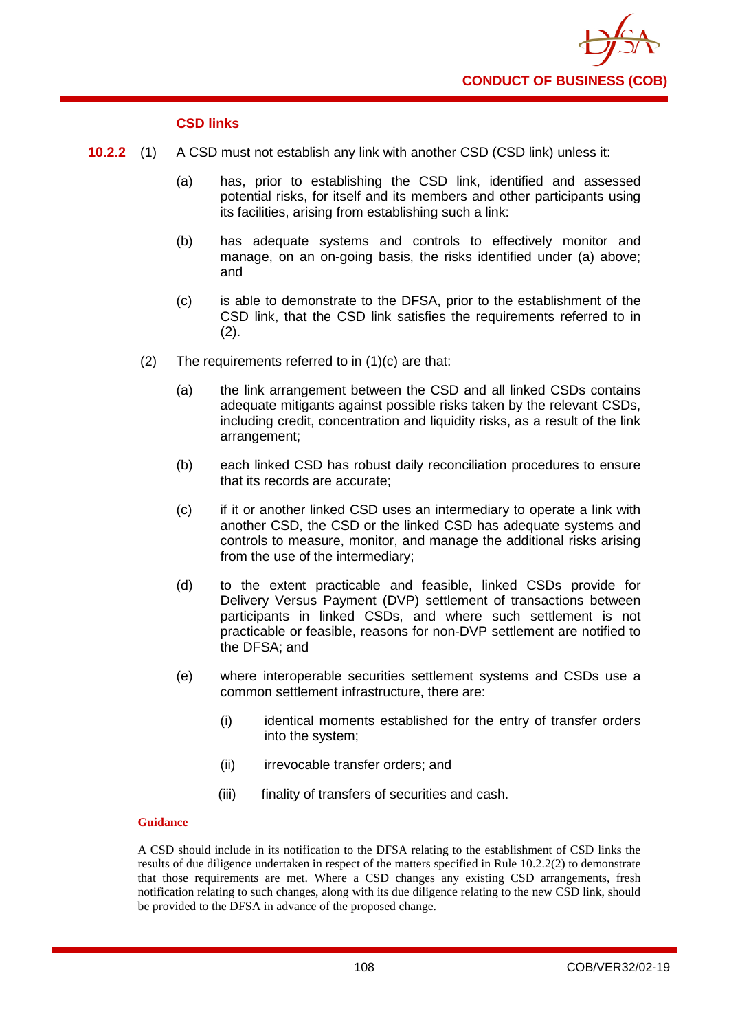### CSD links

**10.2.2** (1) A CSD must not establish any link with another CSD (CSD link) unless it:

(a) has, prior to establishing the CSD link, identified and assessed potential risks, for itself and its members and other participants using its facilities, arising from establishing such a link:

(b) has adequate systems and controls to effectively monitor and manage, on an on-going basis, the risks identified under (a) above; and

(c) is able to demonstrate to the DFSA, prior to the establishment of the CSD link, that the CSD link satisfies the requirements referred to in (2).

(2) The requirements referred to in (1)(c) are that:

(a) the link arrangement between the CSD and all linked CSDs contains adequate mitigants against possible risks taken by the relevant CSDs, including credit, concentration and liquidity risks, as a result of the link arrangement;

(b) each linked CSD has robust daily reconciliation procedures to ensure that its records are accurate;

(c) if it or another linked CSD uses an intermediary to operate a link with another CSD, the CSD or the linked CSD has adequate systems and controls to measure, monitor, and manage the additional risks arising from the use of the intermediary;

(d) to the extent practicable and feasible, linked CSDs provide for Delivery Versus Payment (DVP) settlement of transactions between participants in linked CSDs, and where such settlement is not practicable or feasible, reasons for non-DVP settlement are notified to the DFSA; and

(e) where interoperable securities settlement systems and CSDs use a common settlement infrastructure, there are:

(i) identical moments established for the entry of transfer orders into the system;

(ii) irrevocable transfer orders; and

(iii) finality of transfers of securities and cash.

**Guidance**

A CSD should include in its notification to the DFSA relating to the establishment of CSD links the results of due diligence undertaken in respect of the matters specified in Rule 10.2.2(2) to demonstrate that those requirements are met. Where a CSD changes any existing CSD arrangements, fresh notification relating to such changes, along with its due diligence relating to the new CSD link, should be provided to the DFSA in advance of the proposed change.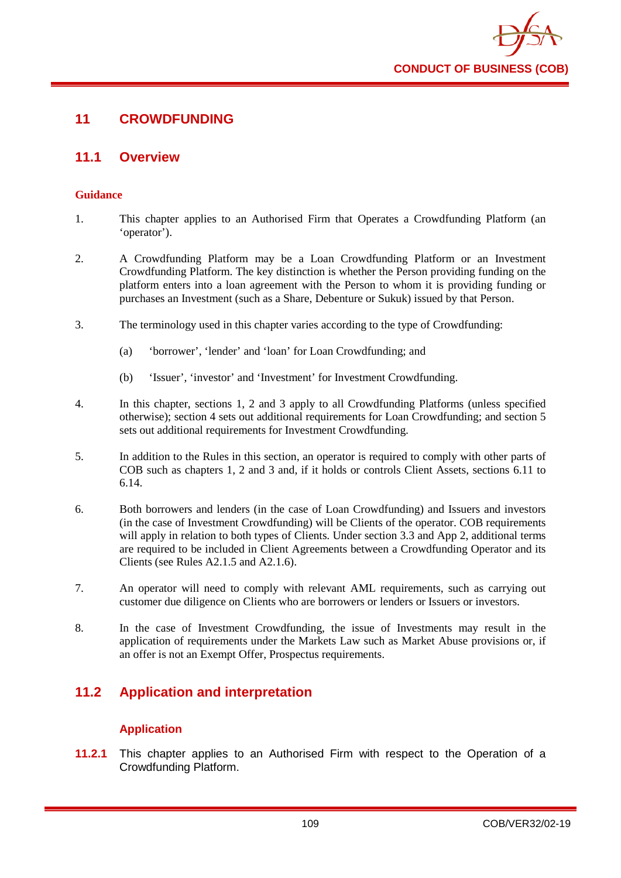## 11 CROWDFUNDING

### 11.1 Overview

**Guidance**

1. This chapter applies to an Authorised Firm that Operates a Crowdfunding Platform (an 'operator').

2. A Crowdfunding Platform may be a Loan Crowdfunding Platform or an Investment Crowdfunding Platform. The key distinction is whether the Person providing funding on the platform enters into a loan agreement with the Person to whom it is providing funding or purchases an Investment (such as a Share, Debenture or Sukuk) issued by that Person.

3. The terminology used in this chapter varies according to the type of Crowdfunding:

   (a) 'borrower', 'lender' and 'loan' for Loan Crowdfunding; and

   (b) 'Issuer', 'investor' and 'Investment' for Investment Crowdfunding.

4. In this chapter, sections 1, 2 and 3 apply to all Crowdfunding Platforms (unless specified otherwise); section 4 sets out additional requirements for Loan Crowdfunding; and section 5 sets out additional requirements for Investment Crowdfunding.

5. In addition to the Rules in this section, an operator is required to comply with other parts of COB such as chapters 1, 2 and 3 and, if it holds or controls Client Assets, sections 6.11 to 6.14.

6. Both borrowers and lenders (in the case of Loan Crowdfunding) and Issuers and investors (in the case of Investment Crowdfunding) will be Clients of the operator. COB requirements will apply in relation to both types of Clients. Under section 3.3 and App 2, additional terms are required to be included in Client Agreements between a Crowdfunding Operator and its Clients (see Rules A2.1.5 and A2.1.6).

7. An operator will need to comply with relevant AML requirements, such as carrying out customer due diligence on Clients who are borrowers or lenders or Issuers or investors.

8. In the case of Investment Crowdfunding, the issue of Investments may result in the application of requirements under the Markets Law such as Market Abuse provisions or, if an offer is not an Exempt Offer, Prospectus requirements.

### 11.2 Application and interpretation

#### Application

**11.2.1** This chapter applies to an Authorised Firm with respect to the Operation of a Crowdfunding Platform.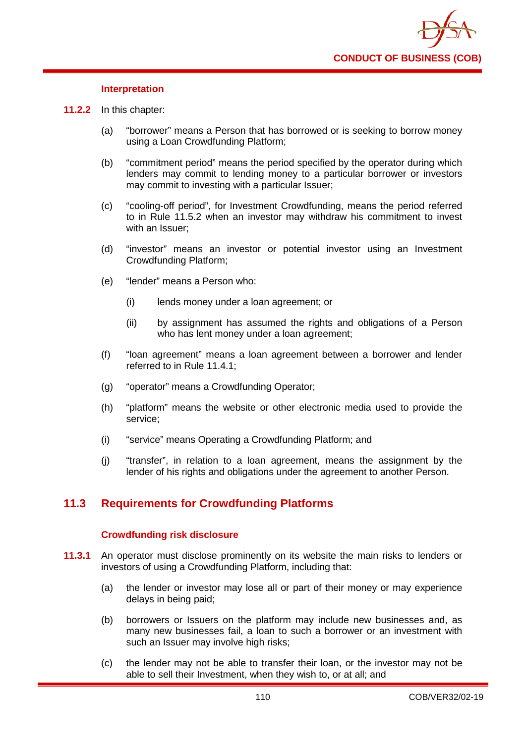#### Interpretation

**11.2.2** In this chapter:

(a) "borrower" means a Person that has borrowed or is seeking to borrow money using a Loan Crowdfunding Platform;

(b) "commitment period" means the period specified by the operator during which lenders may commit to lending money to a particular borrower or investors may commit to investing with a particular Issuer;

(c) "cooling-off period", for Investment Crowdfunding, means the period referred to in Rule 11.5.2 when an investor may withdraw his commitment to invest with an Issuer;

(d) "investor" means an investor or potential investor using an Investment Crowdfunding Platform;

(e) "lender" means a Person who:

   (i) lends money under a loan agreement; or

   (ii) by assignment has assumed the rights and obligations of a Person who has lent money under a loan agreement;

(f) "loan agreement" means a loan agreement between a borrower and lender referred to in Rule 11.4.1;

(g) "operator" means a Crowdfunding Operator;

(h) "platform" means the website or other electronic media used to provide the service;

(i) "service" means Operating a Crowdfunding Platform; and

(j) "transfer", in relation to a loan agreement, means the assignment by the lender of his rights and obligations under the agreement to another Person.

## 11.3 Requirements for Crowdfunding Platforms

#### Crowdfunding risk disclosure

**11.3.1** An operator must disclose prominently on its website the main risks to lenders or investors of using a Crowdfunding Platform, including that:

(a) the lender or investor may lose all or part of their money or may experience delays in being paid;

(b) borrowers or Issuers on the platform may include new businesses and, as many new businesses fail, a loan to such a borrower or an investment with such an Issuer may involve high risks;

(c) the lender may not be able to transfer their loan, or the investor may not be able to sell their Investment, when they wish to, or at all; and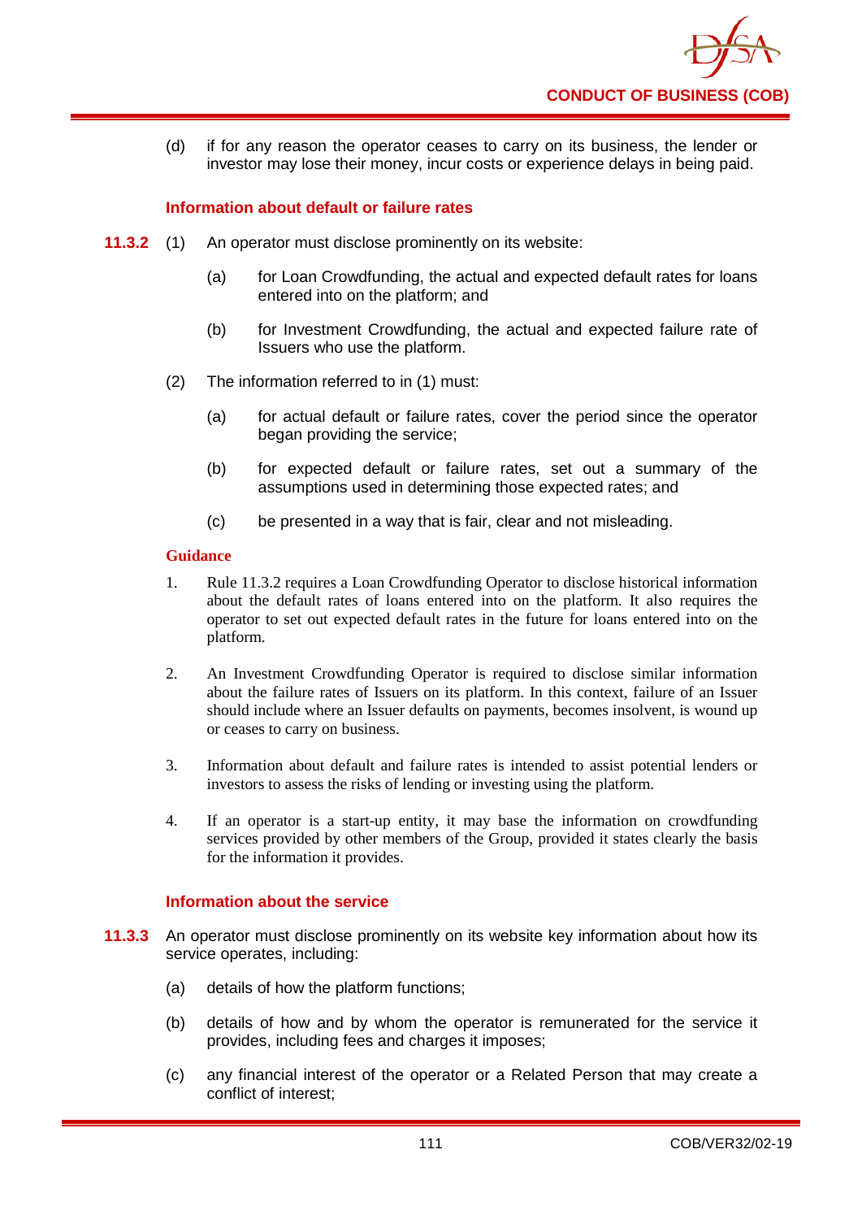(d) if for any reason the operator ceases to carry on its business, the lender or investor may lose their money, incur costs or experience delays in being paid.

### Information about default or failure rates

**11.3.2** (1) An operator must disclose prominently on its website:

(a) for Loan Crowdfunding, the actual and expected default rates for loans entered into on the platform; and

(b) for Investment Crowdfunding, the actual and expected failure rate of Issuers who use the platform.

(2) The information referred to in (1) must:

(a) for actual default or failure rates, cover the period since the operator began providing the service;

(b) for expected default or failure rates, set out a summary of the assumptions used in determining those expected rates; and

(c) be presented in a way that is fair, clear and not misleading.

#### Guidance

1. Rule 11.3.2 requires a Loan Crowdfunding Operator to disclose historical information about the default rates of loans entered into on the platform. It also requires the operator to set out expected default rates in the future for loans entered into on the platform.

2. An Investment Crowdfunding Operator is required to disclose similar information about the failure rates of Issuers on its platform. In this context, failure of an Issuer should include where an Issuer defaults on payments, becomes insolvent, is wound up or ceases to carry on business.

3. Information about default and failure rates is intended to assist potential lenders or investors to assess the risks of lending or investing using the platform.

4. If an operator is a start-up entity, it may base the information on crowdfunding services provided by other members of the Group, provided it states clearly the basis for the information it provides.

### Information about the service

**11.3.3** An operator must disclose prominently on its website key information about how its service operates, including:

(a) details of how the platform functions;

(b) details of how and by whom the operator is remunerated for the service it provides, including fees and charges it imposes;

(c) any financial interest of the operator or a Related Person that may create a conflict of interest;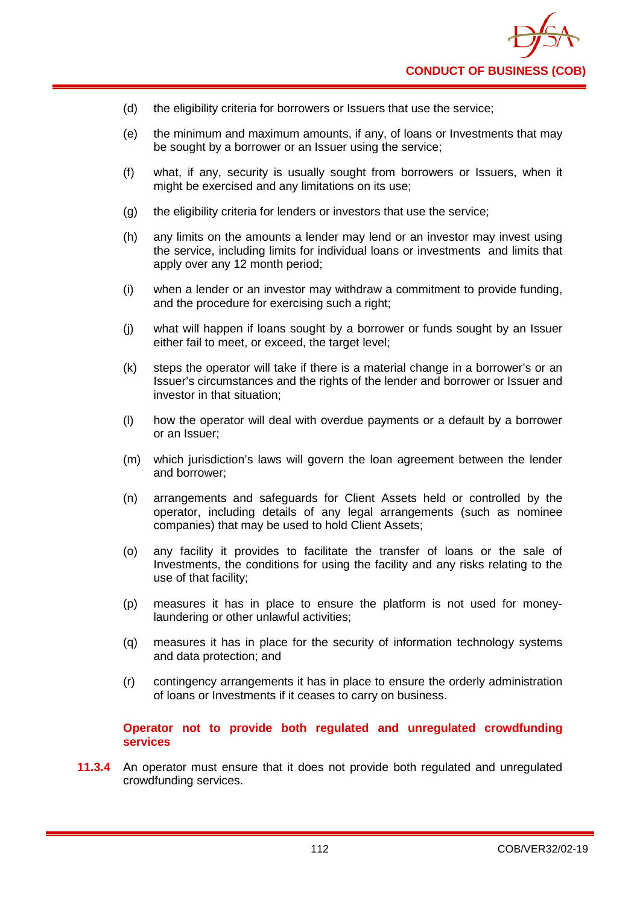(d) the eligibility criteria for borrowers or Issuers that use the service;

(e) the minimum and maximum amounts, if any, of loans or Investments that may be sought by a borrower or an Issuer using the service;

(f) what, if any, security is usually sought from borrowers or Issuers, when it might be exercised and any limitations on its use;

(g) the eligibility criteria for lenders or investors that use the service;

(h) any limits on the amounts a lender may lend or an investor may invest using the service, including limits for individual loans or investments and limits that apply over any 12 month period;

(i) when a lender or an investor may withdraw a commitment to provide funding, and the procedure for exercising such a right;

(j) what will happen if loans sought by a borrower or funds sought by an Issuer either fail to meet, or exceed, the target level;

(k) steps the operator will take if there is a material change in a borrower's or an Issuer's circumstances and the rights of the lender and borrower or Issuer and investor in that situation;

(l) how the operator will deal with overdue payments or a default by a borrower or an Issuer;

(m) which jurisdiction's laws will govern the loan agreement between the lender and borrower;

(n) arrangements and safeguards for Client Assets held or controlled by the operator, including details of any legal arrangements (such as nominee companies) that may be used to hold Client Assets;

(o) any facility it provides to facilitate the transfer of loans or the sale of Investments, the conditions for using the facility and any risks relating to the use of that facility;

(p) measures it has in place to ensure the platform is not used for money-laundering or other unlawful activities;

(q) measures it has in place for the security of information technology systems and data protection; and

(r) contingency arrangements it has in place to ensure the orderly administration of loans or Investments if it ceases to carry on business.

**Operator not to provide both regulated and unregulated crowdfunding services**

**11.3.4** An operator must ensure that it does not provide both regulated and unregulated crowdfunding services.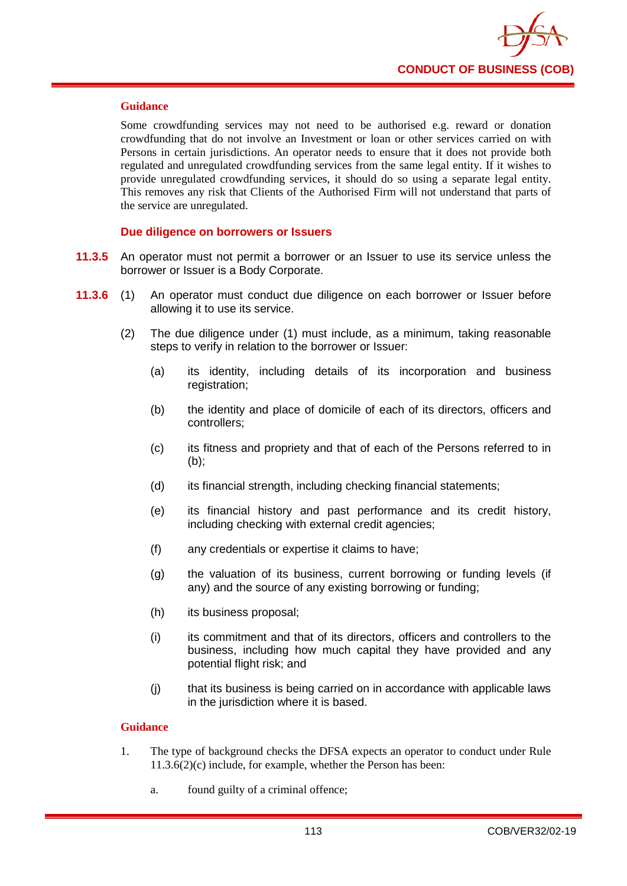**Guidance**

Some crowdfunding services may not need to be authorised e.g. reward or donation crowdfunding that do not involve an Investment or loan or other services carried on with Persons in certain jurisdictions. An operator needs to ensure that it does not provide both regulated and unregulated crowdfunding services from the same legal entity. If it wishes to provide unregulated crowdfunding services, it should do so using a separate legal entity. This removes any risk that Clients of the Authorised Firm will not understand that parts of the service are unregulated.

**Due diligence on borrowers or Issuers**

**11.3.5** An operator must not permit a borrower or an Issuer to use its service unless the borrower or Issuer is a Body Corporate.

**11.3.6** (1) An operator must conduct due diligence on each borrower or Issuer before allowing it to use its service.

(2) The due diligence under (1) must include, as a minimum, taking reasonable steps to verify in relation to the borrower or Issuer:

(a) its identity, including details of its incorporation and business registration;

(b) the identity and place of domicile of each of its directors, officers and controllers;

(c) its fitness and propriety and that of each of the Persons referred to in (b);

(d) its financial strength, including checking financial statements;

(e) its financial history and past performance and its credit history, including checking with external credit agencies;

(f) any credentials or expertise it claims to have;

(g) the valuation of its business, current borrowing or funding levels (if any) and the source of any existing borrowing or funding;

(h) its business proposal;

(i) its commitment and that of its directors, officers and controllers to the business, including how much capital they have provided and any potential flight risk; and

(j) that its business is being carried on in accordance with applicable laws in the jurisdiction where it is based.

**Guidance**

1. The type of background checks the DFSA expects an operator to conduct under Rule 11.3.6(2)(c) include, for example, whether the Person has been:

   a. found guilty of a criminal offence;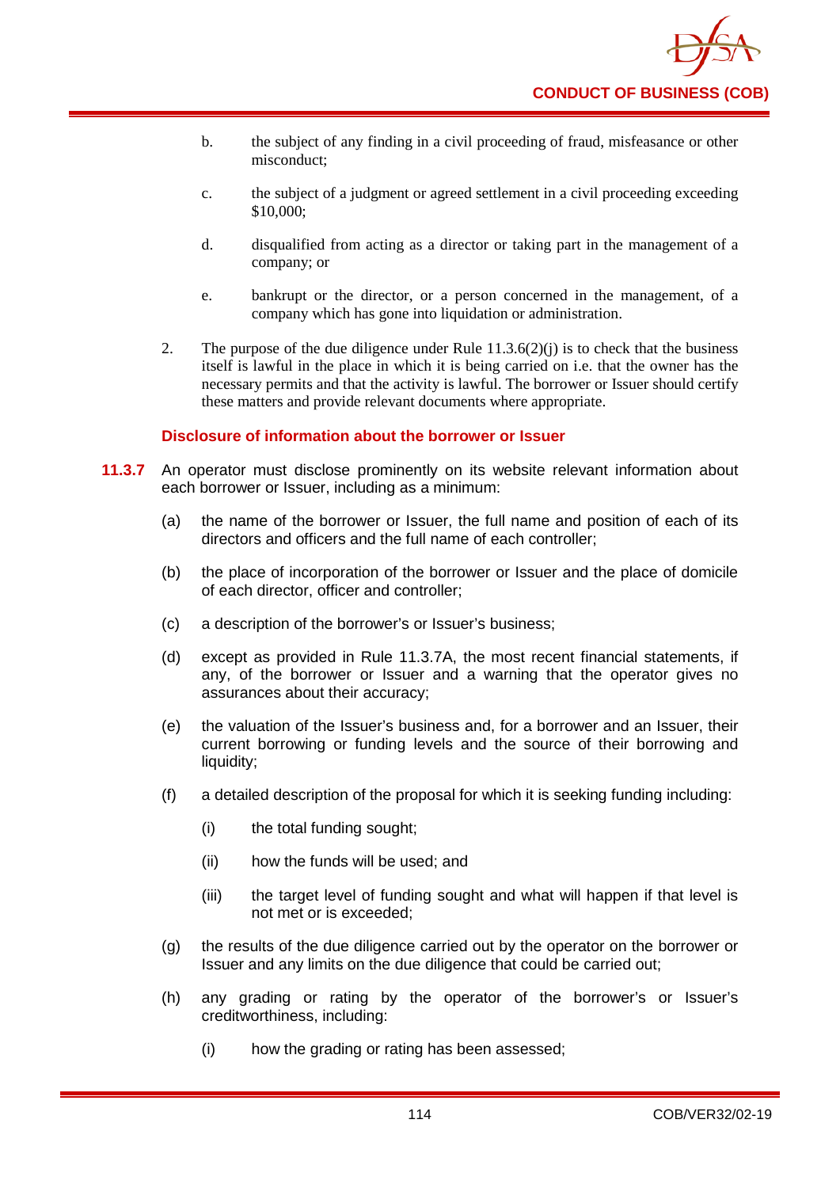b. the subject of any finding in a civil proceeding of fraud, misfeasance or other misconduct;

c. the subject of a judgment or agreed settlement in a civil proceeding exceeding $10,000;

d. disqualified from acting as a director or taking part in the management of a company; or

e. bankrupt or the director, or a person concerned in the management, of a company which has gone into liquidation or administration.

2. The purpose of the due diligence under Rule 11.3.6(2)(j) is to check that the business itself is lawful in the place in which it is being carried on i.e. that the owner has the necessary permits and that the activity is lawful. The borrower or Issuer should certify these matters and provide relevant documents where appropriate.

### Disclosure of information about the borrower or Issuer

**11.3.7** An operator must disclose prominently on its website relevant information about each borrower or Issuer, including as a minimum:

(a) the name of the borrower or Issuer, the full name and position of each of its directors and officers and the full name of each controller;

(b) the place of incorporation of the borrower or Issuer and the place of domicile of each director, officer and controller;

(c) a description of the borrower's or Issuer's business;

(d) except as provided in Rule 11.3.7A, the most recent financial statements, if any, of the borrower or Issuer and a warning that the operator gives no assurances about their accuracy;

(e) the valuation of the Issuer's business and, for a borrower and an Issuer, their current borrowing or funding levels and the source of their borrowing and liquidity;

(f) a detailed description of the proposal for which it is seeking funding including:

(i) the total funding sought;

(ii) how the funds will be used; and

(iii) the target level of funding sought and what will happen if that level is not met or is exceeded;

(g) the results of the due diligence carried out by the operator on the borrower or Issuer and any limits on the due diligence that could be carried out;

(h) any grading or rating by the operator of the borrower's or Issuer's creditworthiness, including:

(i) how the grading or rating has been assessed;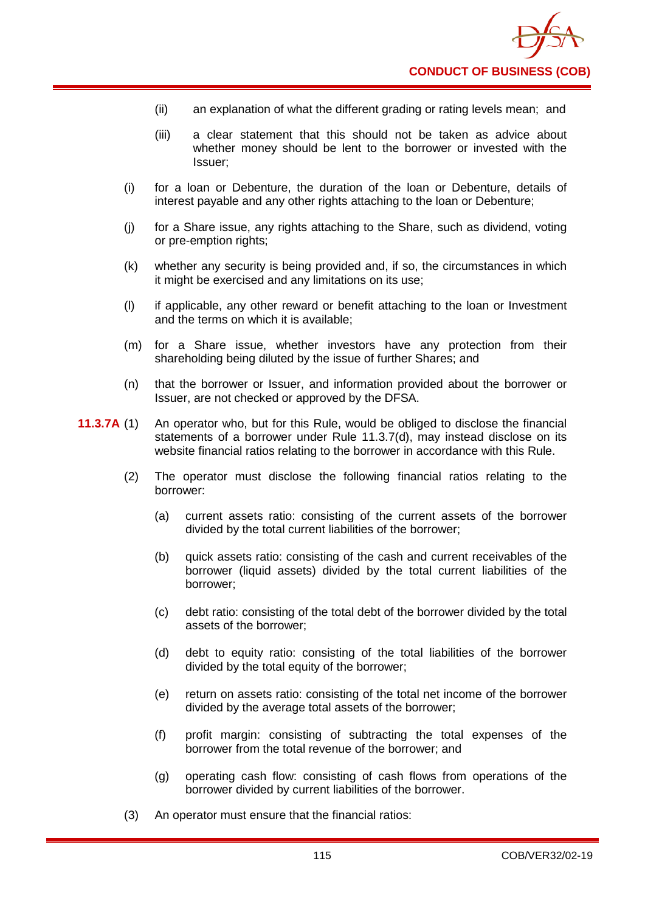- (ii) an explanation of what the different grading or rating levels mean; and
- (iii) a clear statement that this should not be taken as advice about whether money should be lent to the borrower or invested with the Issuer;

(i) for a loan or Debenture, the duration of the loan or Debenture, details of interest payable and any other rights attaching to the loan or Debenture;

(j) for a Share issue, any rights attaching to the Share, such as dividend, voting or pre-emption rights;

(k) whether any security is being provided and, if so, the circumstances in which it might be exercised and any limitations on its use;

(l) if applicable, any other reward or benefit attaching to the loan or Investment and the terms on which it is available;

(m) for a Share issue, whether investors have any protection from their shareholding being diluted by the issue of further Shares; and

(n) that the borrower or Issuer, and information provided about the borrower or Issuer, are not checked or approved by the DFSA.

**11.3.7A** (1) An operator who, but for this Rule, would be obliged to disclose the financial statements of a borrower under Rule 11.3.7(d), may instead disclose on its website financial ratios relating to the borrower in accordance with this Rule.

(2) The operator must disclose the following financial ratios relating to the borrower:

- (a) current assets ratio: consisting of the current assets of the borrower divided by the total current liabilities of the borrower;
- (b) quick assets ratio: consisting of the cash and current receivables of the borrower (liquid assets) divided by the total current liabilities of the borrower;
- (c) debt ratio: consisting of the total debt of the borrower divided by the total assets of the borrower;
- (d) debt to equity ratio: consisting of the total liabilities of the borrower divided by the total equity of the borrower;
- (e) return on assets ratio: consisting of the total net income of the borrower divided by the average total assets of the borrower;
- (f) profit margin: consisting of subtracting the total expenses of the borrower from the total revenue of the borrower; and
- (g) operating cash flow: consisting of cash flows from operations of the borrower divided by current liabilities of the borrower.

(3) An operator must ensure that the financial ratios: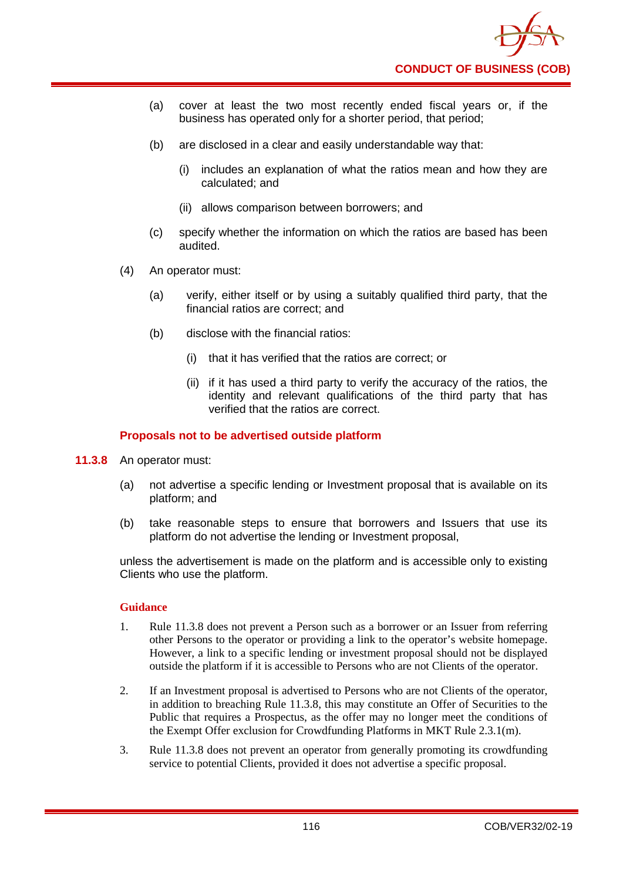(a) cover at least the two most recently ended fiscal years or, if the business has operated only for a shorter period, that period;

(b) are disclosed in a clear and easily understandable way that:

(i) includes an explanation of what the ratios mean and how they are calculated; and

(ii) allows comparison between borrowers; and

(c) specify whether the information on which the ratios are based has been audited.

(4) An operator must:

(a) verify, either itself or by using a suitably qualified third party, that the financial ratios are correct; and

(b) disclose with the financial ratios:

(i) that it has verified that the ratios are correct; or

(ii) if it has used a third party to verify the accuracy of the ratios, the identity and relevant qualifications of the third party that has verified that the ratios are correct.

### Proposals not to be advertised outside platform

**11.3.8** An operator must:

(a) not advertise a specific lending or Investment proposal that is available on its platform; and

(b) take reasonable steps to ensure that borrowers and Issuers that use its platform do not advertise the lending or Investment proposal,

unless the advertisement is made on the platform and is accessible only to existing Clients who use the platform.

#### Guidance

1. Rule 11.3.8 does not prevent a Person such as a borrower or an Issuer from referring other Persons to the operator or providing a link to the operator's website homepage. However, a link to a specific lending or investment proposal should not be displayed outside the platform if it is accessible to Persons who are not Clients of the operator.

2. If an Investment proposal is advertised to Persons who are not Clients of the operator, in addition to breaching Rule 11.3.8, this may constitute an Offer of Securities to the Public that requires a Prospectus, as the offer may no longer meet the conditions of the Exempt Offer exclusion for Crowdfunding Platforms in MKT Rule 2.3.1(m).

3. Rule 11.3.8 does not prevent an operator from generally promoting its crowdfunding service to potential Clients, provided it does not advertise a specific proposal.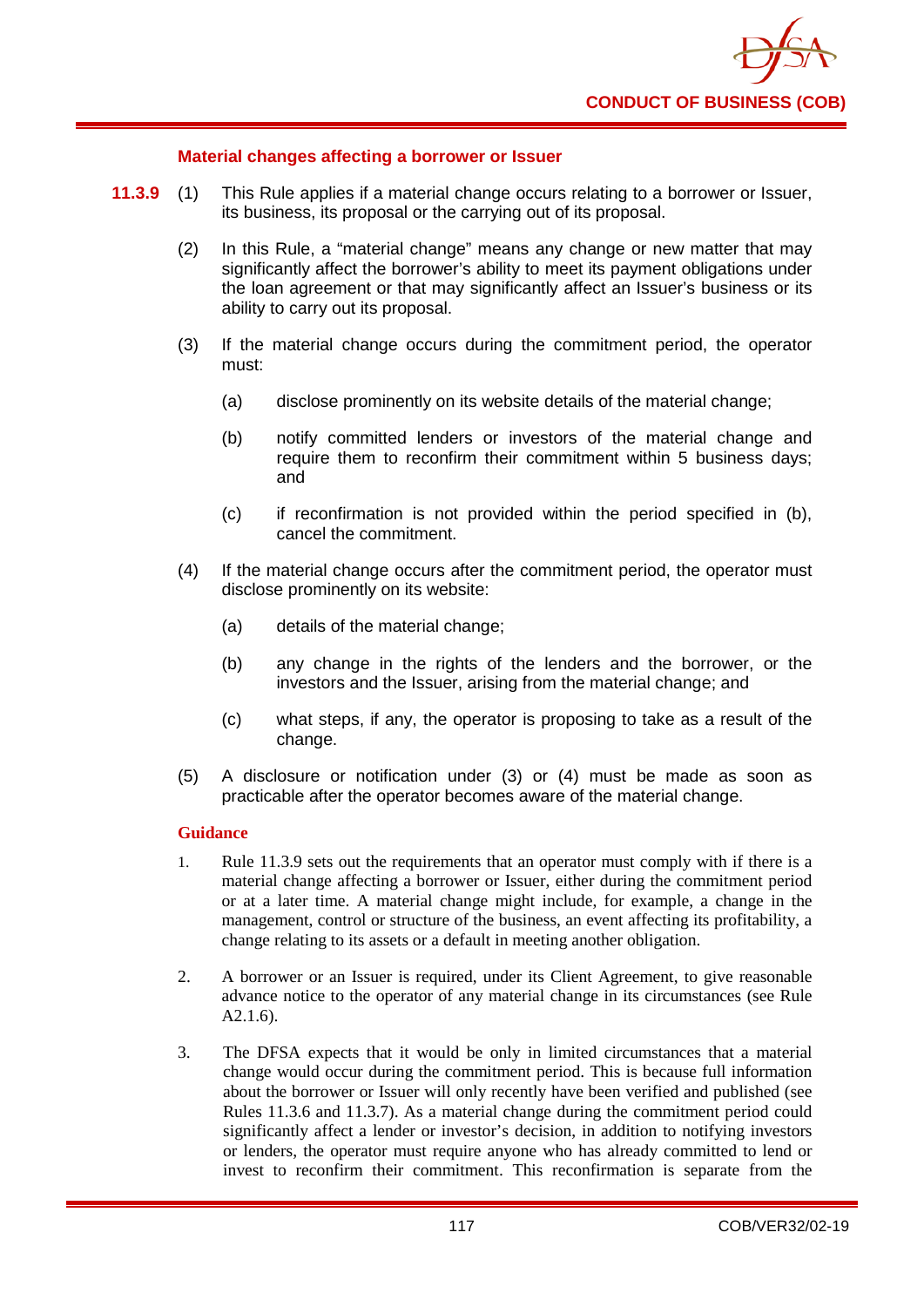### Material changes affecting a borrower or Issuer

**11.3.9** (1) This Rule applies if a material change occurs relating to a borrower or Issuer, its business, its proposal or the carrying out of its proposal.

(2) In this Rule, a "material change" means any change or new matter that may significantly affect the borrower's ability to meet its payment obligations under the loan agreement or that may significantly affect an Issuer's business or its ability to carry out its proposal.

(3) If the material change occurs during the commitment period, the operator must:

(a) disclose prominently on its website details of the material change;

(b) notify committed lenders or investors of the material change and require them to reconfirm their commitment within 5 business days; and

(c) if reconfirmation is not provided within the period specified in (b), cancel the commitment.

(4) If the material change occurs after the commitment period, the operator must disclose prominently on its website:

(a) details of the material change;

(b) any change in the rights of the lenders and the borrower, or the investors and the Issuer, arising from the material change; and

(c) what steps, if any, the operator is proposing to take as a result of the change.

(5) A disclosure or notification under (3) or (4) must be made as soon as practicable after the operator becomes aware of the material change.

**Guidance**

1. Rule 11.3.9 sets out the requirements that an operator must comply with if there is a material change affecting a borrower or Issuer, either during the commitment period or at a later time. A material change might include, for example, a change in the management, control or structure of the business, an event affecting its profitability, a change relating to its assets or a default in meeting another obligation.

2. A borrower or an Issuer is required, under its Client Agreement, to give reasonable advance notice to the operator of any material change in its circumstances (see Rule A2.1.6).

3. The DFSA expects that it would be only in limited circumstances that a material change would occur during the commitment period. This is because full information about the borrower or Issuer will only recently have been verified and published (see Rules 11.3.6 and 11.3.7). As a material change during the commitment period could significantly affect a lender or investor's decision, in addition to notifying investors or lenders, the operator must require anyone who has already committed to lend or invest to reconfirm their commitment. This reconfirmation is separate from the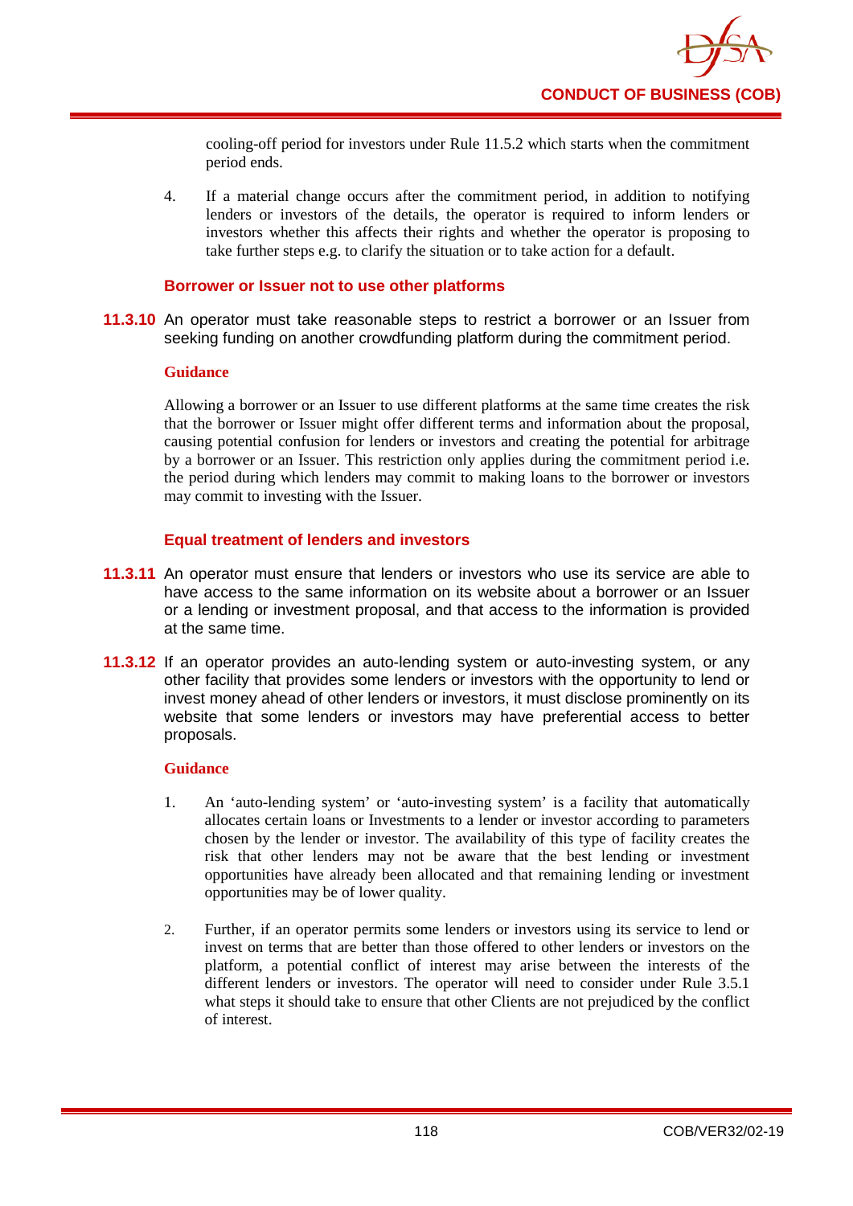cooling-off period for investors under Rule 11.5.2 which starts when the commitment period ends.

4. If a material change occurs after the commitment period, in addition to notifying lenders or investors of the details, the operator is required to inform lenders or investors whether this affects their rights and whether the operator is proposing to take further steps e.g. to clarify the situation or to take action for a default.

### Borrower or Issuer not to use other platforms

**11.3.10** An operator must take reasonable steps to restrict a borrower or an Issuer from seeking funding on another crowdfunding platform during the commitment period.

**Guidance**

Allowing a borrower or an Issuer to use different platforms at the same time creates the risk that the borrower or Issuer might offer different terms and information about the proposal, causing potential confusion for lenders or investors and creating the potential for arbitrage by a borrower or an Issuer. This restriction only applies during the commitment period i.e. the period during which lenders may commit to making loans to the borrower or investors may commit to investing with the Issuer.

### Equal treatment of lenders and investors

**11.3.11** An operator must ensure that lenders or investors who use its service are able to have access to the same information on its website about a borrower or an Issuer or a lending or investment proposal, and that access to the information is provided at the same time.

**11.3.12** If an operator provides an auto-lending system or auto-investing system, or any other facility that provides some lenders or investors with the opportunity to lend or invest money ahead of other lenders or investors, it must disclose prominently on its website that some lenders or investors may have preferential access to better proposals.

**Guidance**

1. An 'auto-lending system' or 'auto-investing system' is a facility that automatically allocates certain loans or Investments to a lender or investor according to parameters chosen by the lender or investor. The availability of this type of facility creates the risk that other lenders may not be aware that the best lending or investment opportunities have already been allocated and that remaining lending or investment opportunities may be of lower quality.

2. Further, if an operator permits some lenders or investors using its service to lend or invest on terms that are better than those offered to other lenders or investors on the platform, a potential conflict of interest may arise between the interests of the different lenders or investors. The operator will need to consider under Rule 3.5.1 what steps it should take to ensure that other Clients are not prejudiced by the conflict of interest.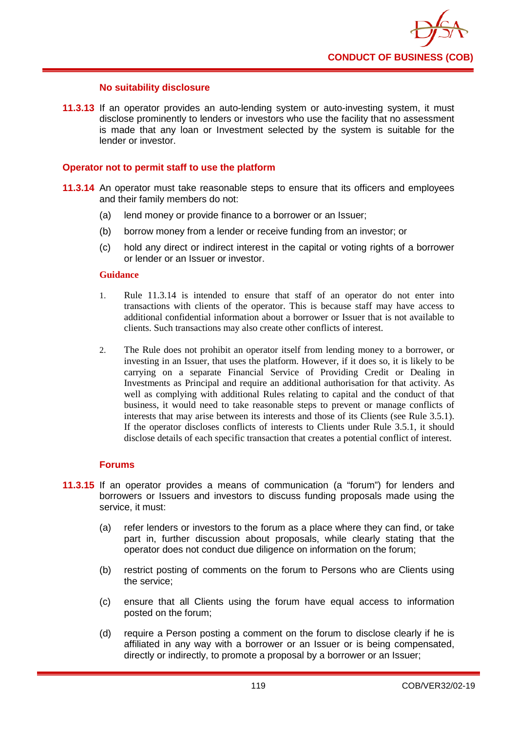#### No suitability disclosure

**11.3.13** If an operator provides an auto-lending system or auto-investing system, it must disclose prominently to lenders or investors who use the facility that no assessment is made that any loan or Investment selected by the system is suitable for the lender or investor.

### Operator not to permit staff to use the platform

**11.3.14** An operator must take reasonable steps to ensure that its officers and employees and their family members do not:

(a) lend money or provide finance to a borrower or an Issuer;

(b) borrow money from a lender or receive funding from an investor; or

(c) hold any direct or indirect interest in the capital or voting rights of a borrower or lender or an Issuer or investor.

**Guidance**

1. Rule 11.3.14 is intended to ensure that staff of an operator do not enter into transactions with clients of the operator. This is because staff may have access to additional confidential information about a borrower or Issuer that is not available to clients. Such transactions may also create other conflicts of interest.

2. The Rule does not prohibit an operator itself from lending money to a borrower, or investing in an Issuer, that uses the platform. However, if it does so, it is likely to be carrying on a separate Financial Service of Providing Credit or Dealing in Investments as Principal and require an additional authorisation for that activity. As well as complying with additional Rules relating to capital and the conduct of that business, it would need to take reasonable steps to prevent or manage conflicts of interests that may arise between its interests and those of its Clients (see Rule 3.5.1). If the operator discloses conflicts of interests to Clients under Rule 3.5.1, it should disclose details of each specific transaction that creates a potential conflict of interest.

#### Forums

**11.3.15** If an operator provides a means of communication (a "forum") for lenders and borrowers or Issuers and investors to discuss funding proposals made using the service, it must:

(a) refer lenders or investors to the forum as a place where they can find, or take part in, further discussion about proposals, while clearly stating that the operator does not conduct due diligence on information on the forum;

(b) restrict posting of comments on the forum to Persons who are Clients using the service;

(c) ensure that all Clients using the forum have equal access to information posted on the forum;

(d) require a Person posting a comment on the forum to disclose clearly if he is affiliated in any way with a borrower or an Issuer or is being compensated, directly or indirectly, to promote a proposal by a borrower or an Issuer;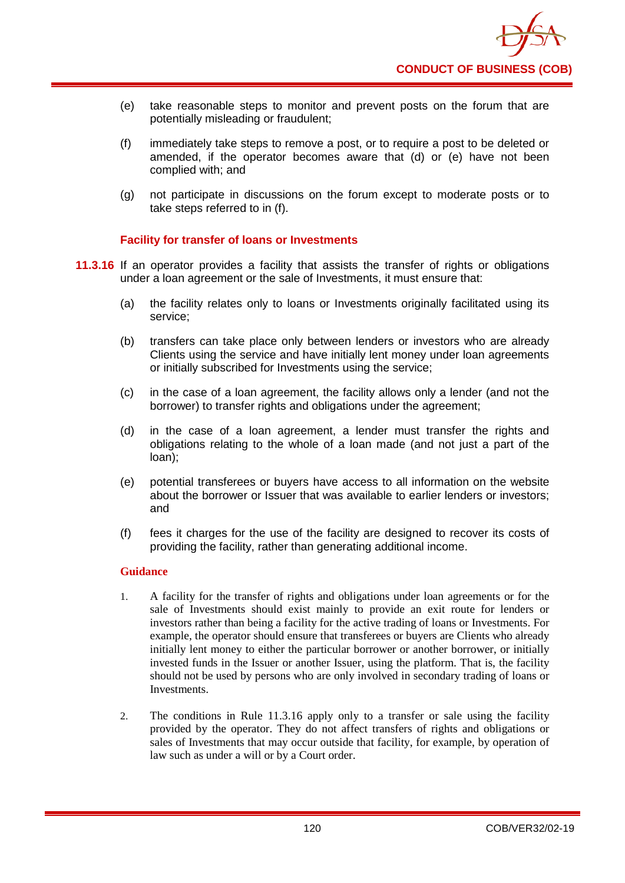(e) take reasonable steps to monitor and prevent posts on the forum that are potentially misleading or fraudulent;

(f) immediately take steps to remove a post, or to require a post to be deleted or amended, if the operator becomes aware that (d) or (e) have not been complied with; and

(g) not participate in discussions on the forum except to moderate posts or to take steps referred to in (f).

### Facility for transfer of loans or Investments

**11.3.16** If an operator provides a facility that assists the transfer of rights or obligations under a loan agreement or the sale of Investments, it must ensure that:

(a) the facility relates only to loans or Investments originally facilitated using its service;

(b) transfers can take place only between lenders or investors who are already Clients using the service and have initially lent money under loan agreements or initially subscribed for Investments using the service;

(c) in the case of a loan agreement, the facility allows only a lender (and not the borrower) to transfer rights and obligations under the agreement;

(d) in the case of a loan agreement, a lender must transfer the rights and obligations relating to the whole of a loan made (and not just a part of the loan);

(e) potential transferees or buyers have access to all information on the website about the borrower or Issuer that was available to earlier lenders or investors; and

(f) fees it charges for the use of the facility are designed to recover its costs of providing the facility, rather than generating additional income.

#### Guidance

1. A facility for the transfer of rights and obligations under loan agreements or for the sale of Investments should exist mainly to provide an exit route for lenders or investors rather than being a facility for the active trading of loans or Investments. For example, the operator should ensure that transferees or buyers are Clients who already initially lent money to either the particular borrower or another borrower, or initially invested funds in the Issuer or another Issuer, using the platform. That is, the facility should not be used by persons who are only involved in secondary trading of loans or Investments.

2. The conditions in Rule 11.3.16 apply only to a transfer or sale using the facility provided by the operator. They do not affect transfers of rights and obligations or sales of Investments that may occur outside that facility, for example, by operation of law such as under a will or by a Court order.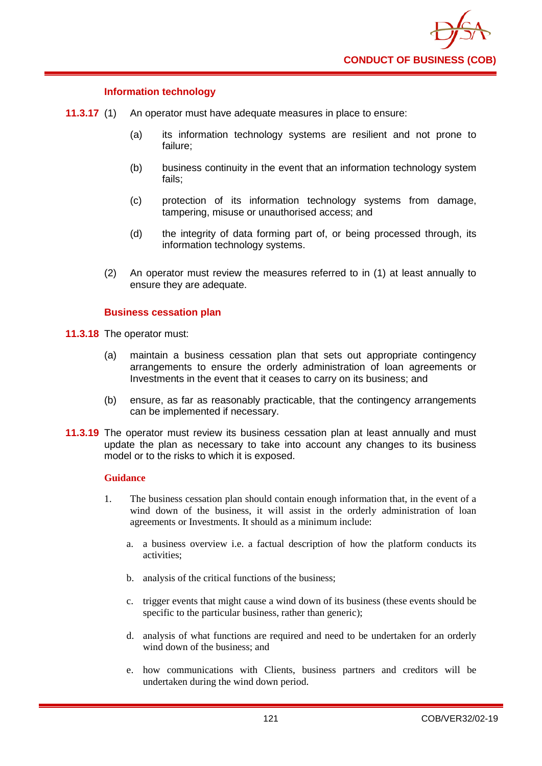#### Information technology

**11.3.17** (1) An operator must have adequate measures in place to ensure:

(a) its information technology systems are resilient and not prone to failure;

(b) business continuity in the event that an information technology system fails;

(c) protection of its information technology systems from damage, tampering, misuse or unauthorised access; and

(d) the integrity of data forming part of, or being processed through, its information technology systems.

(2) An operator must review the measures referred to in (1) at least annually to ensure they are adequate.

#### Business cessation plan

**11.3.18** The operator must:

(a) maintain a business cessation plan that sets out appropriate contingency arrangements to ensure the orderly administration of loan agreements or Investments in the event that it ceases to carry on its business; and

(b) ensure, as far as reasonably practicable, that the contingency arrangements can be implemented if necessary.

**11.3.19** The operator must review its business cessation plan at least annually and must update the plan as necessary to take into account any changes to its business model or to the risks to which it is exposed.

**Guidance**

1. The business cessation plan should contain enough information that, in the event of a wind down of the business, it will assist in the orderly administration of loan agreements or Investments. It should as a minimum include:

   a. a business overview i.e. a factual description of how the platform conducts its activities;

   b. analysis of the critical functions of the business;

   c. trigger events that might cause a wind down of its business (these events should be specific to the particular business, rather than generic);

   d. analysis of what functions are required and need to be undertaken for an orderly wind down of the business; and

   e. how communications with Clients, business partners and creditors will be undertaken during the wind down period.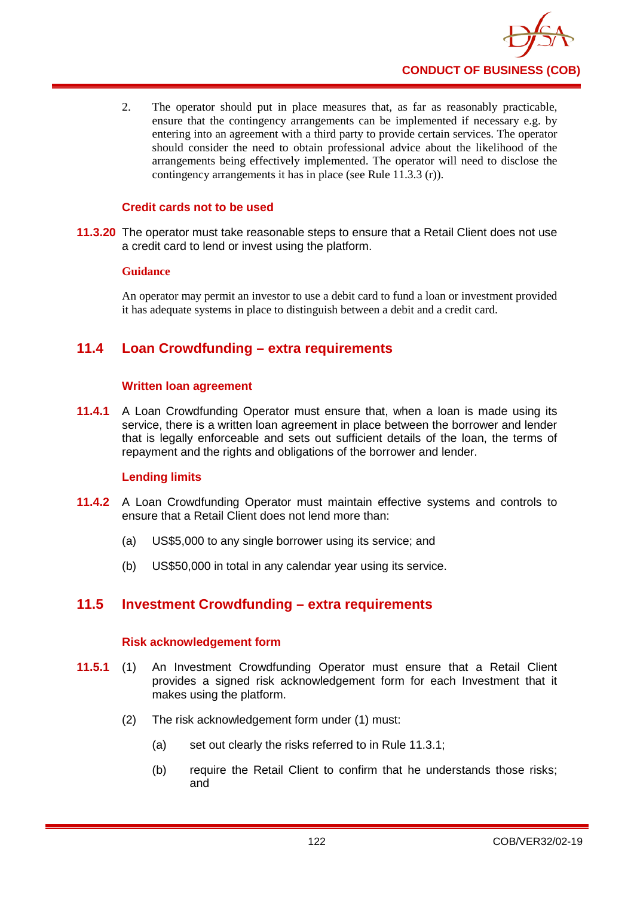2. The operator should put in place measures that, as far as reasonably practicable, ensure that the contingency arrangements can be implemented if necessary e.g. by entering into an agreement with a third party to provide certain services. The operator should consider the need to obtain professional advice about the likelihood of the arrangements being effectively implemented. The operator will need to disclose the contingency arrangements it has in place (see Rule 11.3.3 (r)).

#### Credit cards not to be used

**11.3.20** The operator must take reasonable steps to ensure that a Retail Client does not use a credit card to lend or invest using the platform.

**Guidance**

An operator may permit an investor to use a debit card to fund a loan or investment provided it has adequate systems in place to distinguish between a debit and a credit card.

## 11.4 Loan Crowdfunding – extra requirements

#### Written loan agreement

**11.4.1** A Loan Crowdfunding Operator must ensure that, when a loan is made using its service, there is a written loan agreement in place between the borrower and lender that is legally enforceable and sets out sufficient details of the loan, the terms of repayment and the rights and obligations of the borrower and lender.

#### Lending limits

**11.4.2** A Loan Crowdfunding Operator must maintain effective systems and controls to ensure that a Retail Client does not lend more than:

(a) US$5,000 to any single borrower using its service; and

(b) US$50,000 in total in any calendar year using its service.

## 11.5 Investment Crowdfunding – extra requirements

#### Risk acknowledgement form

**11.5.1** (1) An Investment Crowdfunding Operator must ensure that a Retail Client provides a signed risk acknowledgement form for each Investment that it makes using the platform.

(2) The risk acknowledgement form under (1) must:

(a) set out clearly the risks referred to in Rule 11.3.1;

(b) require the Retail Client to confirm that he understands those risks; and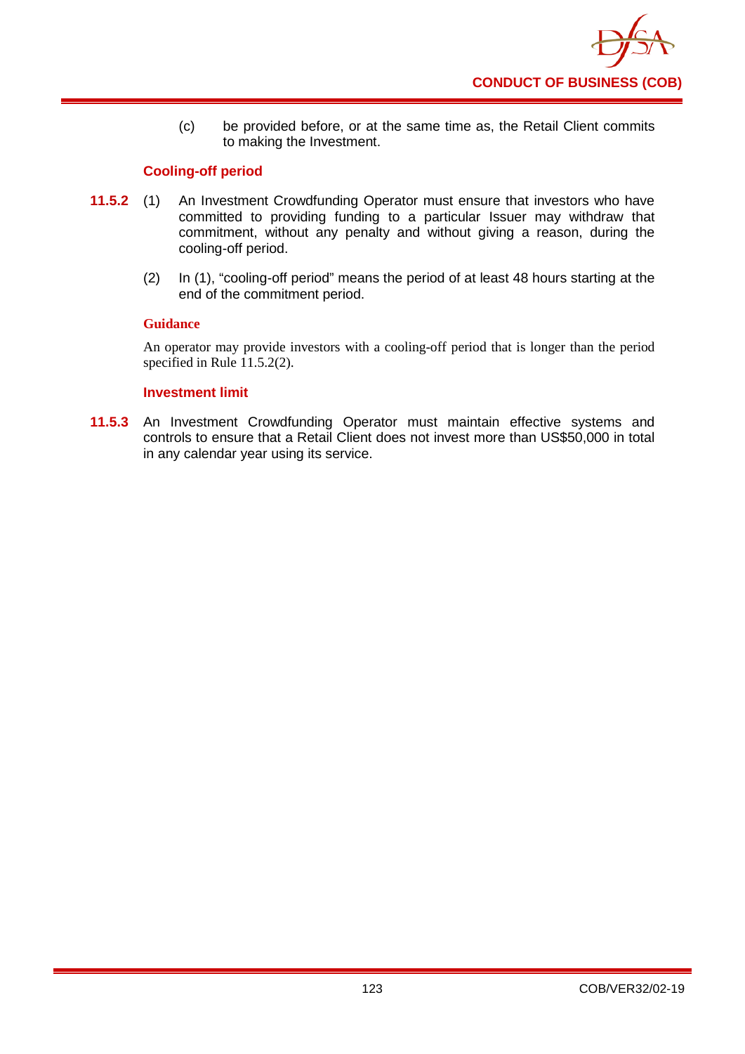(c) be provided before, or at the same time as, the Retail Client commits to making the Investment.

### Cooling-off period

**11.5.2** (1) An Investment Crowdfunding Operator must ensure that investors who have committed to providing funding to a particular Issuer may withdraw that commitment, without any penalty and without giving a reason, during the cooling-off period.

(2) In (1), "cooling-off period" means the period of at least 48 hours starting at the end of the commitment period.

#### Guidance

An operator may provide investors with a cooling-off period that is longer than the period specified in Rule 11.5.2(2).

### Investment limit

**11.5.3** An Investment Crowdfunding Operator must maintain effective systems and controls to ensure that a Retail Client does not invest more than US$50,000 in total in any calendar year using its service.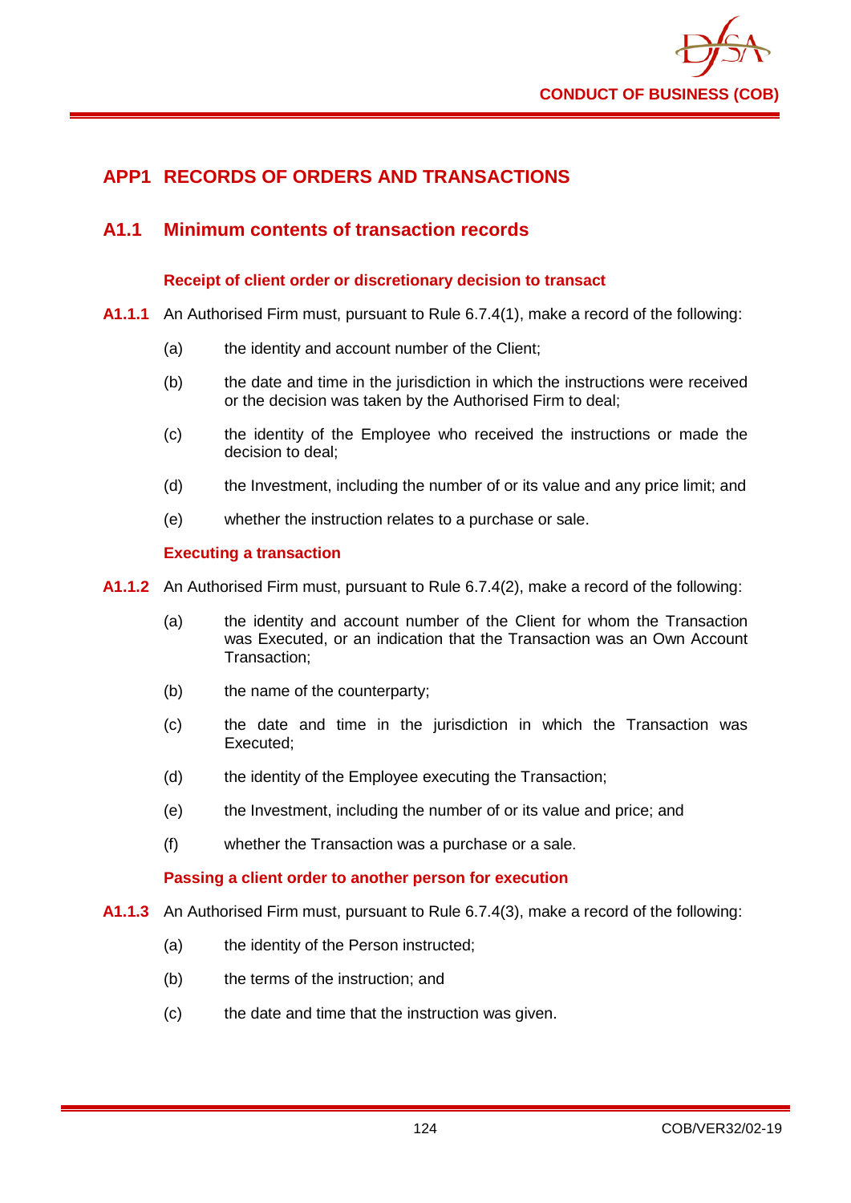# APP1 RECORDS OF ORDERS AND TRANSACTIONS

## A1.1 Minimum contents of transaction records

### Receipt of client order or discretionary decision to transact

**A1.1.1** An Authorised Firm must, pursuant to Rule 6.7.4(1), make a record of the following:

(a) the identity and account number of the Client;

(b) the date and time in the jurisdiction in which the instructions were received or the decision was taken by the Authorised Firm to deal;

(c) the identity of the Employee who received the instructions or made the decision to deal;

(d) the Investment, including the number of or its value and any price limit; and

(e) whether the instruction relates to a purchase or sale.

### Executing a transaction

**A1.1.2** An Authorised Firm must, pursuant to Rule 6.7.4(2), make a record of the following:

(a) the identity and account number of the Client for whom the Transaction was Executed, or an indication that the Transaction was an Own Account Transaction;

(b) the name of the counterparty;

(c) the date and time in the jurisdiction in which the Transaction was Executed;

(d) the identity of the Employee executing the Transaction;

(e) the Investment, including the number of or its value and price; and

(f) whether the Transaction was a purchase or a sale.

### Passing a client order to another person for execution

**A1.1.3** An Authorised Firm must, pursuant to Rule 6.7.4(3), make a record of the following:

(a) the identity of the Person instructed;

(b) the terms of the instruction; and

(c) the date and time that the instruction was given.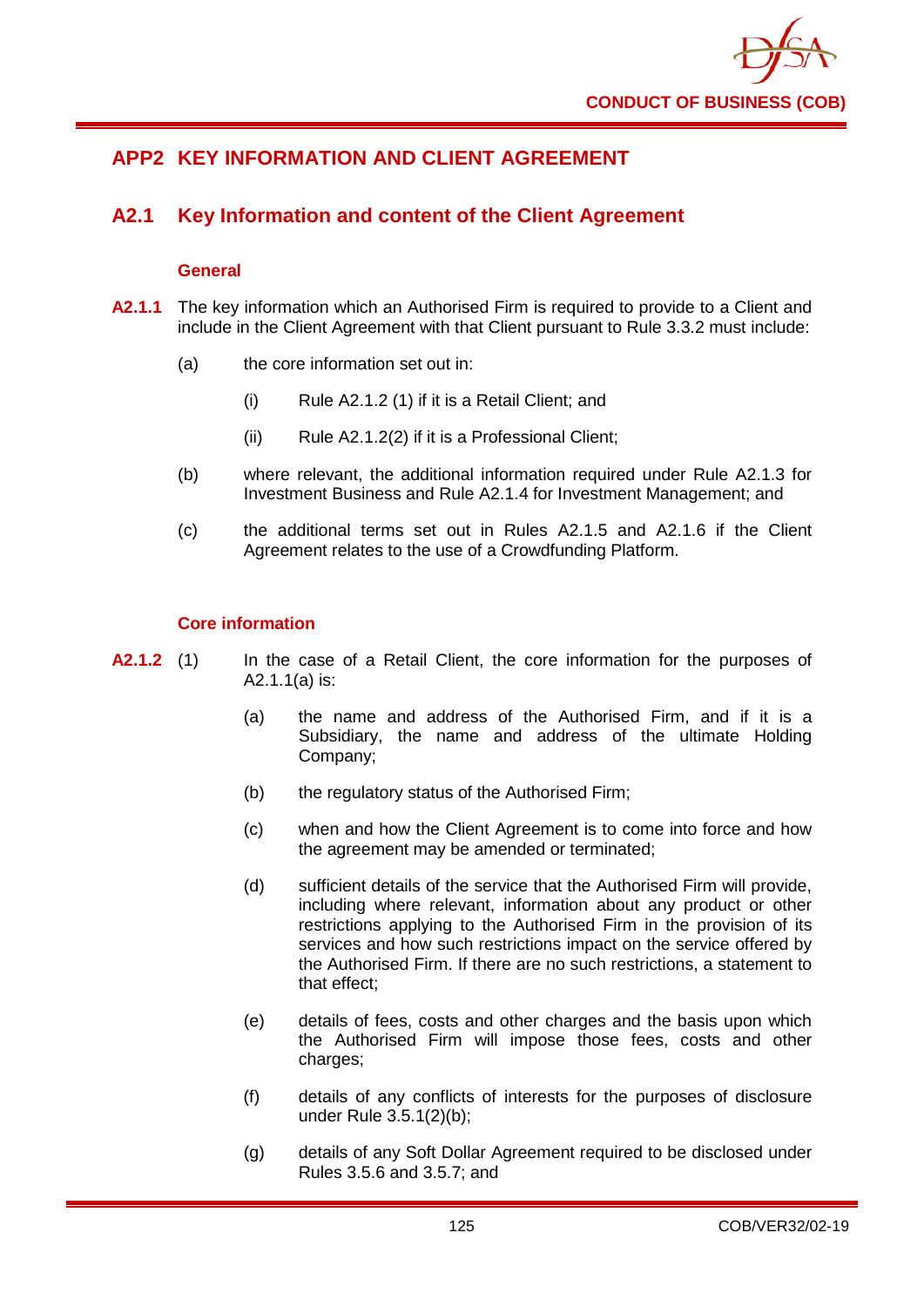## APP2 KEY INFORMATION AND CLIENT AGREEMENT

### A2.1 Key Information and content of the Client Agreement

#### General

**A2.1.1** The key information which an Authorised Firm is required to provide to a Client and include in the Client Agreement with that Client pursuant to Rule 3.3.2 must include:

(a) the core information set out in:

(i) Rule A2.1.2 (1) if it is a Retail Client; and

(ii) Rule A2.1.2(2) if it is a Professional Client;

(b) where relevant, the additional information required under Rule A2.1.3 for Investment Business and Rule A2.1.4 for Investment Management; and

(c) the additional terms set out in Rules A2.1.5 and A2.1.6 if the Client Agreement relates to the use of a Crowdfunding Platform.

#### Core information

**A2.1.2** (1) In the case of a Retail Client, the core information for the purposes of A2.1.1(a) is:

(a) the name and address of the Authorised Firm, and if it is a Subsidiary, the name and address of the ultimate Holding Company;

(b) the regulatory status of the Authorised Firm;

(c) when and how the Client Agreement is to come into force and how the agreement may be amended or terminated;

(d) sufficient details of the service that the Authorised Firm will provide, including where relevant, information about any product or other restrictions applying to the Authorised Firm in the provision of its services and how such restrictions impact on the service offered by the Authorised Firm. If there are no such restrictions, a statement to that effect;

(e) details of fees, costs and other charges and the basis upon which the Authorised Firm will impose those fees, costs and other charges;

(f) details of any conflicts of interests for the purposes of disclosure under Rule 3.5.1(2)(b);

(g) details of any Soft Dollar Agreement required to be disclosed under Rules 3.5.6 and 3.5.7; and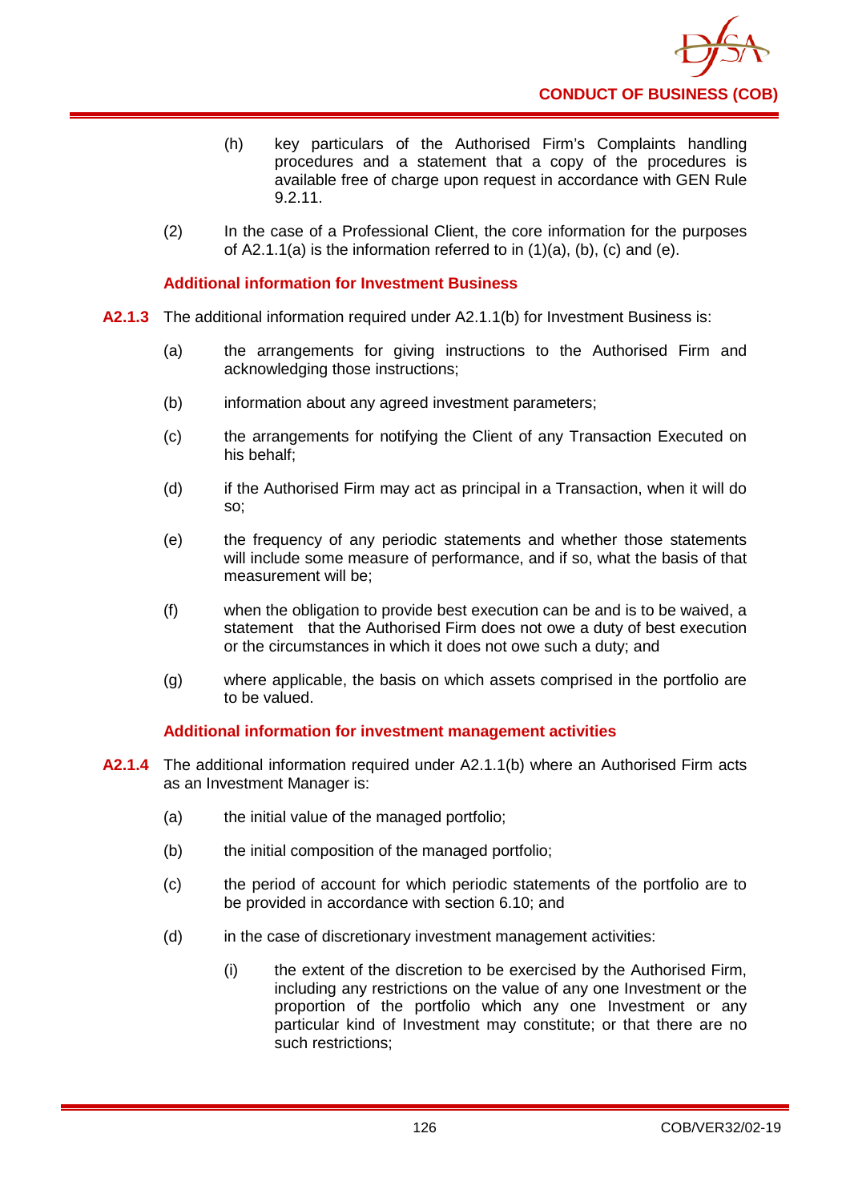(h) key particulars of the Authorised Firm's Complaints handling procedures and a statement that a copy of the procedures is available free of charge upon request in accordance with GEN Rule 9.2.11.

(2) In the case of a Professional Client, the core information for the purposes of A2.1.1(a) is the information referred to in (1)(a), (b), (c) and (e).

### Additional information for Investment Business

**A2.1.3** The additional information required under A2.1.1(b) for Investment Business is:

(a) the arrangements for giving instructions to the Authorised Firm and acknowledging those instructions;

(b) information about any agreed investment parameters;

(c) the arrangements for notifying the Client of any Transaction Executed on his behalf;

(d) if the Authorised Firm may act as principal in a Transaction, when it will do so;

(e) the frequency of any periodic statements and whether those statements will include some measure of performance, and if so, what the basis of that measurement will be;

(f) when the obligation to provide best execution can be and is to be waived, a statement that the Authorised Firm does not owe a duty of best execution or the circumstances in which it does not owe such a duty; and

(g) where applicable, the basis on which assets comprised in the portfolio are to be valued.

### Additional information for investment management activities

**A2.1.4** The additional information required under A2.1.1(b) where an Authorised Firm acts as an Investment Manager is:

(a) the initial value of the managed portfolio;

(b) the initial composition of the managed portfolio;

(c) the period of account for which periodic statements of the portfolio are to be provided in accordance with section 6.10; and

(d) in the case of discretionary investment management activities:

(i) the extent of the discretion to be exercised by the Authorised Firm, including any restrictions on the value of any one Investment or the proportion of the portfolio which any one Investment or any particular kind of Investment may constitute; or that there are no such restrictions;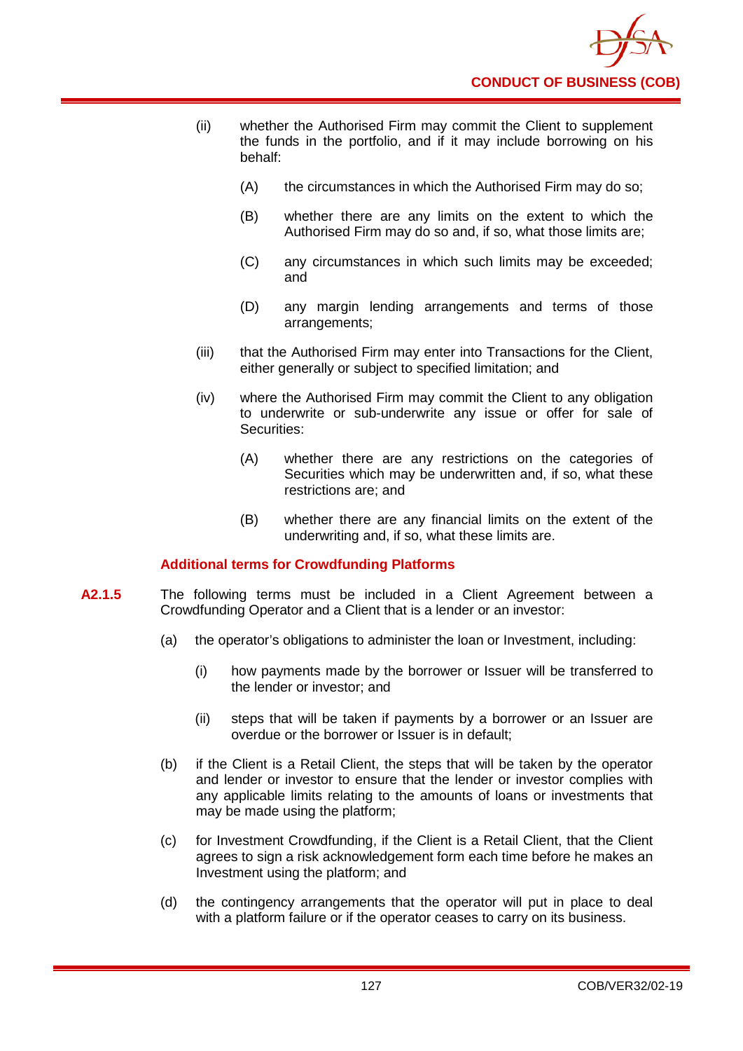(ii) whether the Authorised Firm may commit the Client to supplement the funds in the portfolio, and if it may include borrowing on his behalf:

   (A) the circumstances in which the Authorised Firm may do so;

   (B) whether there are any limits on the extent to which the Authorised Firm may do so and, if so, what those limits are;

   (C) any circumstances in which such limits may be exceeded; and

   (D) any margin lending arrangements and terms of those arrangements;

(iii) that the Authorised Firm may enter into Transactions for the Client, either generally or subject to specified limitation; and

(iv) where the Authorised Firm may commit the Client to any obligation to underwrite or sub-underwrite any issue or offer for sale of Securities:

   (A) whether there are any restrictions on the categories of Securities which may be underwritten and, if so, what these restrictions are; and

   (B) whether there are any financial limits on the extent of the underwriting and, if so, what these limits are.

**Additional terms for Crowdfunding Platforms**

**A2.1.5** The following terms must be included in a Client Agreement between a Crowdfunding Operator and a Client that is a lender or an investor:

(a) the operator's obligations to administer the loan or Investment, including:

   (i) how payments made by the borrower or Issuer will be transferred to the lender or investor; and

   (ii) steps that will be taken if payments by a borrower or an Issuer are overdue or the borrower or Issuer is in default;

(b) if the Client is a Retail Client, the steps that will be taken by the operator and lender or investor to ensure that the lender or investor complies with any applicable limits relating to the amounts of loans or investments that may be made using the platform;

(c) for Investment Crowdfunding, if the Client is a Retail Client, that the Client agrees to sign a risk acknowledgement form each time before he makes an Investment using the platform; and

(d) the contingency arrangements that the operator will put in place to deal with a platform failure or if the operator ceases to carry on its business.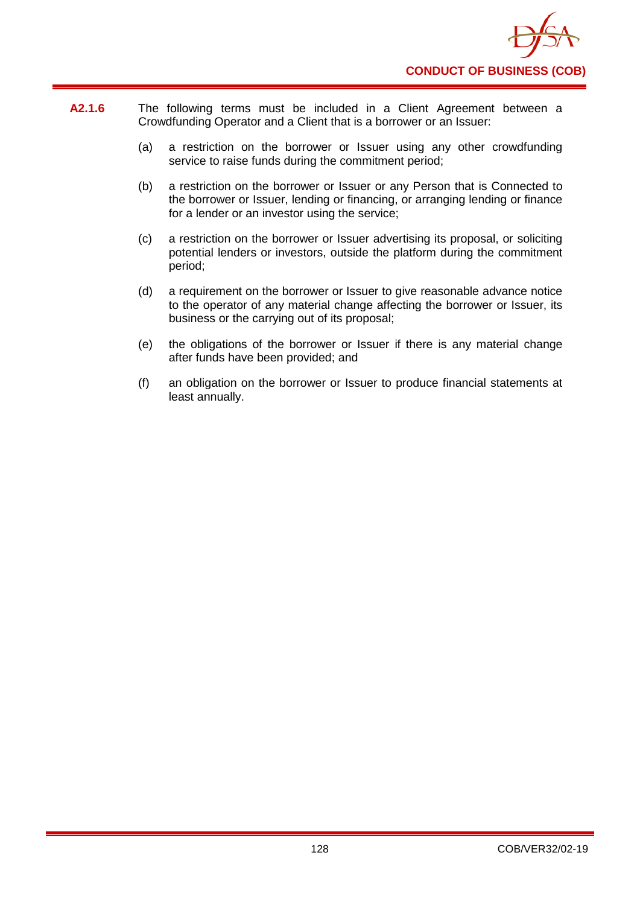**A2.1.6** The following terms must be included in a Client Agreement between a Crowdfunding Operator and a Client that is a borrower or an Issuer:

(a) a restriction on the borrower or Issuer using any other crowdfunding service to raise funds during the commitment period;

(b) a restriction on the borrower or Issuer or any Person that is Connected to the borrower or Issuer, lending or financing, or arranging lending or finance for a lender or an investor using the service;

(c) a restriction on the borrower or Issuer advertising its proposal, or soliciting potential lenders or investors, outside the platform during the commitment period;

(d) a requirement on the borrower or Issuer to give reasonable advance notice to the operator of any material change affecting the borrower or Issuer, its business or the carrying out of its proposal;

(e) the obligations of the borrower or Issuer if there is any material change after funds have been provided; and

(f) an obligation on the borrower or Issuer to produce financial statements at least annually.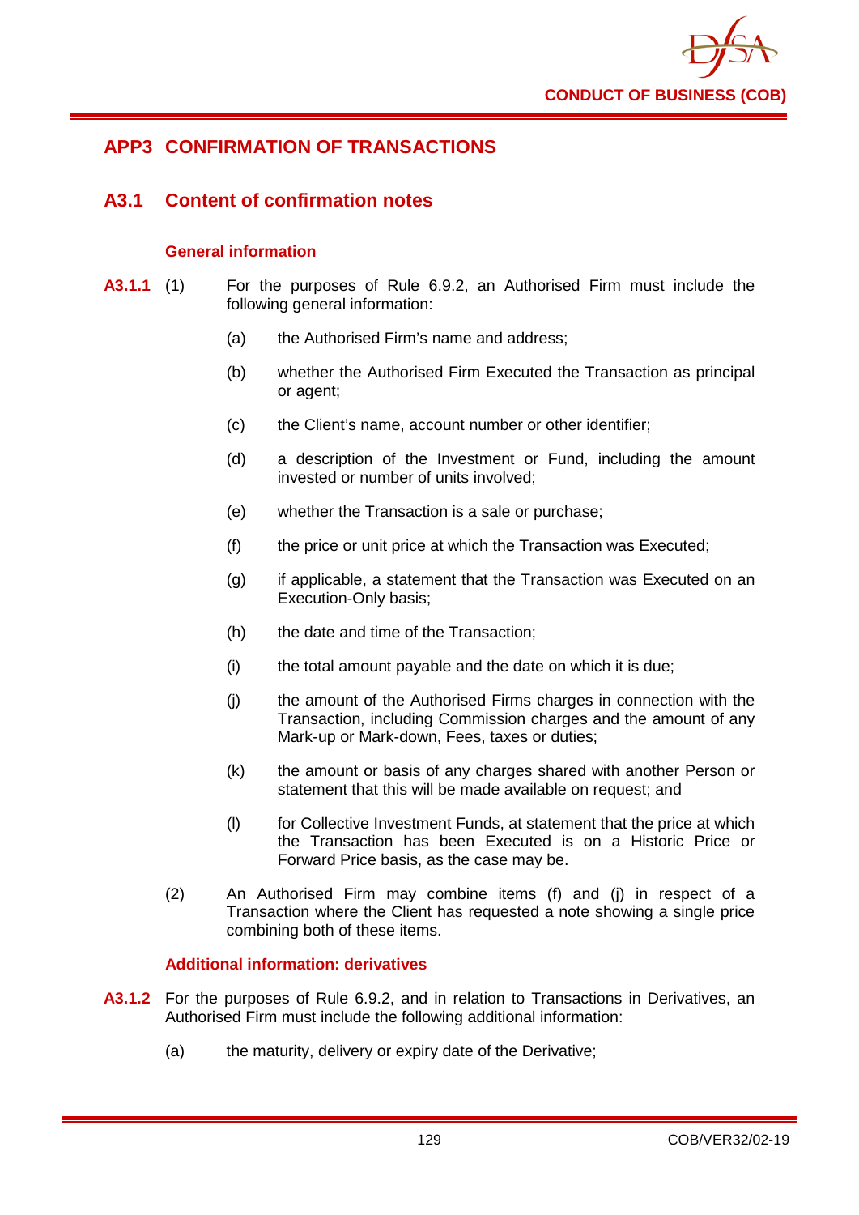## APP3 CONFIRMATION OF TRANSACTIONS

### A3.1 Content of confirmation notes

#### General information

**A3.1.1** (1) For the purposes of Rule 6.9.2, an Authorised Firm must include the following general information:

(a) the Authorised Firm's name and address;

(b) whether the Authorised Firm Executed the Transaction as principal or agent;

(c) the Client's name, account number or other identifier;

(d) a description of the Investment or Fund, including the amount invested or number of units involved;

(e) whether the Transaction is a sale or purchase;

(f) the price or unit price at which the Transaction was Executed;

(g) if applicable, a statement that the Transaction was Executed on an Execution-Only basis;

(h) the date and time of the Transaction;

(i) the total amount payable and the date on which it is due;

(j) the amount of the Authorised Firms charges in connection with the Transaction, including Commission charges and the amount of any Mark-up or Mark-down, Fees, taxes or duties;

(k) the amount or basis of any charges shared with another Person or statement that this will be made available on request; and

(l) for Collective Investment Funds, at statement that the price at which the Transaction has been Executed is on a Historic Price or Forward Price basis, as the case may be.

(2) An Authorised Firm may combine items (f) and (j) in respect of a Transaction where the Client has requested a note showing a single price combining both of these items.

#### Additional information: derivatives

**A3.1.2** For the purposes of Rule 6.9.2, and in relation to Transactions in Derivatives, an Authorised Firm must include the following additional information:

(a) the maturity, delivery or expiry date of the Derivative;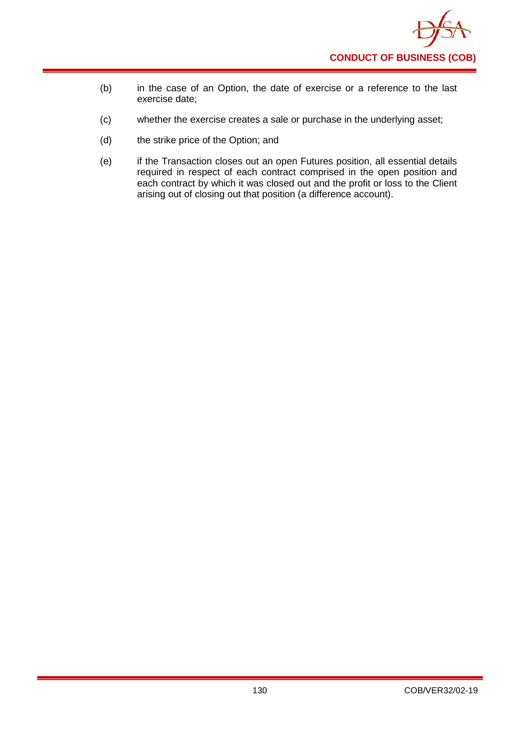(b) in the case of an Option, the date of exercise or a reference to the last exercise date;

(c) whether the exercise creates a sale or purchase in the underlying asset;

(d) the strike price of the Option; and

(e) if the Transaction closes out an open Futures position, all essential details required in respect of each contract comprised in the open position and each contract by which it was closed out and the profit or loss to the Client arising out of closing out that position (a difference account).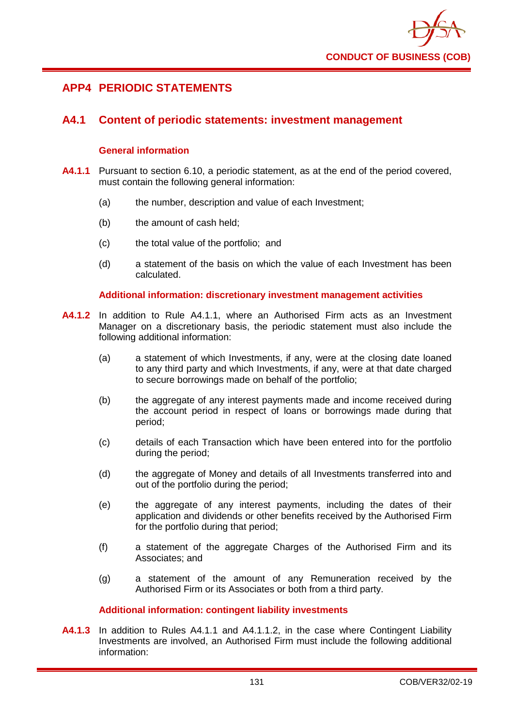## APP4 PERIODIC STATEMENTS

## A4.1 Content of periodic statements: investment management

### General information

**A4.1.1** Pursuant to section 6.10, a periodic statement, as at the end of the period covered, must contain the following general information:

(a) the number, description and value of each Investment;

(b) the amount of cash held;

(c) the total value of the portfolio; and

(d) a statement of the basis on which the value of each Investment has been calculated.

### Additional information: discretionary investment management activities

**A4.1.2** In addition to Rule A4.1.1, where an Authorised Firm acts as an Investment Manager on a discretionary basis, the periodic statement must also include the following additional information:

(a) a statement of which Investments, if any, were at the closing date loaned to any third party and which Investments, if any, were at that date charged to secure borrowings made on behalf of the portfolio;

(b) the aggregate of any interest payments made and income received during the account period in respect of loans or borrowings made during that period;

(c) details of each Transaction which have been entered into for the portfolio during the period;

(d) the aggregate of Money and details of all Investments transferred into and out of the portfolio during the period;

(e) the aggregate of any interest payments, including the dates of their application and dividends or other benefits received by the Authorised Firm for the portfolio during that period;

(f) a statement of the aggregate Charges of the Authorised Firm and its Associates; and

(g) a statement of the amount of any Remuneration received by the Authorised Firm or its Associates or both from a third party.

### Additional information: contingent liability investments

**A4.1.3** In addition to Rules A4.1.1 and A4.1.1.2, in the case where Contingent Liability Investments are involved, an Authorised Firm must include the following additional information: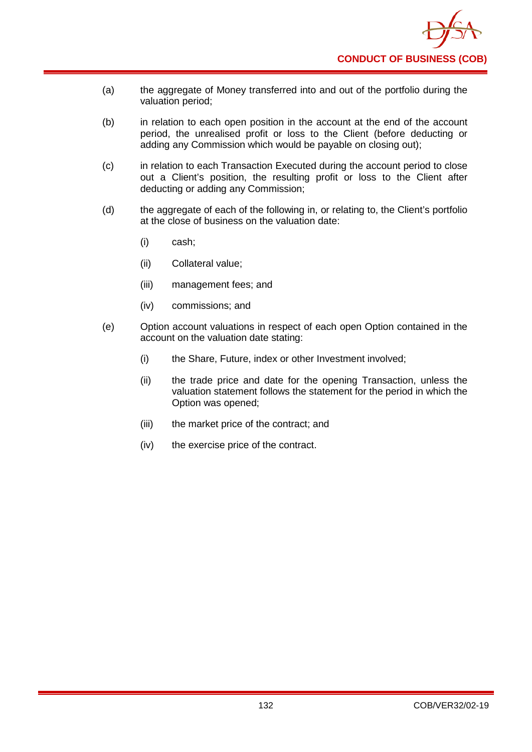(a) the aggregate of Money transferred into and out of the portfolio during the valuation period;

(b) in relation to each open position in the account at the end of the account period, the unrealised profit or loss to the Client (before deducting or adding any Commission which would be payable on closing out);

(c) in relation to each Transaction Executed during the account period to close out a Client's position, the resulting profit or loss to the Client after deducting or adding any Commission;

(d) the aggregate of each of the following in, or relating to, the Client's portfolio at the close of business on the valuation date:

   (i) cash;

   (ii) Collateral value;

   (iii) management fees; and

   (iv) commissions; and

(e) Option account valuations in respect of each open Option contained in the account on the valuation date stating:

   (i) the Share, Future, index or other Investment involved;

   (ii) the trade price and date for the opening Transaction, unless the valuation statement follows the statement for the period in which the Option was opened;

   (iii) the market price of the contract; and

   (iv) the exercise price of the contract.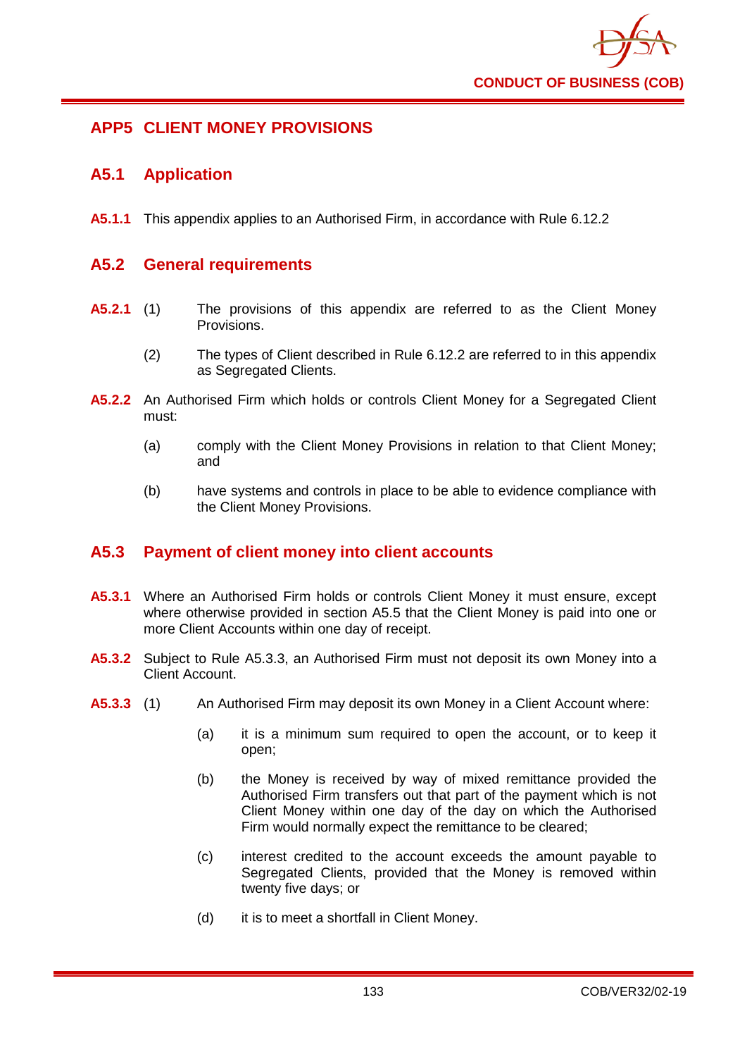## APP5 CLIENT MONEY PROVISIONS

### A5.1 Application

**A5.1.1** This appendix applies to an Authorised Firm, in accordance with Rule 6.12.2

### A5.2 General requirements

**A5.2.1** (1) The provisions of this appendix are referred to as the Client Money Provisions.

(2) The types of Client described in Rule 6.12.2 are referred to in this appendix as Segregated Clients.

**A5.2.2** An Authorised Firm which holds or controls Client Money for a Segregated Client must:

(a) comply with the Client Money Provisions in relation to that Client Money; and

(b) have systems and controls in place to be able to evidence compliance with the Client Money Provisions.

### A5.3 Payment of client money into client accounts

**A5.3.1** Where an Authorised Firm holds or controls Client Money it must ensure, except where otherwise provided in section A5.5 that the Client Money is paid into one or more Client Accounts within one day of receipt.

**A5.3.2** Subject to Rule A5.3.3, an Authorised Firm must not deposit its own Money into a Client Account.

**A5.3.3** (1) An Authorised Firm may deposit its own Money in a Client Account where:

(a) it is a minimum sum required to open the account, or to keep it open;

(b) the Money is received by way of mixed remittance provided the Authorised Firm transfers out that part of the payment which is not Client Money within one day of the day on which the Authorised Firm would normally expect the remittance to be cleared;

(c) interest credited to the account exceeds the amount payable to Segregated Clients, provided that the Money is removed within twenty five days; or

(d) it is to meet a shortfall in Client Money.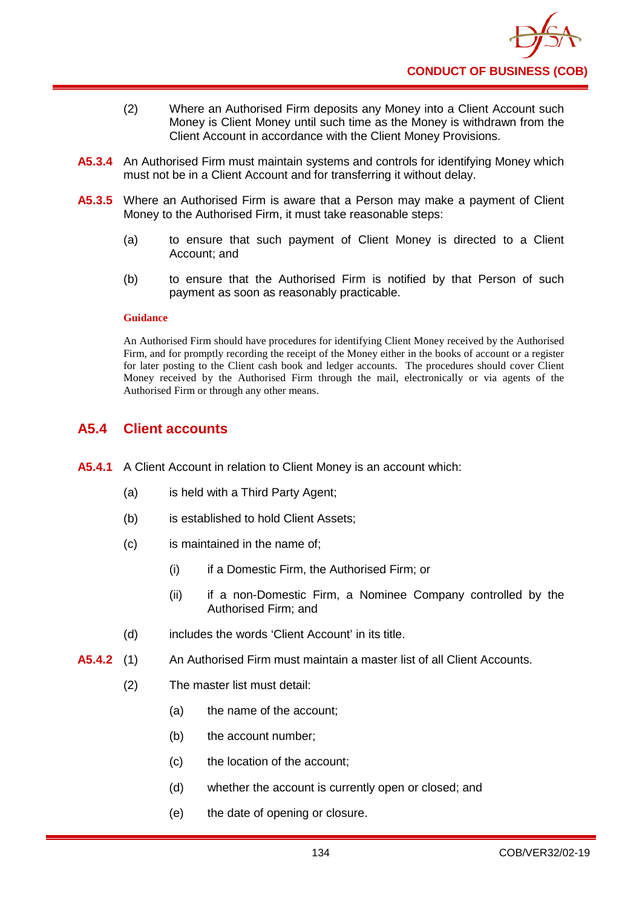(2) Where an Authorised Firm deposits any Money into a Client Account such Money is Client Money until such time as the Money is withdrawn from the Client Account in accordance with the Client Money Provisions.

**A5.3.4** An Authorised Firm must maintain systems and controls for identifying Money which must not be in a Client Account and for transferring it without delay.

**A5.3.5** Where an Authorised Firm is aware that a Person may make a payment of Client Money to the Authorised Firm, it must take reasonable steps:

(a) to ensure that such payment of Client Money is directed to a Client Account; and

(b) to ensure that the Authorised Firm is notified by that Person of such payment as soon as reasonably practicable.

**Guidance**

An Authorised Firm should have procedures for identifying Client Money received by the Authorised Firm, and for promptly recording the receipt of the Money either in the books of account or a register for later posting to the Client cash book and ledger accounts. The procedures should cover Client Money received by the Authorised Firm through the mail, electronically or via agents of the Authorised Firm or through any other means.

## A5.4 Client accounts

**A5.4.1** A Client Account in relation to Client Money is an account which:

(a) is held with a Third Party Agent;

(b) is established to hold Client Assets;

(c) is maintained in the name of;

(i) if a Domestic Firm, the Authorised Firm; or

(ii) if a non-Domestic Firm, a Nominee Company controlled by the Authorised Firm; and

(d) includes the words 'Client Account' in its title.

**A5.4.2** (1) An Authorised Firm must maintain a master list of all Client Accounts.

(2) The master list must detail:

(a) the name of the account;

(b) the account number;

(c) the location of the account;

(d) whether the account is currently open or closed; and

(e) the date of opening or closure.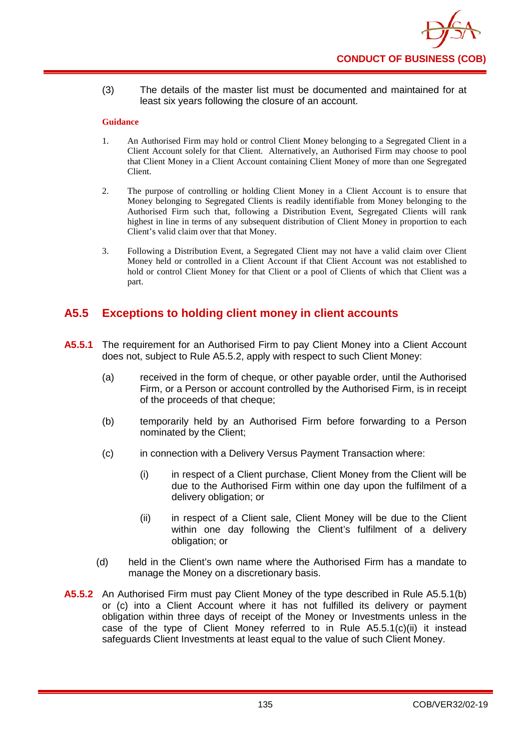(3) The details of the master list must be documented and maintained for at least six years following the closure of an account.

**Guidance**

1. An Authorised Firm may hold or control Client Money belonging to a Segregated Client in a Client Account solely for that Client. Alternatively, an Authorised Firm may choose to pool that Client Money in a Client Account containing Client Money of more than one Segregated Client.

2. The purpose of controlling or holding Client Money in a Client Account is to ensure that Money belonging to Segregated Clients is readily identifiable from Money belonging to the Authorised Firm such that, following a Distribution Event, Segregated Clients will rank highest in line in terms of any subsequent distribution of Client Money in proportion to each Client's valid claim over that that Money.

3. Following a Distribution Event, a Segregated Client may not have a valid claim over Client Money held or controlled in a Client Account if that Client Account was not established to hold or control Client Money for that Client or a pool of Clients of which that Client was a part.

## A5.5 Exceptions to holding client money in client accounts

**A5.5.1** The requirement for an Authorised Firm to pay Client Money into a Client Account does not, subject to Rule A5.5.2, apply with respect to such Client Money:

(a) received in the form of cheque, or other payable order, until the Authorised Firm, or a Person or account controlled by the Authorised Firm, is in receipt of the proceeds of that cheque;

(b) temporarily held by an Authorised Firm before forwarding to a Person nominated by the Client;

(c) in connection with a Delivery Versus Payment Transaction where:

(i) in respect of a Client purchase, Client Money from the Client will be due to the Authorised Firm within one day upon the fulfilment of a delivery obligation; or

(ii) in respect of a Client sale, Client Money will be due to the Client within one day following the Client's fulfilment of a delivery obligation; or

(d) held in the Client's own name where the Authorised Firm has a mandate to manage the Money on a discretionary basis.

**A5.5.2** An Authorised Firm must pay Client Money of the type described in Rule A5.5.1(b) or (c) into a Client Account where it has not fulfilled its delivery or payment obligation within three days of receipt of the Money or Investments unless in the case of the type of Client Money referred to in Rule A5.5.1(c)(ii) it instead safeguards Client Investments at least equal to the value of such Client Money.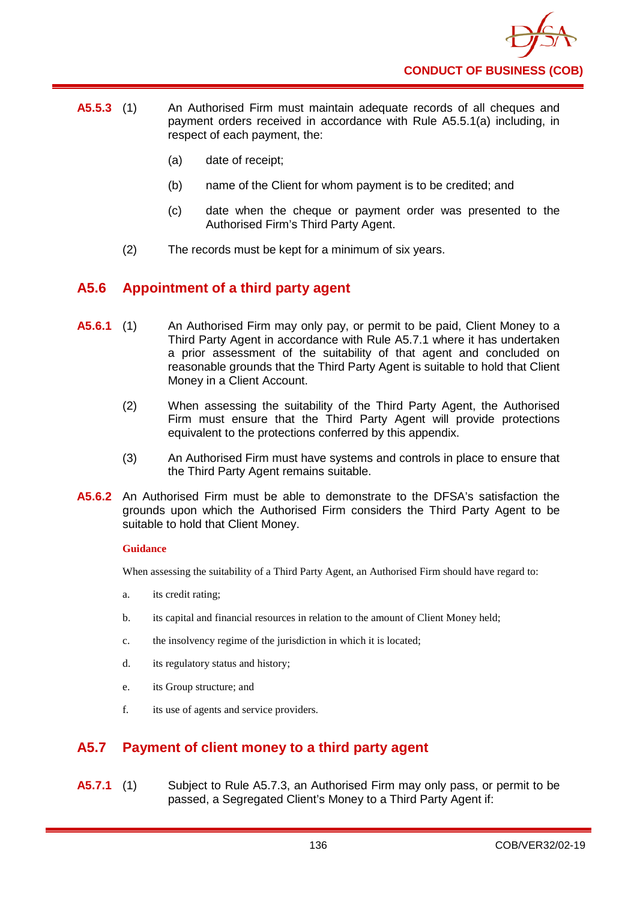**A5.5.3** (1) An Authorised Firm must maintain adequate records of all cheques and payment orders received in accordance with Rule A5.5.1(a) including, in respect of each payment, the:

(a) date of receipt;

(b) name of the Client for whom payment is to be credited; and

(c) date when the cheque or payment order was presented to the Authorised Firm's Third Party Agent.

(2) The records must be kept for a minimum of six years.

## A5.6 Appointment of a third party agent

**A5.6.1** (1) An Authorised Firm may only pay, or permit to be paid, Client Money to a Third Party Agent in accordance with Rule A5.7.1 where it has undertaken a prior assessment of the suitability of that agent and concluded on reasonable grounds that the Third Party Agent is suitable to hold that Client Money in a Client Account.

(2) When assessing the suitability of the Third Party Agent, the Authorised Firm must ensure that the Third Party Agent will provide protections equivalent to the protections conferred by this appendix.

(3) An Authorised Firm must have systems and controls in place to ensure that the Third Party Agent remains suitable.

**A5.6.2** An Authorised Firm must be able to demonstrate to the DFSA's satisfaction the grounds upon which the Authorised Firm considers the Third Party Agent to be suitable to hold that Client Money.

**Guidance**

When assessing the suitability of a Third Party Agent, an Authorised Firm should have regard to:

a. its credit rating;

b. its capital and financial resources in relation to the amount of Client Money held;

c. the insolvency regime of the jurisdiction in which it is located;

d. its regulatory status and history;

e. its Group structure; and

f. its use of agents and service providers.

## A5.7 Payment of client money to a third party agent

**A5.7.1** (1) Subject to Rule A5.7.3, an Authorised Firm may only pass, or permit to be passed, a Segregated Client's Money to a Third Party Agent if: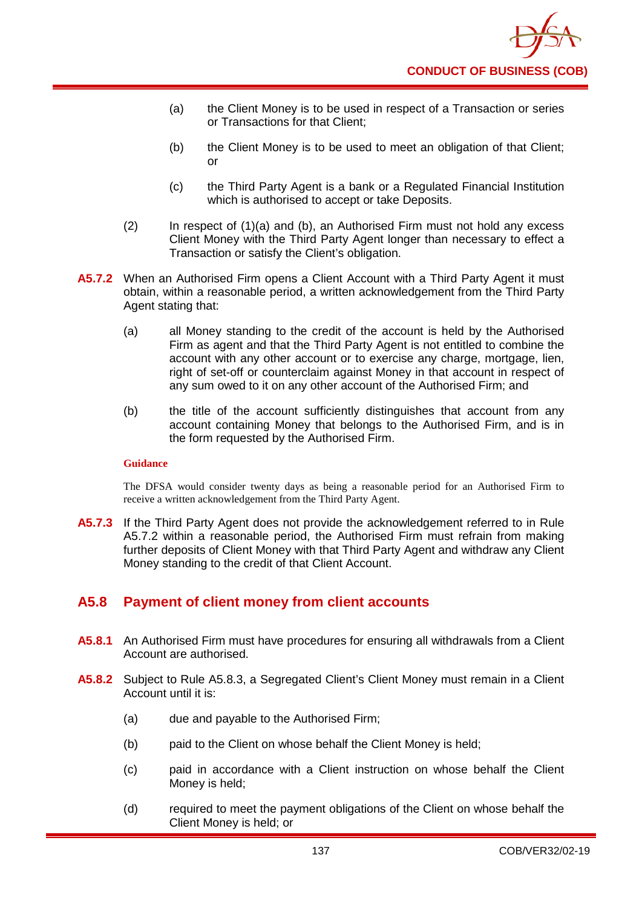(a) the Client Money is to be used in respect of a Transaction or series or Transactions for that Client;

(b) the Client Money is to be used to meet an obligation of that Client; or

(c) the Third Party Agent is a bank or a Regulated Financial Institution which is authorised to accept or take Deposits.

(2) In respect of (1)(a) and (b), an Authorised Firm must not hold any excess Client Money with the Third Party Agent longer than necessary to effect a Transaction or satisfy the Client's obligation.

**A5.7.2** When an Authorised Firm opens a Client Account with a Third Party Agent it must obtain, within a reasonable period, a written acknowledgement from the Third Party Agent stating that:

(a) all Money standing to the credit of the account is held by the Authorised Firm as agent and that the Third Party Agent is not entitled to combine the account with any other account or to exercise any charge, mortgage, lien, right of set-off or counterclaim against Money in that account in respect of any sum owed to it on any other account of the Authorised Firm; and

(b) the title of the account sufficiently distinguishes that account from any account containing Money that belongs to the Authorised Firm, and is in the form requested by the Authorised Firm.

**Guidance**

The DFSA would consider twenty days as being a reasonable period for an Authorised Firm to receive a written acknowledgement from the Third Party Agent.

**A5.7.3** If the Third Party Agent does not provide the acknowledgement referred to in Rule A5.7.2 within a reasonable period, the Authorised Firm must refrain from making further deposits of Client Money with that Third Party Agent and withdraw any Client Money standing to the credit of that Client Account.

## A5.8 Payment of client money from client accounts

**A5.8.1** An Authorised Firm must have procedures for ensuring all withdrawals from a Client Account are authorised.

**A5.8.2** Subject to Rule A5.8.3, a Segregated Client's Client Money must remain in a Client Account until it is:

(a) due and payable to the Authorised Firm;

(b) paid to the Client on whose behalf the Client Money is held;

(c) paid in accordance with a Client instruction on whose behalf the Client Money is held;

(d) required to meet the payment obligations of the Client on whose behalf the Client Money is held; or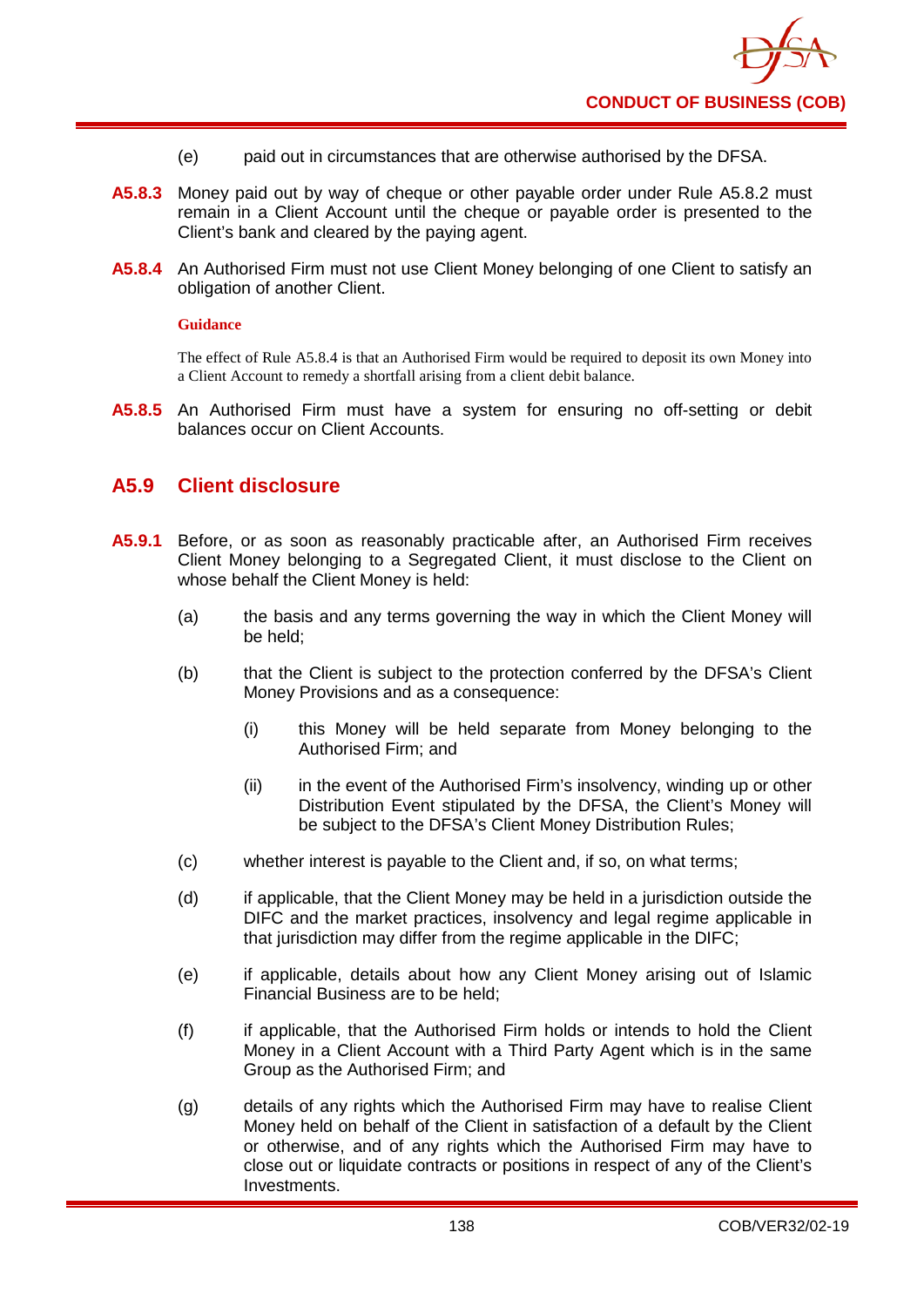(e) paid out in circumstances that are otherwise authorised by the DFSA.

**A5.8.3** Money paid out by way of cheque or other payable order under Rule A5.8.2 must remain in a Client Account until the cheque or payable order is presented to the Client's bank and cleared by the paying agent.

**A5.8.4** An Authorised Firm must not use Client Money belonging of one Client to satisfy an obligation of another Client.

**Guidance**

The effect of Rule A5.8.4 is that an Authorised Firm would be required to deposit its own Money into a Client Account to remedy a shortfall arising from a client debit balance.

**A5.8.5** An Authorised Firm must have a system for ensuring no off-setting or debit balances occur on Client Accounts.

## A5.9 Client disclosure

**A5.9.1** Before, or as soon as reasonably practicable after, an Authorised Firm receives Client Money belonging to a Segregated Client, it must disclose to the Client on whose behalf the Client Money is held:

(a) the basis and any terms governing the way in which the Client Money will be held;

(b) that the Client is subject to the protection conferred by the DFSA's Client Money Provisions and as a consequence:

(i) this Money will be held separate from Money belonging to the Authorised Firm; and

(ii) in the event of the Authorised Firm's insolvency, winding up or other Distribution Event stipulated by the DFSA, the Client's Money will be subject to the DFSA's Client Money Distribution Rules;

(c) whether interest is payable to the Client and, if so, on what terms;

(d) if applicable, that the Client Money may be held in a jurisdiction outside the DIFC and the market practices, insolvency and legal regime applicable in that jurisdiction may differ from the regime applicable in the DIFC;

(e) if applicable, details about how any Client Money arising out of Islamic Financial Business are to be held;

(f) if applicable, that the Authorised Firm holds or intends to hold the Client Money in a Client Account with a Third Party Agent which is in the same Group as the Authorised Firm; and

(g) details of any rights which the Authorised Firm may have to realise Client Money held on behalf of the Client in satisfaction of a default by the Client or otherwise, and of any rights which the Authorised Firm may have to close out or liquidate contracts or positions in respect of any of the Client's Investments.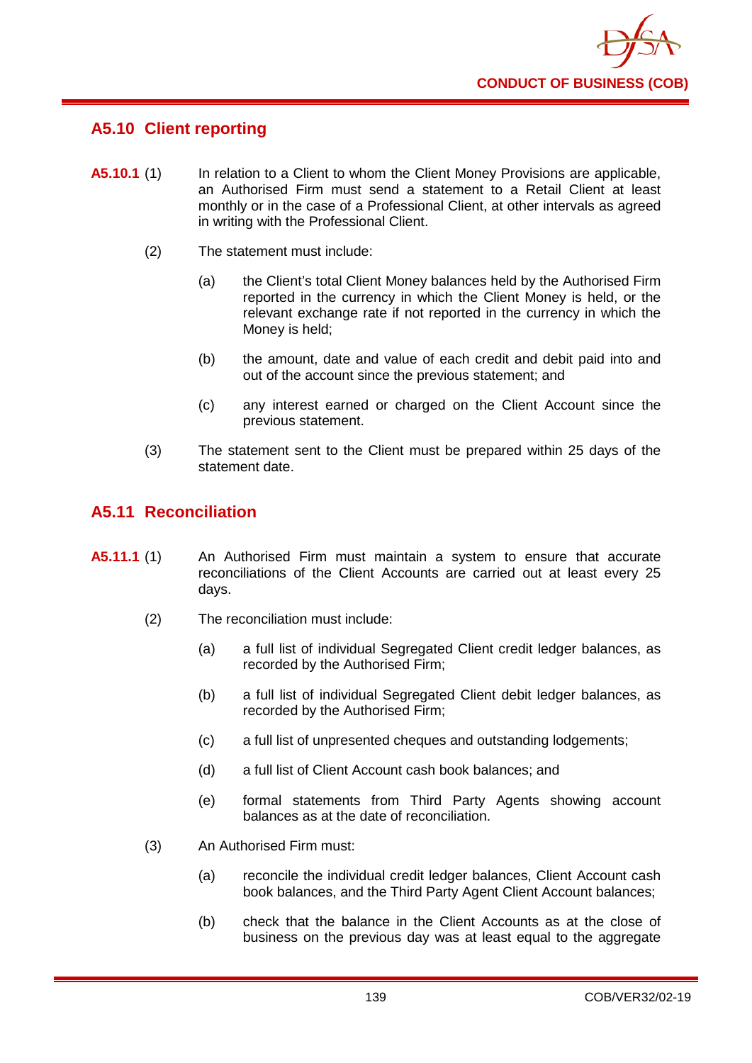## A5.10 Client reporting

**A5.10.1** (1) In relation to a Client to whom the Client Money Provisions are applicable, an Authorised Firm must send a statement to a Retail Client at least monthly or in the case of a Professional Client, at other intervals as agreed in writing with the Professional Client.

(2) The statement must include:

(a) the Client's total Client Money balances held by the Authorised Firm reported in the currency in which the Client Money is held, or the relevant exchange rate if not reported in the currency in which the Money is held;

(b) the amount, date and value of each credit and debit paid into and out of the account since the previous statement; and

(c) any interest earned or charged on the Client Account since the previous statement.

(3) The statement sent to the Client must be prepared within 25 days of the statement date.

## A5.11 Reconciliation

**A5.11.1** (1) An Authorised Firm must maintain a system to ensure that accurate reconciliations of the Client Accounts are carried out at least every 25 days.

(2) The reconciliation must include:

(a) a full list of individual Segregated Client credit ledger balances, as recorded by the Authorised Firm;

(b) a full list of individual Segregated Client debit ledger balances, as recorded by the Authorised Firm;

(c) a full list of unpresented cheques and outstanding lodgements;

(d) a full list of Client Account cash book balances; and

(e) formal statements from Third Party Agents showing account balances as at the date of reconciliation.

(3) An Authorised Firm must:

(a) reconcile the individual credit ledger balances, Client Account cash book balances, and the Third Party Agent Client Account balances;

(b) check that the balance in the Client Accounts as at the close of business on the previous day was at least equal to the aggregate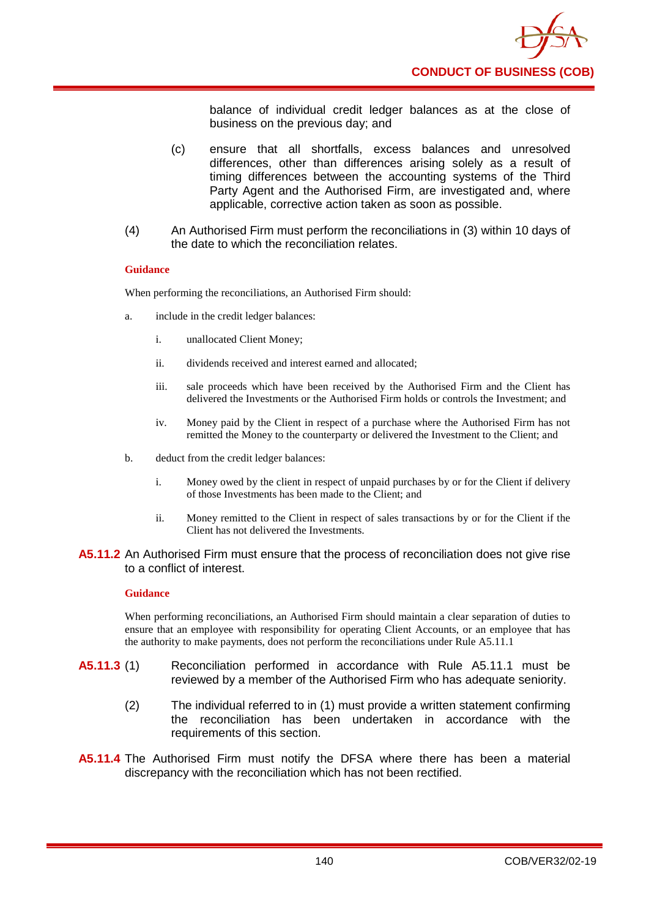balance of individual credit ledger balances as at the close of business on the previous day; and

(c) ensure that all shortfalls, excess balances and unresolved differences, other than differences arising solely as a result of timing differences between the accounting systems of the Third Party Agent and the Authorised Firm, are investigated and, where applicable, corrective action taken as soon as possible.

(4) An Authorised Firm must perform the reconciliations in (3) within 10 days of the date to which the reconciliation relates.

**Guidance**

When performing the reconciliations, an Authorised Firm should:

a. include in the credit ledger balances:

   i. unallocated Client Money;

   ii. dividends received and interest earned and allocated;

   iii. sale proceeds which have been received by the Authorised Firm and the Client has delivered the Investments or the Authorised Firm holds or controls the Investment; and

   iv. Money paid by the Client in respect of a purchase where the Authorised Firm has not remitted the Money to the counterparty or delivered the Investment to the Client; and

b. deduct from the credit ledger balances:

   i. Money owed by the client in respect of unpaid purchases by or for the Client if delivery of those Investments has been made to the Client; and

   ii. Money remitted to the Client in respect of sales transactions by or for the Client if the Client has not delivered the Investments.

**A5.11.2** An Authorised Firm must ensure that the process of reconciliation does not give rise to a conflict of interest.

**Guidance**

When performing reconciliations, an Authorised Firm should maintain a clear separation of duties to ensure that an employee with responsibility for operating Client Accounts, or an employee that has the authority to make payments, does not perform the reconciliations under Rule A5.11.1

**A5.11.3** (1) Reconciliation performed in accordance with Rule A5.11.1 must be reviewed by a member of the Authorised Firm who has adequate seniority.

(2) The individual referred to in (1) must provide a written statement confirming the reconciliation has been undertaken in accordance with the requirements of this section.

**A5.11.4** The Authorised Firm must notify the DFSA where there has been a material discrepancy with the reconciliation which has not been rectified.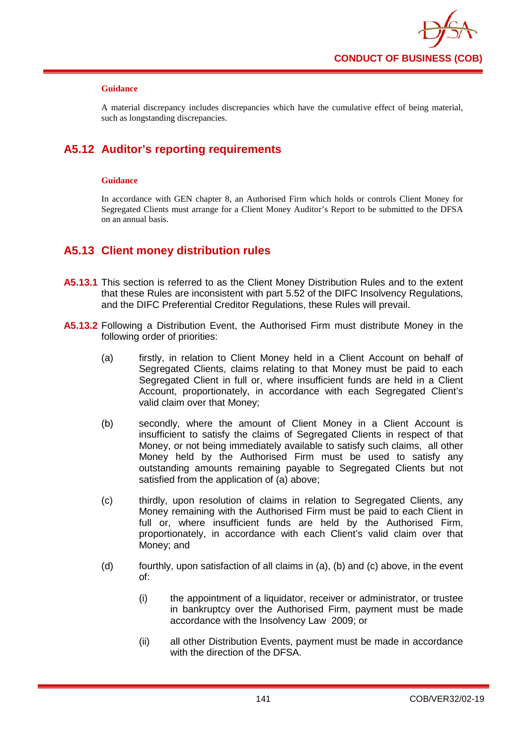#### Guidance

A material discrepancy includes discrepancies which have the cumulative effect of being material, such as longstanding discrepancies.

## A5.12 Auditor's reporting requirements

#### Guidance

In accordance with GEN chapter 8, an Authorised Firm which holds or controls Client Money for Segregated Clients must arrange for a Client Money Auditor's Report to be submitted to the DFSA on an annual basis.

## A5.13 Client money distribution rules

**A5.13.1** This section is referred to as the Client Money Distribution Rules and to the extent that these Rules are inconsistent with part 5.52 of the DIFC Insolvency Regulations, and the DIFC Preferential Creditor Regulations, these Rules will prevail.

**A5.13.2** Following a Distribution Event, the Authorised Firm must distribute Money in the following order of priorities:

(a) firstly, in relation to Client Money held in a Client Account on behalf of Segregated Clients, claims relating to that Money must be paid to each Segregated Client in full or, where insufficient funds are held in a Client Account, proportionately, in accordance with each Segregated Client's valid claim over that Money;

(b) secondly, where the amount of Client Money in a Client Account is insufficient to satisfy the claims of Segregated Clients in respect of that Money, or not being immediately available to satisfy such claims, all other Money held by the Authorised Firm must be used to satisfy any outstanding amounts remaining payable to Segregated Clients but not satisfied from the application of (a) above;

(c) thirdly, upon resolution of claims in relation to Segregated Clients, any Money remaining with the Authorised Firm must be paid to each Client in full or, where insufficient funds are held by the Authorised Firm, proportionately, in accordance with each Client's valid claim over that Money; and

(d) fourthly, upon satisfaction of all claims in (a), (b) and (c) above, in the event of:

   (i) the appointment of a liquidator, receiver or administrator, or trustee in bankruptcy over the Authorised Firm, payment must be made accordance with the Insolvency Law 2009; or

   (ii) all other Distribution Events, payment must be made in accordance with the direction of the DFSA.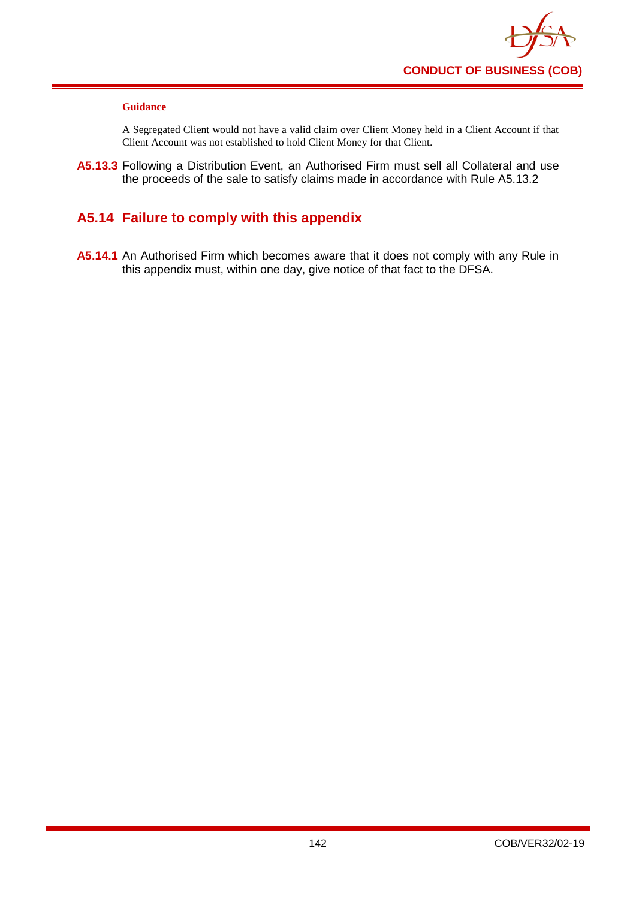**Guidance**

A Segregated Client would not have a valid claim over Client Money held in a Client Account if that Client Account was not established to hold Client Money for that Client.

**A5.13.3** Following a Distribution Event, an Authorised Firm must sell all Collateral and use the proceeds of the sale to satisfy claims made in accordance with Rule A5.13.2

## A5.14 Failure to comply with this appendix

**A5.14.1** An Authorised Firm which becomes aware that it does not comply with any Rule in this appendix must, within one day, give notice of that fact to the DFSA.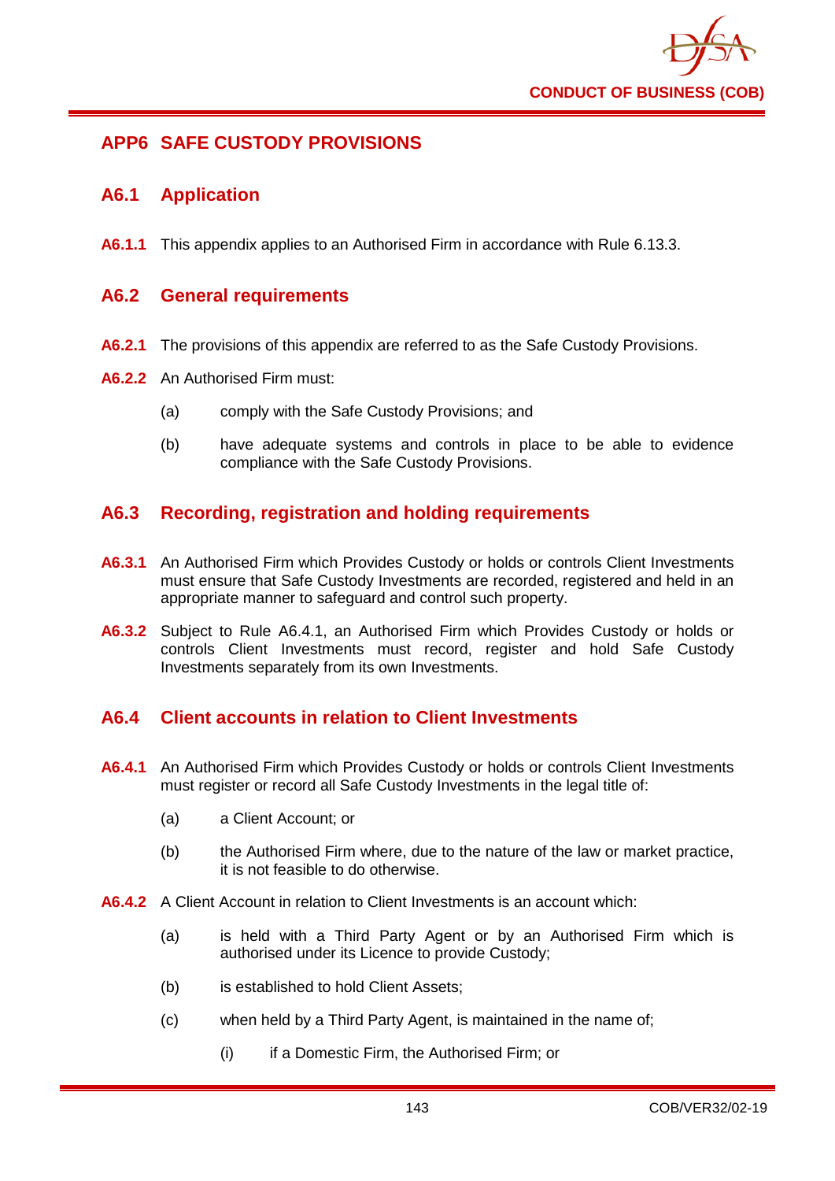## APP6 SAFE CUSTODY PROVISIONS

### A6.1 Application

**A6.1.1** This appendix applies to an Authorised Firm in accordance with Rule 6.13.3.

### A6.2 General requirements

**A6.2.1** The provisions of this appendix are referred to as the Safe Custody Provisions.

**A6.2.2** An Authorised Firm must:

(a) comply with the Safe Custody Provisions; and

(b) have adequate systems and controls in place to be able to evidence compliance with the Safe Custody Provisions.

### A6.3 Recording, registration and holding requirements

**A6.3.1** An Authorised Firm which Provides Custody or holds or controls Client Investments must ensure that Safe Custody Investments are recorded, registered and held in an appropriate manner to safeguard and control such property.

**A6.3.2** Subject to Rule A6.4.1, an Authorised Firm which Provides Custody or holds or controls Client Investments must record, register and hold Safe Custody Investments separately from its own Investments.

### A6.4 Client accounts in relation to Client Investments

**A6.4.1** An Authorised Firm which Provides Custody or holds or controls Client Investments must register or record all Safe Custody Investments in the legal title of:

(a) a Client Account; or

(b) the Authorised Firm where, due to the nature of the law or market practice, it is not feasible to do otherwise.

**A6.4.2** A Client Account in relation to Client Investments is an account which:

(a) is held with a Third Party Agent or by an Authorised Firm which is authorised under its Licence to provide Custody;

(b) is established to hold Client Assets;

(c) when held by a Third Party Agent, is maintained in the name of;

(i) if a Domestic Firm, the Authorised Firm; or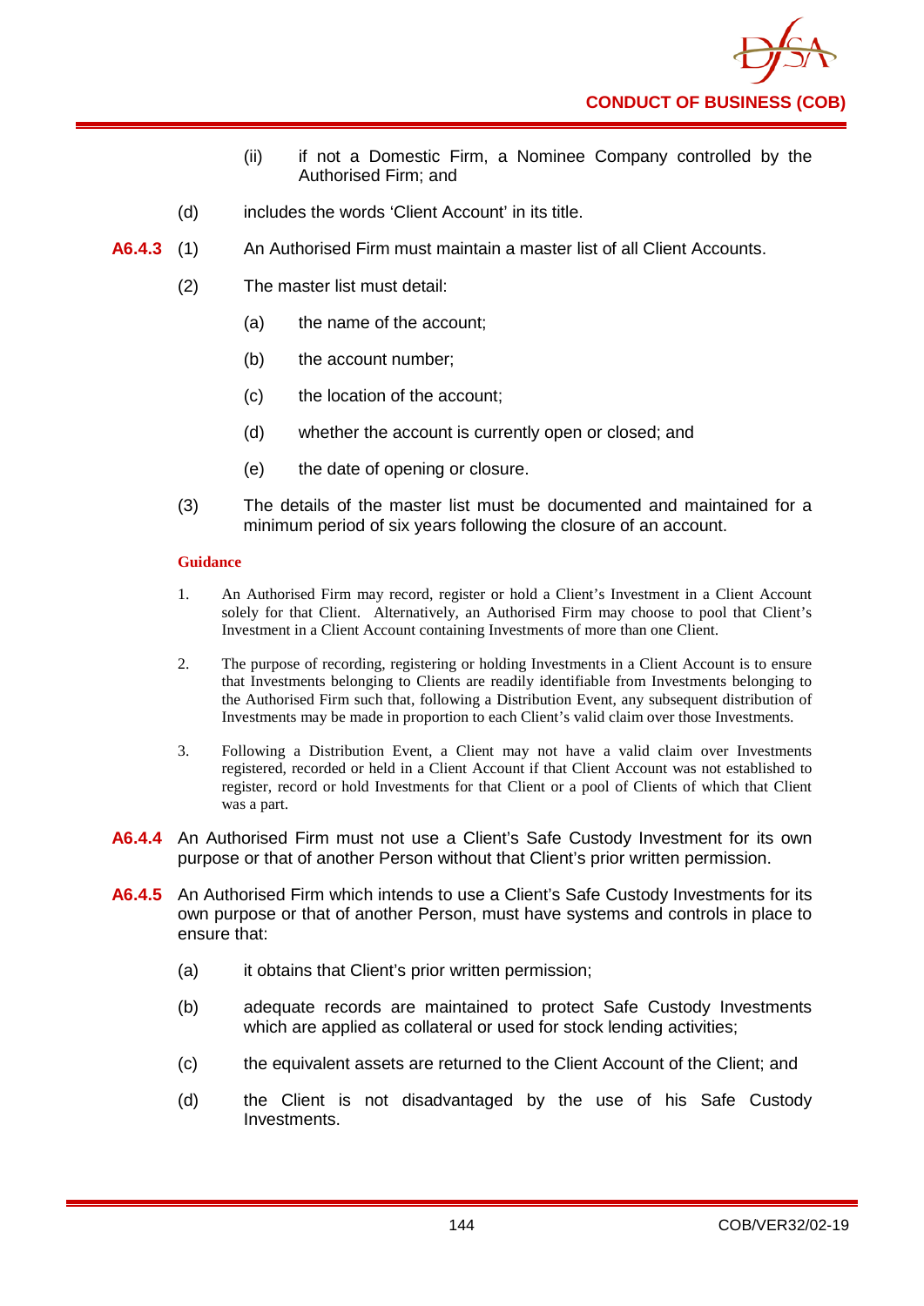(ii) if not a Domestic Firm, a Nominee Company controlled by the Authorised Firm; and

(d) includes the words 'Client Account' in its title.

**A6.4.3** (1) An Authorised Firm must maintain a master list of all Client Accounts.

(2) The master list must detail:

(a) the name of the account;

(b) the account number;

(c) the location of the account;

(d) whether the account is currently open or closed; and

(e) the date of opening or closure.

(3) The details of the master list must be documented and maintained for a minimum period of six years following the closure of an account.

**Guidance**

1. An Authorised Firm may record, register or hold a Client's Investment in a Client Account solely for that Client. Alternatively, an Authorised Firm may choose to pool that Client's Investment in a Client Account containing Investments of more than one Client.

2. The purpose of recording, registering or holding Investments in a Client Account is to ensure that Investments belonging to Clients are readily identifiable from Investments belonging to the Authorised Firm such that, following a Distribution Event, any subsequent distribution of Investments may be made in proportion to each Client's valid claim over those Investments.

3. Following a Distribution Event, a Client may not have a valid claim over Investments registered, recorded or held in a Client Account if that Client Account was not established to register, record or hold Investments for that Client or a pool of Clients of which that Client was a part.

**A6.4.4** An Authorised Firm must not use a Client's Safe Custody Investment for its own purpose or that of another Person without that Client's prior written permission.

**A6.4.5** An Authorised Firm which intends to use a Client's Safe Custody Investments for its own purpose or that of another Person, must have systems and controls in place to ensure that:

(a) it obtains that Client's prior written permission;

(b) adequate records are maintained to protect Safe Custody Investments which are applied as collateral or used for stock lending activities;

(c) the equivalent assets are returned to the Client Account of the Client; and

(d) the Client is not disadvantaged by the use of his Safe Custody Investments.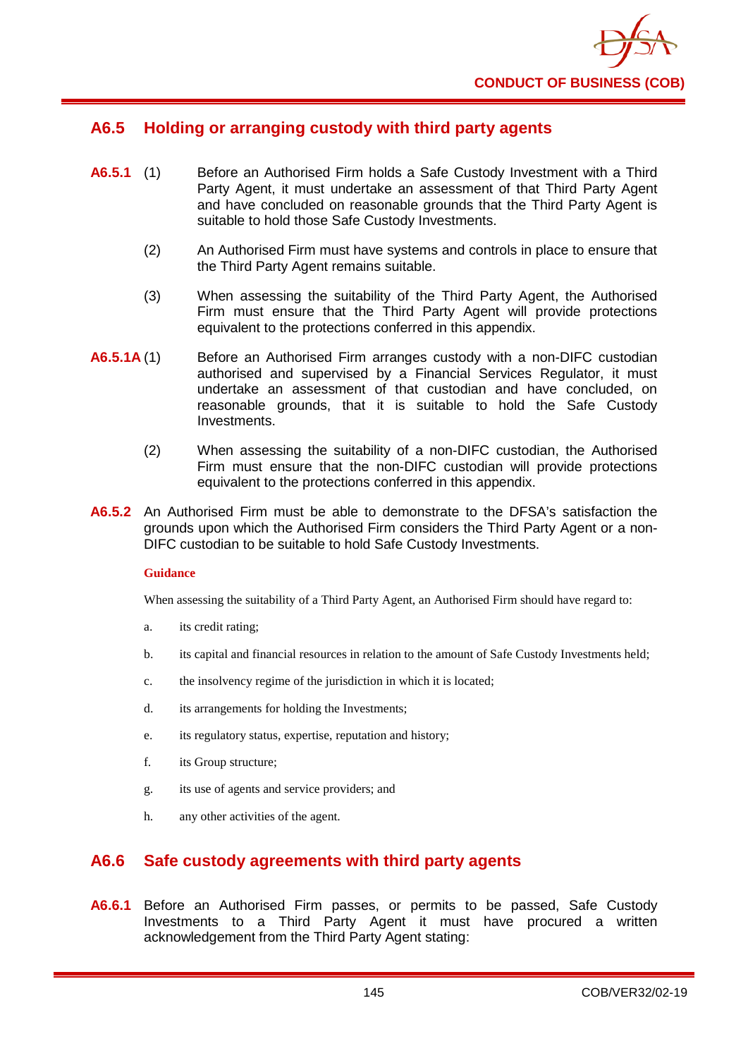## A6.5 Holding or arranging custody with third party agents

**A6.5.1** (1) Before an Authorised Firm holds a Safe Custody Investment with a Third Party Agent, it must undertake an assessment of that Third Party Agent and have concluded on reasonable grounds that the Third Party Agent is suitable to hold those Safe Custody Investments.

(2) An Authorised Firm must have systems and controls in place to ensure that the Third Party Agent remains suitable.

(3) When assessing the suitability of the Third Party Agent, the Authorised Firm must ensure that the Third Party Agent will provide protections equivalent to the protections conferred in this appendix.

**A6.5.1A** (1) Before an Authorised Firm arranges custody with a non-DIFC custodian authorised and supervised by a Financial Services Regulator, it must undertake an assessment of that custodian and have concluded, on reasonable grounds, that it is suitable to hold the Safe Custody Investments.

(2) When assessing the suitability of a non-DIFC custodian, the Authorised Firm must ensure that the non-DIFC custodian will provide protections equivalent to the protections conferred in this appendix.

**A6.5.2** An Authorised Firm must be able to demonstrate to the DFSA's satisfaction the grounds upon which the Authorised Firm considers the Third Party Agent or a non-DIFC custodian to be suitable to hold Safe Custody Investments.

**Guidance**

When assessing the suitability of a Third Party Agent, an Authorised Firm should have regard to:

a. its credit rating;

b. its capital and financial resources in relation to the amount of Safe Custody Investments held;

c. the insolvency regime of the jurisdiction in which it is located;

d. its arrangements for holding the Investments;

e. its regulatory status, expertise, reputation and history;

f. its Group structure;

g. its use of agents and service providers; and

h. any other activities of the agent.

## A6.6 Safe custody agreements with third party agents

**A6.6.1** Before an Authorised Firm passes, or permits to be passed, Safe Custody Investments to a Third Party Agent it must have procured a written acknowledgement from the Third Party Agent stating: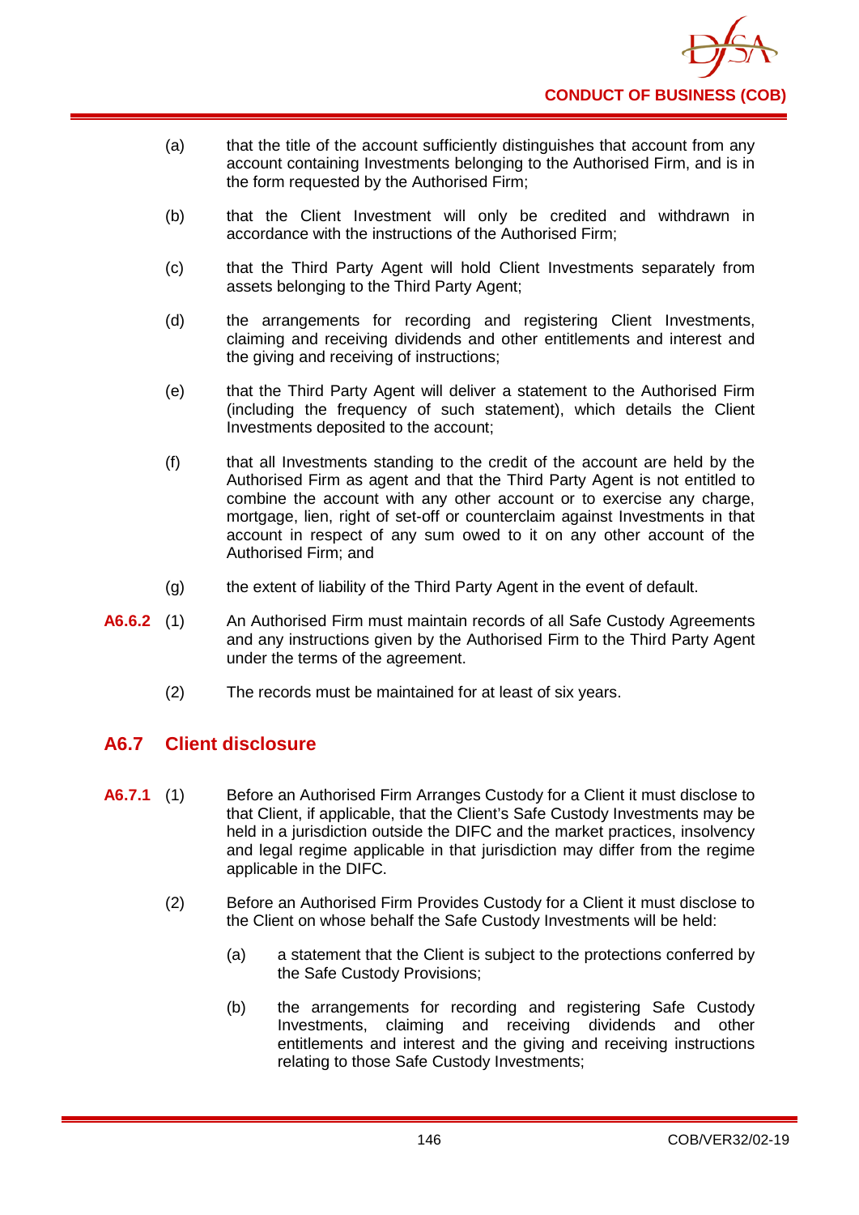(a) that the title of the account sufficiently distinguishes that account from any account containing Investments belonging to the Authorised Firm, and is in the form requested by the Authorised Firm;

(b) that the Client Investment will only be credited and withdrawn in accordance with the instructions of the Authorised Firm;

(c) that the Third Party Agent will hold Client Investments separately from assets belonging to the Third Party Agent;

(d) the arrangements for recording and registering Client Investments, claiming and receiving dividends and other entitlements and interest and the giving and receiving of instructions;

(e) that the Third Party Agent will deliver a statement to the Authorised Firm (including the frequency of such statement), which details the Client Investments deposited to the account;

(f) that all Investments standing to the credit of the account are held by the Authorised Firm as agent and that the Third Party Agent is not entitled to combine the account with any other account or to exercise any charge, mortgage, lien, right of set-off or counterclaim against Investments in that account in respect of any sum owed to it on any other account of the Authorised Firm; and

(g) the extent of liability of the Third Party Agent in the event of default.

**A6.6.2** (1) An Authorised Firm must maintain records of all Safe Custody Agreements and any instructions given by the Authorised Firm to the Third Party Agent under the terms of the agreement.

(2) The records must be maintained for at least six years.

## A6.7 Client disclosure

**A6.7.1** (1) Before an Authorised Firm Arranges Custody for a Client it must disclose to that Client, if applicable, that the Client's Safe Custody Investments may be held in a jurisdiction outside the DIFC and the market practices, insolvency and legal regime applicable in that jurisdiction may differ from the regime applicable in the DIFC.

(2) Before an Authorised Firm Provides Custody for a Client it must disclose to the Client on whose behalf the Safe Custody Investments will be held:

(a) a statement that the Client is subject to the protections conferred by the Safe Custody Provisions;

(b) the arrangements for recording and registering Safe Custody Investments, claiming and receiving dividends and other entitlements and interest and the giving and receiving instructions relating to those Safe Custody Investments;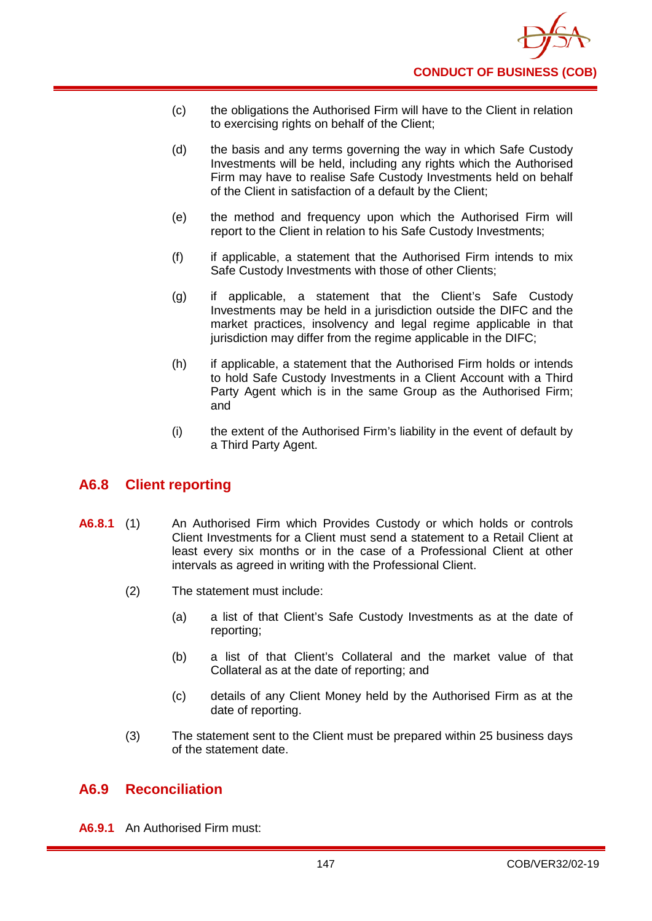(c) the obligations the Authorised Firm will have to the Client in relation to exercising rights on behalf of the Client;

(d) the basis and any terms governing the way in which Safe Custody Investments will be held, including any rights which the Authorised Firm may have to realise Safe Custody Investments held on behalf of the Client in satisfaction of a default by the Client;

(e) the method and frequency upon which the Authorised Firm will report to the Client in relation to his Safe Custody Investments;

(f) if applicable, a statement that the Authorised Firm intends to mix Safe Custody Investments with those of other Clients;

(g) if applicable, a statement that the Client's Safe Custody Investments may be held in a jurisdiction outside the DIFC and the market practices, insolvency and legal regime applicable in that jurisdiction may differ from the regime applicable in the DIFC;

(h) if applicable, a statement that the Authorised Firm holds or intends to hold Safe Custody Investments in a Client Account with a Third Party Agent which is in the same Group as the Authorised Firm; and

(i) the extent of the Authorised Firm's liability in the event of default by a Third Party Agent.

## A6.8 Client reporting

**A6.8.1** (1) An Authorised Firm which Provides Custody or which holds or controls Client Investments for a Client must send a statement to a Retail Client at least every six months or in the case of a Professional Client at other intervals as agreed in writing with the Professional Client.

(2) The statement must include:

(a) a list of that Client's Safe Custody Investments as at the date of reporting;

(b) a list of that Client's Collateral and the market value of that Collateral as at the date of reporting; and

(c) details of any Client Money held by the Authorised Firm as at the date of reporting.

(3) The statement sent to the Client must be prepared within 25 business days of the statement date.

## A6.9 Reconciliation

**A6.9.1** An Authorised Firm must: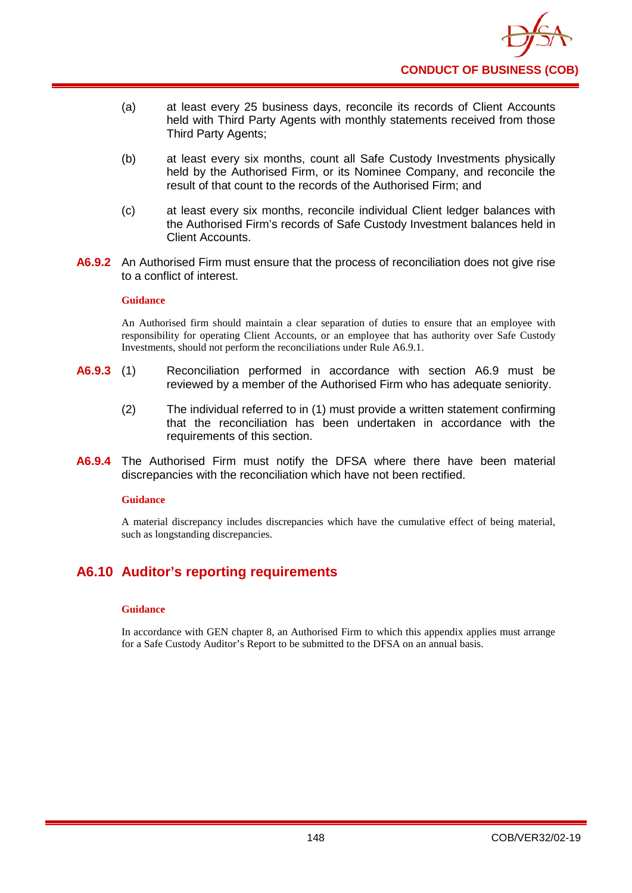(a) at least every 25 business days, reconcile its records of Client Accounts held with Third Party Agents with monthly statements received from those Third Party Agents;

(b) at least every six months, count all Safe Custody Investments physically held by the Authorised Firm, or its Nominee Company, and reconcile the result of that count to the records of the Authorised Firm; and

(c) at least every six months, reconcile individual Client ledger balances with the Authorised Firm's records of Safe Custody Investment balances held in Client Accounts.

**A6.9.2** An Authorised Firm must ensure that the process of reconciliation does not give rise to a conflict of interest.

**Guidance**

An Authorised firm should maintain a clear separation of duties to ensure that an employee with responsibility for operating Client Accounts, or an employee that has authority over Safe Custody Investments, should not perform the reconciliations under Rule A6.9.1.

**A6.9.3** (1) Reconciliation performed in accordance with section A6.9 must be reviewed by a member of the Authorised Firm who has adequate seniority.

(2) The individual referred to in (1) must provide a written statement confirming that the reconciliation has been undertaken in accordance with the requirements of this section.

**A6.9.4** The Authorised Firm must notify the DFSA where there have been material discrepancies with the reconciliation which have not been rectified.

**Guidance**

A material discrepancy includes discrepancies which have the cumulative effect of being material, such as longstanding discrepancies.

## A6.10 Auditor's reporting requirements

**Guidance**

In accordance with GEN chapter 8, an Authorised Firm to which this appendix applies must arrange for a Safe Custody Auditor's Report to be submitted to the DFSA on an annual basis.